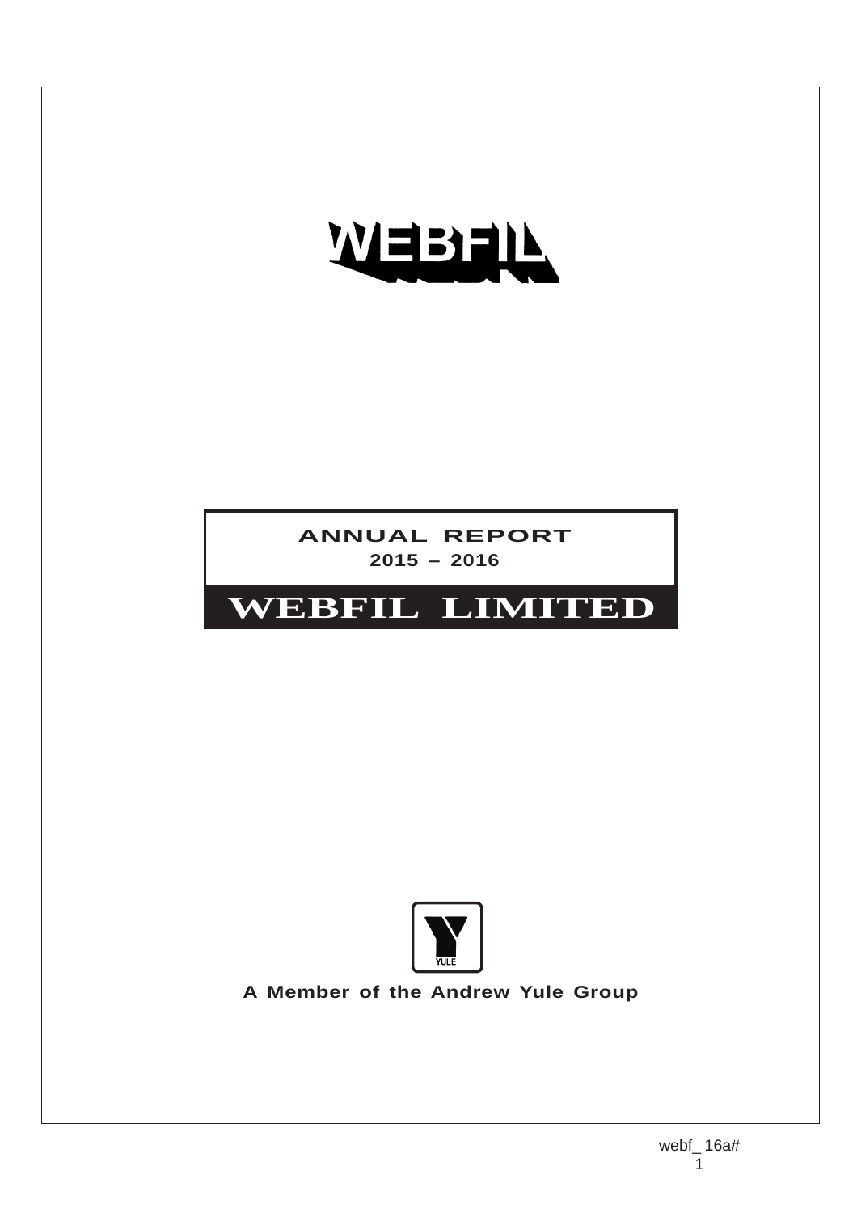# WEBFIL

## ANNUAL REPORT
**2015 – 2016**

# WEBFIL LIMITED

YULE

**A Member of the Andrew Yule Group**

webf_ 16a#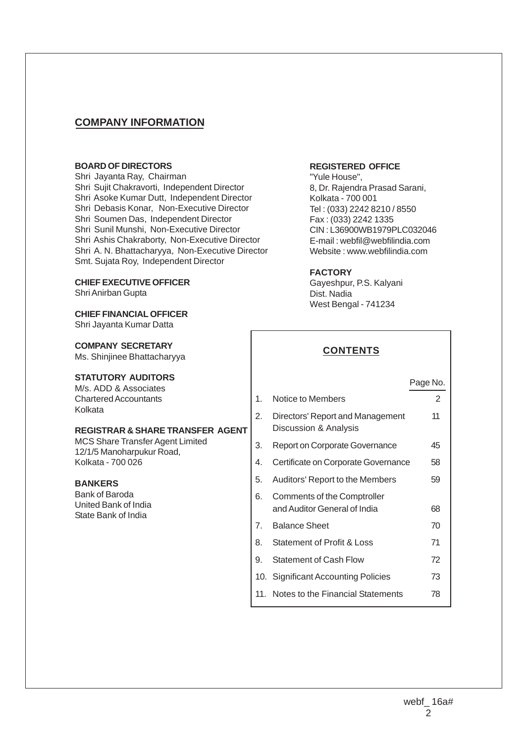## COMPANY INFORMATION

**BOARD OF DIRECTORS**
Shri Jayanta Ray, Chairman
Shri Sujit Chakravorti, Independent Director
Shri Asoke Kumar Dutt, Independent Director
Shri Debasis Konar, Non-Executive Director
Shri Soumen Das, Independent Director
Shri Sunil Munshi, Non-Executive Director
Shri Ashis Chakraborty, Non-Executive Director
Shri A. N. Bhattacharyya, Non-Executive Director
Smt. Sujata Roy, Independent Director

**CHIEF EXECUTIVE OFFICER**
Shri Anirban Gupta

**CHIEF FINANCIAL OFFICER**
Shri Jayanta Kumar Datta

**COMPANY SECRETARY**
Ms. Shinjinee Bhattacharyya

**STATUTORY AUDITORS**
M/s. ADD & Associates
Chartered Accountants
Kolkata

**REGISTRAR & SHARE TRANSFER AGENT**
MCS Share Transfer Agent Limited
12/1/5 Manoharpukur Road,
Kolkata - 700 026

**BANKERS**
Bank of Baroda
United Bank of India
State Bank of India

**REGISTERED OFFICE**
"Yule House",
8, Dr. Rajendra Prasad Sarani,
Kolkata - 700 001
Tel : (033) 2242 8210 / 8550
Fax : (033) 2242 1335
CIN : L36900WB1979PLC032046
E-mail : webfil@webfilindia.com
Website : www.webfilindia.com

**FACTORY**
Gayeshpur, P.S. Kalyani
Dist. Nadia
West Bengal - 741234

### CONTENTS

| | | Page No. |
|---|---|---|
| 1. | Notice to Members | 2 |
| 2. | Directors' Report and Management Discussion & Analysis | 11 |
| 3. | Report on Corporate Governance | 45 |
| 4. | Certificate on Corporate Governance | 58 |
| 5. | Auditors' Report to the Members | 59 |
| 6. | Comments of the Comptroller and Auditor General of India | 68 |
| 7. | Balance Sheet | 70 |
| 8. | Statement of Profit & Loss | 71 |
| 9. | Statement of Cash Flow | 72 |
| 10. | Significant Accounting Policies | 73 |
| 11. | Notes to the Financial Statements | 78 |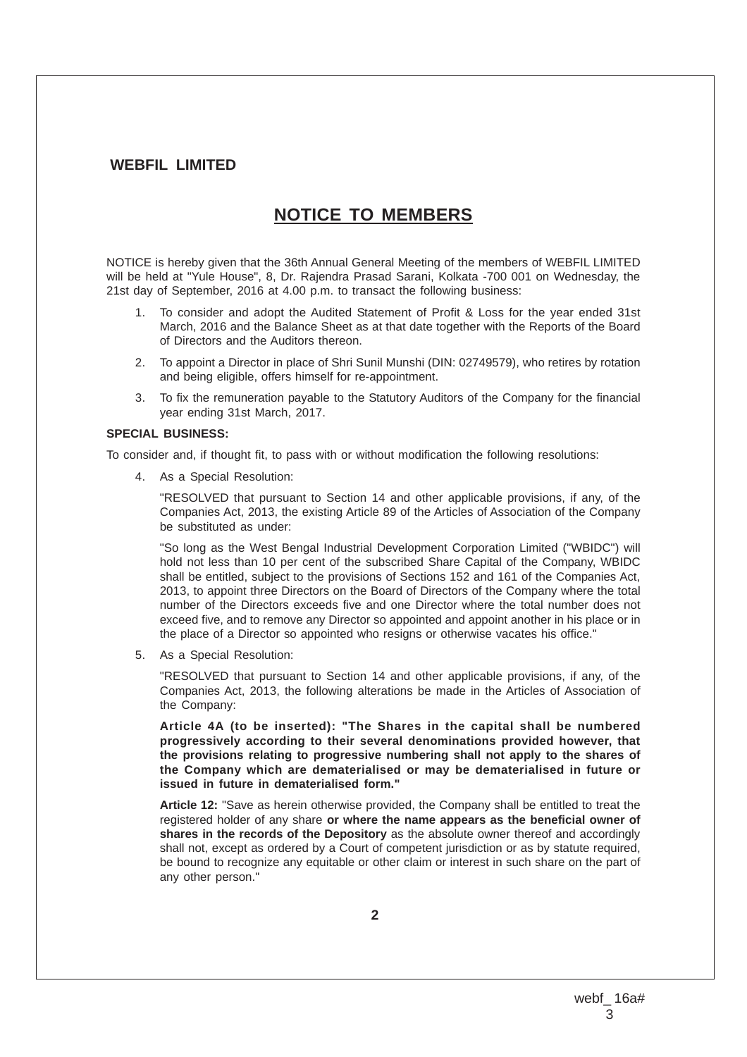**WEBFIL LIMITED**

# NOTICE TO MEMBERS

NOTICE is hereby given that the 36th Annual General Meeting of the members of WEBFIL LIMITED will be held at "Yule House", 8, Dr. Rajendra Prasad Sarani, Kolkata -700 001 on Wednesday, the 21st day of September, 2016 at 4.00 p.m. to transact the following business:

1. To consider and adopt the Audited Statement of Profit & Loss for the year ended 31st March, 2016 and the Balance Sheet as at that date together with the Reports of the Board of Directors and the Auditors thereon.
2. To appoint a Director in place of Shri Sunil Munshi (DIN: 02749579), who retires by rotation and being eligible, offers himself for re-appointment.
3. To fix the remuneration payable to the Statutory Auditors of the Company for the financial year ending 31st March, 2017.

**SPECIAL BUSINESS:**

To consider and, if thought fit, to pass with or without modification the following resolutions:

4. As a Special Resolution:

   "RESOLVED that pursuant to Section 14 and other applicable provisions, if any, of the Companies Act, 2013, the existing Article 89 of the Articles of Association of the Company be substituted as under:

   "So long as the West Bengal Industrial Development Corporation Limited ("WBIDC") will hold not less than 10 per cent of the subscribed Share Capital of the Company, WBIDC shall be entitled, subject to the provisions of Sections 152 and 161 of the Companies Act, 2013, to appoint three Directors on the Board of Directors of the Company where the total number of the Directors exceeds five and one Director where the total number does not exceed five, and to remove any Director so appointed and appoint another in his place or in the place of a Director so appointed who resigns or otherwise vacates his office."

5. As a Special Resolution:

   "RESOLVED that pursuant to Section 14 and other applicable provisions, if any, of the Companies Act, 2013, the following alterations be made in the Articles of Association of the Company:

   **Article 4A (to be inserted): "The Shares in the capital shall be numbered progressively according to their several denominations provided however, that the provisions relating to progressive numbering shall not apply to the shares of the Company which are dematerialised or may be dematerialised in future or issued in future in dematerialised form."**

   **Article 12:** "Save as herein otherwise provided, the Company shall be entitled to treat the registered holder of any share **or where the name appears as the beneficial owner of shares in the records of the Depository** as the absolute owner thereof and accordingly shall not, except as ordered by a Court of competent jurisdiction or as by statute required, be bound to recognize any equitable or other claim or interest in such share on the part of any other person."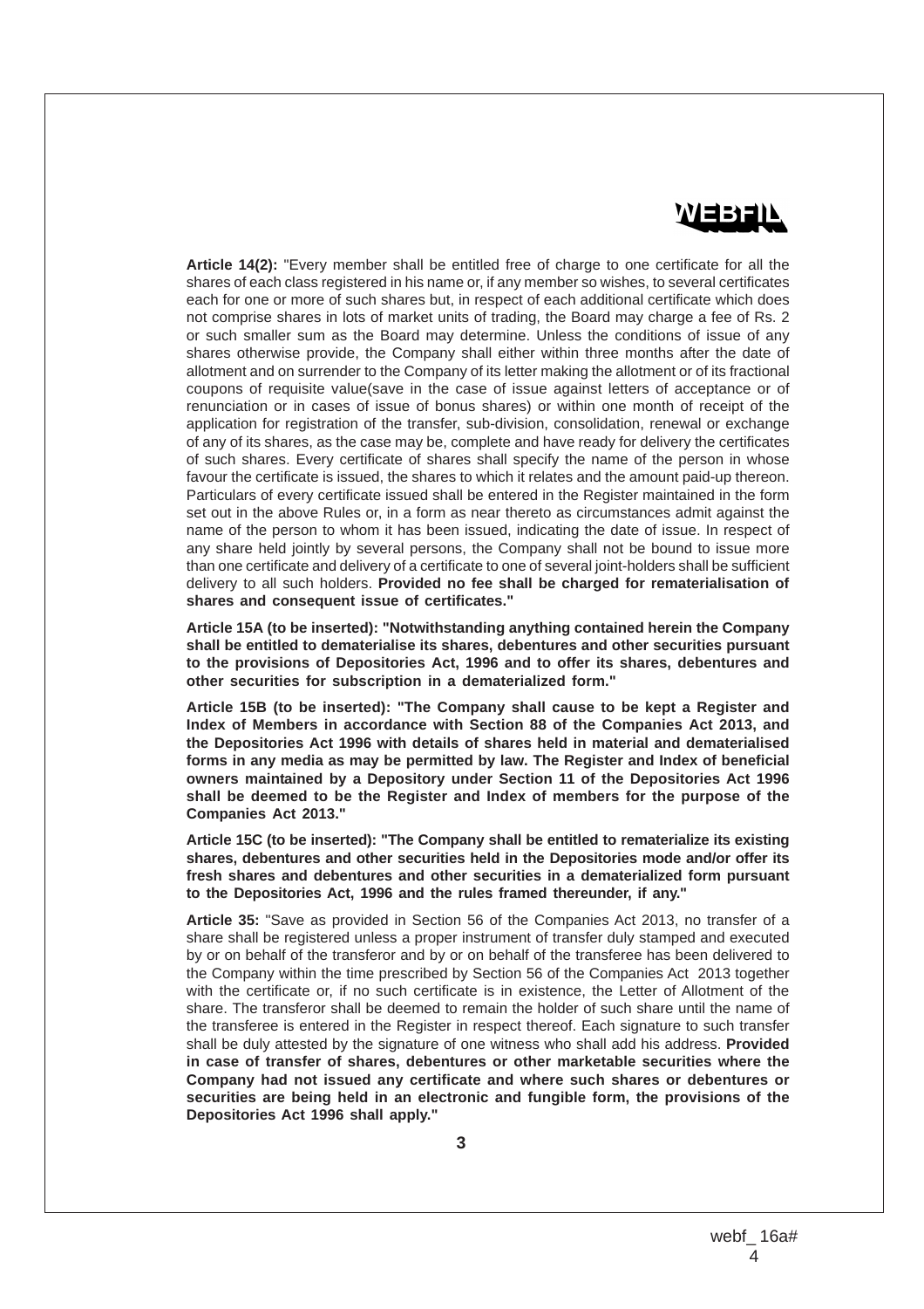**Article 14(2):** "Every member shall be entitled free of charge to one certificate for all the shares of each class registered in his name or, if any member so wishes, to several certificates each for one or more of such shares but, in respect of each additional certificate which does not comprise shares in lots of market units of trading, the Board may charge a fee of Rs. 2 or such smaller sum as the Board may determine. Unless the conditions of issue of any shares otherwise provide, the Company shall either within three months after the date of allotment and on surrender to the Company of its letter making the allotment or of its fractional coupons of requisite value(save in the case of issue against letters of acceptance or of renunciation or in cases of issue of bonus shares) or within one month of receipt of the application for registration of the transfer, sub-division, consolidation, renewal or exchange of any of its shares, as the case may be, complete and have ready for delivery the certificates of such shares. Every certificate of shares shall specify the name of the person in whose favour the certificate is issued, the shares to which it relates and the amount paid-up thereon. Particulars of every certificate issued shall be entered in the Register maintained in the form set out in the above Rules or, in a form as near thereto as circumstances admit against the name of the person to whom it has been issued, indicating the date of issue. In respect of any share held jointly by several persons, the Company shall not be bound to issue more than one certificate and delivery of a certificate to one of several joint-holders shall be sufficient delivery to all such holders. **Provided no fee shall be charged for rematerialisation of shares and consequent issue of certificates."**

**Article 15A (to be inserted): "Notwithstanding anything contained herein the Company shall be entitled to dematerialise its shares, debentures and other securities pursuant to the provisions of Depositories Act, 1996 and to offer its shares, debentures and other securities for subscription in a dematerialized form."**

**Article 15B (to be inserted): "The Company shall cause to be kept a Register and Index of Members in accordance with Section 88 of the Companies Act 2013, and the Depositories Act 1996 with details of shares held in material and dematerialised forms in any media as may be permitted by law. The Register and Index of beneficial owners maintained by a Depository under Section 11 of the Depositories Act 1996 shall be deemed to be the Register and Index of members for the purpose of the Companies Act 2013."**

**Article 15C (to be inserted): "The Company shall be entitled to rematerialize its existing shares, debentures and other securities held in the Depositories mode and/or offer its fresh shares and debentures and other securities in a dematerialized form pursuant to the Depositories Act, 1996 and the rules framed thereunder, if any."**

**Article 35:** "Save as provided in Section 56 of the Companies Act 2013, no transfer of a share shall be registered unless a proper instrument of transfer duly stamped and executed by or on behalf of the transferor and by or on behalf of the transferee has been delivered to the Company within the time prescribed by Section 56 of the Companies Act 2013 together with the certificate or, if no such certificate is in existence, the Letter of Allotment of the share. The transferor shall be deemed to remain the holder of such share until the name of the transferee is entered in the Register in respect thereof. Each signature to such transfer shall be duly attested by the signature of one witness who shall add his address. **Provided in case of transfer of shares, debentures or other marketable securities where the Company had not issued any certificate and where such shares or debentures or securities are being held in an electronic and fungible form, the provisions of the Depositories Act 1996 shall apply."**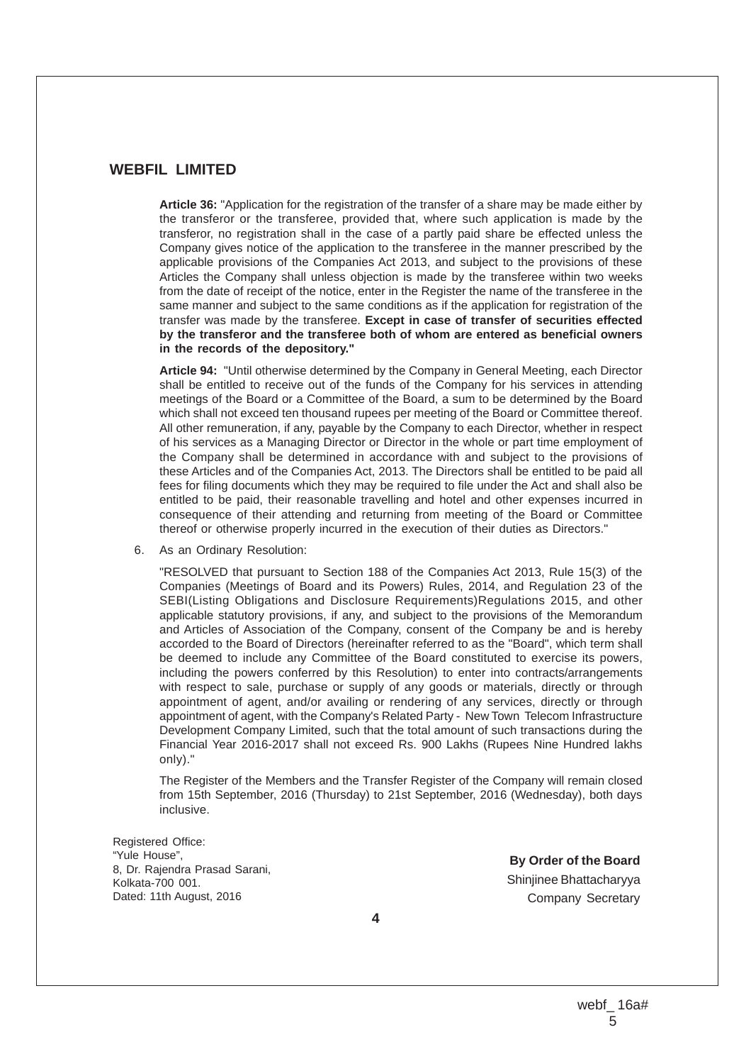**Article 36:** "Application for the registration of the transfer of a share may be made either by the transferor or the transferee, provided that, where such application is made by the transferor, no registration shall in the case of a partly paid share be effected unless the Company gives notice of the application to the transferee in the manner prescribed by the applicable provisions of the Companies Act 2013, and subject to the provisions of these Articles the Company shall unless objection is made by the transferee within two weeks from the date of receipt of the notice, enter in the Register the name of the transferee in the same manner and subject to the same conditions as if the application for registration of the transfer was made by the transferee. **Except in case of transfer of securities effected by the transferor and the transferee both of whom are entered as beneficial owners in the records of the depository."**

**Article 94:** "Until otherwise determined by the Company in General Meeting, each Director shall be entitled to receive out of the funds of the Company for his services in attending meetings of the Board or a Committee of the Board, a sum to be determined by the Board which shall not exceed ten thousand rupees per meeting of the Board or Committee thereof. All other remuneration, if any, payable by the Company to each Director, whether in respect of his services as a Managing Director or Director in the whole or part time employment of the Company shall be determined in accordance with and subject to the provisions of these Articles and of the Companies Act, 2013. The Directors shall be entitled to be paid all fees for filing documents which they may be required to file under the Act and shall also be entitled to be paid, their reasonable travelling and hotel and other expenses incurred in consequence of their attending and returning from meeting of the Board or Committee thereof or otherwise properly incurred in the execution of their duties as Directors."

6. As an Ordinary Resolution:

"RESOLVED that pursuant to Section 188 of the Companies Act 2013, Rule 15(3) of the Companies (Meetings of Board and its Powers) Rules, 2014, and Regulation 23 of the SEBI(Listing Obligations and Disclosure Requirements)Regulations 2015, and other applicable statutory provisions, if any, and subject to the provisions of the Memorandum and Articles of Association of the Company, consent of the Company be and is hereby accorded to the Board of Directors (hereinafter referred to as the "Board", which term shall be deemed to include any Committee of the Board constituted to exercise its powers, including the powers conferred by this Resolution) to enter into contracts/arrangements with respect to sale, purchase or supply of any goods or materials, directly or through appointment of agent, and/or availing or rendering of any services, directly or through appointment of agent, with the Company's Related Party - New Town Telecom Infrastructure Development Company Limited, such that the total amount of such transactions during the Financial Year 2016-2017 shall not exceed Rs. 900 Lakhs (Rupees Nine Hundred lakhs only)."

The Register of the Members and the Transfer Register of the Company will remain closed from 15th September, 2016 (Thursday) to 21st September, 2016 (Wednesday), both days inclusive.

Registered Office:
"Yule House",
8, Dr. Rajendra Prasad Sarani,
Kolkata-700 001.
Dated: 11th August, 2016

**By Order of the Board**
Shinjinee Bhattacharyya
Company Secretary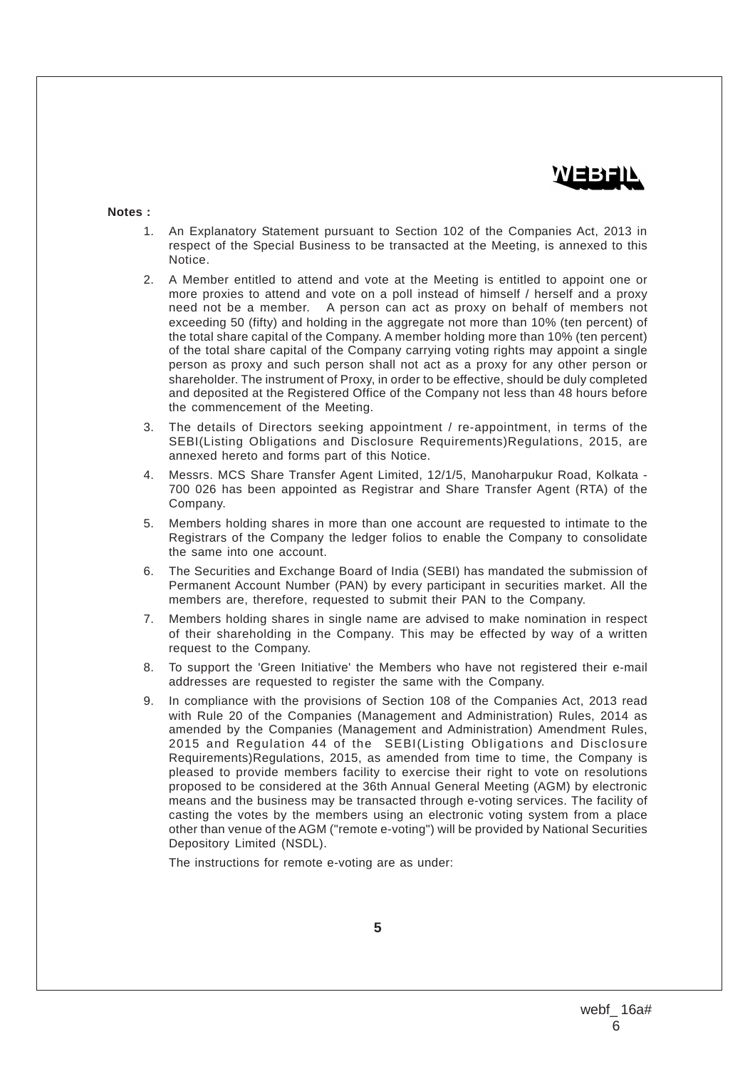**Notes :**

1. An Explanatory Statement pursuant to Section 102 of the Companies Act, 2013 in respect of the Special Business to be transacted at the Meeting, is annexed to this Notice.
2. A Member entitled to attend and vote at the Meeting is entitled to appoint one or more proxies to attend and vote on a poll instead of himself / herself and a proxy need not be a member. A person can act as proxy on behalf of members not exceeding 50 (fifty) and holding in the aggregate not more than 10% (ten percent) of the total share capital of the Company. A member holding more than 10% (ten percent) of the total share capital of the Company carrying voting rights may appoint a single person as proxy and such person shall not act as a proxy for any other person or shareholder. The instrument of Proxy, in order to be effective, should be duly completed and deposited at the Registered Office of the Company not less than 48 hours before the commencement of the Meeting.
3. The details of Directors seeking appointment / re-appointment, in terms of the SEBI(Listing Obligations and Disclosure Requirements)Regulations, 2015, are annexed hereto and forms part of this Notice.
4. Messrs. MCS Share Transfer Agent Limited, 12/1/5, Manoharpukur Road, Kolkata - 700 026 has been appointed as Registrar and Share Transfer Agent (RTA) of the Company.
5. Members holding shares in more than one account are requested to intimate to the Registrars of the Company the ledger folios to enable the Company to consolidate the same into one account.
6. The Securities and Exchange Board of India (SEBI) has mandated the submission of Permanent Account Number (PAN) by every participant in securities market. All the members are, therefore, requested to submit their PAN to the Company.
7. Members holding shares in single name are advised to make nomination in respect of their shareholding in the Company. This may be effected by way of a written request to the Company.
8. To support the 'Green Initiative' the Members who have not registered their e-mail addresses are requested to register the same with the Company.
9. In compliance with the provisions of Section 108 of the Companies Act, 2013 read with Rule 20 of the Companies (Management and Administration) Rules, 2014 as amended by the Companies (Management and Administration) Amendment Rules, 2015 and Regulation 44 of the SEBI(Listing Obligations and Disclosure Requirements)Regulations, 2015, as amended from time to time, the Company is pleased to provide members facility to exercise their right to vote on resolutions proposed to be considered at the 36th Annual General Meeting (AGM) by electronic means and the business may be transacted through e-voting services. The facility of casting the votes by the members using an electronic voting system from a place other than venue of the AGM ("remote e-voting") will be provided by National Securities Depository Limited (NSDL).

   The instructions for remote e-voting are as under: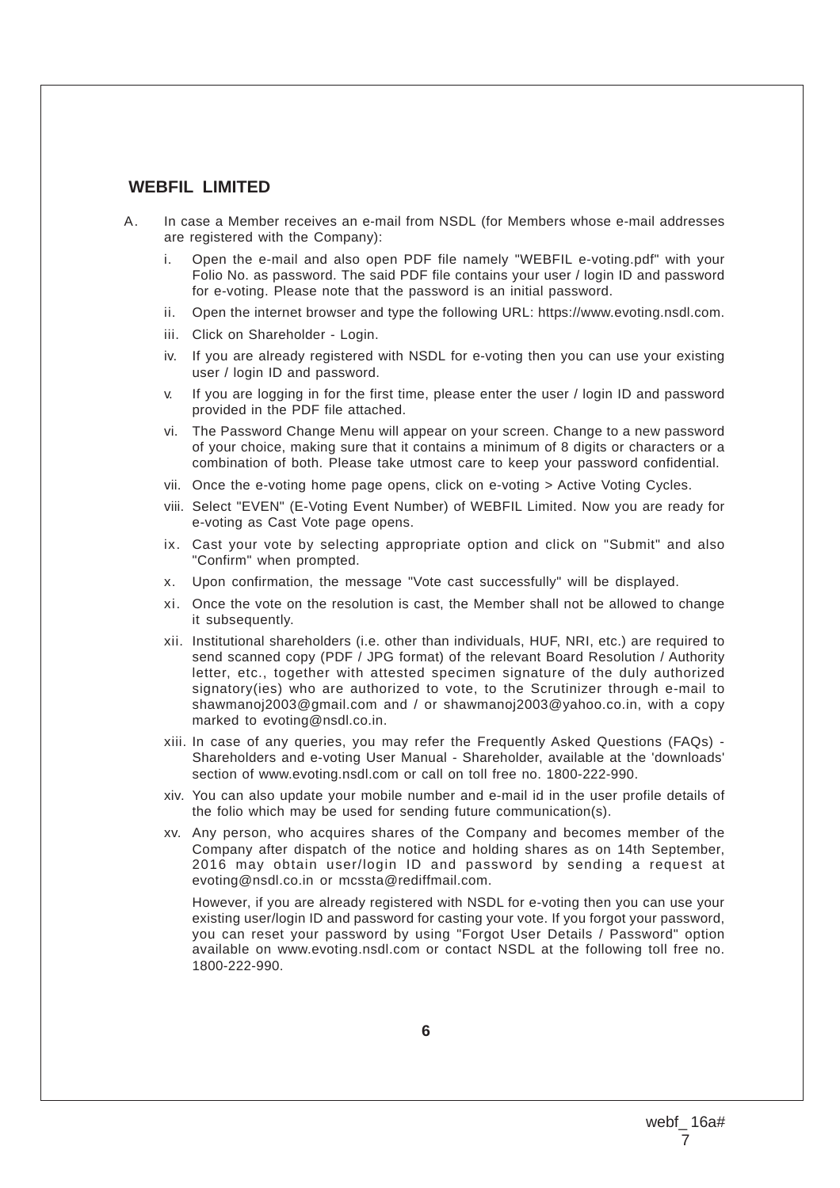**WEBFIL LIMITED**

A. In case a Member receives an e-mail from NSDL (for Members whose e-mail addresses are registered with the Company):

   i. Open the e-mail and also open PDF file namely "WEBFIL e-voting.pdf" with your Folio No. as password. The said PDF file contains your user / login ID and password for e-voting. Please note that the password is an initial password.

   ii. Open the internet browser and type the following URL: https://www.evoting.nsdl.com.

   iii. Click on Shareholder - Login.

   iv. If you are already registered with NSDL for e-voting then you can use your existing user / login ID and password.

   v. If you are logging in for the first time, please enter the user / login ID and password provided in the PDF file attached.

   vi. The Password Change Menu will appear on your screen. Change to a new password of your choice, making sure that it contains a minimum of 8 digits or characters or a combination of both. Please take utmost care to keep your password confidential.

   vii. Once the e-voting home page opens, click on e-voting > Active Voting Cycles.

   viii. Select "EVEN" (E-Voting Event Number) of WEBFIL Limited. Now you are ready for e-voting as Cast Vote page opens.

   ix. Cast your vote by selecting appropriate option and click on "Submit" and also "Confirm" when prompted.

   x. Upon confirmation, the message "Vote cast successfully" will be displayed.

   xi. Once the vote on the resolution is cast, the Member shall not be allowed to change it subsequently.

   xii. Institutional shareholders (i.e. other than individuals, HUF, NRI, etc.) are required to send scanned copy (PDF / JPG format) of the relevant Board Resolution / Authority letter, etc., together with attested specimen signature of the duly authorized signatory(ies) who are authorized to vote, to the Scrutinizer through e-mail to shawmanoj2003@gmail.com and / or shawmanoj2003@yahoo.co.in, with a copy marked to evoting@nsdl.co.in.

   xiii. In case of any queries, you may refer the Frequently Asked Questions (FAQs) - Shareholders and e-voting User Manual - Shareholder, available at the 'downloads' section of www.evoting.nsdl.com or call on toll free no. 1800-222-990.

   xiv. You can also update your mobile number and e-mail id in the user profile details of the folio which may be used for sending future communication(s).

   xv. Any person, who acquires shares of the Company and becomes member of the Company after dispatch of the notice and holding shares as on 14th September, 2016 may obtain user/login ID and password by sending a request at evoting@nsdl.co.in or mcssta@rediffmail.com.

   However, if you are already registered with NSDL for e-voting then you can use your existing user/login ID and password for casting your vote. If you forgot your password, you can reset your password by using "Forgot User Details / Password" option available on www.evoting.nsdl.com or contact NSDL at the following toll free no. 1800-222-990.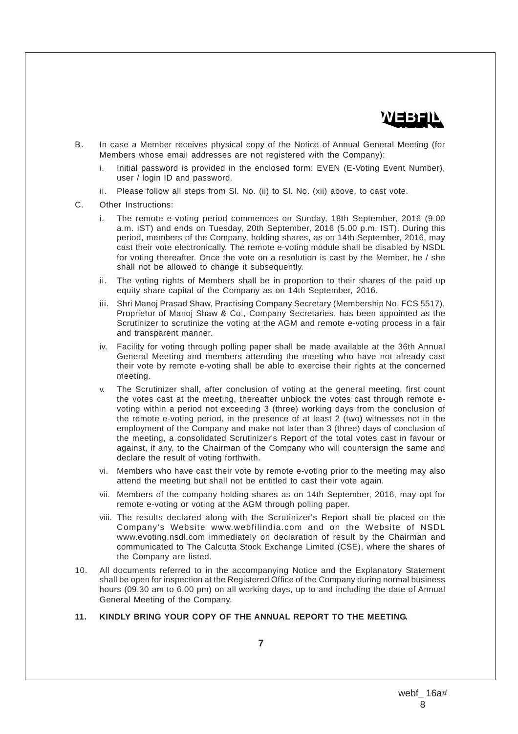B. In case a Member receives physical copy of the Notice of Annual General Meeting (for Members whose email addresses are not registered with the Company):

   i. Initial password is provided in the enclosed form: EVEN (E-Voting Event Number), user / login ID and password.

   ii. Please follow all steps from Sl. No. (ii) to Sl. No. (xii) above, to cast vote.

C. Other Instructions:

   i. The remote e-voting period commences on Sunday, 18th September, 2016 (9.00 a.m. IST) and ends on Tuesday, 20th September, 2016 (5.00 p.m. IST). During this period, members of the Company, holding shares, as on 14th September, 2016, may cast their vote electronically. The remote e-voting module shall be disabled by NSDL for voting thereafter. Once the vote on a resolution is cast by the Member, he / she shall not be allowed to change it subsequently.

   ii. The voting rights of Members shall be in proportion to their shares of the paid up equity share capital of the Company as on 14th September, 2016.

   iii. Shri Manoj Prasad Shaw, Practising Company Secretary (Membership No. FCS 5517), Proprietor of Manoj Shaw & Co., Company Secretaries, has been appointed as the Scrutinizer to scrutinize the voting at the AGM and remote e-voting process in a fair and transparent manner.

   iv. Facility for voting through polling paper shall be made available at the 36th Annual General Meeting and members attending the meeting who have not already cast their vote by remote e-voting shall be able to exercise their rights at the concerned meeting.

   v. The Scrutinizer shall, after conclusion of voting at the general meeting, first count the votes cast at the meeting, thereafter unblock the votes cast through remote e-voting within a period not exceeding 3 (three) working days from the conclusion of the remote e-voting period, in the presence of at least 2 (two) witnesses not in the employment of the Company and make not later than 3 (three) days of conclusion of the meeting, a consolidated Scrutinizer's Report of the total votes cast in favour or against, if any, to the Chairman of the Company who will countersign the same and declare the result of voting forthwith.

   vi. Members who have cast their vote by remote e-voting prior to the meeting may also attend the meeting but shall not be entitled to cast their vote again.

   vii. Members of the company holding shares as on 14th September, 2016, may opt for remote e-voting or voting at the AGM through polling paper.

   viii. The results declared along with the Scrutinizer's Report shall be placed on the Company's Website www.webfilindia.com and on the Website of NSDL www.evoting.nsdl.com immediately on declaration of result by the Chairman and communicated to The Calcutta Stock Exchange Limited (CSE), where the shares of the Company are listed.

10. All documents referred to in the accompanying Notice and the Explanatory Statement shall be open for inspection at the Registered Office of the Company during normal business hours (09.30 am to 6.00 pm) on all working days, up to and including the date of Annual General Meeting of the Company.

**11. KINDLY BRING YOUR COPY OF THE ANNUAL REPORT TO THE MEETING.**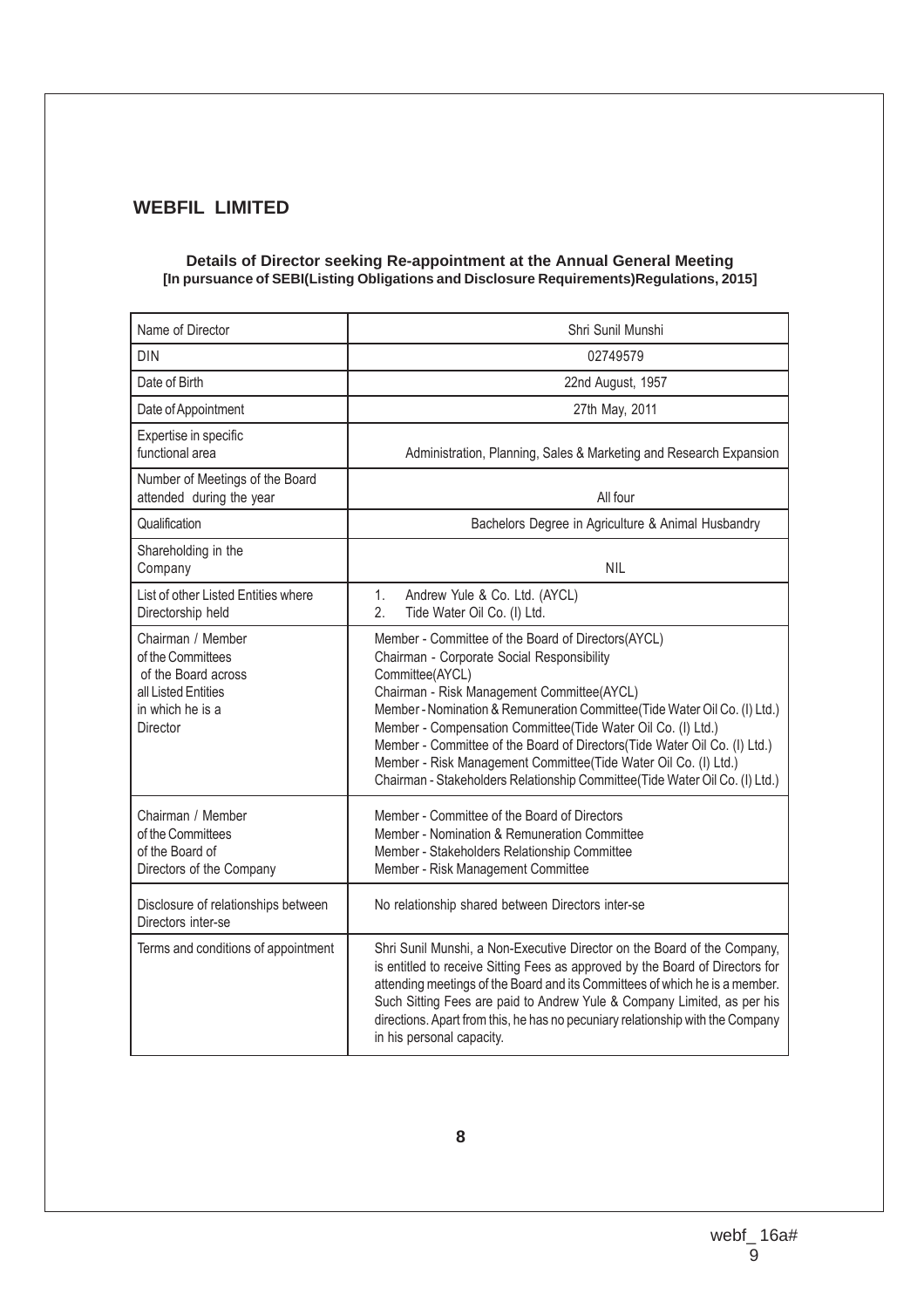## WEBFIL LIMITED

**Details of Director seeking Re-appointment at the Annual General Meeting**
**[In pursuance of SEBI(Listing Obligations and Disclosure Requirements)Regulations, 2015]**

| Name of Director | Shri Sunil Munshi |
|---|---|
| DIN | 02749579 |
| Date of Birth | 22nd August, 1957 |
| Date of Appointment | 27th May, 2011 |
| Expertise in specific functional area | Administration, Planning, Sales & Marketing and Research Expansion |
| Number of Meetings of the Board attended during the year | All four |
| Qualification | Bachelors Degree in Agriculture & Animal Husbandry |
| Shareholding in the Company | NIL |
| List of other Listed Entities where Directorship held | 1. Andrew Yule & Co. Ltd. (AYCL)<br>2. Tide Water Oil Co. (I) Ltd. |
| Chairman / Member of the Committees of the Board across all Listed Entities in which he is a Director | Member - Committee of the Board of Directors(AYCL)<br>Chairman - Corporate Social Responsibility Committee(AYCL)<br>Chairman - Risk Management Committee(AYCL)<br>Member - Nomination & Remuneration Committee(Tide Water Oil Co. (I) Ltd.)<br>Member - Compensation Committee(Tide Water Oil Co. (I) Ltd.)<br>Member - Committee of the Board of Directors(Tide Water Oil Co. (I) Ltd.)<br>Member - Risk Management Committee(Tide Water Oil Co. (I) Ltd.)<br>Chairman - Stakeholders Relationship Committee(Tide Water Oil Co. (I) Ltd.) |
| Chairman / Member of the Committees of the Board of Directors of the Company | Member - Committee of the Board of Directors<br>Member - Nomination & Remuneration Committee<br>Member - Stakeholders Relationship Committee<br>Member - Risk Management Committee |
| Disclosure of relationships between Directors inter-se | No relationship shared between Directors inter-se |
| Terms and conditions of appointment | Shri Sunil Munshi, a Non-Executive Director on the Board of the Company, is entitled to receive Sitting Fees as approved by the Board of Directors for attending meetings of the Board and its Committees of which he is a member. Such Sitting Fees are paid to Andrew Yule & Company Limited, as per his directions. Apart from this, he has no pecuniary relationship with the Company in his personal capacity. |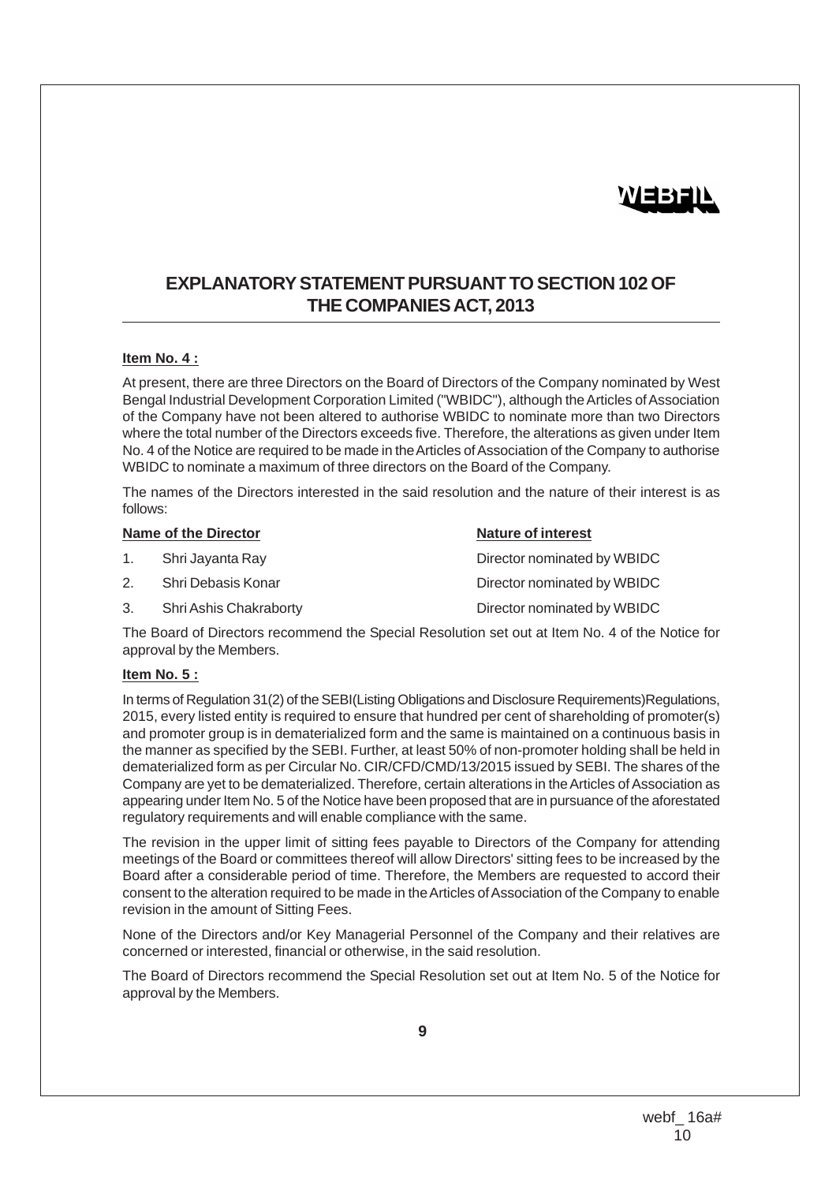# EXPLANATORY STATEMENT PURSUANT TO SECTION 102 OF THE COMPANIES ACT, 2013

**Item No. 4 :**

At present, there are three Directors on the Board of Directors of the Company nominated by West Bengal Industrial Development Corporation Limited ("WBIDC"), although the Articles of Association of the Company have not been altered to authorise WBIDC to nominate more than two Directors where the total number of the Directors exceeds five. Therefore, the alterations as given under Item No. 4 of the Notice are required to be made in the Articles of Association of the Company to authorise WBIDC to nominate a maximum of three directors on the Board of the Company.

The names of the Directors interested in the said resolution and the nature of their interest is as follows:

| Name of the Director | Nature of interest |
|---|---|
| 1. Shri Jayanta Ray | Director nominated by WBIDC |
| 2. Shri Debasis Konar | Director nominated by WBIDC |
| 3. Shri Ashis Chakraborty | Director nominated by WBIDC |

The Board of Directors recommend the Special Resolution set out at Item No. 4 of the Notice for approval by the Members.

**Item No. 5 :**

In terms of Regulation 31(2) of the SEBI(Listing Obligations and Disclosure Requirements)Regulations, 2015, every listed entity is required to ensure that hundred per cent of shareholding of promoter(s) and promoter group is in dematerialized form and the same is maintained on a continuous basis in the manner as specified by the SEBI. Further, at least 50% of non-promoter holding shall be held in dematerialized form as per Circular No. CIR/CFD/CMD/13/2015 issued by SEBI. The shares of the Company are yet to be dematerialized. Therefore, certain alterations in the Articles of Association as appearing under Item No. 5 of the Notice have been proposed that are in pursuance of the aforestated regulatory requirements and will enable compliance with the same.

The revision in the upper limit of sitting fees payable to Directors of the Company for attending meetings of the Board or committees thereof will allow Directors' sitting fees to be increased by the Board after a considerable period of time. Therefore, the Members are requested to accord their consent to the alteration required to be made in the Articles of Association of the Company to enable revision in the amount of Sitting Fees.

None of the Directors and/or Key Managerial Personnel of the Company and their relatives are concerned or interested, financial or otherwise, in the said resolution.

The Board of Directors recommend the Special Resolution set out at Item No. 5 of the Notice for approval by the Members.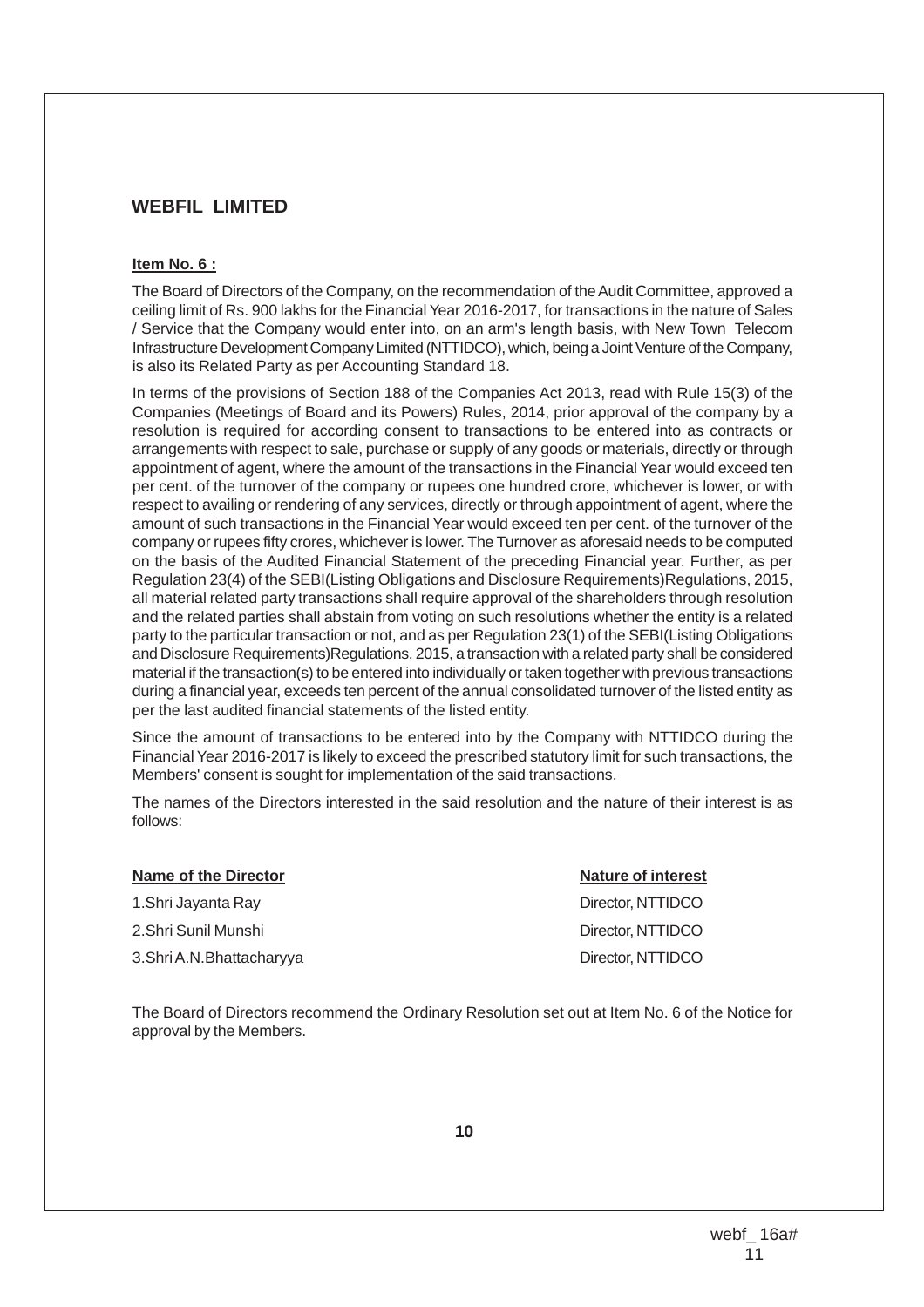## WEBFIL LIMITED

**Item No. 6 :**

The Board of Directors of the Company, on the recommendation of the Audit Committee, approved a ceiling limit of Rs. 900 lakhs for the Financial Year 2016-2017, for transactions in the nature of Sales / Service that the Company would enter into, on an arm's length basis, with New Town Telecom Infrastructure Development Company Limited (NTTIDCO), which, being a Joint Venture of the Company, is also its Related Party as per Accounting Standard 18.

In terms of the provisions of Section 188 of the Companies Act 2013, read with Rule 15(3) of the Companies (Meetings of Board and its Powers) Rules, 2014, prior approval of the company by a resolution is required for according consent to transactions to be entered into as contracts or arrangements with respect to sale, purchase or supply of any goods or materials, directly or through appointment of agent, where the amount of the transactions in the Financial Year would exceed ten per cent. of the turnover of the company or rupees one hundred crore, whichever is lower, or with respect to availing or rendering of any services, directly or through appointment of agent, where the amount of such transactions in the Financial Year would exceed ten per cent. of the turnover of the company or rupees fifty crores, whichever is lower. The Turnover as aforesaid needs to be computed on the basis of the Audited Financial Statement of the preceding Financial year. Further, as per Regulation 23(4) of the SEBI(Listing Obligations and Disclosure Requirements)Regulations, 2015, all material related party transactions shall require approval of the shareholders through resolution and the related parties shall abstain from voting on such resolutions whether the entity is a related party to the particular transaction or not, and as per Regulation 23(1) of the SEBI(Listing Obligations and Disclosure Requirements)Regulations, 2015, a transaction with a related party shall be considered material if the transaction(s) to be entered into individually or taken together with previous transactions during a financial year, exceeds ten percent of the annual consolidated turnover of the listed entity as per the last audited financial statements of the listed entity.

Since the amount of transactions to be entered into by the Company with NTTIDCO during the Financial Year 2016-2017 is likely to exceed the prescribed statutory limit for such transactions, the Members' consent is sought for implementation of the said transactions.

The names of the Directors interested in the said resolution and the nature of their interest is as follows:

| Name of the Director | Nature of interest |
|---|---|
| 1.Shri Jayanta Ray | Director, NTTIDCO |
| 2.Shri Sunil Munshi | Director, NTTIDCO |
| 3.Shri A.N.Bhattacharyya | Director, NTTIDCO |

The Board of Directors recommend the Ordinary Resolution set out at Item No. 6 of the Notice for approval by the Members.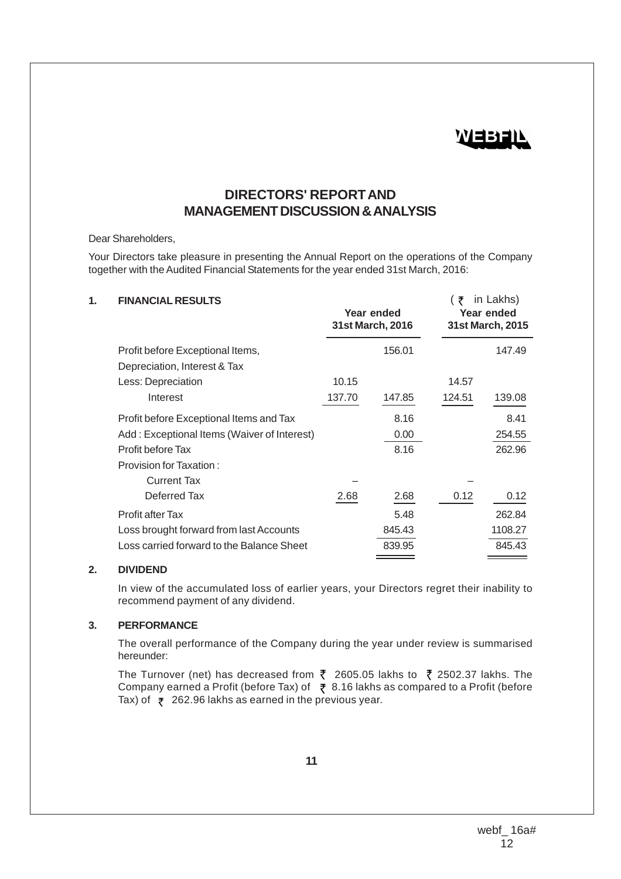WEBFIL

# DIRECTORS' REPORT AND MANAGEMENT DISCUSSION & ANALYSIS

Dear Shareholders,

Your Directors take pleasure in presenting the Annual Report on the operations of the Company together with the Audited Financial Statements for the year ended 31st March, 2016:

## 1. FINANCIAL RESULTS

(₹ in Lakhs)

| | Year ended 31st March, 2016 | | Year ended 31st March, 2015 | |
|---|---|---|---|---|
| Profit before Exceptional Items, Depreciation, Interest & Tax | | 156.01 | | 147.49 |
| Less: Depreciation | 10.15 | | 14.57 | |
| Interest | 137.70 | 147.85 | 124.51 | 139.08 |
| Profit before Exceptional Items and Tax | | 8.16 | | 8.41 |
| Add : Exceptional Items (Waiver of Interest) | | 0.00 | | 254.55 |
| Profit before Tax | | 8.16 | | 262.96 |
| Provision for Taxation : | | | | |
| Current Tax | – | | – | |
| Deferred Tax | 2.68 | 2.68 | 0.12 | 0.12 |
| Profit after Tax | | 5.48 | | 262.84 |
| Loss brought forward from last Accounts | | 845.43 | | 1108.27 |
| Loss carried forward to the Balance Sheet | | 839.95 | | 845.43 |

## 2. DIVIDEND

In view of the accumulated loss of earlier years, your Directors regret their inability to recommend payment of any dividend.

## 3. PERFORMANCE

The overall performance of the Company during the year under review is summarised hereunder:

The Turnover (net) has decreased from ₹ 2605.05 lakhs to ₹ 2502.37 lakhs. The Company earned a Profit (before Tax) of ₹ 8.16 lakhs as compared to a Profit (before Tax) of ₹ 262.96 lakhs as earned in the previous year.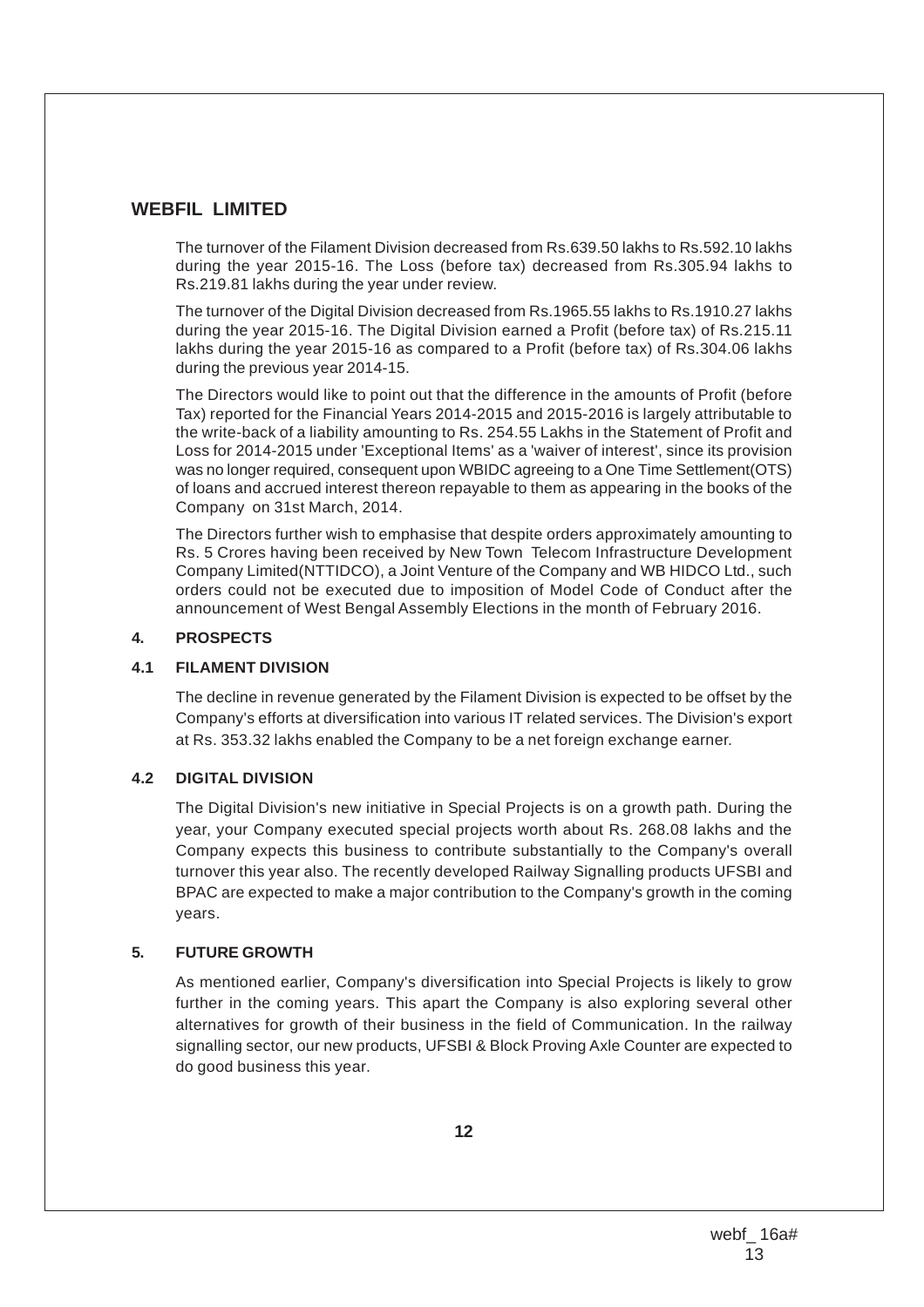## WEBFIL LIMITED

The turnover of the Filament Division decreased from Rs.639.50 lakhs to Rs.592.10 lakhs during the year 2015-16. The Loss (before tax) decreased from Rs.305.94 lakhs to Rs.219.81 lakhs during the year under review.

The turnover of the Digital Division decreased from Rs.1965.55 lakhs to Rs.1910.27 lakhs during the year 2015-16. The Digital Division earned a Profit (before tax) of Rs.215.11 lakhs during the year 2015-16 as compared to a Profit (before tax) of Rs.304.06 lakhs during the previous year 2014-15.

The Directors would like to point out that the difference in the amounts of Profit (before Tax) reported for the Financial Years 2014-2015 and 2015-2016 is largely attributable to the write-back of a liability amounting to Rs. 254.55 Lakhs in the Statement of Profit and Loss for 2014-2015 under 'Exceptional Items' as a 'waiver of interest', since its provision was no longer required, consequent upon WBIDC agreeing to a One Time Settlement(OTS) of loans and accrued interest thereon repayable to them as appearing in the books of the Company on 31st March, 2014.

The Directors further wish to emphasise that despite orders approximately amounting to Rs. 5 Crores having been received by New Town Telecom Infrastructure Development Company Limited(NTTIDCO), a Joint Venture of the Company and WB HIDCO Ltd., such orders could not be executed due to imposition of Model Code of Conduct after the announcement of West Bengal Assembly Elections in the month of February 2016.

### 4. PROSPECTS

#### 4.1 FILAMENT DIVISION

The decline in revenue generated by the Filament Division is expected to be offset by the Company's efforts at diversification into various IT related services. The Division's export at Rs. 353.32 lakhs enabled the Company to be a net foreign exchange earner.

#### 4.2 DIGITAL DIVISION

The Digital Division's new initiative in Special Projects is on a growth path. During the year, your Company executed special projects worth about Rs. 268.08 lakhs and the Company expects this business to contribute substantially to the Company's overall turnover this year also. The recently developed Railway Signalling products UFSBI and BPAC are expected to make a major contribution to the Company's growth in the coming years.

### 5. FUTURE GROWTH

As mentioned earlier, Company's diversification into Special Projects is likely to grow further in the coming years. This apart the Company is also exploring several other alternatives for growth of their business in the field of Communication. In the railway signalling sector, our new products, UFSBI & Block Proving Axle Counter are expected to do good business this year.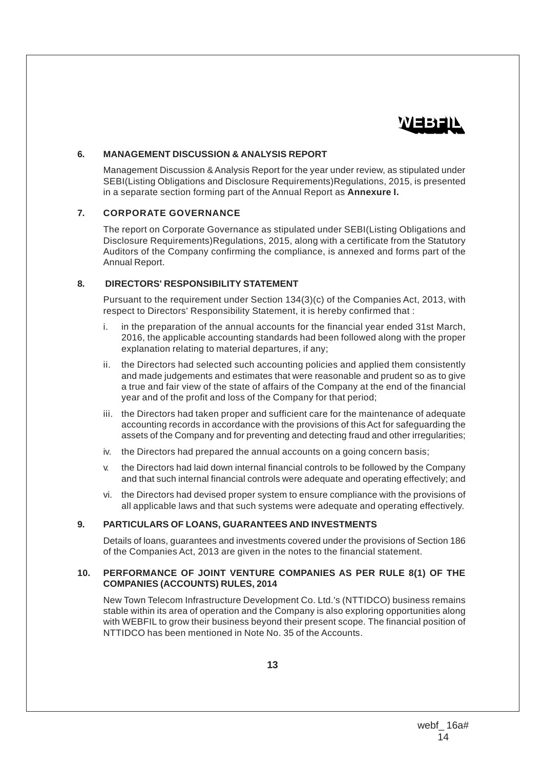## 6. MANAGEMENT DISCUSSION & ANALYSIS REPORT

Management Discussion & Analysis Report for the year under review, as stipulated under SEBI(Listing Obligations and Disclosure Requirements)Regulations, 2015, is presented in a separate section forming part of the Annual Report as **Annexure I.**

## 7. CORPORATE GOVERNANCE

The report on Corporate Governance as stipulated under SEBI(Listing Obligations and Disclosure Requirements)Regulations, 2015, along with a certificate from the Statutory Auditors of the Company confirming the compliance, is annexed and forms part of the Annual Report.

## 8. DIRECTORS' RESPONSIBILITY STATEMENT

Pursuant to the requirement under Section 134(3)(c) of the Companies Act, 2013, with respect to Directors' Responsibility Statement, it is hereby confirmed that :

i. in the preparation of the annual accounts for the financial year ended 31st March, 2016, the applicable accounting standards had been followed along with the proper explanation relating to material departures, if any;

ii. the Directors had selected such accounting policies and applied them consistently and made judgements and estimates that were reasonable and prudent so as to give a true and fair view of the state of affairs of the Company at the end of the financial year and of the profit and loss of the Company for that period;

iii. the Directors had taken proper and sufficient care for the maintenance of adequate accounting records in accordance with the provisions of this Act for safeguarding the assets of the Company and for preventing and detecting fraud and other irregularities;

iv. the Directors had prepared the annual accounts on a going concern basis;

v. the Directors had laid down internal financial controls to be followed by the Company and that such internal financial controls were adequate and operating effectively; and

vi. the Directors had devised proper system to ensure compliance with the provisions of all applicable laws and that such systems were adequate and operating effectively.

## 9. PARTICULARS OF LOANS, GUARANTEES AND INVESTMENTS

Details of loans, guarantees and investments covered under the provisions of Section 186 of the Companies Act, 2013 are given in the notes to the financial statement.

## 10. PERFORMANCE OF JOINT VENTURE COMPANIES AS PER RULE 8(1) OF THE COMPANIES (ACCOUNTS) RULES, 2014

New Town Telecom Infrastructure Development Co. Ltd.'s (NTTIDCO) business remains stable within its area of operation and the Company is also exploring opportunities along with WEBFIL to grow their business beyond their present scope. The financial position of NTTIDCO has been mentioned in Note No. 35 of the Accounts.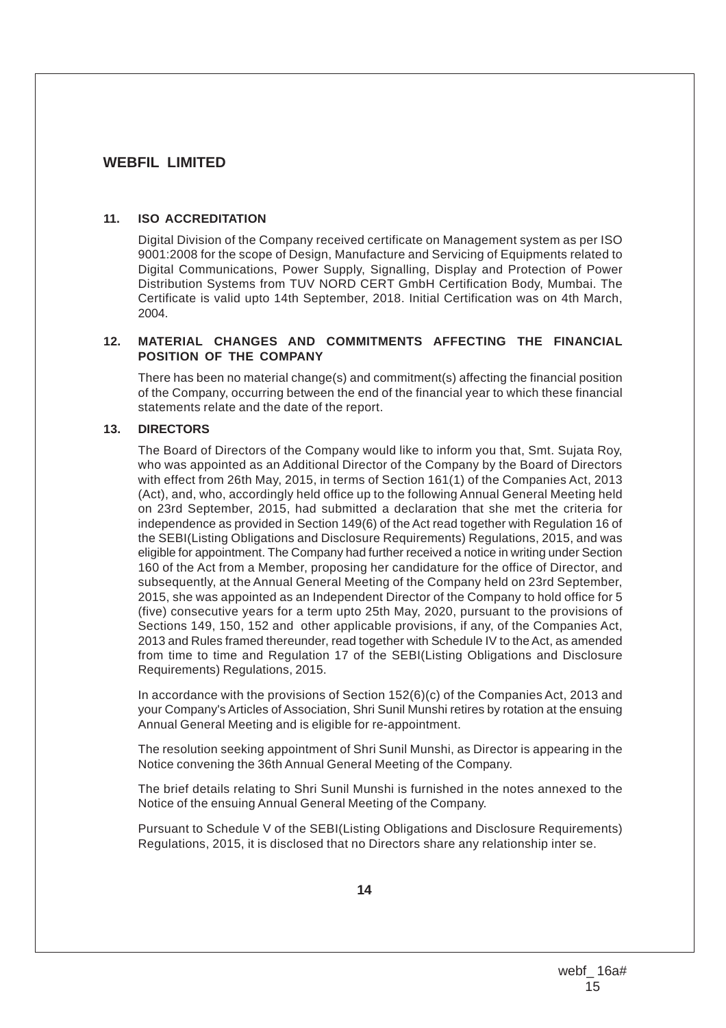## 11. ISO ACCREDITATION

Digital Division of the Company received certificate on Management system as per ISO 9001:2008 for the scope of Design, Manufacture and Servicing of Equipments related to Digital Communications, Power Supply, Signalling, Display and Protection of Power Distribution Systems from TUV NORD CERT GmbH Certification Body, Mumbai. The Certificate is valid upto 14th September, 2018. Initial Certification was on 4th March, 2004.

## 12. MATERIAL CHANGES AND COMMITMENTS AFFECTING THE FINANCIAL POSITION OF THE COMPANY

There has been no material change(s) and commitment(s) affecting the financial position of the Company, occurring between the end of the financial year to which these financial statements relate and the date of the report.

## 13. DIRECTORS

The Board of Directors of the Company would like to inform you that, Smt. Sujata Roy, who was appointed as an Additional Director of the Company by the Board of Directors with effect from 26th May, 2015, in terms of Section 161(1) of the Companies Act, 2013 (Act), and, who, accordingly held office up to the following Annual General Meeting held on 23rd September, 2015, had submitted a declaration that she met the criteria for independence as provided in Section 149(6) of the Act read together with Regulation 16 of the SEBI(Listing Obligations and Disclosure Requirements) Regulations, 2015, and was eligible for appointment. The Company had further received a notice in writing under Section 160 of the Act from a Member, proposing her candidature for the office of Director, and subsequently, at the Annual General Meeting of the Company held on 23rd September, 2015, she was appointed as an Independent Director of the Company to hold office for 5 (five) consecutive years for a term upto 25th May, 2020, pursuant to the provisions of Sections 149, 150, 152 and other applicable provisions, if any, of the Companies Act, 2013 and Rules framed thereunder, read together with Schedule IV to the Act, as amended from time to time and Regulation 17 of the SEBI(Listing Obligations and Disclosure Requirements) Regulations, 2015.

In accordance with the provisions of Section 152(6)(c) of the Companies Act, 2013 and your Company's Articles of Association, Shri Sunil Munshi retires by rotation at the ensuing Annual General Meeting and is eligible for re-appointment.

The resolution seeking appointment of Shri Sunil Munshi, as Director is appearing in the Notice convening the 36th Annual General Meeting of the Company.

The brief details relating to Shri Sunil Munshi is furnished in the notes annexed to the Notice of the ensuing Annual General Meeting of the Company.

Pursuant to Schedule V of the SEBI(Listing Obligations and Disclosure Requirements) Regulations, 2015, it is disclosed that no Directors share any relationship inter se.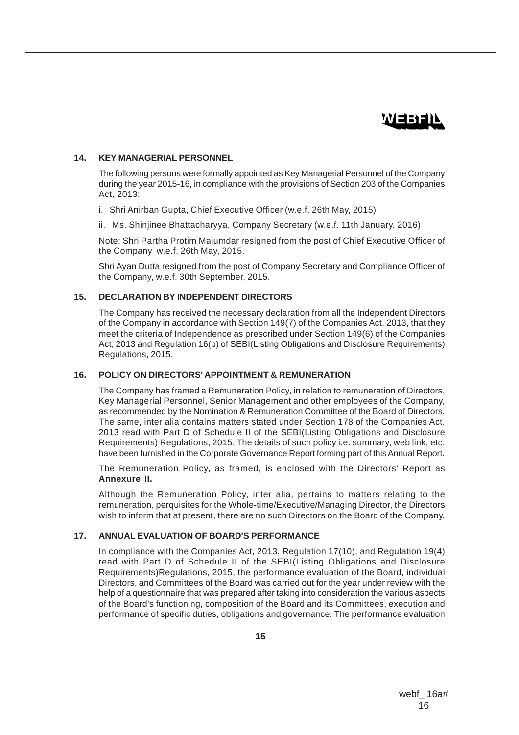## 14. KEY MANAGERIAL PERSONNEL

The following persons were formally appointed as Key Managerial Personnel of the Company during the year 2015-16, in compliance with the provisions of Section 203 of the Companies Act, 2013:

i. Shri Anirban Gupta, Chief Executive Officer (w.e.f. 26th May, 2015)

ii. Ms. Shinjinee Bhattacharyya, Company Secretary (w.e.f. 11th January, 2016)

Note: Shri Partha Protim Majumdar resigned from the post of Chief Executive Officer of the Company w.e.f. 26th May, 2015.

Shri Ayan Dutta resigned from the post of Company Secretary and Compliance Officer of the Company, w.e.f. 30th September, 2015.

## 15. DECLARATION BY INDEPENDENT DIRECTORS

The Company has received the necessary declaration from all the Independent Directors of the Company in accordance with Section 149(7) of the Companies Act, 2013, that they meet the criteria of Independence as prescribed under Section 149(6) of the Companies Act, 2013 and Regulation 16(b) of SEBI(Listing Obligations and Disclosure Requirements) Regulations, 2015.

## 16. POLICY ON DIRECTORS' APPOINTMENT & REMUNERATION

The Company has framed a Remuneration Policy, in relation to remuneration of Directors, Key Managerial Personnel, Senior Management and other employees of the Company, as recommended by the Nomination & Remuneration Committee of the Board of Directors. The same, inter alia contains matters stated under Section 178 of the Companies Act, 2013 read with Part D of Schedule II of the SEBI(Listing Obligations and Disclosure Requirements) Regulations, 2015. The details of such policy i.e. summary, web link, etc. have been furnished in the Corporate Governance Report forming part of this Annual Report.

The Remuneration Policy, as framed, is enclosed with the Directors' Report as **Annexure II.**

Although the Remuneration Policy, inter alia, pertains to matters relating to the remuneration, perquisites for the Whole-time/Executive/Managing Director, the Directors wish to inform that at present, there are no such Directors on the Board of the Company.

## 17. ANNUAL EVALUATION OF BOARD'S PERFORMANCE

In compliance with the Companies Act, 2013, Regulation 17(10), and Regulation 19(4) read with Part D of Schedule II of the SEBI(Listing Obligations and Disclosure Requirements)Regulations, 2015, the performance evaluation of the Board, individual Directors, and Committees of the Board was carried out for the year under review with the help of a questionnaire that was prepared after taking into consideration the various aspects of the Board's functioning, composition of the Board and its Committees, execution and performance of specific duties, obligations and governance. The performance evaluation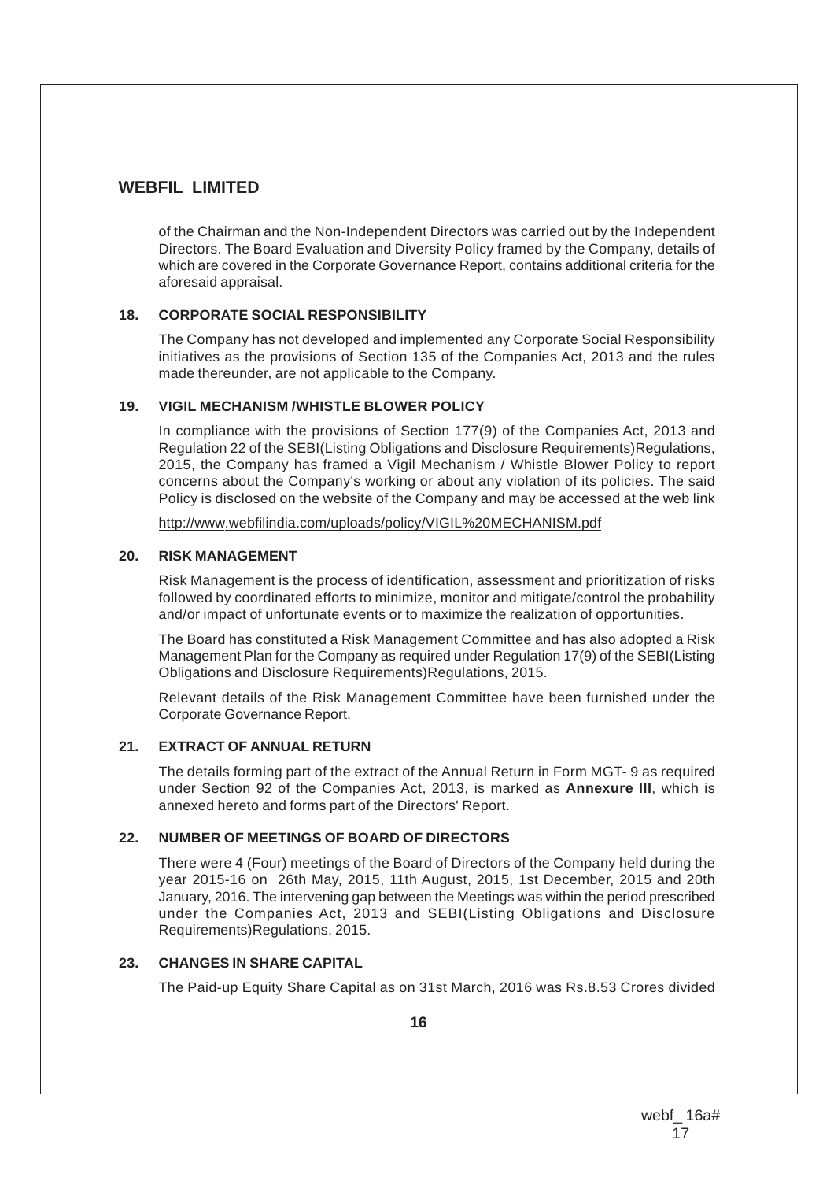of the Chairman and the Non-Independent Directors was carried out by the Independent Directors. The Board Evaluation and Diversity Policy framed by the Company, details of which are covered in the Corporate Governance Report, contains additional criteria for the aforesaid appraisal.

### 18. CORPORATE SOCIAL RESPONSIBILITY

The Company has not developed and implemented any Corporate Social Responsibility initiatives as the provisions of Section 135 of the Companies Act, 2013 and the rules made thereunder, are not applicable to the Company.

### 19. VIGIL MECHANISM /WHISTLE BLOWER POLICY

In compliance with the provisions of Section 177(9) of the Companies Act, 2013 and Regulation 22 of the SEBI(Listing Obligations and Disclosure Requirements)Regulations, 2015, the Company has framed a Vigil Mechanism / Whistle Blower Policy to report concerns about the Company's working or about any violation of its policies. The said Policy is disclosed on the website of the Company and may be accessed at the web link

http://www.webfilindia.com/uploads/policy/VIGIL%20MECHANISM.pdf

### 20. RISK MANAGEMENT

Risk Management is the process of identification, assessment and prioritization of risks followed by coordinated efforts to minimize, monitor and mitigate/control the probability and/or impact of unfortunate events or to maximize the realization of opportunities.

The Board has constituted a Risk Management Committee and has also adopted a Risk Management Plan for the Company as required under Regulation 17(9) of the SEBI(Listing Obligations and Disclosure Requirements)Regulations, 2015.

Relevant details of the Risk Management Committee have been furnished under the Corporate Governance Report.

### 21. EXTRACT OF ANNUAL RETURN

The details forming part of the extract of the Annual Return in Form MGT- 9 as required under Section 92 of the Companies Act, 2013, is marked as **Annexure III**, which is annexed hereto and forms part of the Directors' Report.

### 22. NUMBER OF MEETINGS OF BOARD OF DIRECTORS

There were 4 (Four) meetings of the Board of Directors of the Company held during the year 2015-16 on 26th May, 2015, 11th August, 2015, 1st December, 2015 and 20th January, 2016. The intervening gap between the Meetings was within the period prescribed under the Companies Act, 2013 and SEBI(Listing Obligations and Disclosure Requirements)Regulations, 2015.

### 23. CHANGES IN SHARE CAPITAL

The Paid-up Equity Share Capital as on 31st March, 2016 was Rs.8.53 Crores divided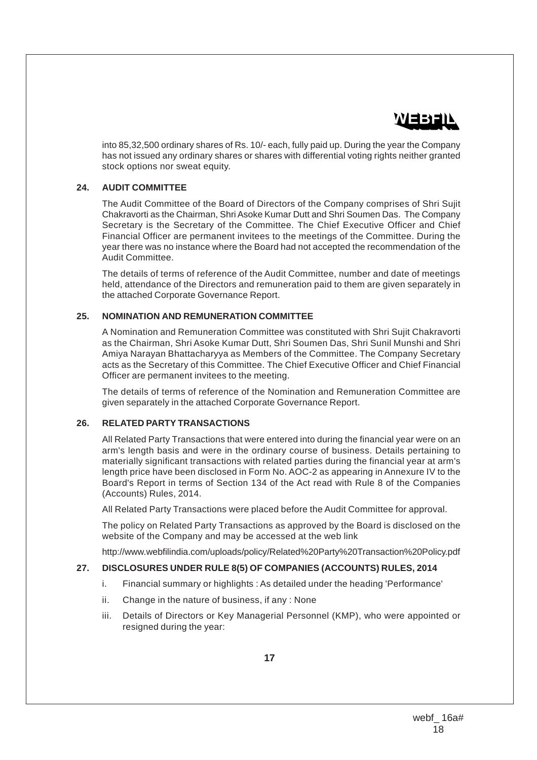into 85,32,500 ordinary shares of Rs. 10/- each, fully paid up. During the year the Company has not issued any ordinary shares or shares with differential voting rights neither granted stock options nor sweat equity.

## 24. AUDIT COMMITTEE

The Audit Committee of the Board of Directors of the Company comprises of Shri Sujit Chakravorti as the Chairman, Shri Asoke Kumar Dutt and Shri Soumen Das. The Company Secretary is the Secretary of the Committee. The Chief Executive Officer and Chief Financial Officer are permanent invitees to the meetings of the Committee. During the year there was no instance where the Board had not accepted the recommendation of the Audit Committee.

The details of terms of reference of the Audit Committee, number and date of meetings held, attendance of the Directors and remuneration paid to them are given separately in the attached Corporate Governance Report.

## 25. NOMINATION AND REMUNERATION COMMITTEE

A Nomination and Remuneration Committee was constituted with Shri Sujit Chakravorti as the Chairman, Shri Asoke Kumar Dutt, Shri Soumen Das, Shri Sunil Munshi and Shri Amiya Narayan Bhattacharyya as Members of the Committee. The Company Secretary acts as the Secretary of this Committee. The Chief Executive Officer and Chief Financial Officer are permanent invitees to the meeting.

The details of terms of reference of the Nomination and Remuneration Committee are given separately in the attached Corporate Governance Report.

## 26. RELATED PARTY TRANSACTIONS

All Related Party Transactions that were entered into during the financial year were on an arm's length basis and were in the ordinary course of business. Details pertaining to materially significant transactions with related parties during the financial year at arm's length price have been disclosed in Form No. AOC-2 as appearing in Annexure IV to the Board's Report in terms of Section 134 of the Act read with Rule 8 of the Companies (Accounts) Rules, 2014.

All Related Party Transactions were placed before the Audit Committee for approval.

The policy on Related Party Transactions as approved by the Board is disclosed on the website of the Company and may be accessed at the web link

http://www.webfilindia.com/uploads/policy/Related%20Party%20Transaction%20Policy.pdf

## 27. DISCLOSURES UNDER RULE 8(5) OF COMPANIES (ACCOUNTS) RULES, 2014

i. Financial summary or highlights : As detailed under the heading 'Performance'

ii. Change in the nature of business, if any : None

iii. Details of Directors or Key Managerial Personnel (KMP), who were appointed or resigned during the year: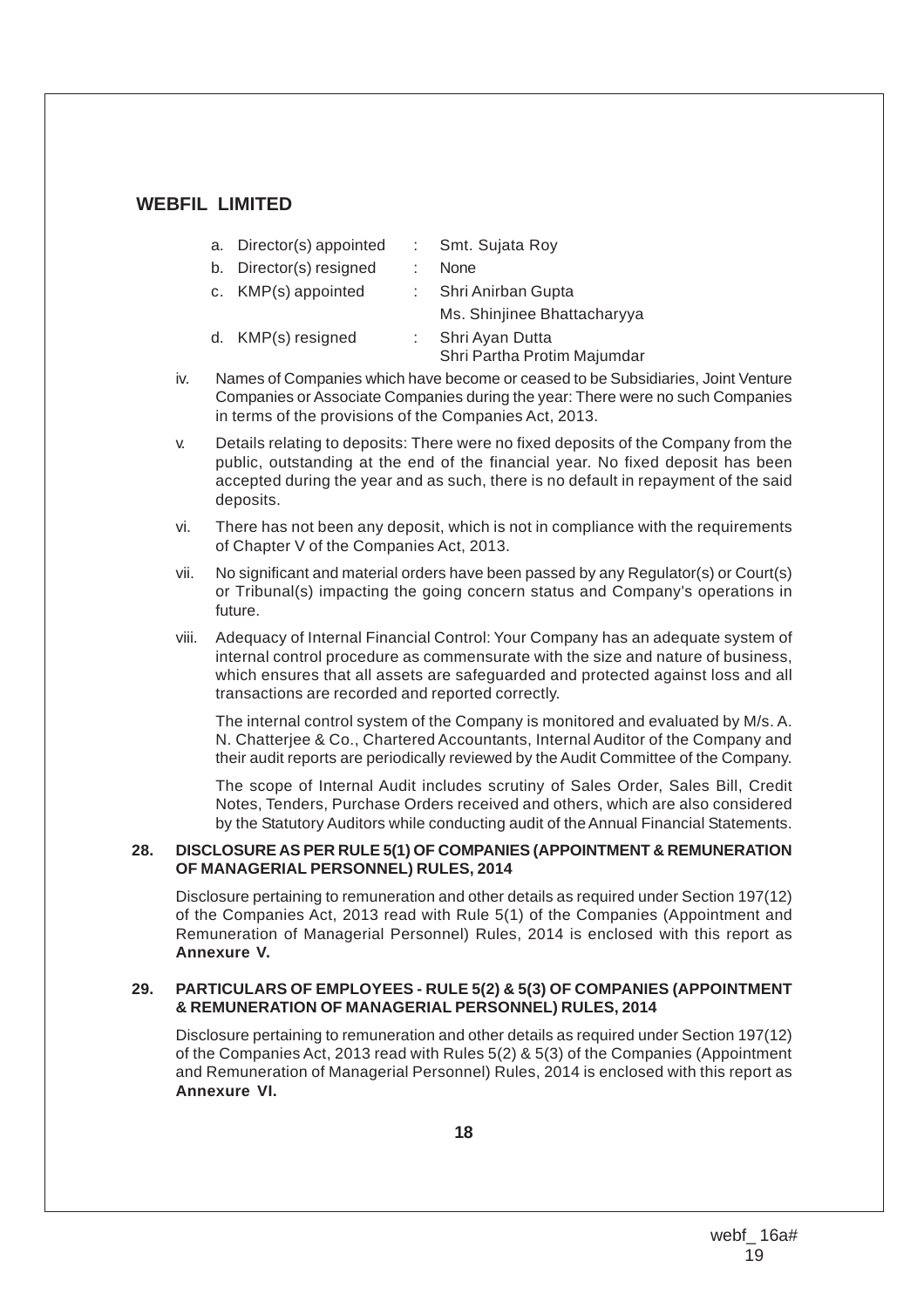## WEBFIL LIMITED

a. Director(s) appointed : Smt. Sujata Roy

b. Director(s) resigned : None

c. KMP(s) appointed : Shri Anirban Gupta
Ms. Shinjinee Bhattacharyya

d. KMP(s) resigned : Shri Ayan Dutta
Shri Partha Protim Majumdar

iv. Names of Companies which have become or ceased to be Subsidiaries, Joint Venture Companies or Associate Companies during the year: There were no such Companies in terms of the provisions of the Companies Act, 2013.

v. Details relating to deposits: There were no fixed deposits of the Company from the public, outstanding at the end of the financial year. No fixed deposit has been accepted during the year and as such, there is no default in repayment of the said deposits.

vi. There has not been any deposit, which is not in compliance with the requirements of Chapter V of the Companies Act, 2013.

vii. No significant and material orders have been passed by any Regulator(s) or Court(s) or Tribunal(s) impacting the going concern status and Company's operations in future.

viii. Adequacy of Internal Financial Control: Your Company has an adequate system of internal control procedure as commensurate with the size and nature of business, which ensures that all assets are safeguarded and protected against loss and all transactions are recorded and reported correctly.

The internal control system of the Company is monitored and evaluated by M/s. A. N. Chatterjee & Co., Chartered Accountants, Internal Auditor of the Company and their audit reports are periodically reviewed by the Audit Committee of the Company.

The scope of Internal Audit includes scrutiny of Sales Order, Sales Bill, Credit Notes, Tenders, Purchase Orders received and others, which are also considered by the Statutory Auditors while conducting audit of the Annual Financial Statements.

### 28. DISCLOSURE AS PER RULE 5(1) OF COMPANIES (APPOINTMENT & REMUNERATION OF MANAGERIAL PERSONNEL) RULES, 2014

Disclosure pertaining to remuneration and other details as required under Section 197(12) of the Companies Act, 2013 read with Rule 5(1) of the Companies (Appointment and Remuneration of Managerial Personnel) Rules, 2014 is enclosed with this report as **Annexure V.**

### 29. PARTICULARS OF EMPLOYEES - RULE 5(2) & 5(3) OF COMPANIES (APPOINTMENT & REMUNERATION OF MANAGERIAL PERSONNEL) RULES, 2014

Disclosure pertaining to remuneration and other details as required under Section 197(12) of the Companies Act, 2013 read with Rules 5(2) & 5(3) of the Companies (Appointment and Remuneration of Managerial Personnel) Rules, 2014 is enclosed with this report as **Annexure VI.**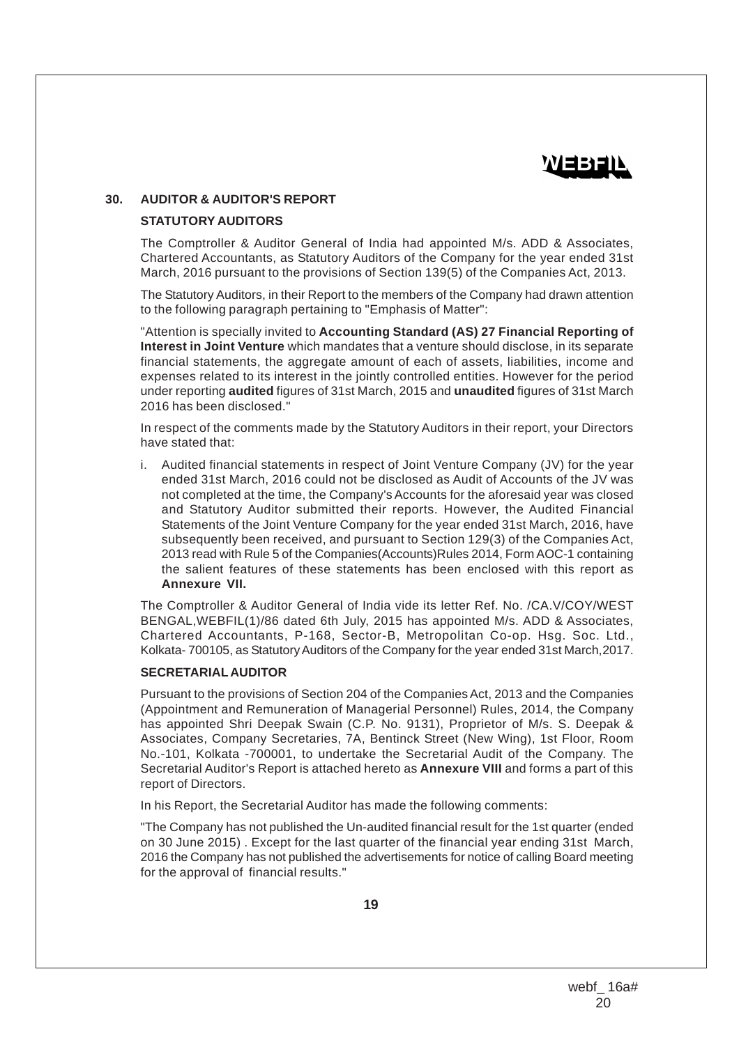## 30. AUDITOR & AUDITOR'S REPORT

### STATUTORY AUDITORS

The Comptroller & Auditor General of India had appointed M/s. ADD & Associates, Chartered Accountants, as Statutory Auditors of the Company for the year ended 31st March, 2016 pursuant to the provisions of Section 139(5) of the Companies Act, 2013.

The Statutory Auditors, in their Report to the members of the Company had drawn attention to the following paragraph pertaining to "Emphasis of Matter":

"Attention is specially invited to **Accounting Standard (AS) 27 Financial Reporting of Interest in Joint Venture** which mandates that a venture should disclose, in its separate financial statements, the aggregate amount of each of assets, liabilities, income and expenses related to its interest in the jointly controlled entities. However for the period under reporting **audited** figures of 31st March, 2015 and **unaudited** figures of 31st March 2016 has been disclosed."

In respect of the comments made by the Statutory Auditors in their report, your Directors have stated that:

i. Audited financial statements in respect of Joint Venture Company (JV) for the year ended 31st March, 2016 could not be disclosed as Audit of Accounts of the JV was not completed at the time, the Company's Accounts for the aforesaid year was closed and Statutory Auditor submitted their reports. However, the Audited Financial Statements of the Joint Venture Company for the year ended 31st March, 2016, have subsequently been received, and pursuant to Section 129(3) of the Companies Act, 2013 read with Rule 5 of the Companies(Accounts)Rules 2014, Form AOC-1 containing the salient features of these statements has been enclosed with this report as **Annexure VII.**

The Comptroller & Auditor General of India vide its letter Ref. No. /CA.V/COY/WEST BENGAL,WEBFIL(1)/86 dated 6th July, 2015 has appointed M/s. ADD & Associates, Chartered Accountants, P-168, Sector-B, Metropolitan Co-op. Hsg. Soc. Ltd., Kolkata- 700105, as Statutory Auditors of the Company for the year ended 31st March,2017.

### SECRETARIAL AUDITOR

Pursuant to the provisions of Section 204 of the Companies Act, 2013 and the Companies (Appointment and Remuneration of Managerial Personnel) Rules, 2014, the Company has appointed Shri Deepak Swain (C.P. No. 9131), Proprietor of M/s. S. Deepak & Associates, Company Secretaries, 7A, Bentinck Street (New Wing), 1st Floor, Room No.-101, Kolkata -700001, to undertake the Secretarial Audit of the Company. The Secretarial Auditor's Report is attached hereto as **Annexure VIII** and forms a part of this report of Directors.

In his Report, the Secretarial Auditor has made the following comments:

"The Company has not published the Un-audited financial result for the 1st quarter (ended on 30 June 2015) . Except for the last quarter of the financial year ending 31st March, 2016 the Company has not published the advertisements for notice of calling Board meeting for the approval of financial results."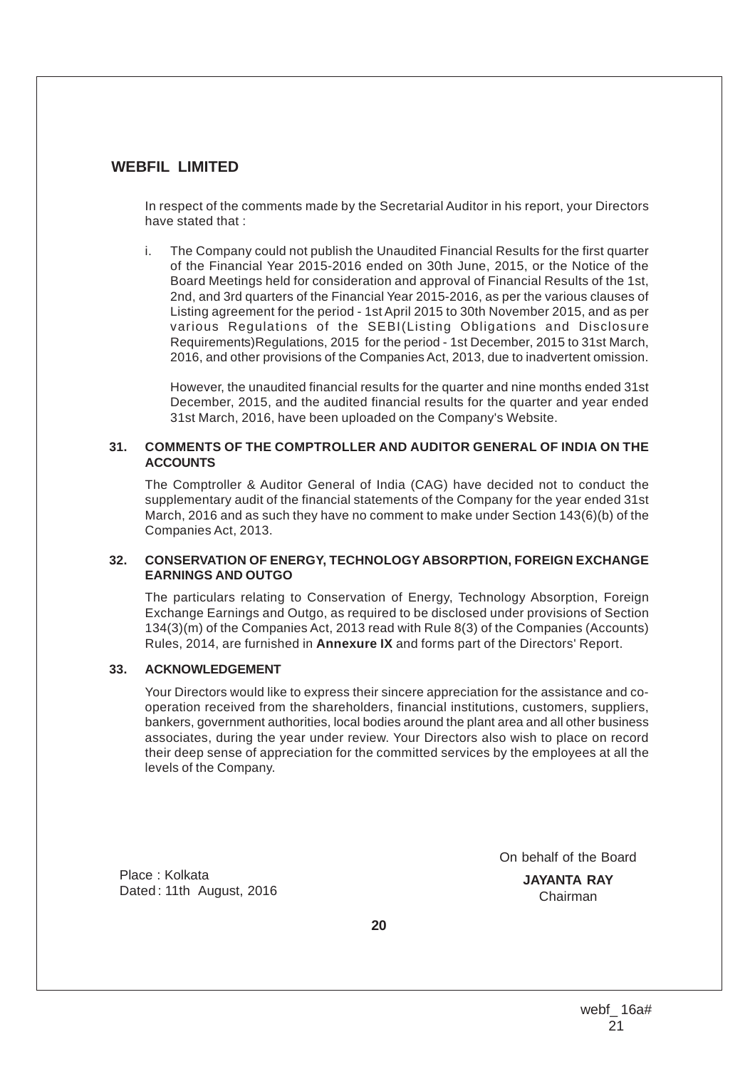In respect of the comments made by the Secretarial Auditor in his report, your Directors have stated that :

i. The Company could not publish the Unaudited Financial Results for the first quarter of the Financial Year 2015-2016 ended on 30th June, 2015, or the Notice of the Board Meetings held for consideration and approval of Financial Results of the 1st, 2nd, and 3rd quarters of the Financial Year 2015-2016, as per the various clauses of Listing agreement for the period - 1st April 2015 to 30th November 2015, and as per various Regulations of the SEBI(Listing Obligations and Disclosure Requirements)Regulations, 2015 for the period - 1st December, 2015 to 31st March, 2016, and other provisions of the Companies Act, 2013, due to inadvertent omission.

   However, the unaudited financial results for the quarter and nine months ended 31st December, 2015, and the audited financial results for the quarter and year ended 31st March, 2016, have been uploaded on the Company's Website.

## 31. COMMENTS OF THE COMPTROLLER AND AUDITOR GENERAL OF INDIA ON THE ACCOUNTS

The Comptroller & Auditor General of India (CAG) have decided not to conduct the supplementary audit of the financial statements of the Company for the year ended 31st March, 2016 and as such they have no comment to make under Section 143(6)(b) of the Companies Act, 2013.

## 32. CONSERVATION OF ENERGY, TECHNOLOGY ABSORPTION, FOREIGN EXCHANGE EARNINGS AND OUTGO

The particulars relating to Conservation of Energy, Technology Absorption, Foreign Exchange Earnings and Outgo, as required to be disclosed under provisions of Section 134(3)(m) of the Companies Act, 2013 read with Rule 8(3) of the Companies (Accounts) Rules, 2014, are furnished in **Annexure IX** and forms part of the Directors' Report.

## 33. ACKNOWLEDGEMENT

Your Directors would like to express their sincere appreciation for the assistance and co-operation received from the shareholders, financial institutions, customers, suppliers, bankers, government authorities, local bodies around the plant area and all other business associates, during the year under review. Your Directors also wish to place on record their deep sense of appreciation for the committed services by the employees at all the levels of the Company.

Place : Kolkata
Dated : 11th August, 2016

On behalf of the Board

**JAYANTA RAY**
Chairman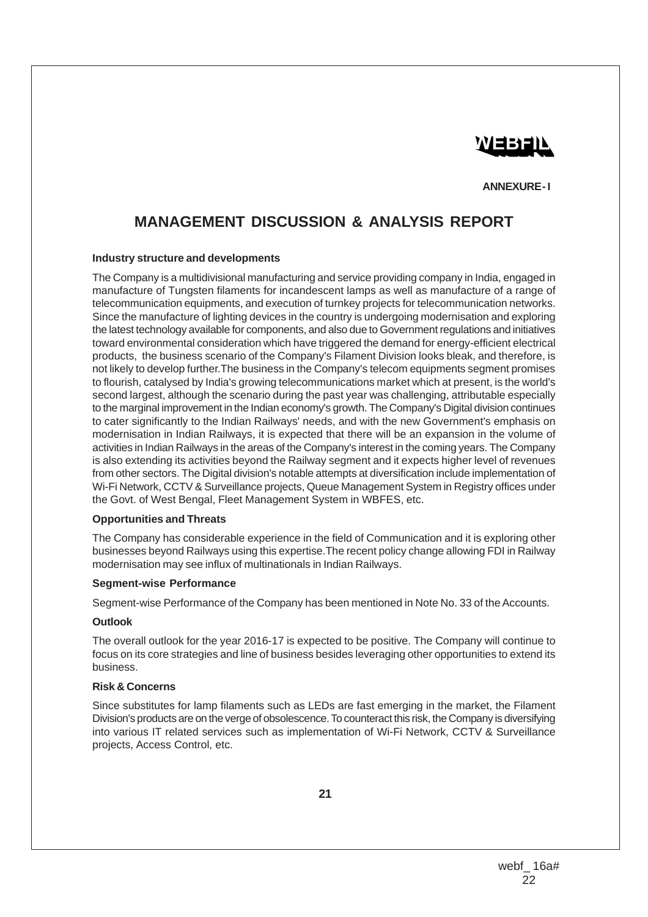ANNEXURE- I

# MANAGEMENT DISCUSSION & ANALYSIS REPORT

**Industry structure and developments**

The Company is a multidivisional manufacturing and service providing company in India, engaged in manufacture of Tungsten filaments for incandescent lamps as well as manufacture of a range of telecommunication equipments, and execution of turnkey projects for telecommunication networks. Since the manufacture of lighting devices in the country is undergoing modernisation and exploring the latest technology available for components, and also due to Government regulations and initiatives toward environmental consideration which have triggered the demand for energy-efficient electrical products, the business scenario of the Company's Filament Division looks bleak, and therefore, is not likely to develop further.The business in the Company's telecom equipments segment promises to flourish, catalysed by India's growing telecommunications market which at present, is the world's second largest, although the scenario during the past year was challenging, attributable especially to the marginal improvement in the Indian economy's growth. The Company's Digital division continues to cater significantly to the Indian Railways' needs, and with the new Government's emphasis on modernisation in Indian Railways, it is expected that there will be an expansion in the volume of activities in Indian Railways in the areas of the Company's interest in the coming years. The Company is also extending its activities beyond the Railway segment and it expects higher level of revenues from other sectors. The Digital division's notable attempts at diversification include implementation of Wi-Fi Network, CCTV & Surveillance projects, Queue Management System in Registry offices under the Govt. of West Bengal, Fleet Management System in WBFES, etc.

**Opportunities and Threats**

The Company has considerable experience in the field of Communication and it is exploring other businesses beyond Railways using this expertise.The recent policy change allowing FDI in Railway modernisation may see influx of multinationals in Indian Railways.

**Segment-wise Performance**

Segment-wise Performance of the Company has been mentioned in Note No. 33 of the Accounts.

**Outlook**

The overall outlook for the year 2016-17 is expected to be positive. The Company will continue to focus on its core strategies and line of business besides leveraging other opportunities to extend its business.

**Risk & Concerns**

Since substitutes for lamp filaments such as LEDs are fast emerging in the market, the Filament Division's products are on the verge of obsolescence. To counteract this risk, the Company is diversifying into various IT related services such as implementation of Wi-Fi Network, CCTV & Surveillance projects, Access Control, etc.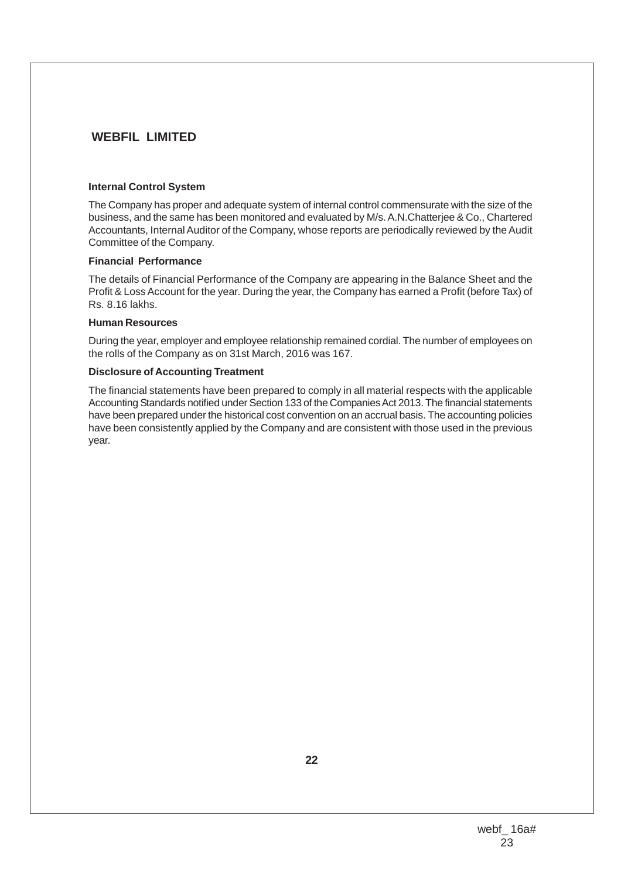## WEBFIL LIMITED

### Internal Control System

The Company has proper and adequate system of internal control commensurate with the size of the business, and the same has been monitored and evaluated by M/s. A.N.Chatterjee & Co., Chartered Accountants, Internal Auditor of the Company, whose reports are periodically reviewed by the Audit Committee of the Company.

### Financial Performance

The details of Financial Performance of the Company are appearing in the Balance Sheet and the Profit & Loss Account for the year. During the year, the Company has earned a Profit (before Tax) of Rs. 8.16 lakhs.

### Human Resources

During the year, employer and employee relationship remained cordial. The number of employees on the rolls of the Company as on 31st March, 2016 was 167.

### Disclosure of Accounting Treatment

The financial statements have been prepared to comply in all material respects with the applicable Accounting Standards notified under Section 133 of the Companies Act 2013. The financial statements have been prepared under the historical cost convention on an accrual basis. The accounting policies have been consistently applied by the Company and are consistent with those used in the previous year.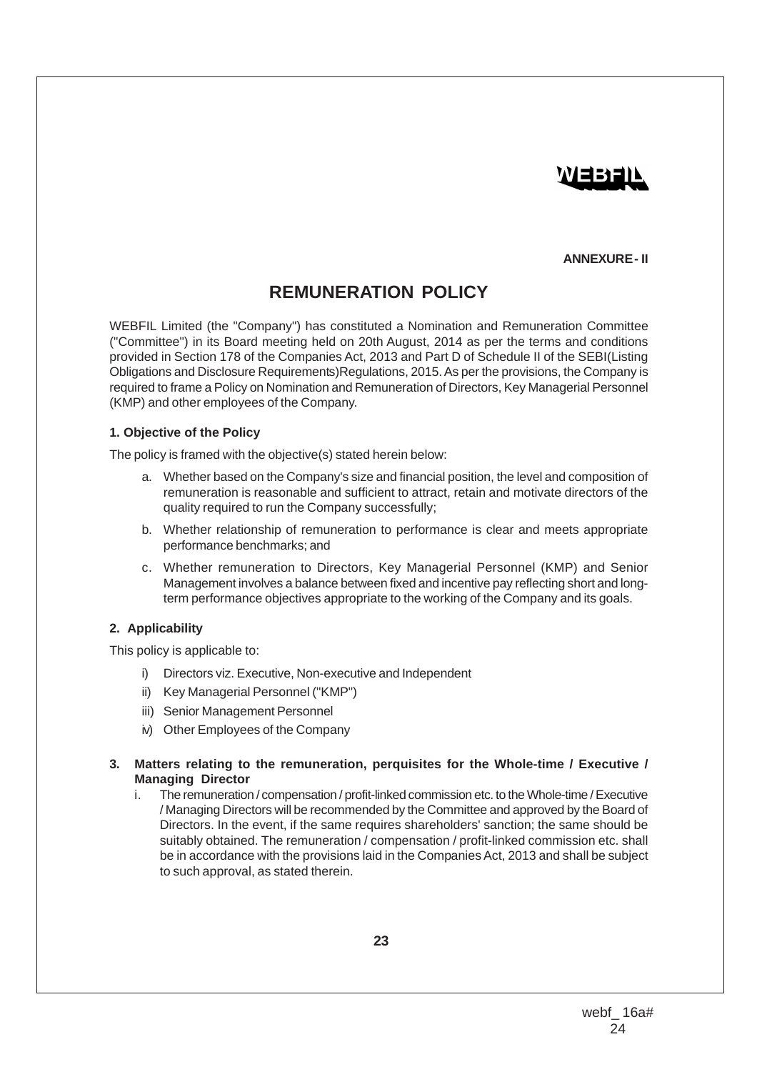WEBFIL

**ANNEXURE - II**

# REMUNERATION POLICY

WEBFIL Limited (the "Company") has constituted a Nomination and Remuneration Committee ("Committee") in its Board meeting held on 20th August, 2014 as per the terms and conditions provided in Section 178 of the Companies Act, 2013 and Part D of Schedule II of the SEBI(Listing Obligations and Disclosure Requirements)Regulations, 2015. As per the provisions, the Company is required to frame a Policy on Nomination and Remuneration of Directors, Key Managerial Personnel (KMP) and other employees of the Company.

### 1. Objective of the Policy

The policy is framed with the objective(s) stated herein below:

a. Whether based on the Company's size and financial position, the level and composition of remuneration is reasonable and sufficient to attract, retain and motivate directors of the quality required to run the Company successfully;

b. Whether relationship of remuneration to performance is clear and meets appropriate performance benchmarks; and

c. Whether remuneration to Directors, Key Managerial Personnel (KMP) and Senior Management involves a balance between fixed and incentive pay reflecting short and long-term performance objectives appropriate to the working of the Company and its goals.

### 2. Applicability

This policy is applicable to:

i) Directors viz. Executive, Non-executive and Independent

ii) Key Managerial Personnel ("KMP")

iii) Senior Management Personnel

iv) Other Employees of the Company

### 3. Matters relating to the remuneration, perquisites for the Whole-time / Executive / Managing Director

i. The remuneration / compensation / profit-linked commission etc. to the Whole-time / Executive / Managing Directors will be recommended by the Committee and approved by the Board of Directors. In the event, if the same requires shareholders' sanction; the same should be suitably obtained. The remuneration / compensation / profit-linked commission etc. shall be in accordance with the provisions laid in the Companies Act, 2013 and shall be subject to such approval, as stated therein.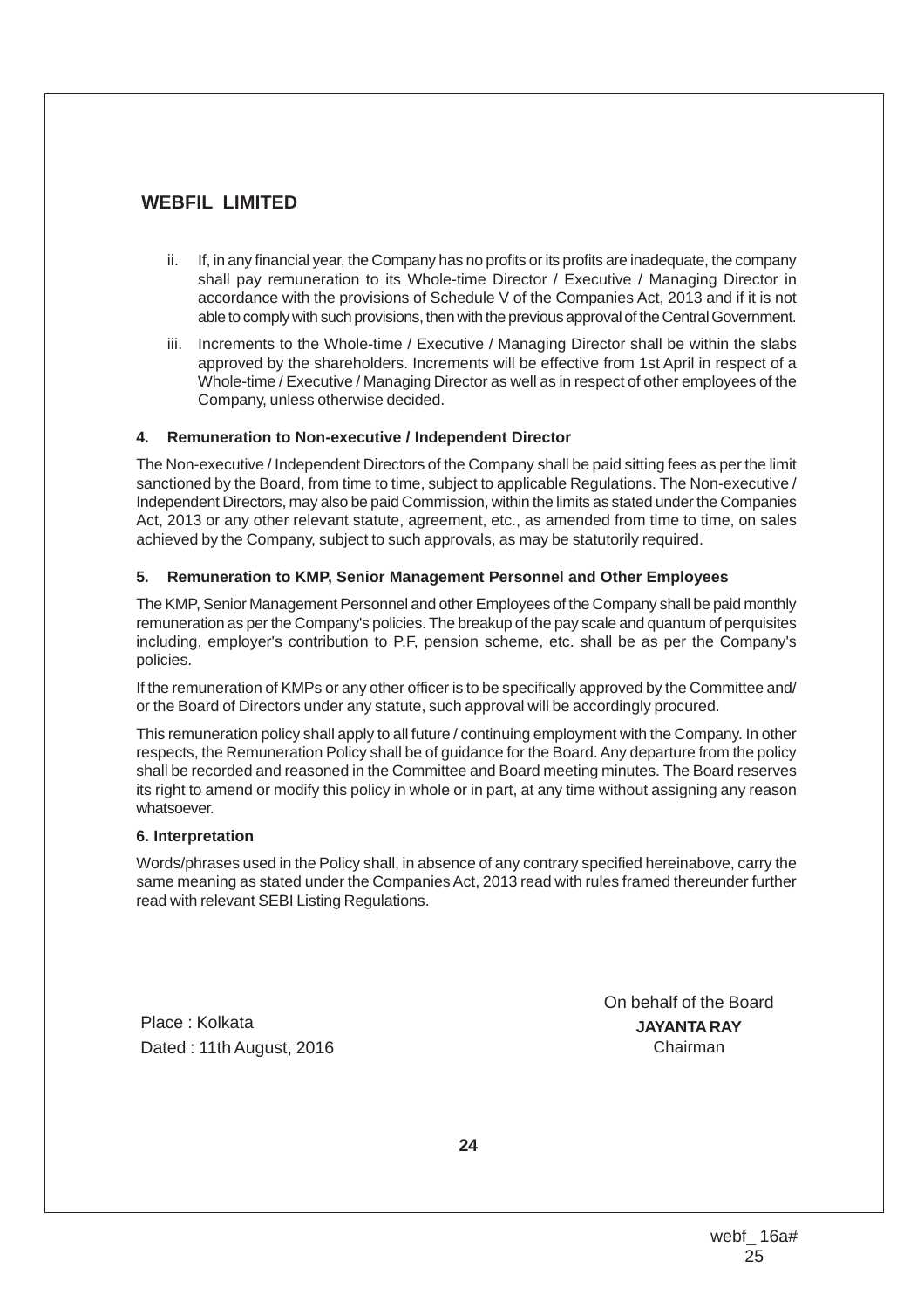ii. If, in any financial year, the Company has no profits or its profits are inadequate, the company shall pay remuneration to its Whole-time Director / Executive / Managing Director in accordance with the provisions of Schedule V of the Companies Act, 2013 and if it is not able to comply with such provisions, then with the previous approval of the Central Government.

iii. Increments to the Whole-time / Executive / Managing Director shall be within the slabs approved by the shareholders. Increments will be effective from 1st April in respect of a Whole-time / Executive / Managing Director as well as in respect of other employees of the Company, unless otherwise decided.

#### 4. Remuneration to Non-executive / Independent Director

The Non-executive / Independent Directors of the Company shall be paid sitting fees as per the limit sanctioned by the Board, from time to time, subject to applicable Regulations. The Non-executive / Independent Directors, may also be paid Commission, within the limits as stated under the Companies Act, 2013 or any other relevant statute, agreement, etc., as amended from time to time, on sales achieved by the Company, subject to such approvals, as may be statutorily required.

#### 5. Remuneration to KMP, Senior Management Personnel and Other Employees

The KMP, Senior Management Personnel and other Employees of the Company shall be paid monthly remuneration as per the Company's policies. The breakup of the pay scale and quantum of perquisites including, employer's contribution to P.F, pension scheme, etc. shall be as per the Company's policies.

If the remuneration of KMPs or any other officer is to be specifically approved by the Committee and/ or the Board of Directors under any statute, such approval will be accordingly procured.

This remuneration policy shall apply to all future / continuing employment with the Company. In other respects, the Remuneration Policy shall be of guidance for the Board. Any departure from the policy shall be recorded and reasoned in the Committee and Board meeting minutes. The Board reserves its right to amend or modify this policy in whole or in part, at any time without assigning any reason whatsoever.

#### 6. Interpretation

Words/phrases used in the Policy shall, in absence of any contrary specified hereinabove, carry the same meaning as stated under the Companies Act, 2013 read with rules framed thereunder further read with relevant SEBI Listing Regulations.

On behalf of the Board

Place : Kolkata
Dated : 11th August, 2016

**JAYANTA RAY**
Chairman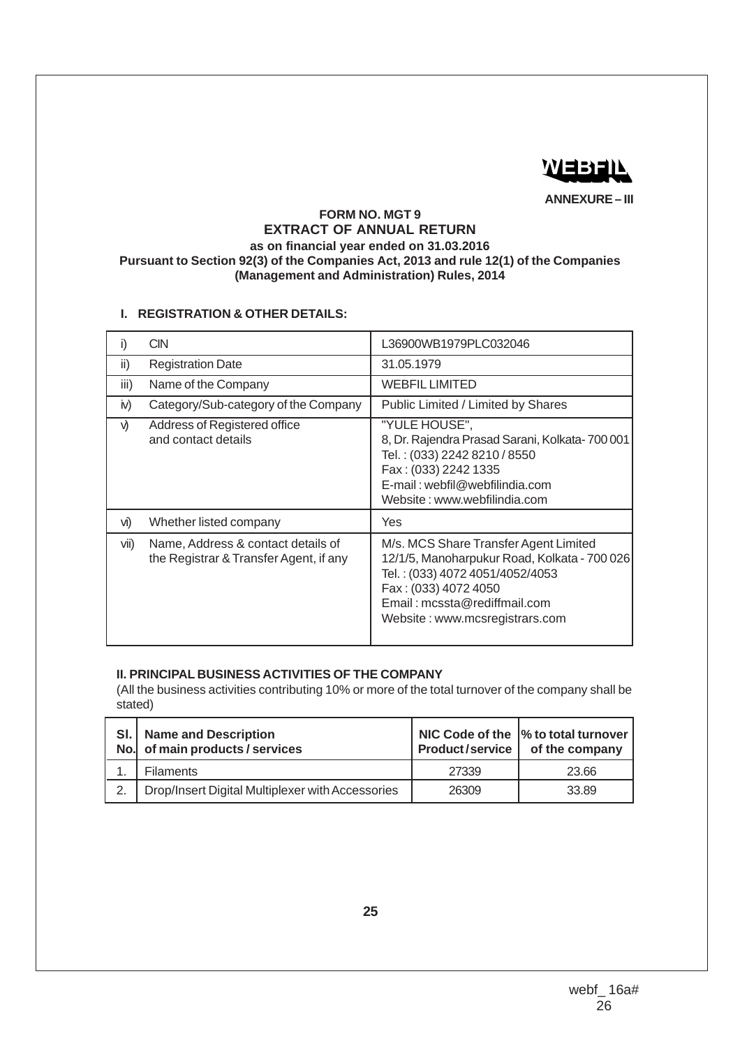WEBFIL

ANNEXURE – III

**FORM NO. MGT 9**
**EXTRACT OF ANNUAL RETURN**
**as on financial year ended on 31.03.2016**
**Pursuant to Section 92(3) of the Companies Act, 2013 and rule 12(1) of the Companies (Management and Administration) Rules, 2014**

## I. REGISTRATION & OTHER DETAILS:

| | | |
|---|---|---|
| i) | CIN | L36900WB1979PLC032046 |
| ii) | Registration Date | 31.05.1979 |
| iii) | Name of the Company | WEBFIL LIMITED |
| iv) | Category/Sub-category of the Company | Public Limited / Limited by Shares |
| v) | Address of Registered office and contact details | "YULE HOUSE",<br>8, Dr. Rajendra Prasad Sarani, Kolkata- 700 001<br>Tel. : (033) 2242 8210 / 8550<br>Fax : (033) 2242 1335<br>E-mail : webfil@webfilindia.com<br>Website : www.webfilindia.com |
| vi) | Whether listed company | Yes |
| vii) | Name, Address & contact details of the Registrar & Transfer Agent, if any | M/s. MCS Share Transfer Agent Limited<br>12/1/5, Manoharpukur Road, Kolkata - 700 026<br>Tel. : (033) 4072 4051/4052/4053<br>Fax : (033) 4072 4050<br>Email : mcssta@rediffmail.com<br>Website : www.mcsregistrars.com |

## II. PRINCIPAL BUSINESS ACTIVITIES OF THE COMPANY

(All the business activities contributing 10% or more of the total turnover of the company shall be stated)

| Sl. No. | Name and Description of main products / services | NIC Code of the Product/service | % to total turnover of the company |
|---|---|---|---|
| 1. | Filaments | 27339 | 23.66 |
| 2. | Drop/Insert Digital Multiplexer with Accessories | 26309 | 33.89 |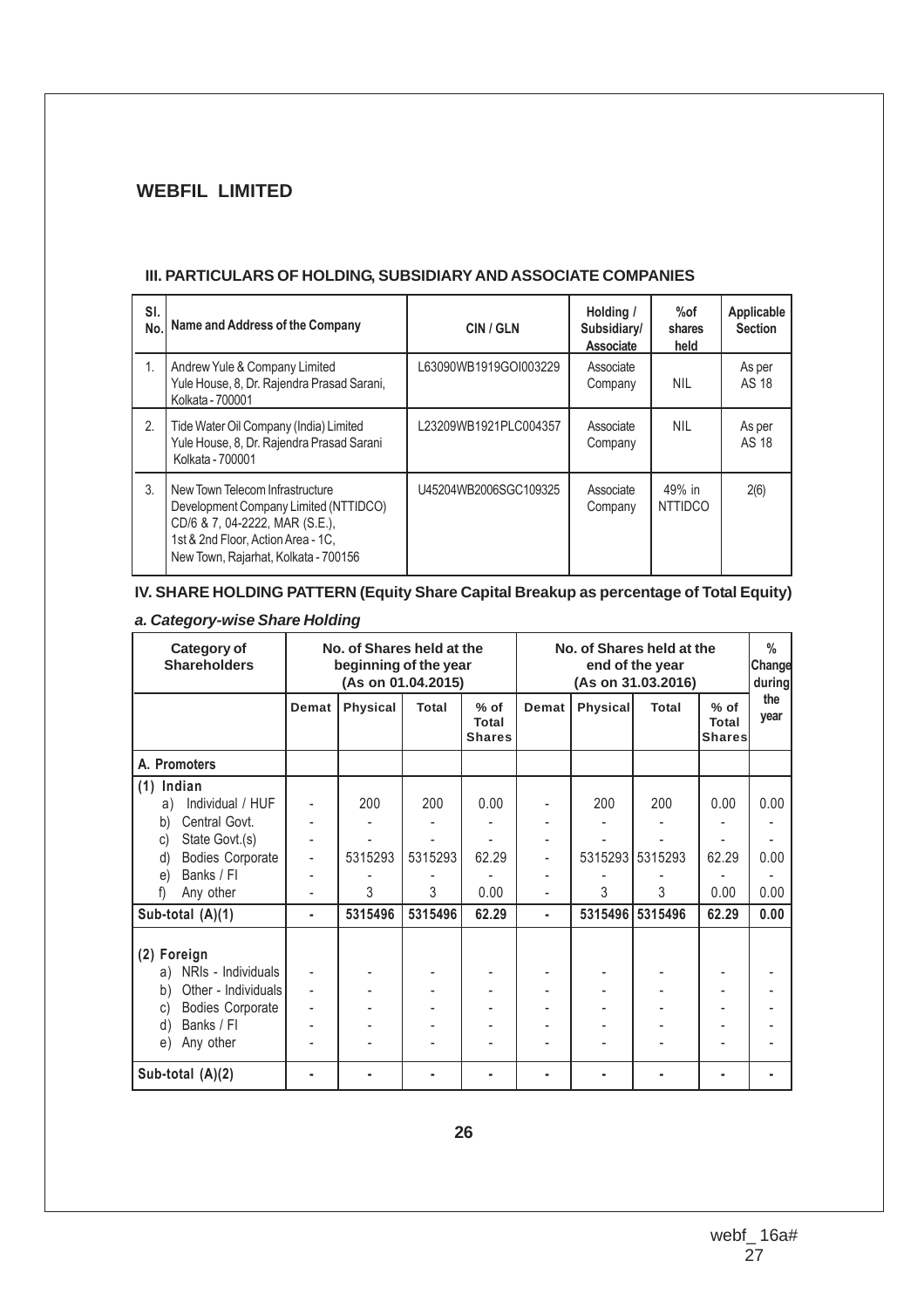## WEBFIL LIMITED

### III. PARTICULARS OF HOLDING, SUBSIDIARY AND ASSOCIATE COMPANIES

| Sl. No. | Name and Address of the Company | CIN / GLN | Holding / Subsidiary/ Associate | %of shares held | Applicable Section |
|---|---|---|---|---|---|
| 1. | Andrew Yule & Company Limited Yule House, 8, Dr. Rajendra Prasad Sarani, Kolkata - 700001 | L63090WB1919GOI003229 | Associate Company | NIL | As per AS 18 |
| 2. | Tide Water Oil Company (India) Limited Yule House, 8, Dr. Rajendra Prasad Sarani Kolkata - 700001 | L23209WB1921PLC004357 | Associate Company | NIL | As per AS 18 |
| 3. | New Town Telecom Infrastructure Development Company Limited (NTTIDCO) CD/6 & 7, 04-2222, MAR (S.E.), 1st & 2nd Floor, Action Area - 1C, New Town, Rajarhat, Kolkata - 700156 | U45204WB2006SGC109325 | Associate Company | 49% in NTTIDCO | 2(6) |

### IV. SHARE HOLDING PATTERN (Equity Share Capital Breakup as percentage of Total Equity)

*a. Category-wise Share Holding*

| Category of Shareholders | No. of Shares held at the beginning of the year (As on 01.04.2015) | | | | No. of Shares held at the end of the year (As on 31.03.2016) | | | | % Change during the year |
|---|---|---|---|---|---|---|---|---|---|
| | Demat | Physical | Total | % of Total Shares | Demat | Physical | Total | % of Total Shares | |
| **A. Promoters** | | | | | | | | | |
| **(1) Indian** | | | | | | | | | |
| a) Individual / HUF | - | 200 | 200 | 0.00 | - | 200 | 200 | 0.00 | 0.00 |
| b) Central Govt. | - | - | - | - | - | - | - | - | - |
| c) State Govt.(s) | - | - | - | - | - | - | - | - | - |
| d) Bodies Corporate | - | 5315293 | 5315293 | 62.29 | - | 5315293 | 5315293 | 62.29 | 0.00 |
| e) Banks / FI | - | - | - | - | - | - | - | - | - |
| f) Any other | - | 3 | 3 | 0.00 | - | 3 | 3 | 0.00 | 0.00 |
| **Sub-total (A)(1)** | **-** | **5315496** | **5315496** | **62.29** | **-** | **5315496** | **5315496** | **62.29** | **0.00** |
| **(2) Foreign** | | | | | | | | | |
| a) NRIs - Individuals | - | - | - | - | - | - | - | - | - |
| b) Other - Individuals | - | - | - | - | - | - | - | - | - |
| c) Bodies Corporate | - | - | - | - | - | - | - | - | - |
| d) Banks / FI | - | - | - | - | - | - | - | - | - |
| e) Any other | - | - | - | - | - | - | - | - | - |
| **Sub-total (A)(2)** | **-** | **-** | **-** | **-** | **-** | **-** | **-** | **-** | **-** |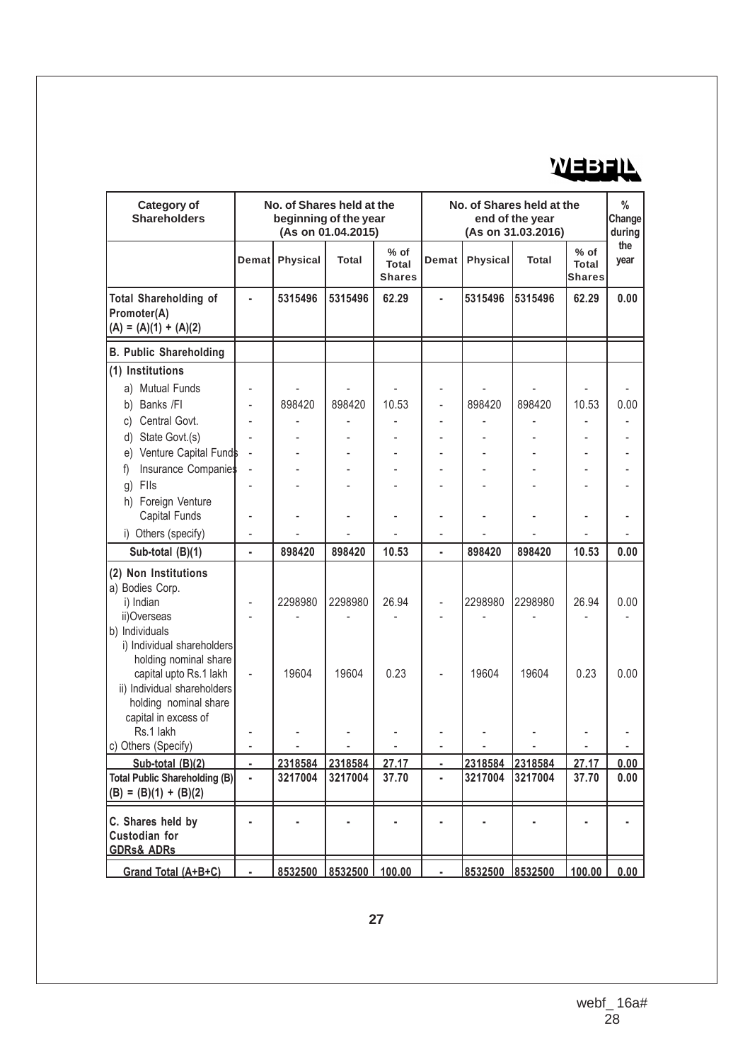| Category of Shareholders | No. of Shares held at the beginning of the year (As on 01.04.2015) | | | | No. of Shares held at the end of the year (As on 31.03.2016) | | | | % Change during the year |
|---|---|---|---|---|---|---|---|---|---|
| | Demat | Physical | Total | % of Total Shares | Demat | Physical | Total | % of Total Shares | |
| **Total Shareholding of Promoter(A) (A) = (A)(1) + (A)(2)** | **-** | **5315496** | **5315496** | **62.29** | **-** | **5315496** | **5315496** | **62.29** | **0.00** |
| **B. Public Shareholding** | | | | | | | | | |
| **(1) Institutions** | | | | | | | | | |
| a) Mutual Funds | - | - | - | - | - | - | - | - | - |
| b) Banks /FI | - | 898420 | 898420 | 10.53 | - | 898420 | 898420 | 10.53 | 0.00 |
| c) Central Govt. | - | - | - | - | - | - | - | - | - |
| d) State Govt.(s) | - | - | - | - | - | - | - | - | - |
| e) Venture Capital Funds | - | - | - | - | - | - | - | - | - |
| f) Insurance Companies | - | - | - | - | - | - | - | - | - |
| g) FIIs | - | - | - | - | - | - | - | - | - |
| h) Foreign Venture Capital Funds | - | - | - | - | - | - | - | - | - |
| i) Others (specify) | - | - | - | - | - | - | - | - | - |
| **Sub-total (B)(1)** | **-** | **898420** | **898420** | **10.53** | **-** | **898420** | **898420** | **10.53** | **0.00** |
| **(2) Non Institutions** | | | | | | | | | |
| a) Bodies Corp. | | | | | | | | | |
| i) Indian | - | 2298980 | 2298980 | 26.94 | - | 2298980 | 2298980 | 26.94 | 0.00 |
| ii)Overseas | - | - | - | - | - | - | - | - | - |
| b) Individuals | | | | | | | | | |
| i) Individual shareholders holding nominal share capital upto Rs.1 lakh | - | 19604 | 19604 | 0.23 | - | 19604 | 19604 | 0.23 | 0.00 |
| ii) Individual shareholders holding nominal share capital in excess of Rs.1 lakh | - | - | - | - | - | - | - | - | - |
| c) Others (Specify) | - | - | - | - | - | - | - | - | - |
| **Sub-total (B)(2)** | **-** | **2318584** | **2318584** | **27.17** | **-** | **2318584** | **2318584** | **27.17** | **0.00** |
| **Total Public Shareholding (B) (B) = (B)(1) + (B)(2)** | **-** | **3217004** | **3217004** | **37.70** | **-** | **3217004** | **3217004** | **37.70** | **0.00** |
| **C. Shares held by Custodian for GDRs& ADRs** | **-** | **-** | **-** | **-** | **-** | **-** | **-** | **-** | **-** |
| **Grand Total (A+B+C)** | **-** | **8532500** | **8532500** | **100.00** | **-** | **8532500** | **8532500** | **100.00** | **0.00** |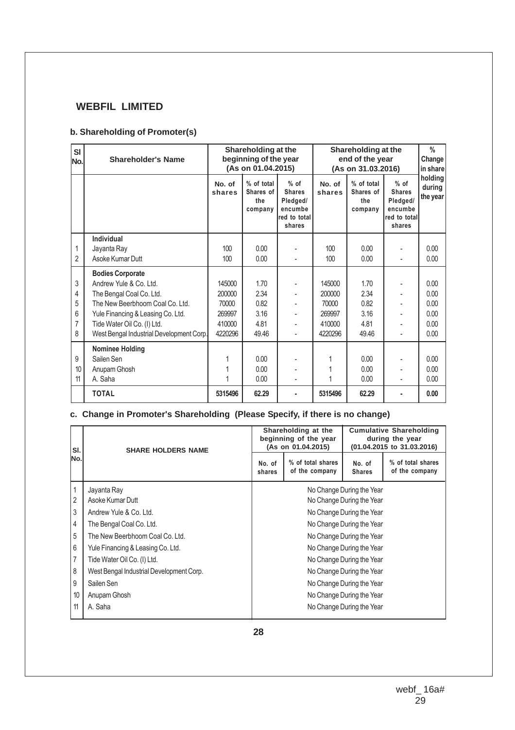## WEBFIL LIMITED

### b. Shareholding of Promoter(s)

| Sl No. | Shareholder's Name | Shareholding at the beginning of the year (As on 01.04.2015) | | | Shareholding at the end of the year (As on 31.03.2016) | | | % Change in share holding during the year |
|---|---|---|---|---|---|---|---|---|
| | | No. of shares | % of total Shares of the company | % of Shares Pledged/ encumbered to total shares | No. of shares | % of total Shares of the company | % of Shares Pledged/ encumbered to total shares | |
| | **Individual** | | | | | | | |
| 1 | Jayanta Ray | 100 | 0.00 | - | 100 | 0.00 | - | 0.00 |
| 2 | Asoke Kumar Dutt | 100 | 0.00 | - | 100 | 0.00 | - | 0.00 |
| | **Bodies Corporate** | | | | | | | |
| 3 | Andrew Yule & Co. Ltd. | 145000 | 1.70 | - | 145000 | 1.70 | - | 0.00 |
| 4 | The Bengal Coal Co. Ltd. | 200000 | 2.34 | - | 200000 | 2.34 | - | 0.00 |
| 5 | The New Beerbhoom Coal Co. Ltd. | 70000 | 0.82 | - | 70000 | 0.82 | - | 0.00 |
| 6 | Yule Financing & Leasing Co. Ltd. | 269997 | 3.16 | - | 269997 | 3.16 | - | 0.00 |
| 7 | Tide Water Oil Co. (I) Ltd. | 410000 | 4.81 | - | 410000 | 4.81 | - | 0.00 |
| 8 | West Bengal Industrial Development Corp. | 4220296 | 49.46 | - | 4220296 | 49.46 | - | 0.00 |
| | **Nominee Holding** | | | | | | | |
| 9 | Sailen Sen | 1 | 0.00 | - | 1 | 0.00 | - | 0.00 |
| 10 | Anupam Ghosh | 1 | 0.00 | - | 1 | 0.00 | - | 0.00 |
| 11 | A. Saha | 1 | 0.00 | - | 1 | 0.00 | - | 0.00 |
| | **TOTAL** | **5315496** | **62.29** | **-** | **5315496** | **62.29** | **-** | **0.00** |

### c. Change in Promoter's Shareholding (Please Specify, if there is no change)

| Sl. No. | SHARE HOLDERS NAME | Shareholding at the beginning of the year (As on 01.04.2015) | | Cumulative Shareholding during the year (01.04.2015 to 31.03.2016) | |
|---|---|---|---|---|---|
| | | No. of shares | % of total shares of the company | No. of Shares | % of total shares of the company |
| 1 | Jayanta Ray | No Change During the Year | | | |
| 2 | Asoke Kumar Dutt | No Change During the Year | | | |
| 3 | Andrew Yule & Co. Ltd. | No Change During the Year | | | |
| 4 | The Bengal Coal Co. Ltd. | No Change During the Year | | | |
| 5 | The New Beerbhoom Coal Co. Ltd. | No Change During the Year | | | |
| 6 | Yule Financing & Leasing Co. Ltd. | No Change During the Year | | | |
| 7 | Tide Water Oil Co. (I) Ltd. | No Change During the Year | | | |
| 8 | West Bengal Industrial Development Corp. | No Change During the Year | | | |
| 9 | Sailen Sen | No Change During the Year | | | |
| 10 | Anupam Ghosh | No Change During the Year | | | |
| 11 | A. Saha | No Change During the Year | | | |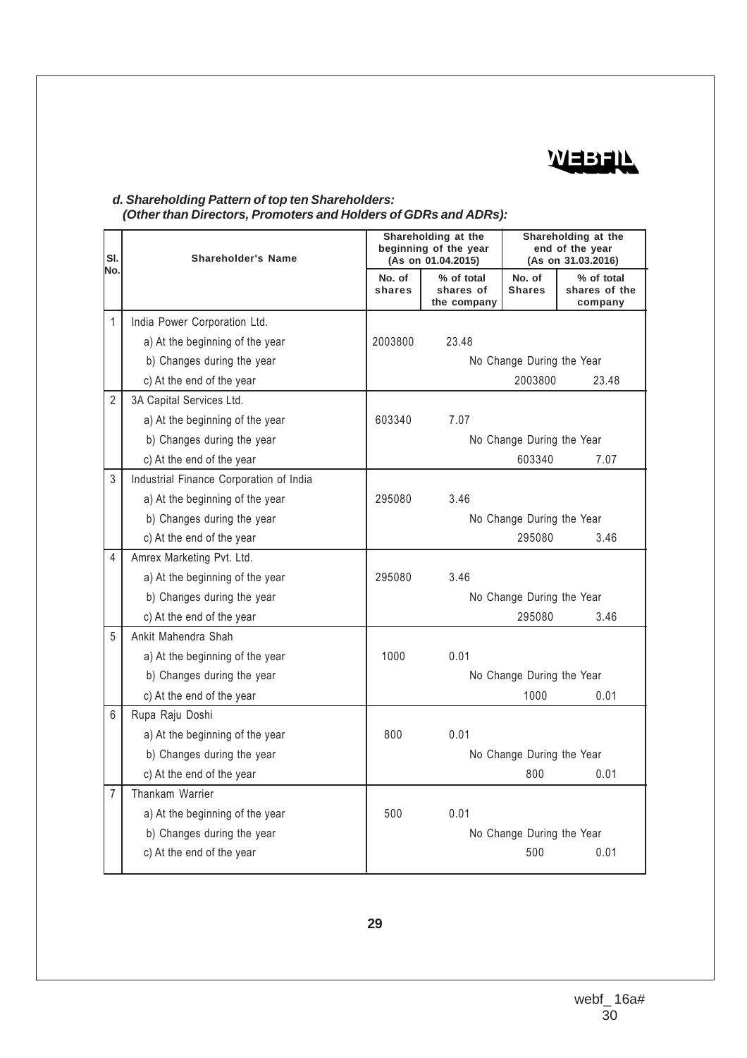### *d. Shareholding Pattern of top ten Shareholders: (Other than Directors, Promoters and Holders of GDRs and ADRs):*

| Sl. No. | Shareholder's Name | Shareholding at the beginning of the year (As on 01.04.2015) | | Shareholding at the end of the year (As on 31.03.2016) | |
|---|---|---|---|---|---|
| | | No. of shares | % of total shares of the company | No. of Shares | % of total shares of the company |
| 1 | India Power Corporation Ltd. | | | | |
| | a) At the beginning of the year | 2003800 | 23.48 | | |
| | b) Changes during the year | | No Change During the Year | | |
| | c) At the end of the year | | | 2003800 | 23.48 |
| 2 | 3A Capital Services Ltd. | | | | |
| | a) At the beginning of the year | 603340 | 7.07 | | |
| | b) Changes during the year | | No Change During the Year | | |
| | c) At the end of the year | | | 603340 | 7.07 |
| 3 | Industrial Finance Corporation of India | | | | |
| | a) At the beginning of the year | 295080 | 3.46 | | |
| | b) Changes during the year | | No Change During the Year | | |
| | c) At the end of the year | | | 295080 | 3.46 |
| 4 | Amrex Marketing Pvt. Ltd. | | | | |
| | a) At the beginning of the year | 295080 | 3.46 | | |
| | b) Changes during the year | | No Change During the Year | | |
| | c) At the end of the year | | | 295080 | 3.46 |
| 5 | Ankit Mahendra Shah | | | | |
| | a) At the beginning of the year | 1000 | 0.01 | | |
| | b) Changes during the year | | No Change During the Year | | |
| | c) At the end of the year | | | 1000 | 0.01 |
| 6 | Rupa Raju Doshi | | | | |
| | a) At the beginning of the year | 800 | 0.01 | | |
| | b) Changes during the year | | No Change During the Year | | |
| | c) At the end of the year | | | 800 | 0.01 |
| 7 | Thankam Warrier | | | | |
| | a) At the beginning of the year | 500 | 0.01 | | |
| | b) Changes during the year | | No Change During the Year | | |
| | c) At the end of the year | | | 500 | 0.01 |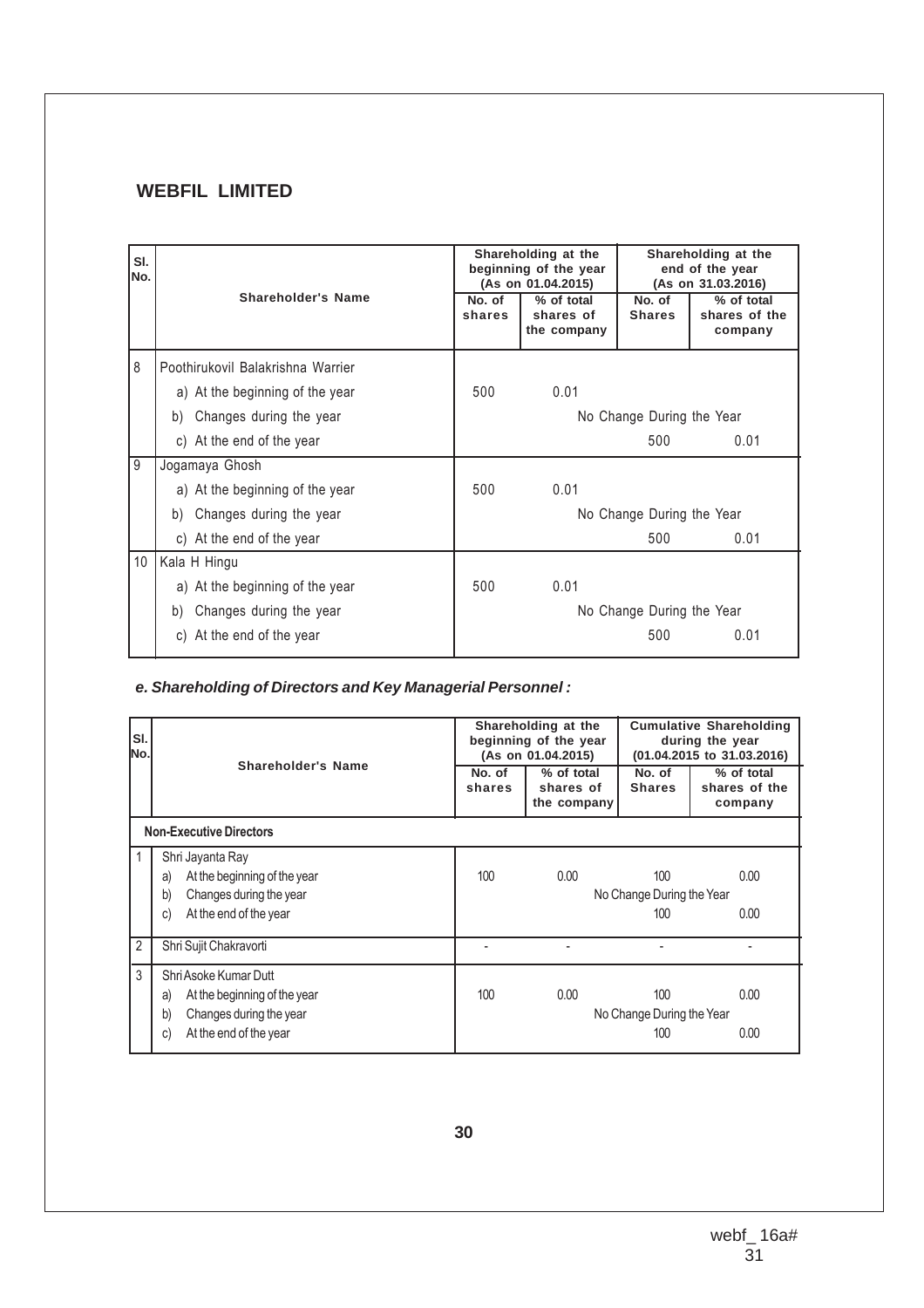## WEBFIL LIMITED

| Sl. No. | Shareholder's Name | Shareholding at the beginning of the year (As on 01.04.2015) | | Shareholding at the end of the year (As on 31.03.2016) | |
|---|---|---|---|---|---|
| | | No. of shares | % of total shares of the company | No. of Shares | % of total shares of the company |
| 8 | Poothirukovil Balakrishna Warrier | | | | |
| | a) At the beginning of the year | 500 | 0.01 | | |
| | b) Changes during the year | No Change During the Year | | | |
| | c) At the end of the year | | | 500 | 0.01 |
| 9 | Jogamaya Ghosh | | | | |
| | a) At the beginning of the year | 500 | 0.01 | | |
| | b) Changes during the year | No Change During the Year | | | |
| | c) At the end of the year | | | 500 | 0.01 |
| 10 | Kala H Hingu | | | | |
| | a) At the beginning of the year | 500 | 0.01 | | |
| | b) Changes during the year | No Change During the Year | | | |
| | c) At the end of the year | | | 500 | 0.01 |

### *e. Shareholding of Directors and Key Managerial Personnel :*

| Sl. No. | Shareholder's Name | Shareholding at the beginning of the year (As on 01.04.2015) | | Cumulative Shareholding during the year (01.04.2015 to 31.03.2016) | |
|---|---|---|---|---|---|
| | | No. of shares | % of total shares of the company | No. of Shares | % of total shares of the company |
| | **Non-Executive Directors** | | | | |
| 1 | Shri Jayanta Ray | | | | |
| | a) At the beginning of the year | 100 | 0.00 | 100 | 0.00 |
| | b) Changes during the year | No Change During the Year | | | |
| | c) At the end of the year | | | 100 | 0.00 |
| 2 | Shri Sujit Chakravorti | - | - | - | - |
| 3 | Shri Asoke Kumar Dutt | | | | |
| | a) At the beginning of the year | 100 | 0.00 | 100 | 0.00 |
| | b) Changes during the year | No Change During the Year | | | |
| | c) At the end of the year | | | 100 | 0.00 |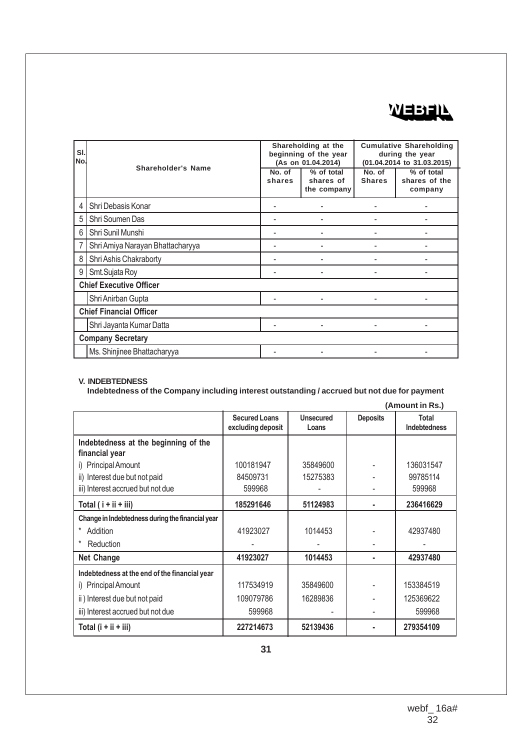| Sl. No. | Shareholder's Name | Shareholding at the beginning of the year (As on 01.04.2014) | | Cumulative Shareholding during the year (01.04.2014 to 31.03.2015) | |
|---|---|---|---|---|---|
| | | No. of shares | % of total shares of the company | No. of Shares | % of total shares of the company |
| 4 | Shri Debasis Konar | - | - | - | - |
| 5 | Shri Soumen Das | - | - | - | - |
| 6 | Shri Sunil Munshi | - | - | - | - |
| 7 | Shri Amiya Narayan Bhattacharyya | - | - | - | - |
| 8 | Shri Ashis Chakraborty | - | - | - | - |
| 9 | Smt.Sujata Roy | - | - | - | - |
| **Chief Executive Officer** | | | | | |
| | Shri Anirban Gupta | - | - | - | - |
| **Chief Financial Officer** | | | | | |
| | Shri Jayanta Kumar Datta | - | - | - | - |
| **Company Secretary** | | | | | |
| | Ms. Shinjinee Bhattacharyya | - | - | - | - |

**V. INDEBTEDNESS**

**Indebtedness of the Company including interest outstanding / accrued but not due for payment**

**(Amount in Rs.)**

| | Secured Loans excluding deposit | Unsecured Loans | Deposits | Total Indebtedness |
|---|---|---|---|---|
| **Indebtedness at the beginning of the financial year** | | | | |
| i) Principal Amount | 100181947 | 35849600 | - | 136031547 |
| ii) Interest due but not paid | 84509731 | 15275383 | - | 99785114 |
| iii) Interest accrued but not due | 599968 | - | - | 599968 |
| **Total ( i + ii + iii)** | **185291646** | **51124983** | **-** | **236416629** |
| **Change in Indebtedness during the financial year** | | | | |
| * Addition | 41923027 | 1014453 | - | 42937480 |
| * Reduction | - | - | - | - |
| **Net Change** | **41923027** | **1014453** | **-** | **42937480** |
| **Indebtedness at the end of the financial year** | | | | |
| i) Principal Amount | 117534919 | 35849600 | - | 153384519 |
| ii ) Interest due but not paid | 109079786 | 16289836 | - | 125369622 |
| iii) Interest accrued but not due | 599968 | - | - | 599968 |
| **Total (i + ii + iii)** | **227214673** | **52139436** | **-** | **279354109** |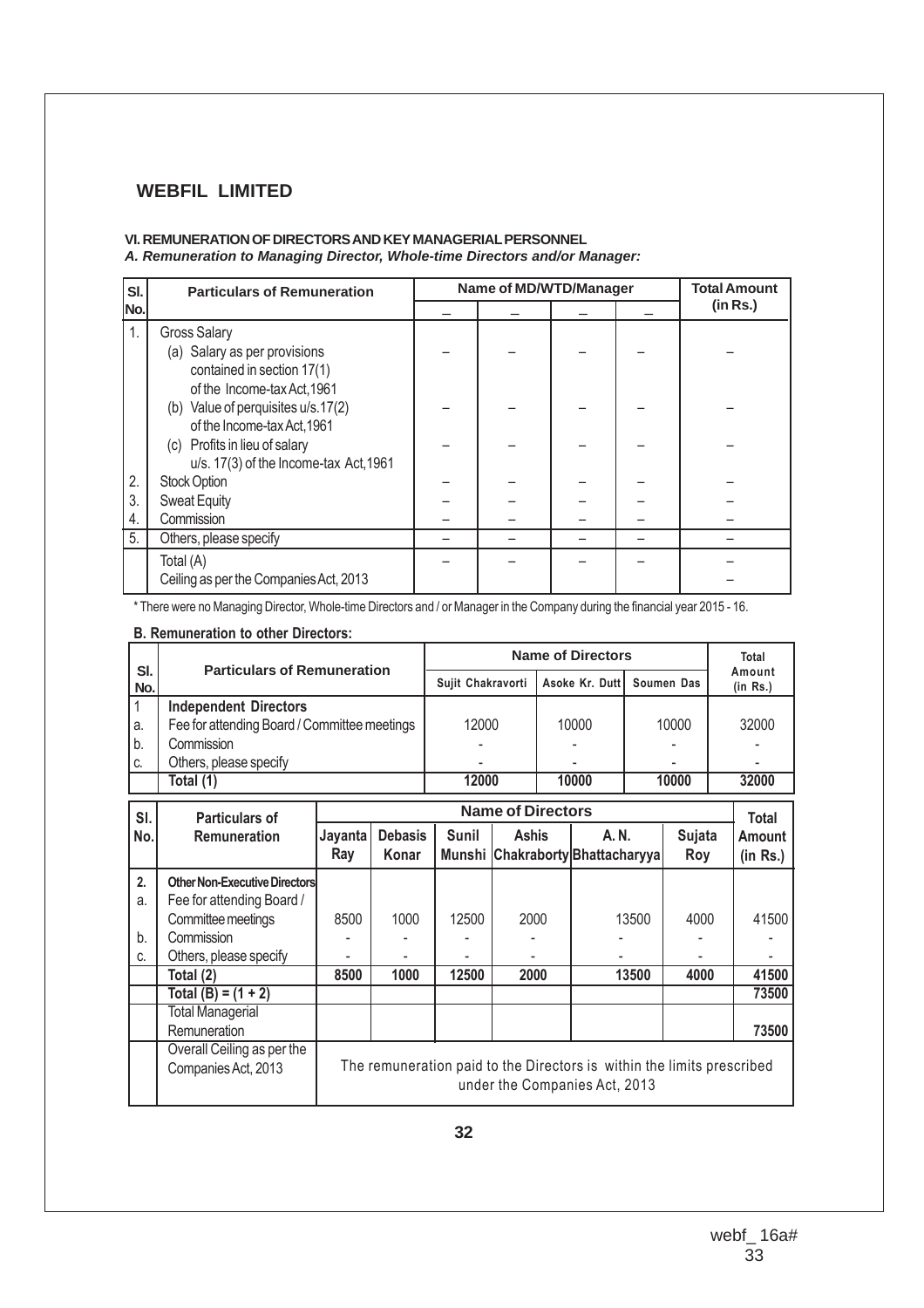## WEBFIL LIMITED

### VI. REMUNERATION OF DIRECTORS AND KEY MANAGERIAL PERSONNEL

***A. Remuneration to Managing Director, Whole-time Directors and/or Manager:***

| Sl. No. | Particulars of Remuneration | Name of MD/WTD/Manager | | | | Total Amount (in Rs.) |
|---|---|---|---|---|---|---|
| | | – | – | – | – | |
| 1. | Gross Salary | | | | | |
| | (a) Salary as per provisions contained in section 17(1) of the Income-tax Act,1961 | – | – | – | – | – |
| | (b) Value of perquisites u/s.17(2) of the Income-tax Act,1961 | – | – | – | – | – |
| | (c) Profits in lieu of salary u/s. 17(3) of the Income-tax Act,1961 | – | – | – | – | – |
| 2. | Stock Option | – | – | – | – | – |
| 3. | Sweat Equity | – | – | – | – | – |
| 4. | Commission | – | – | – | – | – |
| 5. | Others, please specify | – | – | – | – | – |
| | Total (A) | – | – | – | – | – |
| | Ceiling as per the Companies Act, 2013 | | | | | – |

* There were no Managing Director, Whole-time Directors and / or Manager in the Company during the financial year 2015 - 16.

**B. Remuneration to other Directors:**

| Sl. No. | Particulars of Remuneration | Name of Directors | | | Total Amount (in Rs.) |
|---|---|---|---|---|---|
| | | Sujit Chakravorti | Asoke Kr. Dutt | Soumen Das | |
| 1 | **Independent Directors** | | | | |
| a. | Fee for attending Board / Committee meetings | 12000 | 10000 | 10000 | 32000 |
| b. | Commission | - | - | - | - |
| c. | Others, please specify | - | - | - | - |
| | **Total (1)** | **12000** | **10000** | **10000** | **32000** |

| Sl. No. | Particulars of Remuneration | Name of Directors | | | | | | Total Amount (in Rs.) |
|---|---|---|---|---|---|---|---|---|
| | | Jayanta Ray | Debasis Konar | Sunil Munshi | Ashis Chakraborty | A. N. Bhattacharyya | Sujata Roy | |
| **2.** | **Other Non-Executive Directors** | | | | | | | |
| a. | Fee for attending Board / Committee meetings | 8500 | 1000 | 12500 | 2000 | 13500 | 4000 | 41500 |
| b. | Commission | - | - | - | - | - | - | - |
| c. | Others, please specify | - | - | - | - | - | - | - |
| | **Total (2)** | **8500** | **1000** | **12500** | **2000** | **13500** | **4000** | **41500** |
| | **Total (B) = (1 + 2)** | | | | | | | **73500** |
| | Total Managerial Remuneration | | | | | | | **73500** |
| | Overall Ceiling as per the Companies Act, 2013 | The remuneration paid to the Directors is within the limits prescribed under the Companies Act, 2013 | | | | | | |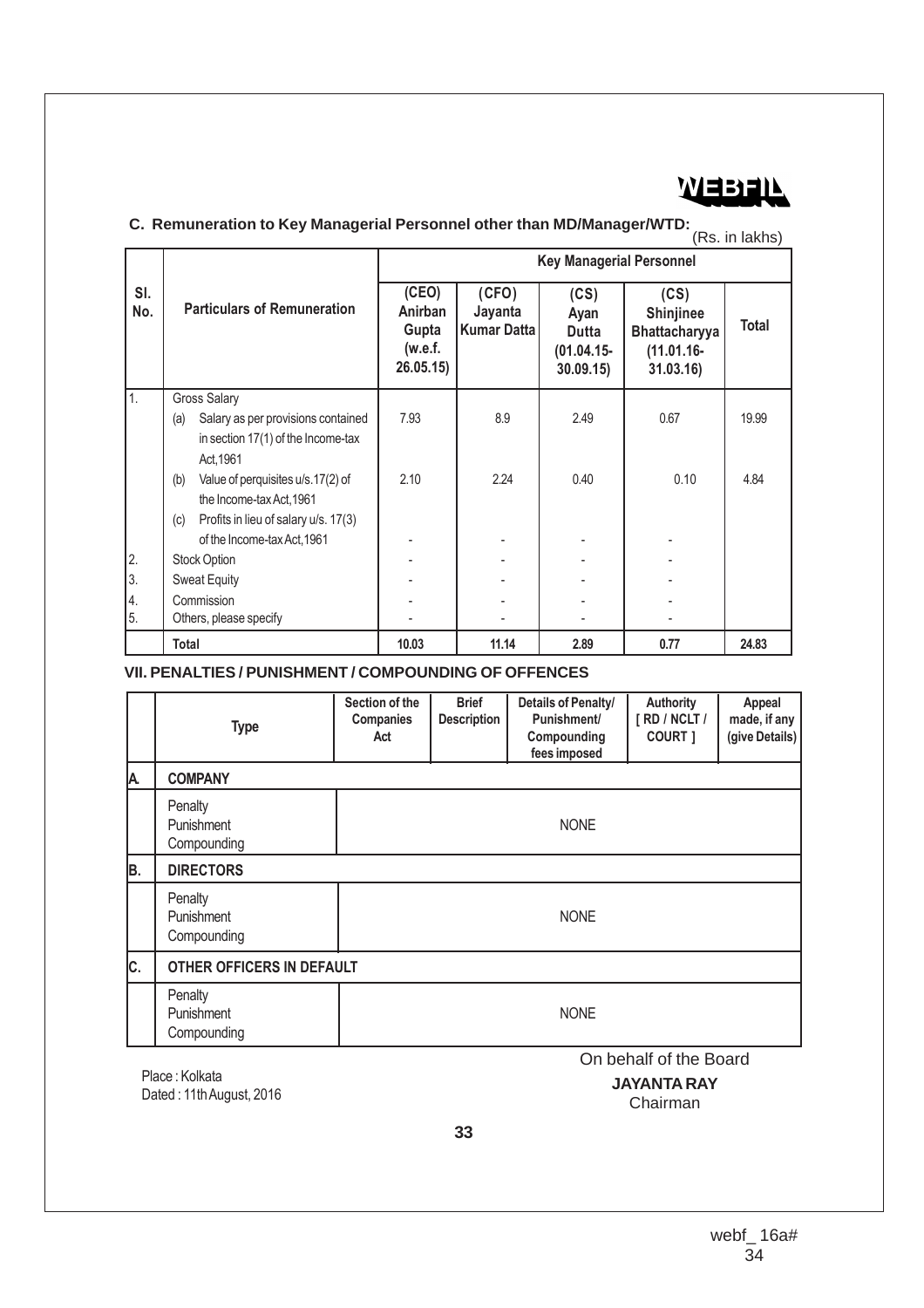WEBFIL

### C. Remuneration to Key Managerial Personnel other than MD/Manager/WTD:

(Rs. in lakhs)

| Sl. No. | Particulars of Remuneration | Key Managerial Personnel | | | | |
|---|---|---|---|---|---|---|
| | | (CEO) Anirban Gupta (w.e.f. 26.05.15) | (CFO) Jayanta Kumar Datta | (CS) Ayan Dutta (01.04.15-30.09.15) | (CS) Shinjinee Bhattacharyya (11.01.16-31.03.16) | Total |
| 1. | Gross Salary | | | | | |
| | (a) Salary as per provisions contained in section 17(1) of the Income-tax Act,1961 | 7.93 | 8.9 | 2.49 | 0.67 | 19.99 |
| | (b) Value of perquisites u/s.17(2) of the Income-tax Act,1961 | 2.10 | 2.24 | 0.40 | 0.10 | 4.84 |
| | (c) Profits in lieu of salary u/s. 17(3) of the Income-tax Act,1961 | - | - | - | - | |
| 2. | Stock Option | - | - | - | - | |
| 3. | Sweat Equity | - | - | - | - | |
| 4. | Commission | - | - | - | - | |
| 5. | Others, please specify | - | - | - | - | |
| | **Total** | **10.03** | **11.14** | **2.89** | **0.77** | **24.83** |

### VII. PENALTIES / PUNISHMENT / COMPOUNDING OF OFFENCES

| | Type | Section of the Companies Act | Brief Description | Details of Penalty/ Punishment/ Compounding fees imposed | Authority [ RD / NCLT / COURT ] | Appeal made, if any (give Details) |
|---|---|---|---|---|---|---|
| A. | **COMPANY** | | | | | |
| | Penalty<br>Punishment<br>Compounding | NONE | | | | |
| B. | **DIRECTORS** | | | | | |
| | Penalty<br>Punishment<br>Compounding | NONE | | | | |
| C. | **OTHER OFFICERS IN DEFAULT** | | | | | |
| | Penalty<br>Punishment<br>Compounding | NONE | | | | |

Place : Kolkata
Dated : 11th August, 2016

On behalf of the Board
**JAYANTA RAY**
Chairman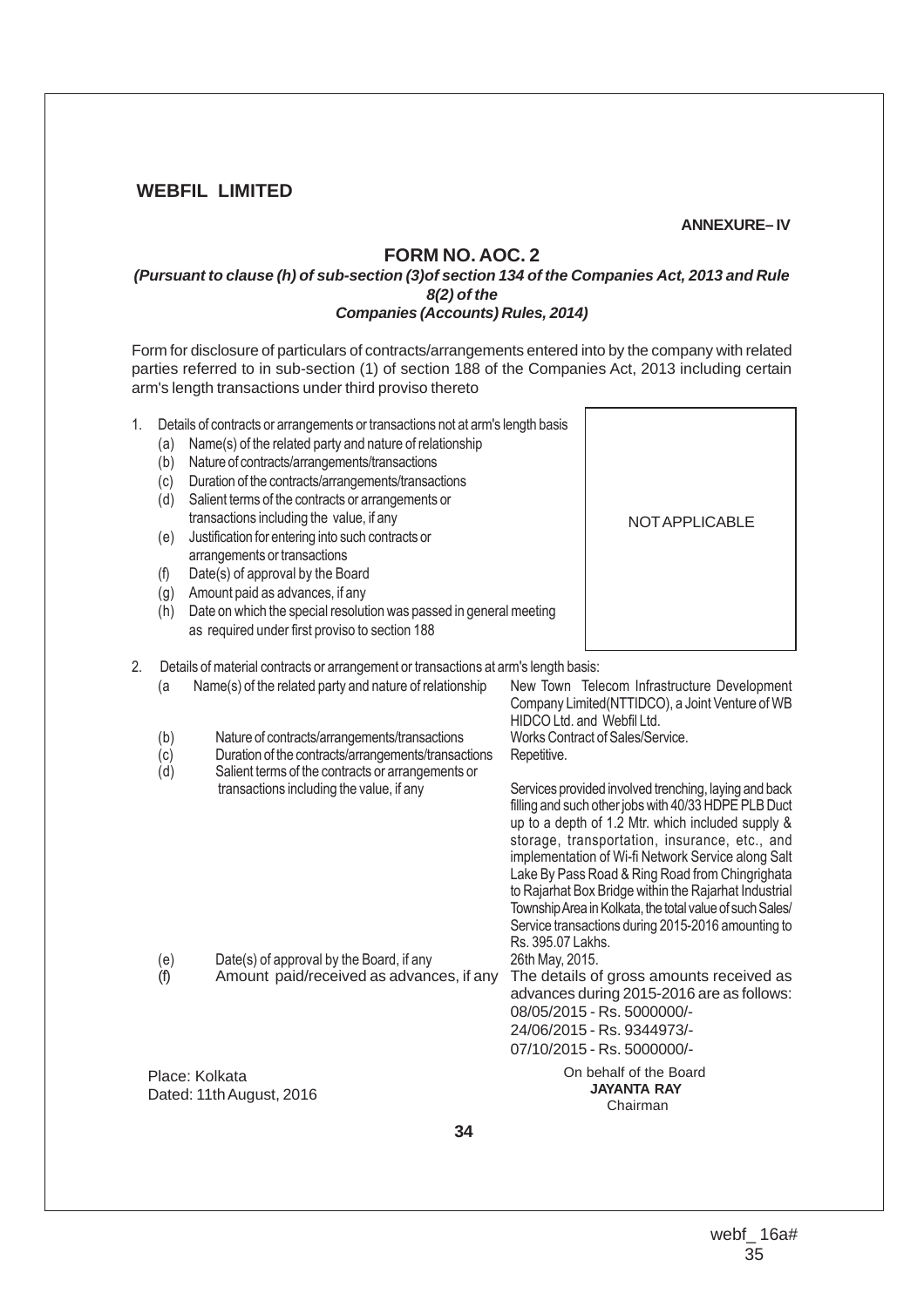**WEBFIL LIMITED**

**ANNEXURE– IV**

## FORM NO. AOC. 2

***(Pursuant to clause (h) of sub-section (3)of section 134 of the Companies Act, 2013 and Rule 8(2) of the Companies (Accounts) Rules, 2014)***

Form for disclosure of particulars of contracts/arrangements entered into by the company with related parties referred to in sub-section (1) of section 188 of the Companies Act, 2013 including certain arm's length transactions under third proviso thereto

1. Details of contracts or arrangements or transactions not at arm's length basis

| | |
|---|---|
| (a) Name(s) of the related party and nature of relationship | NOT APPLICABLE |
| (b) Nature of contracts/arrangements/transactions | |
| (c) Duration of the contracts/arrangements/transactions | |
| (d) Salient terms of the contracts or arrangements or transactions including the value, if any | |
| (e) Justification for entering into such contracts or arrangements or transactions | |
| (f) Date(s) of approval by the Board | |
| (g) Amount paid as advances, if any | |
| (h) Date on which the special resolution was passed in general meeting as required under first proviso to section 188 | |

2. Details of material contracts or arrangement or transactions at arm's length basis:

| | | |
|---|---|---|
| (a | Name(s) of the related party and nature of relationship | New Town Telecom Infrastructure Development Company Limited(NTTIDCO), a Joint Venture of WB HIDCO Ltd. and Webfil Ltd. |
| (b) | Nature of contracts/arrangements/transactions | Works Contract of Sales/Service. |
| (c) | Duration of the contracts/arrangements/transactions | Repetitive. |
| (d) | Salient terms of the contracts or arrangements or transactions including the value, if any | Services provided involved trenching, laying and back filling and such other jobs with 40/33 HDPE PLB Duct up to a depth of 1.2 Mtr. which included supply & storage, transportation, insurance, etc., and implementation of Wi-fi Network Service along Salt Lake By Pass Road & Ring Road from Chingrighata to Rajarhat Box Bridge within the Rajarhat Industrial Township Area in Kolkata, the total value of such Sales/ Service transactions during 2015-2016 amounting to Rs. 395.07 Lakhs. |
| (e) | Date(s) of approval by the Board, if any | 26th May, 2015. |
| (f) | Amount paid/received as advances, if any | The details of gross amounts received as advances during 2015-2016 are as follows:<br>08/05/2015 - Rs. 5000000/-<br>24/06/2015 - Rs. 9344973/-<br>07/10/2015 - Rs. 5000000/- |

Place: Kolkata
Dated: 11th August, 2016

On behalf of the Board
**JAYANTA RAY**
Chairman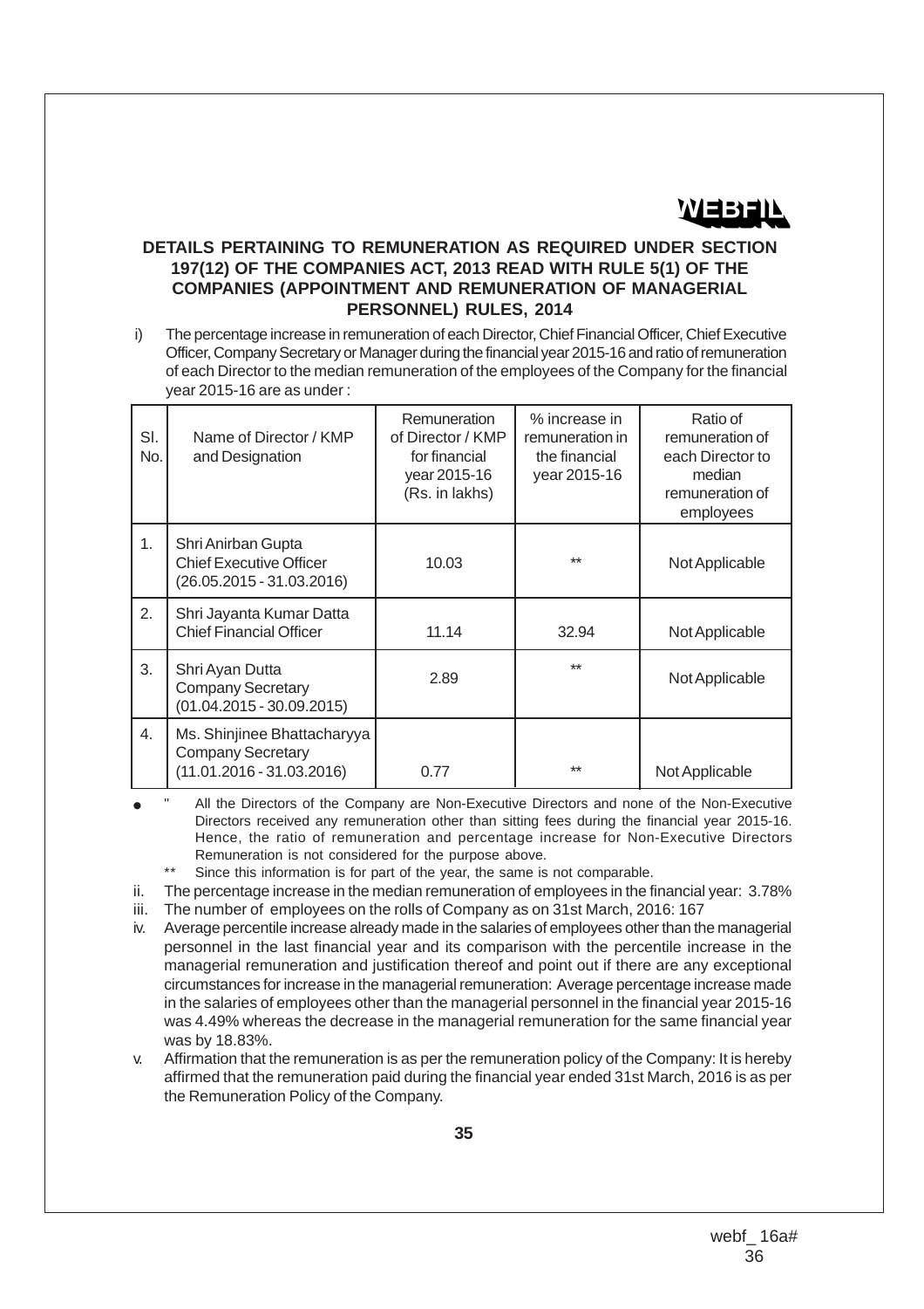## DETAILS PERTAINING TO REMUNERATION AS REQUIRED UNDER SECTION 197(12) OF THE COMPANIES ACT, 2013 READ WITH RULE 5(1) OF THE COMPANIES (APPOINTMENT AND REMUNERATION OF MANAGERIAL PERSONNEL) RULES, 2014

i) The percentage increase in remuneration of each Director, Chief Financial Officer, Chief Executive Officer, Company Secretary or Manager during the financial year 2015-16 and ratio of remuneration of each Director to the median remuneration of the employees of the Company for the financial year 2015-16 are as under :

| Sl. No. | Name of Director / KMP and Designation | Remuneration of Director / KMP for financial year 2015-16 (Rs. in lakhs) | % increase in remuneration in the financial year 2015-16 | Ratio of remuneration of each Director to median remuneration of employees |
|---|---|---|---|---|
| 1. | Shri Anirban Gupta<br>Chief Executive Officer<br>(26.05.2015 - 31.03.2016) | 10.03 | ** | Not Applicable |
| 2. | Shri Jayanta Kumar Datta<br>Chief Financial Officer | 11.14 | 32.94 | Not Applicable |
| 3. | Shri Ayan Dutta<br>Company Secretary<br>(01.04.2015 - 30.09.2015) | 2.89 | ** | Not Applicable |
| 4. | Ms. Shinjinee Bhattacharyya<br>Company Secretary<br>(11.01.2016 - 31.03.2016) | 0.77 | ** | Not Applicable |

- " All the Directors of the Company are Non-Executive Directors and none of the Non-Executive Directors received any remuneration other than sitting fees during the financial year 2015-16. Hence, the ratio of remuneration and percentage increase for Non-Executive Directors Remuneration is not considered for the purpose above.

  ** Since this information is for part of the year, the same is not comparable.

ii. The percentage increase in the median remuneration of employees in the financial year: 3.78%

iii. The number of employees on the rolls of Company as on 31st March, 2016: 167

iv. Average percentile increase already made in the salaries of employees other than the managerial personnel in the last financial year and its comparison with the percentile increase in the managerial remuneration and justification thereof and point out if there are any exceptional circumstances for increase in the managerial remuneration: Average percentage increase made in the salaries of employees other than the managerial personnel in the financial year 2015-16 was 4.49% whereas the decrease in the managerial remuneration for the same financial year was by 18.83%.

v. Affirmation that the remuneration is as per the remuneration policy of the Company: It is hereby affirmed that the remuneration paid during the financial year ended 31st March, 2016 is as per the Remuneration Policy of the Company.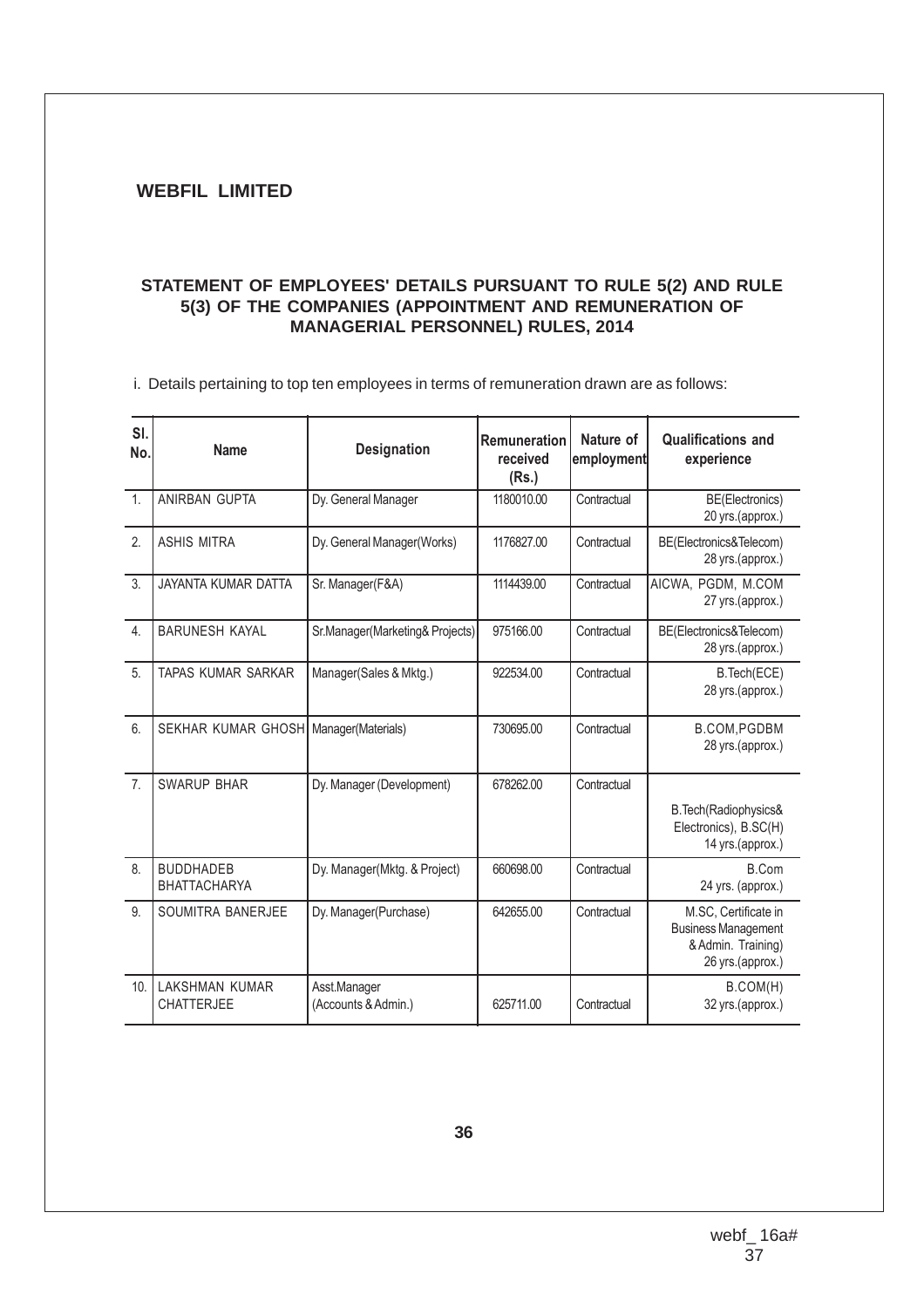**WEBFIL LIMITED**

### STATEMENT OF EMPLOYEES' DETAILS PURSUANT TO RULE 5(2) AND RULE 5(3) OF THE COMPANIES (APPOINTMENT AND REMUNERATION OF MANAGERIAL PERSONNEL) RULES, 2014

i. Details pertaining to top ten employees in terms of remuneration drawn are as follows:

| Sl. No. | Name | Designation | Remuneration received (Rs.) | Nature of employment | Qualifications and experience |
|---|---|---|---|---|---|
| 1. | ANIRBAN GUPTA | Dy. General Manager | 1180010.00 | Contractual | BE(Electronics) 20 yrs.(approx.) |
| 2. | ASHIS MITRA | Dy. General Manager(Works) | 1176827.00 | Contractual | BE(Electronics&Telecom) 28 yrs.(approx.) |
| 3. | JAYANTA KUMAR DATTA | Sr. Manager(F&A) | 1114439.00 | Contractual | AICWA, PGDM, M.COM 27 yrs.(approx.) |
| 4. | BARUNESH KAYAL | Sr.Manager(Marketing& Projects) | 975166.00 | Contractual | BE(Electronics&Telecom) 28 yrs.(approx.) |
| 5. | TAPAS KUMAR SARKAR | Manager(Sales & Mktg.) | 922534.00 | Contractual | B.Tech(ECE) 28 yrs.(approx.) |
| 6. | SEKHAR KUMAR GHOSH | Manager(Materials) | 730695.00 | Contractual | B.COM,PGDBM 28 yrs.(approx.) |
| 7. | SWARUP BHAR | Dy. Manager (Development) | 678262.00 | Contractual | B.Tech(Radiophysics& Electronics), B.SC(H) 14 yrs.(approx.) |
| 8. | BUDDHADEB BHATTACHARYA | Dy. Manager(Mktg. & Project) | 660698.00 | Contractual | B.Com 24 yrs. (approx.) |
| 9. | SOUMITRA BANERJEE | Dy. Manager(Purchase) | 642655.00 | Contractual | M.SC, Certificate in Business Management & Admin. Training) 26 yrs.(approx.) |
| 10. | LAKSHMAN KUMAR CHATTERJEE | Asst.Manager (Accounts & Admin.) | 625711.00 | Contractual | B.COM(H) 32 yrs.(approx.) |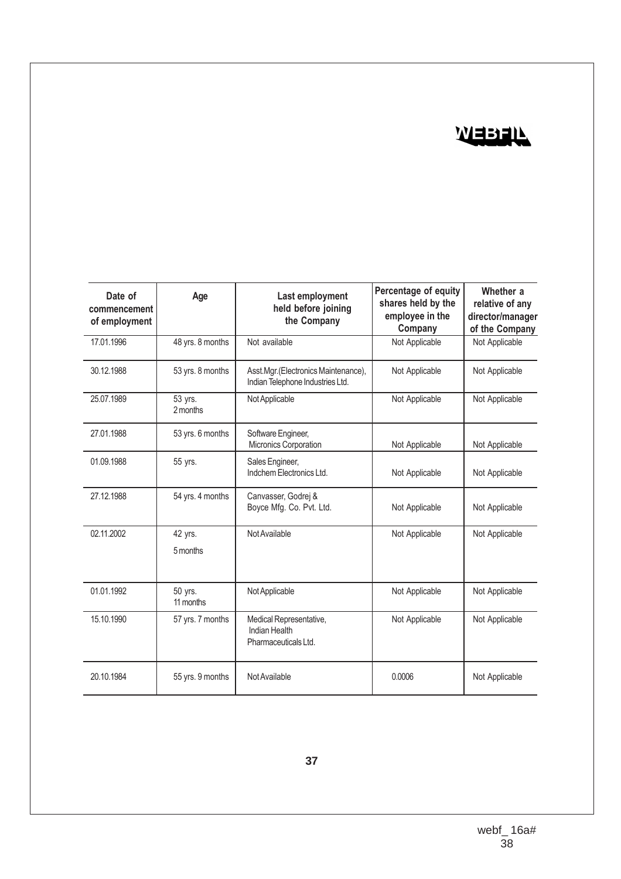| Date of commencement of employment | Age | Last employment held before joining the Company | Percentage of equity shares held by the employee in the Company | Whether a relative of any director/manager of the Company |
|---|---|---|---|---|
| 17.01.1996 | 48 yrs. 8 months | Not available | Not Applicable | Not Applicable |
| 30.12.1988 | 53 yrs. 8 months | Asst.Mgr.(Electronics Maintenance), Indian Telephone Industries Ltd. | Not Applicable | Not Applicable |
| 25.07.1989 | 53 yrs. 2 months | Not Applicable | Not Applicable | Not Applicable |
| 27.01.1988 | 53 yrs. 6 months | Software Engineer, Micronics Corporation | Not Applicable | Not Applicable |
| 01.09.1988 | 55 yrs. | Sales Engineer, Indchem Electronics Ltd. | Not Applicable | Not Applicable |
| 27.12.1988 | 54 yrs. 4 months | Canvasser, Godrej & Boyce Mfg. Co. Pvt. Ltd. | Not Applicable | Not Applicable |
| 02.11.2002 | 42 yrs. 5 months | Not Available | Not Applicable | Not Applicable |
| 01.01.1992 | 50 yrs. 11 months | Not Applicable | Not Applicable | Not Applicable |
| 15.10.1990 | 57 yrs. 7 months | Medical Representative, Indian Health Pharmaceuticals Ltd. | Not Applicable | Not Applicable |
| 20.10.1984 | 55 yrs. 9 months | Not Available | 0.0006 | Not Applicable |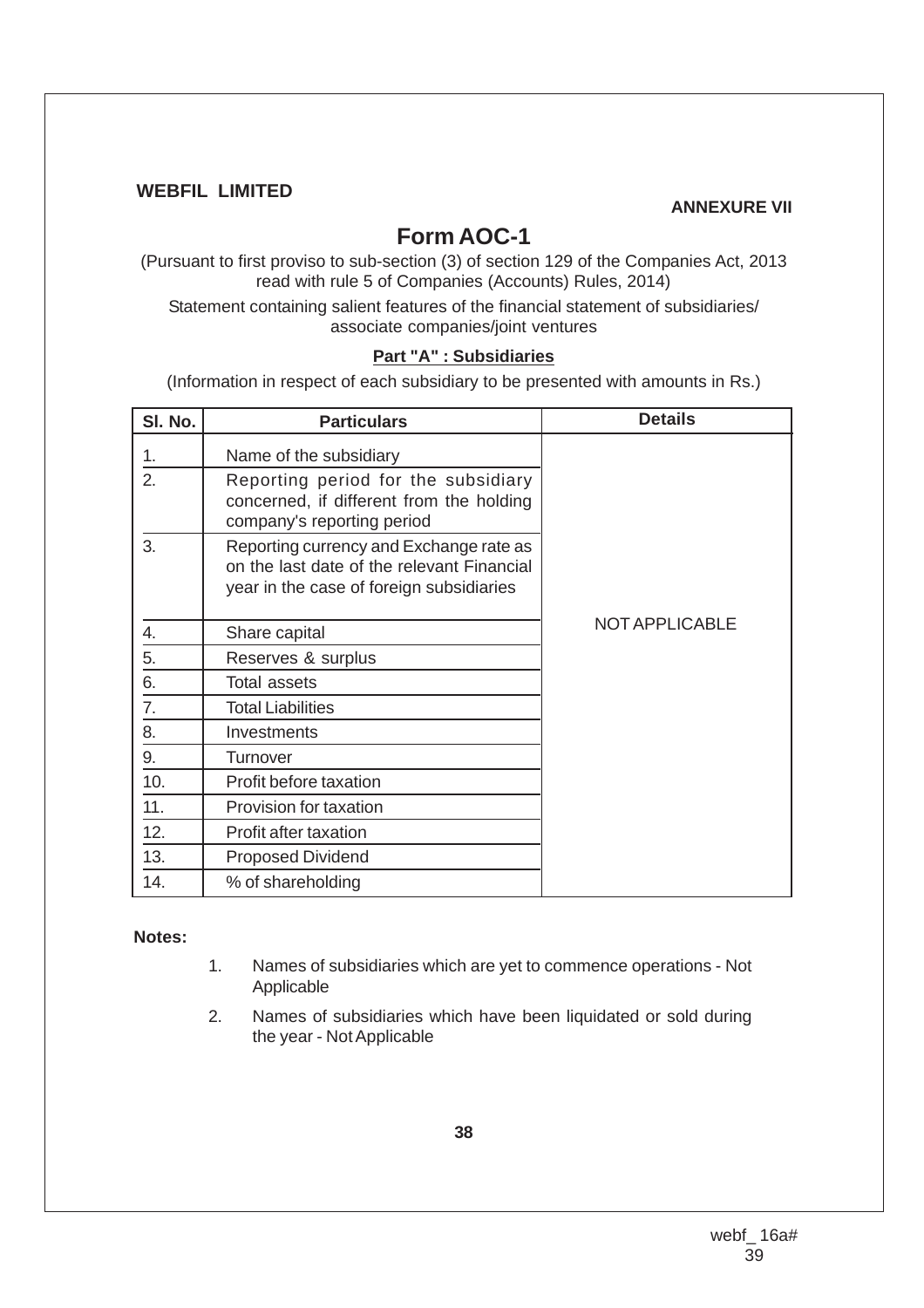**WEBFIL LIMITED**

**ANNEXURE VII**

# Form AOC-1

(Pursuant to first proviso to sub-section (3) of section 129 of the Companies Act, 2013 read with rule 5 of Companies (Accounts) Rules, 2014)

Statement containing salient features of the financial statement of subsidiaries/ associate companies/joint ventures

## Part "A" : Subsidiaries

(Information in respect of each subsidiary to be presented with amounts in Rs.)

| Sl. No. | Particulars | Details |
|---|---|---|
| 1. | Name of the subsidiary | NOT APPLICABLE |
| 2. | Reporting period for the subsidiary concerned, if different from the holding company's reporting period | |
| 3. | Reporting currency and Exchange rate as on the last date of the relevant Financial year in the case of foreign subsidiaries | |
| 4. | Share capital | |
| 5. | Reserves & surplus | |
| 6. | Total assets | |
| 7. | Total Liabilities | |
| 8. | Investments | |
| 9. | Turnover | |
| 10. | Profit before taxation | |
| 11. | Provision for taxation | |
| 12. | Profit after taxation | |
| 13. | Proposed Dividend | |
| 14. | % of shareholding | |

**Notes:**

1. Names of subsidiaries which are yet to commence operations - Not Applicable
2. Names of subsidiaries which have been liquidated or sold during the year - Not Applicable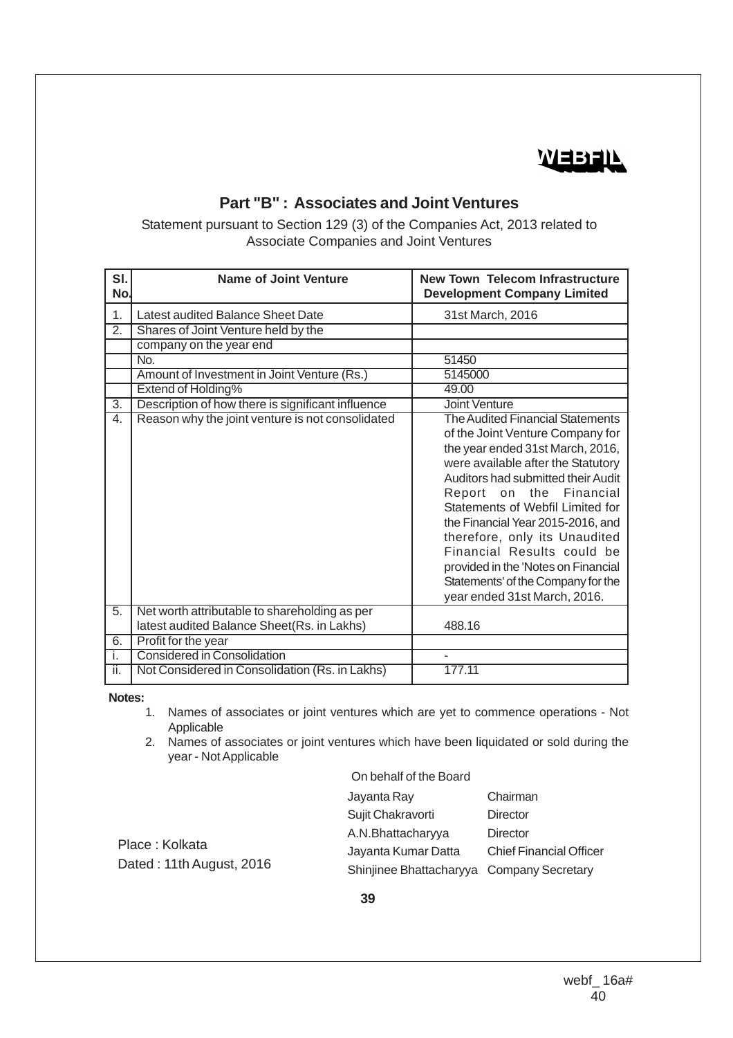WEBFIL

## Part "B" : Associates and Joint Ventures

Statement pursuant to Section 129 (3) of the Companies Act, 2013 related to Associate Companies and Joint Ventures

| Sl. No. | Name of Joint Venture | New Town Telecom Infrastructure Development Company Limited |
|---|---|---|
| 1. | Latest audited Balance Sheet Date | 31st March, 2016 |
| 2. | Shares of Joint Venture held by the company on the year end | |
| | No. | 51450 |
| | Amount of Investment in Joint Venture (Rs.) | 5145000 |
| | Extend of Holding% | 49.00 |
| 3. | Description of how there is significant influence | Joint Venture |
| 4. | Reason why the joint venture is not consolidated | The Audited Financial Statements of the Joint Venture Company for the year ended 31st March, 2016, were available after the Statutory Auditors had submitted their Audit Report on the Financial Statements of Webfil Limited for the Financial Year 2015-2016, and therefore, only its Unaudited Financial Results could be provided in the 'Notes on Financial Statements' of the Company for the year ended 31st March, 2016. |
| 5. | Net worth attributable to shareholding as per latest audited Balance Sheet(Rs. in Lakhs) | 488.16 |
| 6. | Profit for the year | |
| i. | Considered in Consolidation | - |
| ii. | Not Considered in Consolidation (Rs. in Lakhs) | 177.11 |

**Notes:**

1. Names of associates or joint ventures which are yet to commence operations - Not Applicable
2. Names of associates or joint ventures which have been liquidated or sold during the year - Not Applicable

On behalf of the Board

| | |
|---|---|
| Jayanta Ray | Chairman |
| Sujit Chakravorti | Director |
| A.N.Bhattacharyya | Director |
| Jayanta Kumar Datta | Chief Financial Officer |
| Shinjinee Bhattacharyya | Company Secretary |

Place : Kolkata
Dated : 11th August, 2016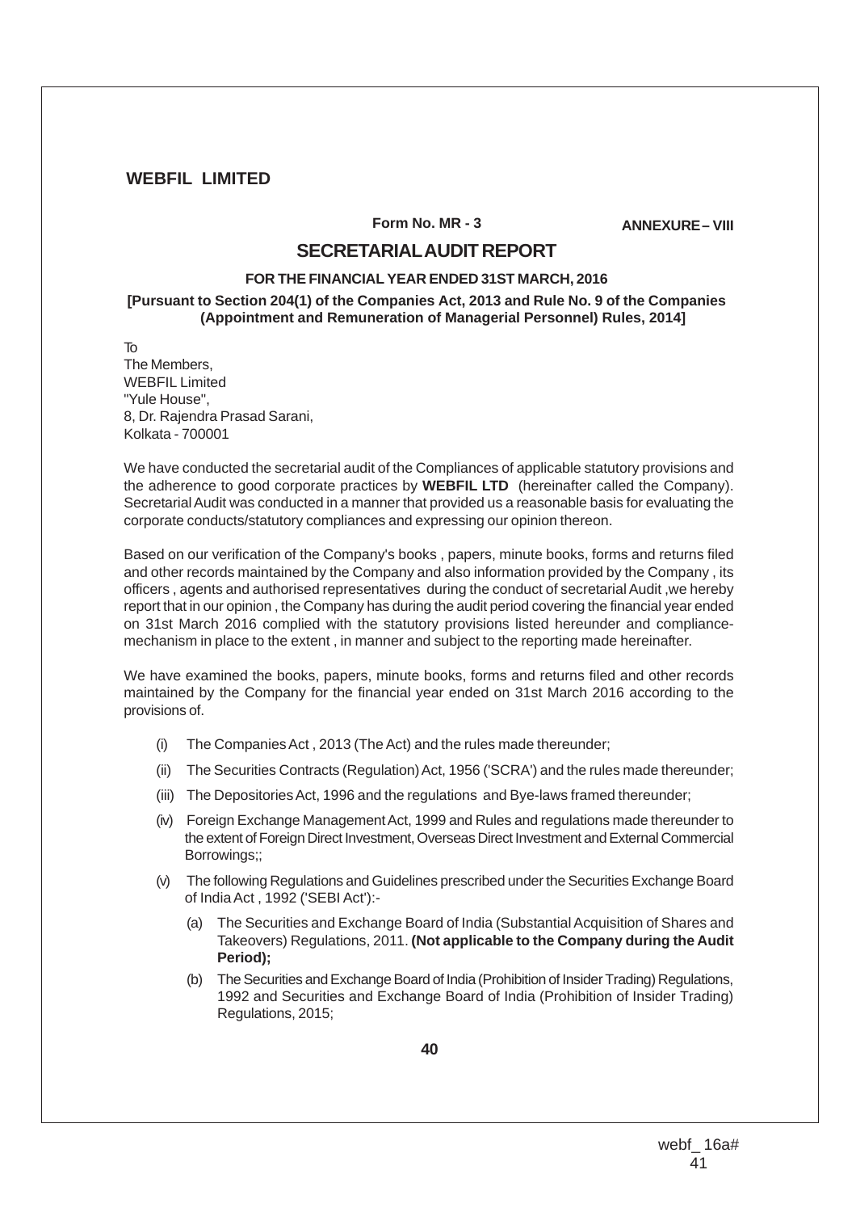**WEBFIL LIMITED**

**Form No. MR - 3** **ANNEXURE – VIII**

## SECRETARIAL AUDIT REPORT

**FOR THE FINANCIAL YEAR ENDED 31ST MARCH, 2016**

**[Pursuant to Section 204(1) of the Companies Act, 2013 and Rule No. 9 of the Companies (Appointment and Remuneration of Managerial Personnel) Rules, 2014]**

To
The Members,
WEBFIL Limited
"Yule House",
8, Dr. Rajendra Prasad Sarani,
Kolkata - 700001

We have conducted the secretarial audit of the Compliances of applicable statutory provisions and the adherence to good corporate practices by **WEBFIL LTD** (hereinafter called the Company). Secretarial Audit was conducted in a manner that provided us a reasonable basis for evaluating the corporate conducts/statutory compliances and expressing our opinion thereon.

Based on our verification of the Company's books , papers, minute books, forms and returns filed and other records maintained by the Company and also information provided by the Company , its officers , agents and authorised representatives during the conduct of secretarial Audit ,we hereby report that in our opinion , the Company has during the audit period covering the financial year ended on 31st March 2016 complied with the statutory provisions listed hereunder and compliance-mechanism in place to the extent , in manner and subject to the reporting made hereinafter.

We have examined the books, papers, minute books, forms and returns filed and other records maintained by the Company for the financial year ended on 31st March 2016 according to the provisions of.

(i) The Companies Act , 2013 (The Act) and the rules made thereunder;

(ii) The Securities Contracts (Regulation) Act, 1956 ('SCRA') and the rules made thereunder;

(iii) The Depositories Act, 1996 and the regulations and Bye-laws framed thereunder;

(iv) Foreign Exchange Management Act, 1999 and Rules and regulations made thereunder to the extent of Foreign Direct Investment, Overseas Direct Investment and External Commercial Borrowings;;

(v) The following Regulations and Guidelines prescribed under the Securities Exchange Board of India Act , 1992 ('SEBI Act'):-

(a) The Securities and Exchange Board of India (Substantial Acquisition of Shares and Takeovers) Regulations, 2011. **(Not applicable to the Company during the Audit Period);**

(b) The Securities and Exchange Board of India (Prohibition of Insider Trading) Regulations, 1992 and Securities and Exchange Board of India (Prohibition of Insider Trading) Regulations, 2015;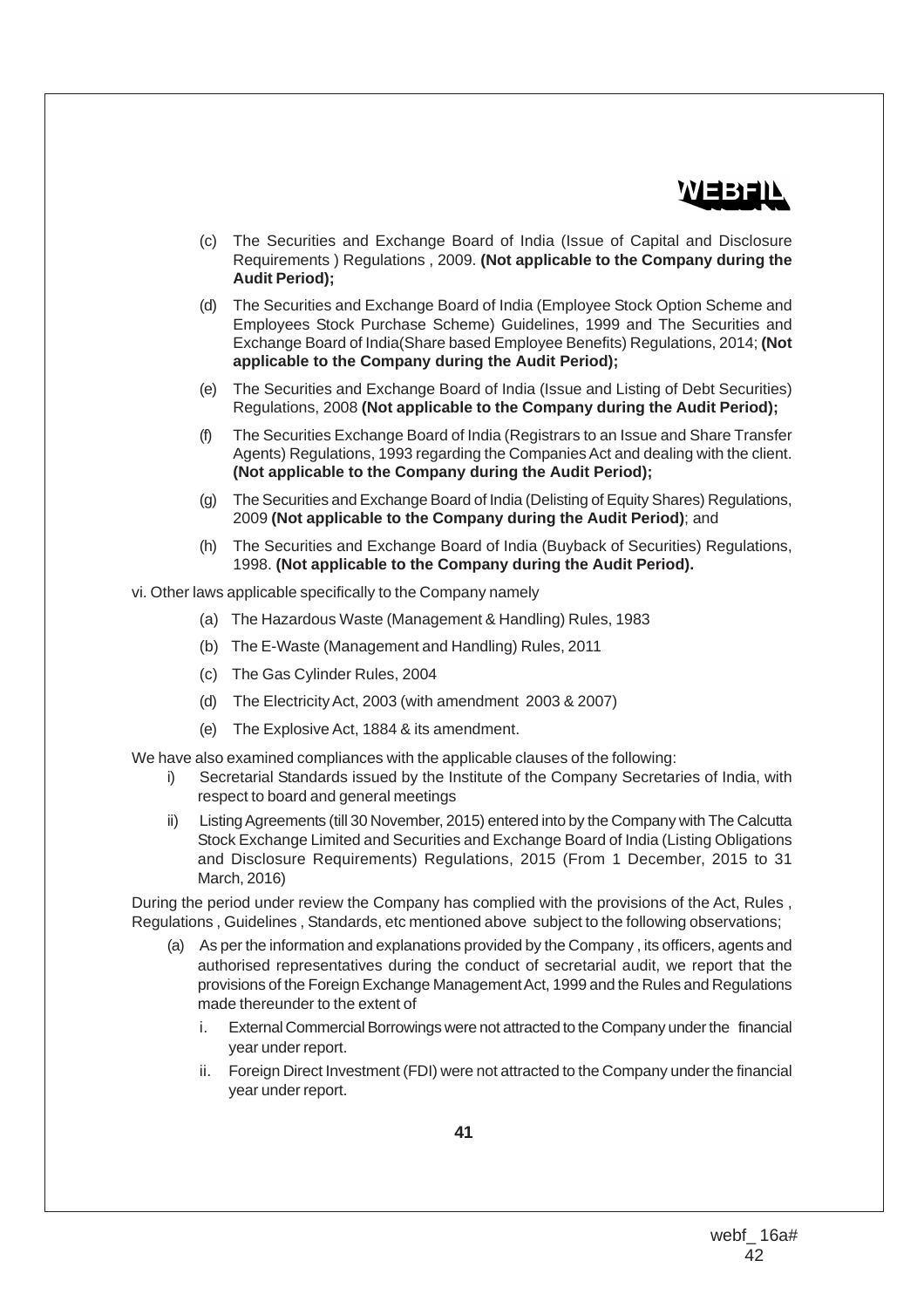(c) The Securities and Exchange Board of India (Issue of Capital and Disclosure Requirements ) Regulations , 2009. **(Not applicable to the Company during the Audit Period);**

(d) The Securities and Exchange Board of India (Employee Stock Option Scheme and Employees Stock Purchase Scheme) Guidelines, 1999 and The Securities and Exchange Board of India(Share based Employee Benefits) Regulations, 2014; **(Not applicable to the Company during the Audit Period);**

(e) The Securities and Exchange Board of India (Issue and Listing of Debt Securities) Regulations, 2008 **(Not applicable to the Company during the Audit Period);**

(f) The Securities Exchange Board of India (Registrars to an Issue and Share Transfer Agents) Regulations, 1993 regarding the Companies Act and dealing with the client. **(Not applicable to the Company during the Audit Period);**

(g) The Securities and Exchange Board of India (Delisting of Equity Shares) Regulations, 2009 **(Not applicable to the Company during the Audit Period)**; and

(h) The Securities and Exchange Board of India (Buyback of Securities) Regulations, 1998. **(Not applicable to the Company during the Audit Period).**

vi. Other laws applicable specifically to the Company namely

(a) The Hazardous Waste (Management & Handling) Rules, 1983

(b) The E-Waste (Management and Handling) Rules, 2011

(c) The Gas Cylinder Rules, 2004

(d) The Electricity Act, 2003 (with amendment 2003 & 2007)

(e) The Explosive Act, 1884 & its amendment.

We have also examined compliances with the applicable clauses of the following:

i) Secretarial Standards issued by the Institute of the Company Secretaries of India, with respect to board and general meetings

ii) Listing Agreements (till 30 November, 2015) entered into by the Company with The Calcutta Stock Exchange Limited and Securities and Exchange Board of India (Listing Obligations and Disclosure Requirements) Regulations, 2015 (From 1 December, 2015 to 31 March, 2016)

During the period under review the Company has complied with the provisions of the Act, Rules , Regulations , Guidelines , Standards, etc mentioned above subject to the following observations;

(a) As per the information and explanations provided by the Company , its officers, agents and authorised representatives during the conduct of secretarial audit, we report that the provisions of the Foreign Exchange Management Act, 1999 and the Rules and Regulations made thereunder to the extent of

i. External Commercial Borrowings were not attracted to the Company under the financial year under report.

ii. Foreign Direct Investment (FDI) were not attracted to the Company under the financial year under report.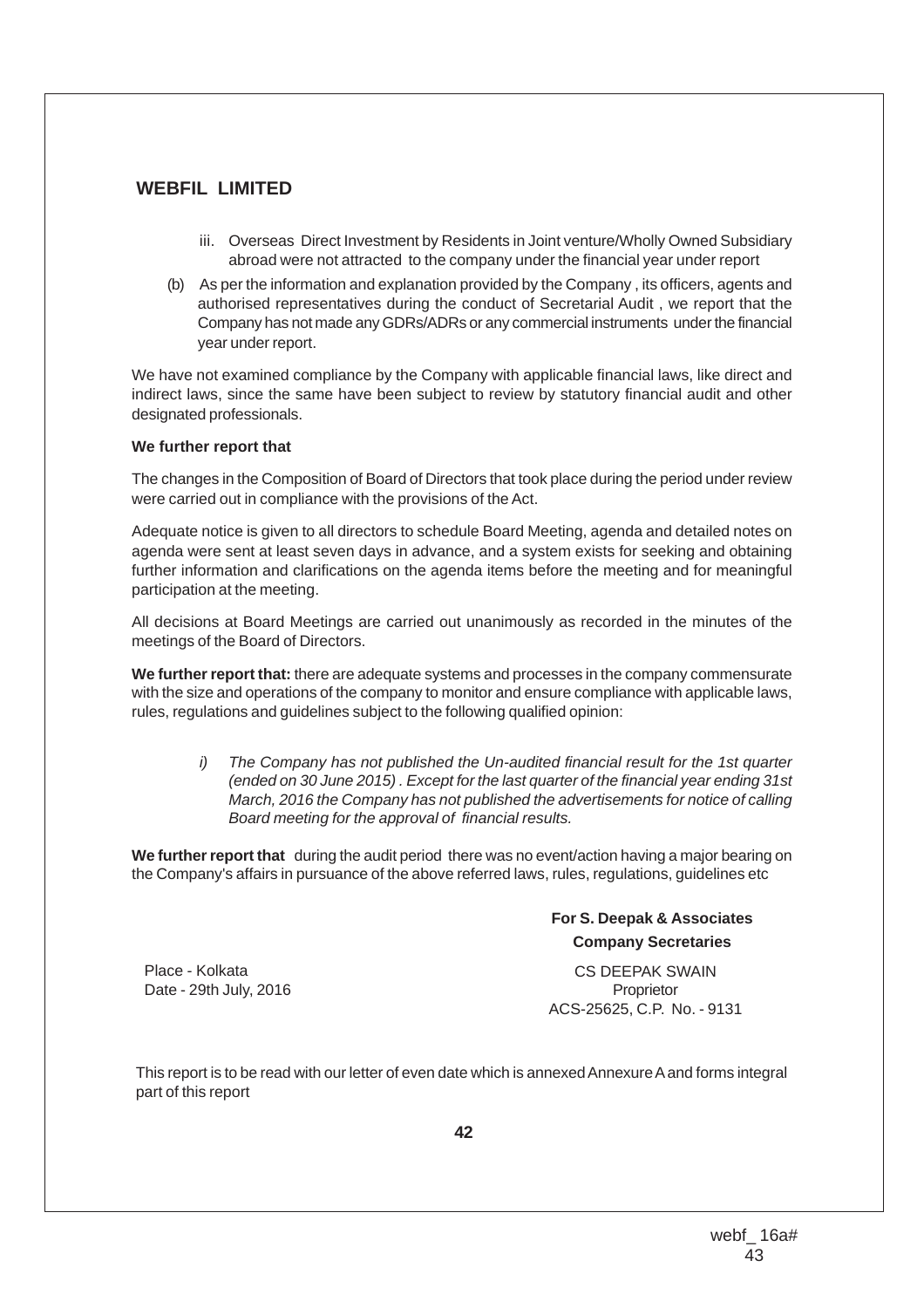iii. Overseas Direct Investment by Residents in Joint venture/Wholly Owned Subsidiary abroad were not attracted to the company under the financial year under report

(b) As per the information and explanation provided by the Company , its officers, agents and authorised representatives during the conduct of Secretarial Audit , we report that the Company has not made any GDRs/ADRs or any commercial instruments under the financial year under report.

We have not examined compliance by the Company with applicable financial laws, like direct and indirect laws, since the same have been subject to review by statutory financial audit and other designated professionals.

**We further report that**

The changes in the Composition of Board of Directors that took place during the period under review were carried out in compliance with the provisions of the Act.

Adequate notice is given to all directors to schedule Board Meeting, agenda and detailed notes on agenda were sent at least seven days in advance, and a system exists for seeking and obtaining further information and clarifications on the agenda items before the meeting and for meaningful participation at the meeting.

All decisions at Board Meetings are carried out unanimously as recorded in the minutes of the meetings of the Board of Directors.

**We further report that:** there are adequate systems and processes in the company commensurate with the size and operations of the company to monitor and ensure compliance with applicable laws, rules, regulations and guidelines subject to the following qualified opinion:

*i) The Company has not published the Un-audited financial result for the 1st quarter (ended on 30 June 2015) . Except for the last quarter of the financial year ending 31st March, 2016 the Company has not published the advertisements for notice of calling Board meeting for the approval of financial results.*

**We further report that** during the audit period there was no event/action having a major bearing on the Company's affairs in pursuance of the above referred laws, rules, regulations, guidelines etc

**For S. Deepak & Associates**
**Company Secretaries**

Place - Kolkata
Date - 29th July, 2016

CS DEEPAK SWAIN
Proprietor
ACS-25625, C.P. No. - 9131

This report is to be read with our letter of even date which is annexed Annexure A and forms integral part of this report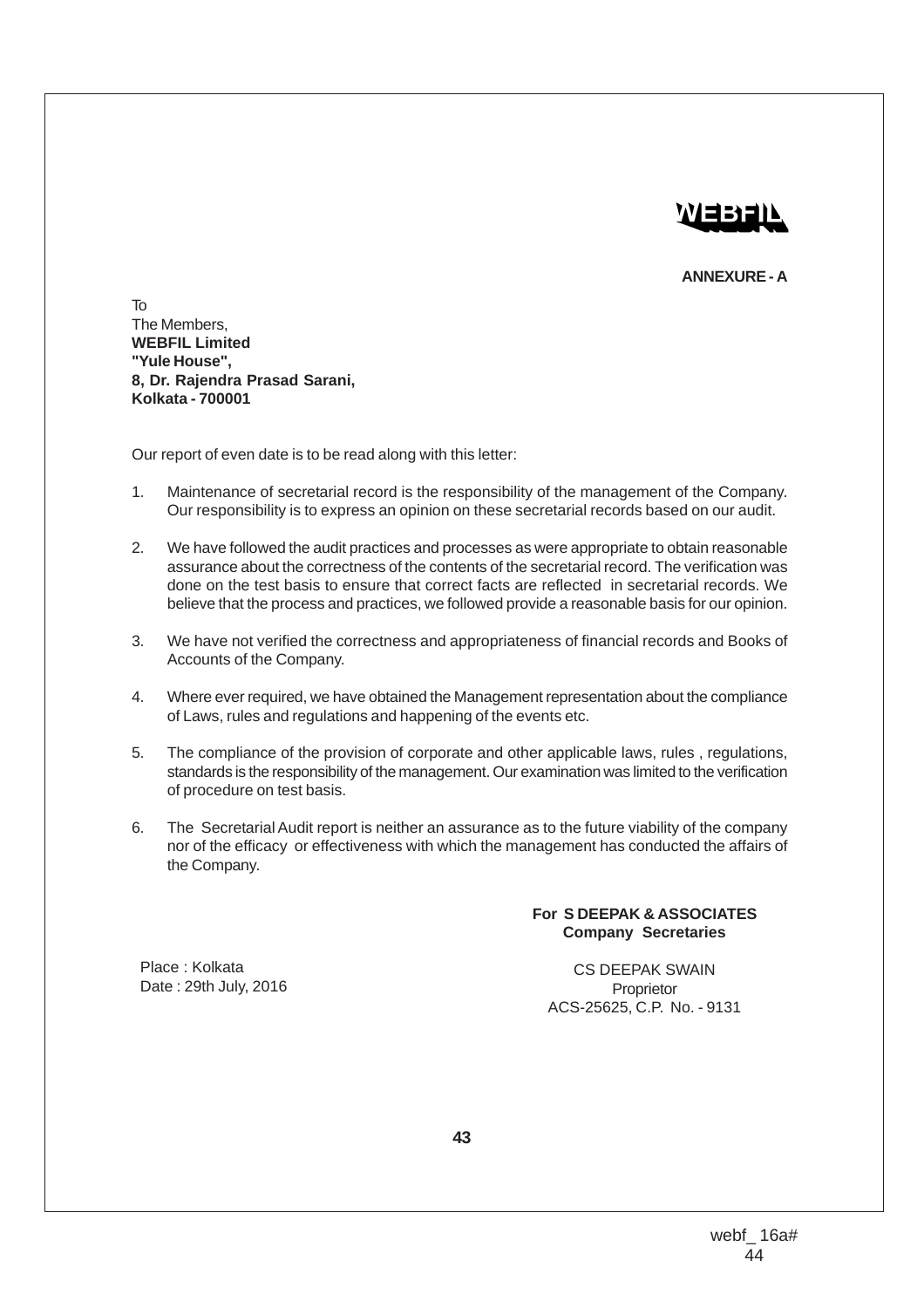WEBFIL

**ANNEXURE - A**

To
The Members,
**WEBFIL Limited**
**"Yule House",**
**8, Dr. Rajendra Prasad Sarani,**
**Kolkata - 700001**

Our report of even date is to be read along with this letter:

1. Maintenance of secretarial record is the responsibility of the management of the Company. Our responsibility is to express an opinion on these secretarial records based on our audit.

2. We have followed the audit practices and processes as were appropriate to obtain reasonable assurance about the correctness of the contents of the secretarial record. The verification was done on the test basis to ensure that correct facts are reflected in secretarial records. We believe that the process and practices, we followed provide a reasonable basis for our opinion.

3. We have not verified the correctness and appropriateness of financial records and Books of Accounts of the Company.

4. Where ever required, we have obtained the Management representation about the compliance of Laws, rules and regulations and happening of the events etc.

5. The compliance of the provision of corporate and other applicable laws, rules , regulations, standards is the responsibility of the management. Our examination was limited to the verification of procedure on test basis.

6. The Secretarial Audit report is neither an assurance as to the future viability of the company nor of the efficacy or effectiveness with which the management has conducted the affairs of the Company.

**For S DEEPAK & ASSOCIATES**
**Company Secretaries**

Place : Kolkata
Date : 29th July, 2016

CS DEEPAK SWAIN
Proprietor
ACS-25625, C.P. No. - 9131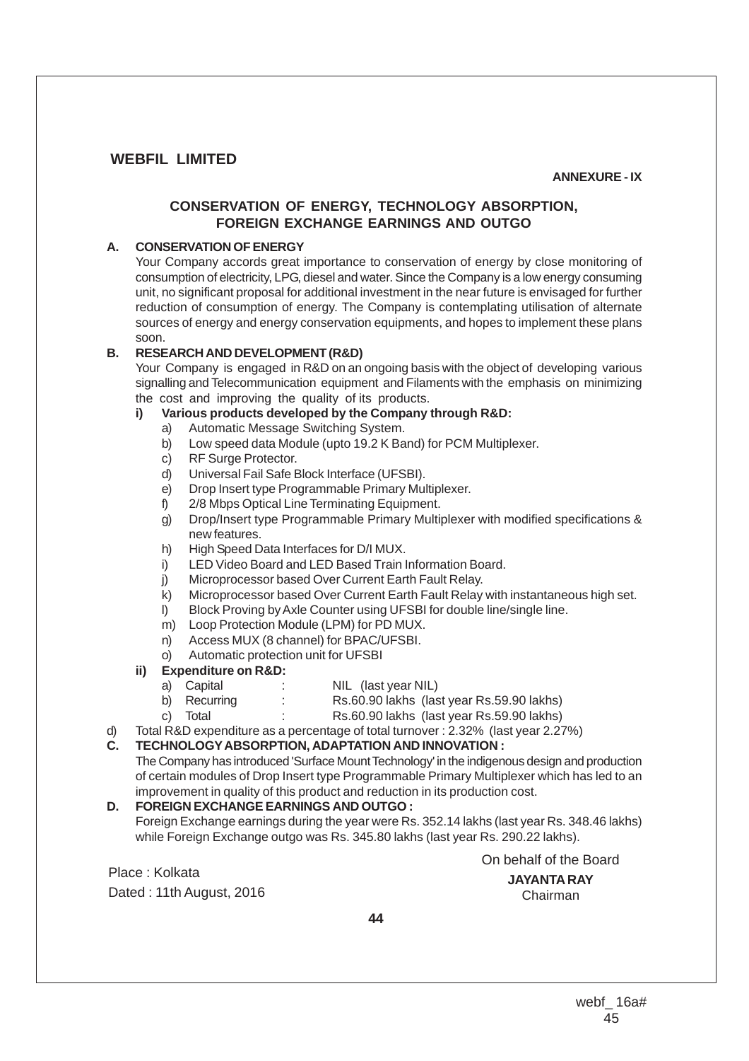## WEBFIL LIMITED

**ANNEXURE - IX**

## CONSERVATION OF ENERGY, TECHNOLOGY ABSORPTION, FOREIGN EXCHANGE EARNINGS AND OUTGO

**A. CONSERVATION OF ENERGY**

Your Company accords great importance to conservation of energy by close monitoring of consumption of electricity, LPG, diesel and water. Since the Company is a low energy consuming unit, no significant proposal for additional investment in the near future is envisaged for further reduction of consumption of energy. The Company is contemplating utilisation of alternate sources of energy and energy conservation equipments, and hopes to implement these plans soon.

**B. RESEARCH AND DEVELOPMENT (R&D)**

Your Company is engaged in R&D on an ongoing basis with the object of developing various signalling and Telecommunication equipment and Filaments with the emphasis on minimizing the cost and improving the quality of its products.

**i) Various products developed by the Company through R&D:**

a) Automatic Message Switching System.
b) Low speed data Module (upto 19.2 K Band) for PCM Multiplexer.
c) RF Surge Protector.
d) Universal Fail Safe Block Interface (UFSBI).
e) Drop Insert type Programmable Primary Multiplexer.
f) 2/8 Mbps Optical Line Terminating Equipment.
g) Drop/Insert type Programmable Primary Multiplexer with modified specifications & new features.
h) High Speed Data Interfaces for D/I MUX.
i) LED Video Board and LED Based Train Information Board.
j) Microprocessor based Over Current Earth Fault Relay.
k) Microprocessor based Over Current Earth Fault Relay with instantaneous high set.
l) Block Proving by Axle Counter using UFSBI for double line/single line.
m) Loop Protection Module (LPM) for PD MUX.
n) Access MUX (8 channel) for BPAC/UFSBI.
o) Automatic protection unit for UFSBI

**ii) Expenditure on R&D:**

a) Capital : NIL (last year NIL)
b) Recurring : Rs.60.90 lakhs (last year Rs.59.90 lakhs)
c) Total : Rs.60.90 lakhs (last year Rs.59.90 lakhs)

d) Total R&D expenditure as a percentage of total turnover : 2.32% (last year 2.27%)

**C. TECHNOLOGY ABSORPTION, ADAPTATION AND INNOVATION :**

The Company has introduced 'Surface Mount Technology' in the indigenous design and production of certain modules of Drop Insert type Programmable Primary Multiplexer which has led to an improvement in quality of this product and reduction in its production cost.

**D. FOREIGN EXCHANGE EARNINGS AND OUTGO :**

Foreign Exchange earnings during the year were Rs. 352.14 lakhs (last year Rs. 348.46 lakhs) while Foreign Exchange outgo was Rs. 345.80 lakhs (last year Rs. 290.22 lakhs).

Place : Kolkata
Dated : 11th August, 2016

On behalf of the Board
**JAYANTA RAY**
Chairman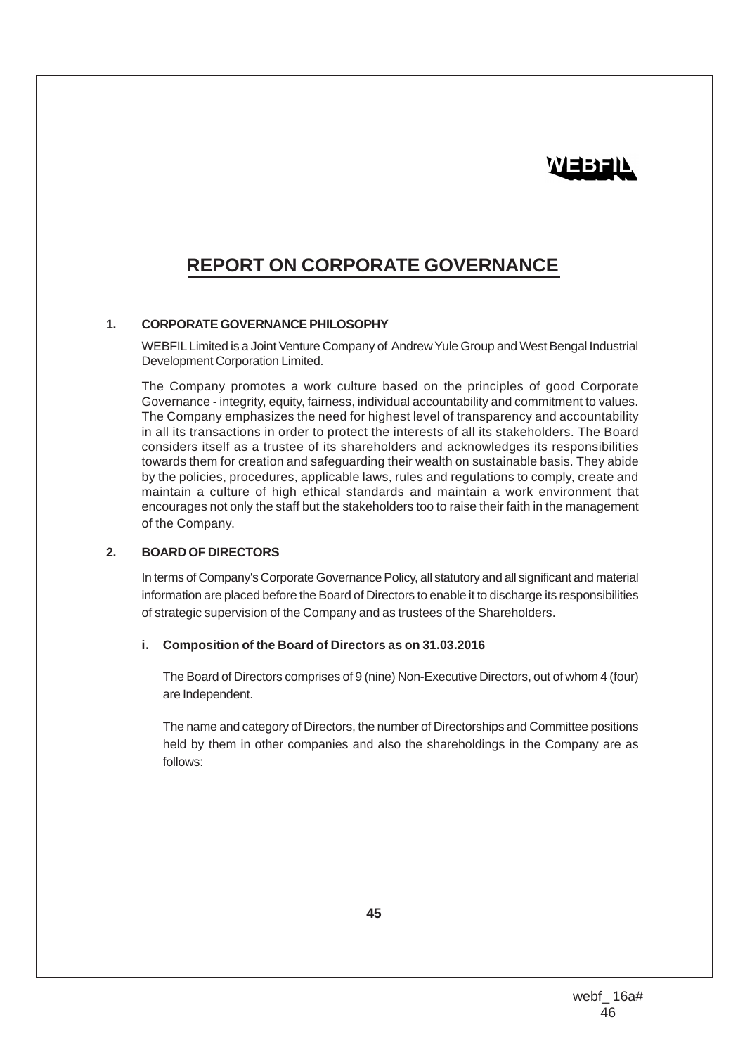# REPORT ON CORPORATE GOVERNANCE

## 1. CORPORATE GOVERNANCE PHILOSOPHY

WEBFIL Limited is a Joint Venture Company of Andrew Yule Group and West Bengal Industrial Development Corporation Limited.

The Company promotes a work culture based on the principles of good Corporate Governance - integrity, equity, fairness, individual accountability and commitment to values. The Company emphasizes the need for highest level of transparency and accountability in all its transactions in order to protect the interests of all its stakeholders. The Board considers itself as a trustee of its shareholders and acknowledges its responsibilities towards them for creation and safeguarding their wealth on sustainable basis. They abide by the policies, procedures, applicable laws, rules and regulations to comply, create and maintain a culture of high ethical standards and maintain a work environment that encourages not only the staff but the stakeholders too to raise their faith in the management of the Company.

## 2. BOARD OF DIRECTORS

In terms of Company's Corporate Governance Policy, all statutory and all significant and material information are placed before the Board of Directors to enable it to discharge its responsibilities of strategic supervision of the Company and as trustees of the Shareholders.

### i. Composition of the Board of Directors as on 31.03.2016

The Board of Directors comprises of 9 (nine) Non-Executive Directors, out of whom 4 (four) are Independent.

The name and category of Directors, the number of Directorships and Committee positions held by them in other companies and also the shareholdings in the Company are as follows: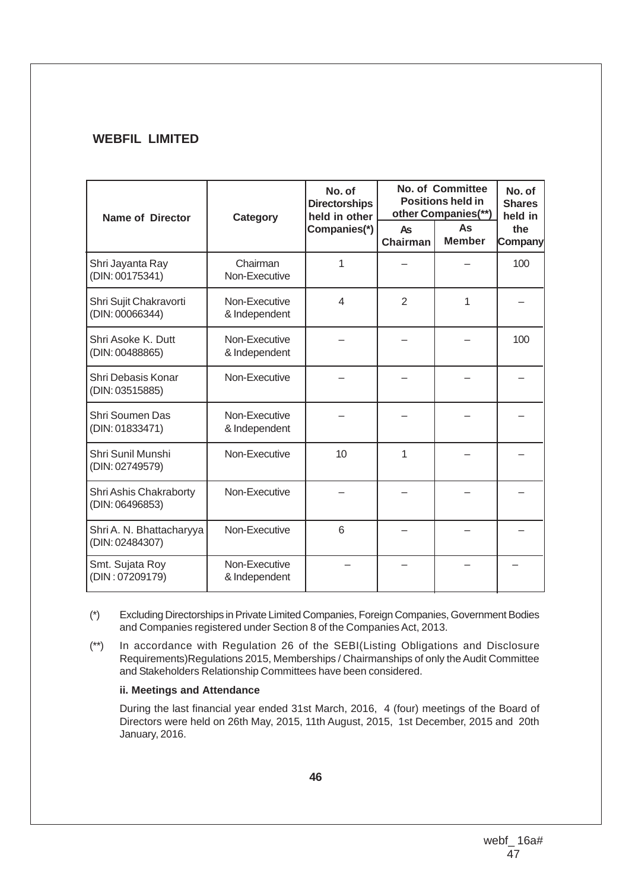## WEBFIL LIMITED

| Name of Director | Category | No. of Directorships held in other Companies(*) | No. of Committee Positions held in other Companies(**) | | No. of Shares held in the Company |
|---|---|---|---|---|---|
| | | | As Chairman | As Member | |
| Shri Jayanta Ray (DIN: 00175341) | Chairman Non-Executive | 1 | – | – | 100 |
| Shri Sujit Chakravorti (DIN: 00066344) | Non-Executive & Independent | 4 | 2 | 1 | – |
| Shri Asoke K. Dutt (DIN: 00488865) | Non-Executive & Independent | – | – | – | 100 |
| Shri Debasis Konar (DIN: 03515885) | Non-Executive | – | – | – | – |
| Shri Soumen Das (DIN: 01833471) | Non-Executive & Independent | – | – | – | – |
| Shri Sunil Munshi (DIN: 02749579) | Non-Executive | 10 | 1 | – | – |
| Shri Ashis Chakraborty (DIN: 06496853) | Non-Executive | – | – | – | – |
| Shri A. N. Bhattacharyya (DIN: 02484307) | Non-Executive | 6 | – | – | – |
| Smt. Sujata Roy (DIN : 07209179) | Non-Executive & Independent | – | – | – | – |

(*) Excluding Directorships in Private Limited Companies, Foreign Companies, Government Bodies and Companies registered under Section 8 of the Companies Act, 2013.

(**) In accordance with Regulation 26 of the SEBI(Listing Obligations and Disclosure Requirements)Regulations 2015, Memberships / Chairmanships of only the Audit Committee and Stakeholders Relationship Committees have been considered.

**ii. Meetings and Attendance**

During the last financial year ended 31st March, 2016, 4 (four) meetings of the Board of Directors were held on 26th May, 2015, 11th August, 2015, 1st December, 2015 and 20th January, 2016.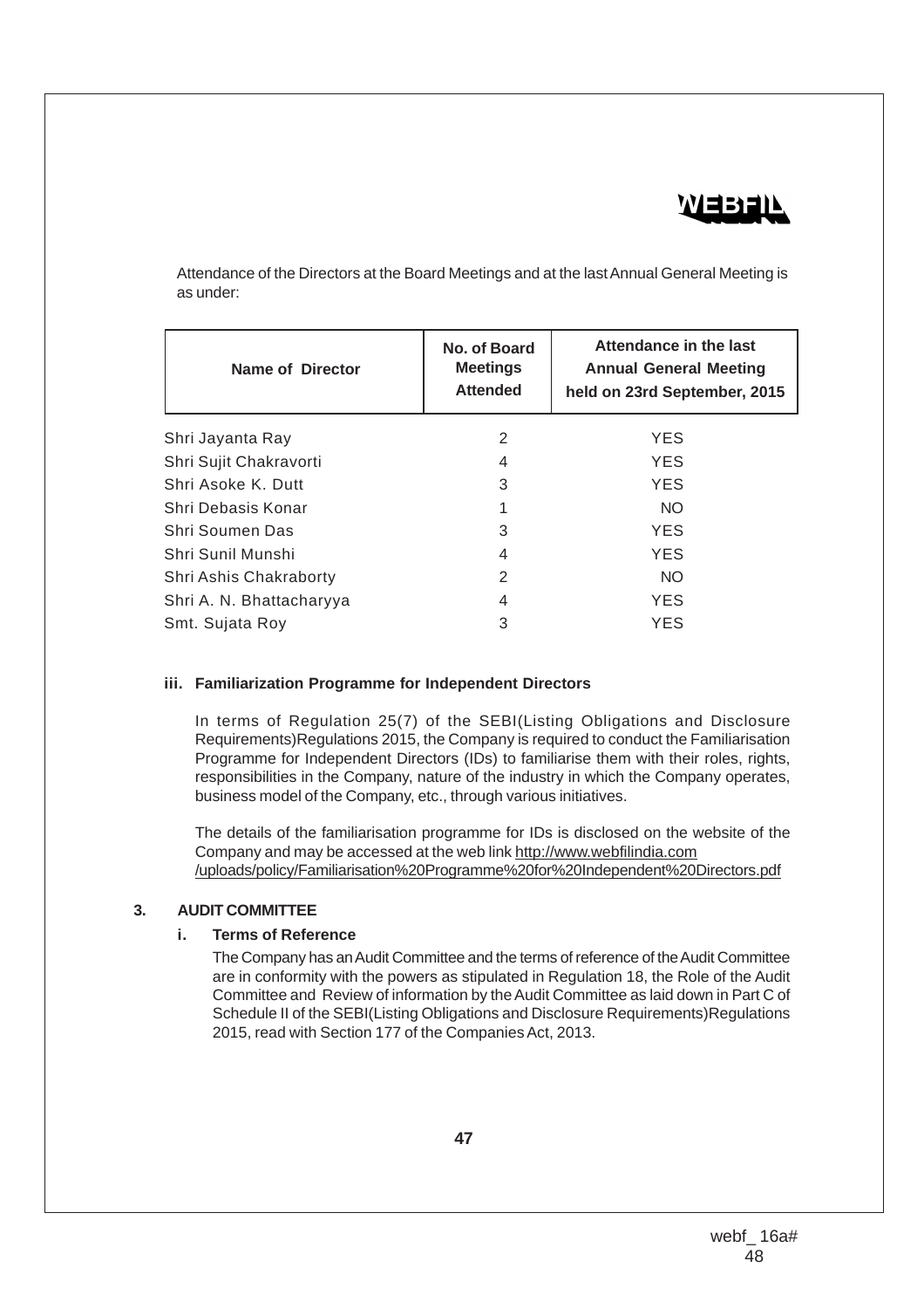Attendance of the Directors at the Board Meetings and at the last Annual General Meeting is as under:

| Name of Director | No. of Board Meetings Attended | Attendance in the last Annual General Meeting held on 23rd September, 2015 |
|---|---|---|
| Shri Jayanta Ray | 2 | YES |
| Shri Sujit Chakravorti | 4 | YES |
| Shri Asoke K. Dutt | 3 | YES |
| Shri Debasis Konar | 1 | NO |
| Shri Soumen Das | 3 | YES |
| Shri Sunil Munshi | 4 | YES |
| Shri Ashis Chakraborty | 2 | NO |
| Shri A. N. Bhattacharyya | 4 | YES |
| Smt. Sujata Roy | 3 | YES |

**iii. Familiarization Programme for Independent Directors**

In terms of Regulation 25(7) of the SEBI(Listing Obligations and Disclosure Requirements)Regulations 2015, the Company is required to conduct the Familiarisation Programme for Independent Directors (IDs) to familiarise them with their roles, rights, responsibilities in the Company, nature of the industry in which the Company operates, business model of the Company, etc., through various initiatives.

The details of the familiarisation programme for IDs is disclosed on the website of the Company and may be accessed at the web link http://www.webfilindia.com/uploads/policy/Familiarisation%20Programme%20for%20Independent%20Directors.pdf

**3. AUDIT COMMITTEE**

**i. Terms of Reference**

The Company has an Audit Committee and the terms of reference of the Audit Committee are in conformity with the powers as stipulated in Regulation 18, the Role of the Audit Committee and Review of information by the Audit Committee as laid down in Part C of Schedule II of the SEBI(Listing Obligations and Disclosure Requirements)Regulations 2015, read with Section 177 of the Companies Act, 2013.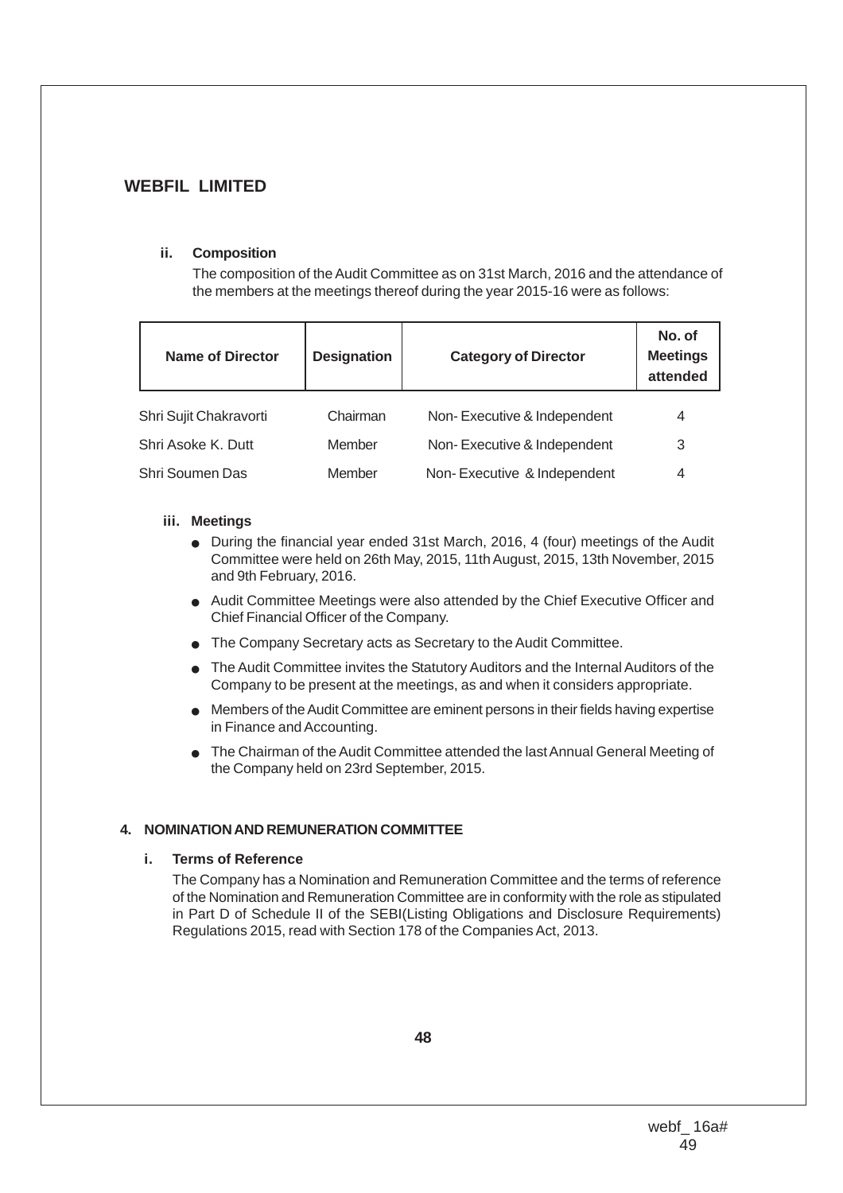### ii. Composition

The composition of the Audit Committee as on 31st March, 2016 and the attendance of the members at the meetings thereof during the year 2015-16 were as follows:

| Name of Director | Designation | Category of Director | No. of Meetings attended |
|---|---|---|---|
| Shri Sujit Chakravorti | Chairman | Non- Executive & Independent | 4 |
| Shri Asoke K. Dutt | Member | Non- Executive & Independent | 3 |
| Shri Soumen Das | Member | Non- Executive & Independent | 4 |

### iii. Meetings

- During the financial year ended 31st March, 2016, 4 (four) meetings of the Audit Committee were held on 26th May, 2015, 11th August, 2015, 13th November, 2015 and 9th February, 2016.
- Audit Committee Meetings were also attended by the Chief Executive Officer and Chief Financial Officer of the Company.
- The Company Secretary acts as Secretary to the Audit Committee.
- The Audit Committee invites the Statutory Auditors and the Internal Auditors of the Company to be present at the meetings, as and when it considers appropriate.
- Members of the Audit Committee are eminent persons in their fields having expertise in Finance and Accounting.
- The Chairman of the Audit Committee attended the last Annual General Meeting of the Company held on 23rd September, 2015.

## 4. NOMINATION AND REMUNERATION COMMITTEE

### i. Terms of Reference

The Company has a Nomination and Remuneration Committee and the terms of reference of the Nomination and Remuneration Committee are in conformity with the role as stipulated in Part D of Schedule II of the SEBI(Listing Obligations and Disclosure Requirements) Regulations 2015, read with Section 178 of the Companies Act, 2013.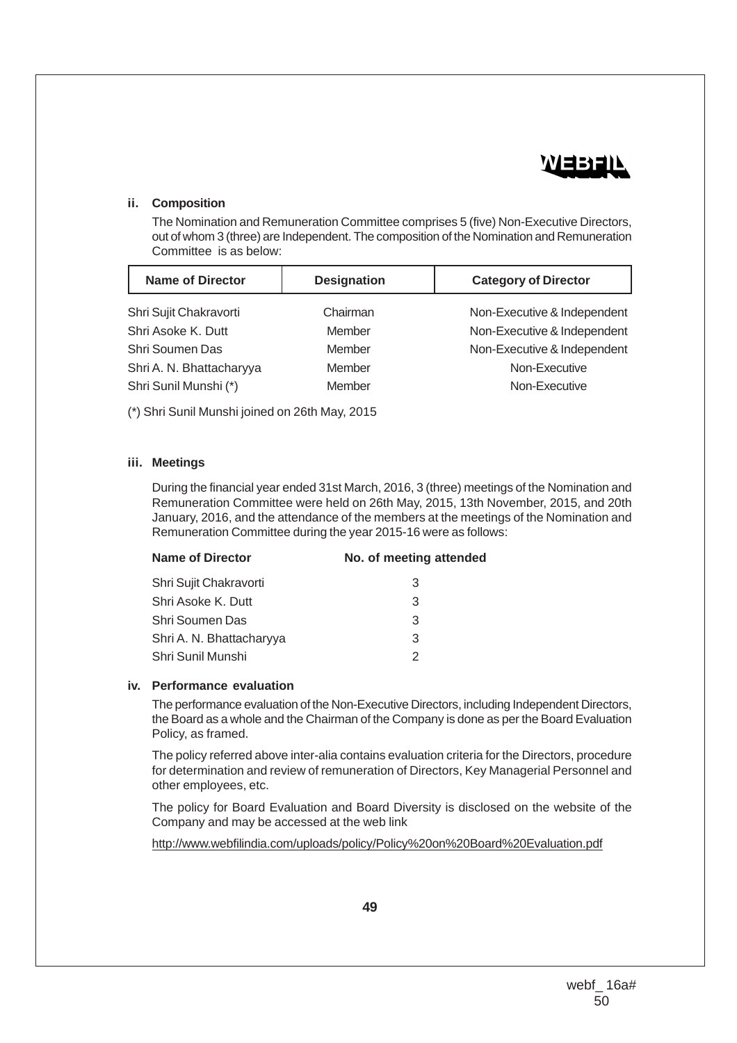### ii. Composition

The Nomination and Remuneration Committee comprises 5 (five) Non-Executive Directors, out of whom 3 (three) are Independent. The composition of the Nomination and Remuneration Committee is as below:

| Name of Director | Designation | Category of Director |
| --- | --- | --- |
| Shri Sujit Chakravorti | Chairman | Non-Executive & Independent |
| Shri Asoke K. Dutt | Member | Non-Executive & Independent |
| Shri Soumen Das | Member | Non-Executive & Independent |
| Shri A. N. Bhattacharyya | Member | Non-Executive |
| Shri Sunil Munshi (*) | Member | Non-Executive |

(*) Shri Sunil Munshi joined on 26th May, 2015

### iii. Meetings

During the financial year ended 31st March, 2016, 3 (three) meetings of the Nomination and Remuneration Committee were held on 26th May, 2015, 13th November, 2015, and 20th January, 2016, and the attendance of the members at the meetings of the Nomination and Remuneration Committee during the year 2015-16 were as follows:

| Name of Director | No. of meeting attended |
| --- | --- |
| Shri Sujit Chakravorti | 3 |
| Shri Asoke K. Dutt | 3 |
| Shri Soumen Das | 3 |
| Shri A. N. Bhattacharyya | 3 |
| Shri Sunil Munshi | 2 |

### iv. Performance evaluation

The performance evaluation of the Non-Executive Directors, including Independent Directors, the Board as a whole and the Chairman of the Company is done as per the Board Evaluation Policy, as framed.

The policy referred above inter-alia contains evaluation criteria for the Directors, procedure for determination and review of remuneration of Directors, Key Managerial Personnel and other employees, etc.

The policy for Board Evaluation and Board Diversity is disclosed on the website of the Company and may be accessed at the web link

http://www.webfilindia.com/uploads/policy/Policy%20on%20Board%20Evaluation.pdf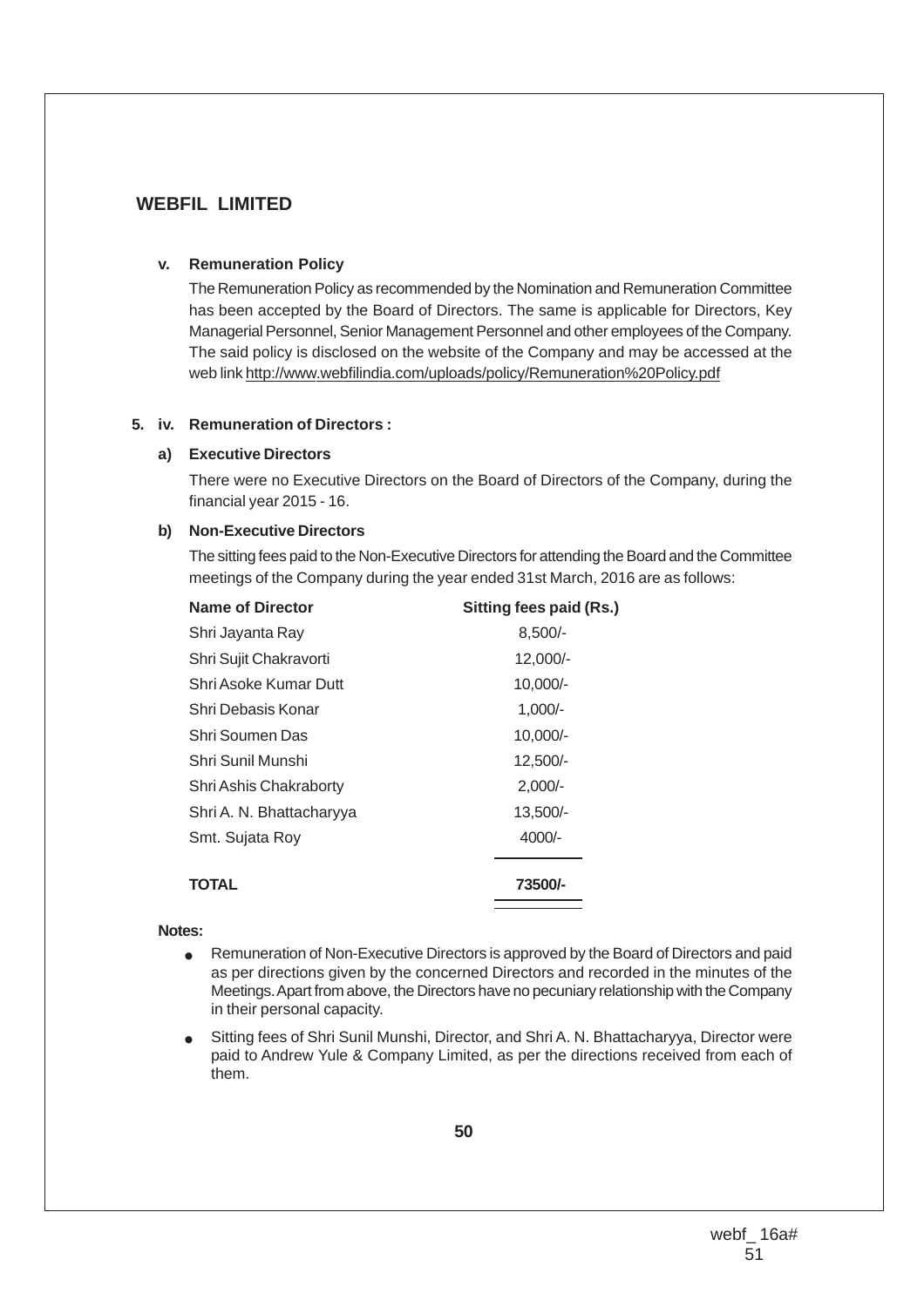### v. Remuneration Policy

The Remuneration Policy as recommended by the Nomination and Remuneration Committee has been accepted by the Board of Directors. The same is applicable for Directors, Key Managerial Personnel, Senior Management Personnel and other employees of the Company. The said policy is disclosed on the website of the Company and may be accessed at the web link http://www.webfilindia.com/uploads/policy/Remuneration%20Policy.pdf

## 5. iv. Remuneration of Directors :

### a) Executive Directors

There were no Executive Directors on the Board of Directors of the Company, during the financial year 2015 - 16.

### b) Non-Executive Directors

The sitting fees paid to the Non-Executive Directors for attending the Board and the Committee meetings of the Company during the year ended 31st March, 2016 are as follows:

| Name of Director | Sitting fees paid (Rs.) |
|---|---|
| Shri Jayanta Ray | 8,500/- |
| Shri Sujit Chakravorti | 12,000/- |
| Shri Asoke Kumar Dutt | 10,000/- |
| Shri Debasis Konar | 1,000/- |
| Shri Soumen Das | 10,000/- |
| Shri Sunil Munshi | 12,500/- |
| Shri Ashis Chakraborty | 2,000/- |
| Shri A. N. Bhattacharyya | 13,500/- |
| Smt. Sujata Roy | 4000/- |
| **TOTAL** | **73500/-** |

**Notes:**

- Remuneration of Non-Executive Directors is approved by the Board of Directors and paid as per directions given by the concerned Directors and recorded in the minutes of the Meetings. Apart from above, the Directors have no pecuniary relationship with the Company in their personal capacity.
- Sitting fees of Shri Sunil Munshi, Director, and Shri A. N. Bhattacharyya, Director were paid to Andrew Yule & Company Limited, as per the directions received from each of them.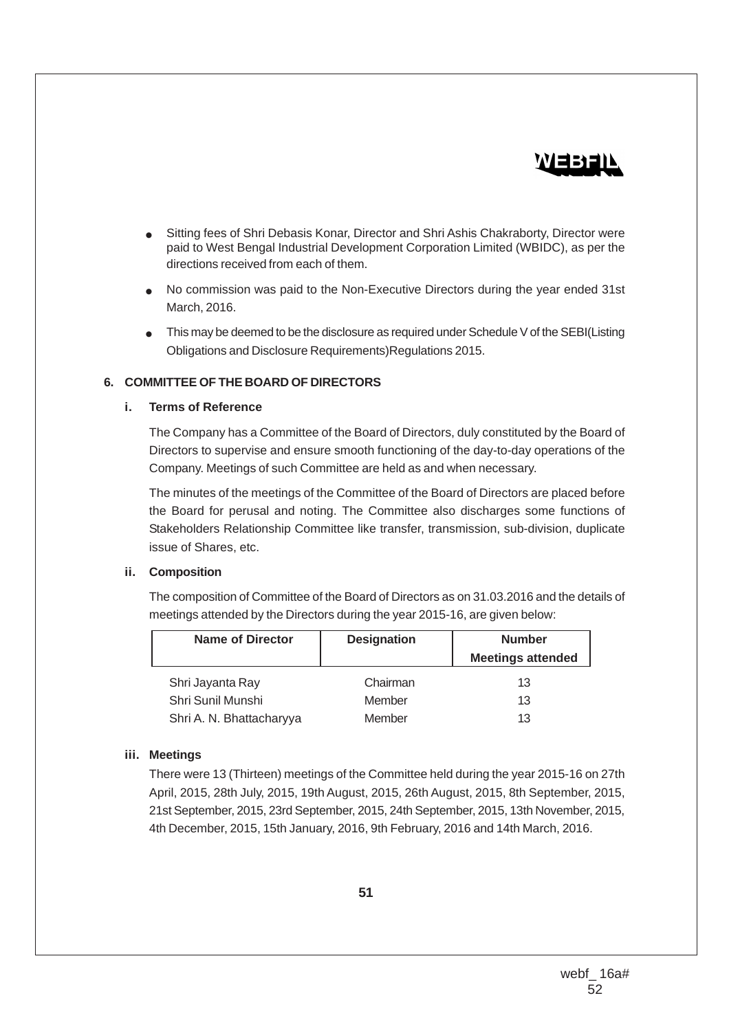- Sitting fees of Shri Debasis Konar, Director and Shri Ashis Chakraborty, Director were paid to West Bengal Industrial Development Corporation Limited (WBIDC), as per the directions received from each of them.
- No commission was paid to the Non-Executive Directors during the year ended 31st March, 2016.
- This may be deemed to be the disclosure as required under Schedule V of the SEBI(Listing Obligations and Disclosure Requirements)Regulations 2015.

## 6. COMMITTEE OF THE BOARD OF DIRECTORS

### i. Terms of Reference

The Company has a Committee of the Board of Directors, duly constituted by the Board of Directors to supervise and ensure smooth functioning of the day-to-day operations of the Company. Meetings of such Committee are held as and when necessary.

The minutes of the meetings of the Committee of the Board of Directors are placed before the Board for perusal and noting. The Committee also discharges some functions of Stakeholders Relationship Committee like transfer, transmission, sub-division, duplicate issue of Shares, etc.

### ii. Composition

The composition of Committee of the Board of Directors as on 31.03.2016 and the details of meetings attended by the Directors during the year 2015-16, are given below:

| Name of Director | Designation | Number Meetings attended |
|---|---|---|
| Shri Jayanta Ray | Chairman | 13 |
| Shri Sunil Munshi | Member | 13 |
| Shri A. N. Bhattacharyya | Member | 13 |

### iii. Meetings

There were 13 (Thirteen) meetings of the Committee held during the year 2015-16 on 27th April, 2015, 28th July, 2015, 19th August, 2015, 26th August, 2015, 8th September, 2015, 21st September, 2015, 23rd September, 2015, 24th September, 2015, 13th November, 2015, 4th December, 2015, 15th January, 2016, 9th February, 2016 and 14th March, 2016.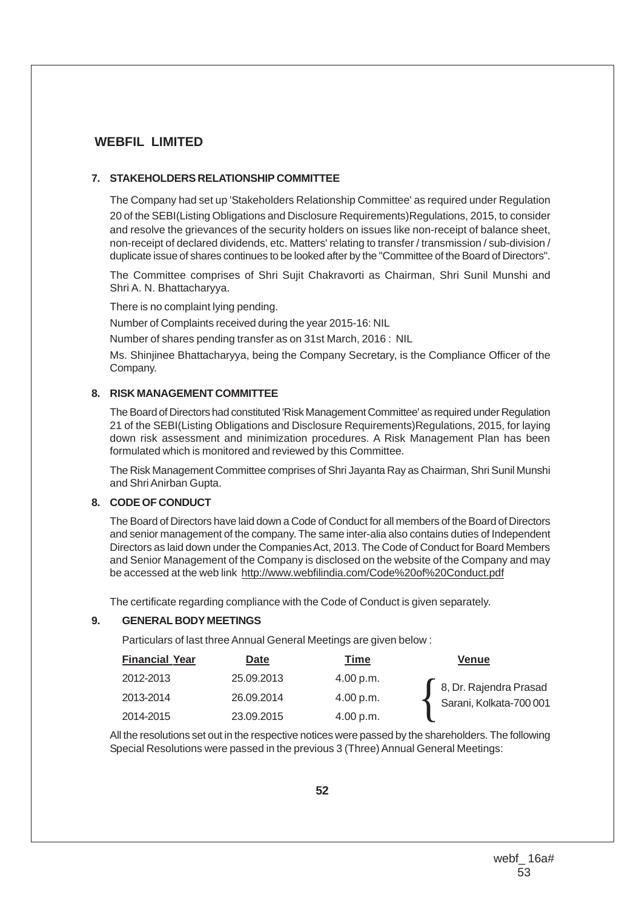## WEBFIL LIMITED

### 7. STAKEHOLDERS RELATIONSHIP COMMITTEE

The Company had set up 'Stakeholders Relationship Committee' as required under Regulation 20 of the SEBI(Listing Obligations and Disclosure Requirements)Regulations, 2015, to consider and resolve the grievances of the security holders on issues like non-receipt of balance sheet, non-receipt of declared dividends, etc. Matters' relating to transfer / transmission / sub-division / duplicate issue of shares continues to be looked after by the "Committee of the Board of Directors".

The Committee comprises of Shri Sujit Chakravorti as Chairman, Shri Sunil Munshi and Shri A. N. Bhattacharyya.

There is no complaint lying pending.

Number of Complaints received during the year 2015-16: NIL

Number of shares pending transfer as on 31st March, 2016 : NIL

Ms. Shinjinee Bhattacharyya, being the Company Secretary, is the Compliance Officer of the Company.

### 8. RISK MANAGEMENT COMMITTEE

The Board of Directors had constituted 'Risk Management Committee' as required under Regulation 21 of the SEBI(Listing Obligations and Disclosure Requirements)Regulations, 2015, for laying down risk assessment and minimization procedures. A Risk Management Plan has been formulated which is monitored and reviewed by this Committee.

The Risk Management Committee comprises of Shri Jayanta Ray as Chairman, Shri Sunil Munshi and Shri Anirban Gupta.

### 8. CODE OF CONDUCT

The Board of Directors have laid down a Code of Conduct for all members of the Board of Directors and senior management of the company. The same inter-alia also contains duties of Independent Directors as laid down under the Companies Act, 2013. The Code of Conduct for Board Members and Senior Management of the Company is disclosed on the website of the Company and may be accessed at the web link http://www.webfilindia.com/Code%20of%20Conduct.pdf

The certificate regarding compliance with the Code of Conduct is given separately.

### 9. GENERAL BODY MEETINGS

Particulars of last three Annual General Meetings are given below :

| Financial Year | Date | Time | Venue |
|---|---|---|---|
| 2012-2013 | 25.09.2013 | 4.00 p.m. | 8, Dr. Rajendra Prasad Sarani, Kolkata-700 001 |
| 2013-2014 | 26.09.2014 | 4.00 p.m. | 8, Dr. Rajendra Prasad Sarani, Kolkata-700 001 |
| 2014-2015 | 23.09.2015 | 4.00 p.m. | 8, Dr. Rajendra Prasad Sarani, Kolkata-700 001 |

All the resolutions set out in the respective notices were passed by the shareholders. The following Special Resolutions were passed in the previous 3 (Three) Annual General Meetings: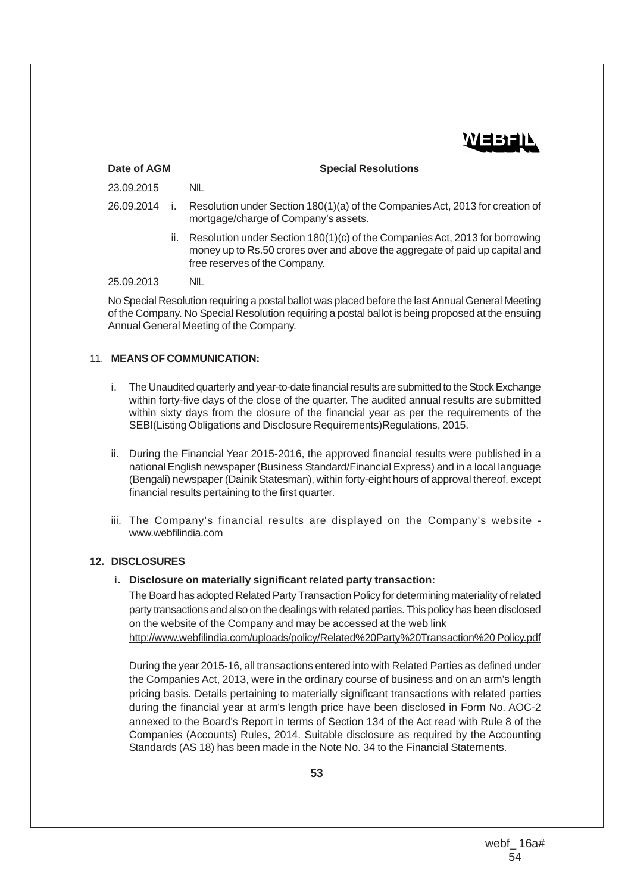| Date of AGM | | Special Resolutions |
|---|---|---|
| 23.09.2015 | | NIL |
| 26.09.2014 | i. | Resolution under Section 180(1)(a) of the Companies Act, 2013 for creation of mortgage/charge of Company's assets. |
| | ii. | Resolution under Section 180(1)(c) of the Companies Act, 2013 for borrowing money up to Rs.50 crores over and above the aggregate of paid up capital and free reserves of the Company. |
| 25.09.2013 | | NIL |

No Special Resolution requiring a postal ballot was placed before the last Annual General Meeting of the Company. No Special Resolution requiring a postal ballot is being proposed at the ensuing Annual General Meeting of the Company.

11. **MEANS OF COMMUNICATION:**

i. The Unaudited quarterly and year-to-date financial results are submitted to the Stock Exchange within forty-five days of the close of the quarter. The audited annual results are submitted within sixty days from the closure of the financial year as per the requirements of the SEBI(Listing Obligations and Disclosure Requirements)Regulations, 2015.

ii. During the Financial Year 2015-2016, the approved financial results were published in a national English newspaper (Business Standard/Financial Express) and in a local language (Bengali) newspaper (Dainik Statesman), within forty-eight hours of approval thereof, except financial results pertaining to the first quarter.

iii. The Company's financial results are displayed on the Company's website - www.webfilindia.com

**12. DISCLOSURES**

**i. Disclosure on materially significant related party transaction:**

The Board has adopted Related Party Transaction Policy for determining materiality of related party transactions and also on the dealings with related parties. This policy has been disclosed on the website of the Company and may be accessed at the web link http://www.webfilindia.com/uploads/policy/Related%20Party%20Transaction%20 Policy.pdf

During the year 2015-16, all transactions entered into with Related Parties as defined under the Companies Act, 2013, were in the ordinary course of business and on an arm's length pricing basis. Details pertaining to materially significant transactions with related parties during the financial year at arm's length price have been disclosed in Form No. AOC-2 annexed to the Board's Report in terms of Section 134 of the Act read with Rule 8 of the Companies (Accounts) Rules, 2014. Suitable disclosure as required by the Accounting Standards (AS 18) has been made in the Note No. 34 to the Financial Statements.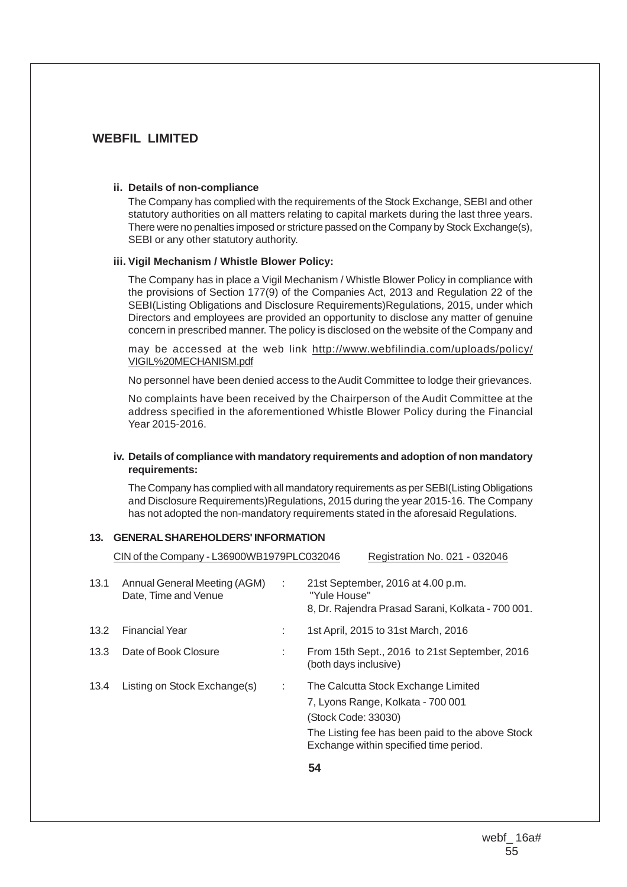**ii. Details of non-compliance**

The Company has complied with the requirements of the Stock Exchange, SEBI and other statutory authorities on all matters relating to capital markets during the last three years. There were no penalties imposed or stricture passed on the Company by Stock Exchange(s), SEBI or any other statutory authority.

**iii. Vigil Mechanism / Whistle Blower Policy:**

The Company has in place a Vigil Mechanism / Whistle Blower Policy in compliance with the provisions of Section 177(9) of the Companies Act, 2013 and Regulation 22 of the SEBI(Listing Obligations and Disclosure Requirements)Regulations, 2015, under which Directors and employees are provided an opportunity to disclose any matter of genuine concern in prescribed manner. The policy is disclosed on the website of the Company and may be accessed at the web link http://www.webfilindia.com/uploads/policy/VIGIL%20MECHANISM.pdf

No personnel have been denied access to the Audit Committee to lodge their grievances.

No complaints have been received by the Chairperson of the Audit Committee at the address specified in the aforementioned Whistle Blower Policy during the Financial Year 2015-2016.

**iv. Details of compliance with mandatory requirements and adoption of non mandatory requirements:**

The Company has complied with all mandatory requirements as per SEBI(Listing Obligations and Disclosure Requirements)Regulations, 2015 during the year 2015-16. The Company has not adopted the non-mandatory requirements stated in the aforesaid Regulations.

## 13. GENERAL SHAREHOLDERS' INFORMATION

CIN of the Company - L36900WB1979PLC032046 Registration No. 021 - 032046

| | | | |
|---|---|---|---|
| 13.1 | Annual General Meeting (AGM) Date, Time and Venue | : | 21st September, 2016 at 4.00 p.m. "Yule House" 8, Dr. Rajendra Prasad Sarani, Kolkata - 700 001. |
| 13.2 | Financial Year | : | 1st April, 2015 to 31st March, 2016 |
| 13.3 | Date of Book Closure | : | From 15th Sept., 2016 to 21st September, 2016 (both days inclusive) |
| 13.4 | Listing on Stock Exchange(s) | : | The Calcutta Stock Exchange Limited<br>7, Lyons Range, Kolkata - 700 001<br>(Stock Code: 33030)<br>The Listing fee has been paid to the above Stock Exchange within specified time period. |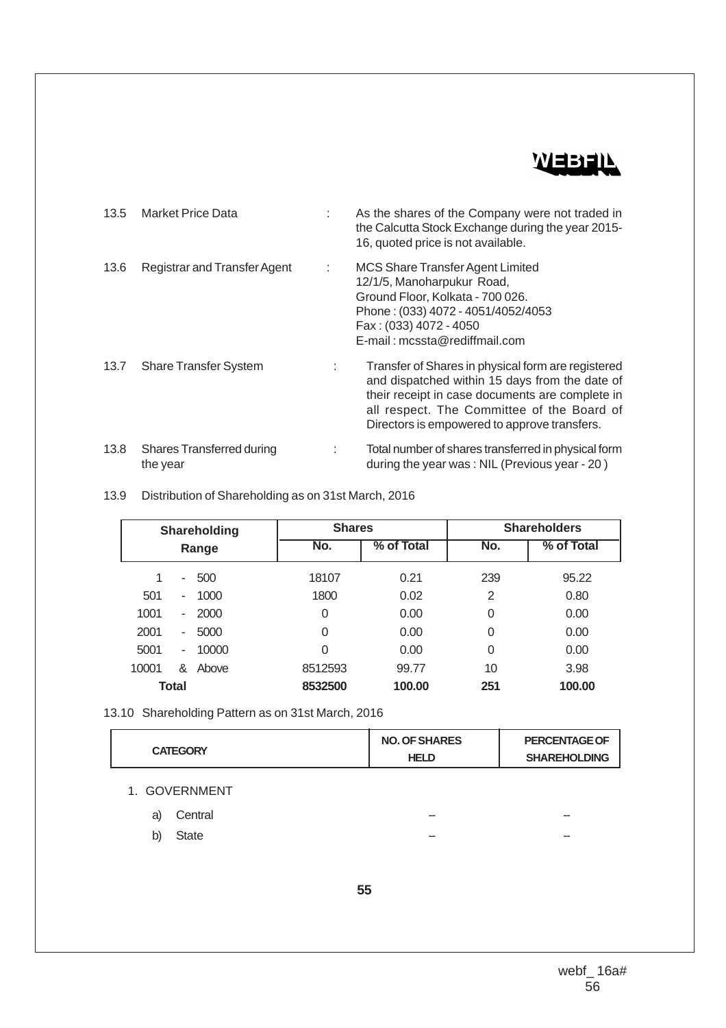| | | | |
|---|---|---|---|
| 13.5 | Market Price Data | : | As the shares of the Company were not traded in the Calcutta Stock Exchange during the year 2015-16, quoted price is not available. |
| 13.6 | Registrar and Transfer Agent | : | MCS Share Transfer Agent Limited<br>12/1/5, Manoharpukur Road,<br>Ground Floor, Kolkata - 700 026.<br>Phone : (033) 4072 - 4051/4052/4053<br>Fax : (033) 4072 - 4050<br>E-mail : mcssta@rediffmail.com |
| 13.7 | Share Transfer System | : | Transfer of Shares in physical form are registered and dispatched within 15 days from the date of their receipt in case documents are complete in all respect. The Committee of the Board of Directors is empowered to approve transfers. |
| 13.8 | Shares Transferred during the year | : | Total number of shares transferred in physical form during the year was : NIL (Previous year - 20 ) |

13.9 Distribution of Shareholding as on 31st March, 2016

| Shareholding Range | Shares | | Shareholders | |
|---|---|---|---|---|
| | No. | % of Total | No. | % of Total |
| 1 - 500 | 18107 | 0.21 | 239 | 95.22 |
| 501 - 1000 | 1800 | 0.02 | 2 | 0.80 |
| 1001 - 2000 | 0 | 0.00 | 0 | 0.00 |
| 2001 - 5000 | 0 | 0.00 | 0 | 0.00 |
| 5001 - 10000 | 0 | 0.00 | 0 | 0.00 |
| 10001 & Above | 8512593 | 99.77 | 10 | 3.98 |
| **Total** | **8532500** | **100.00** | **251** | **100.00** |

13.10 Shareholding Pattern as on 31st March, 2016

| CATEGORY | NO. OF SHARES HELD | PERCENTAGE OF SHAREHOLDING |
|---|---|---|
| 1. GOVERNMENT | | |
| a) Central | -- | -- |
| b) State | -- | -- |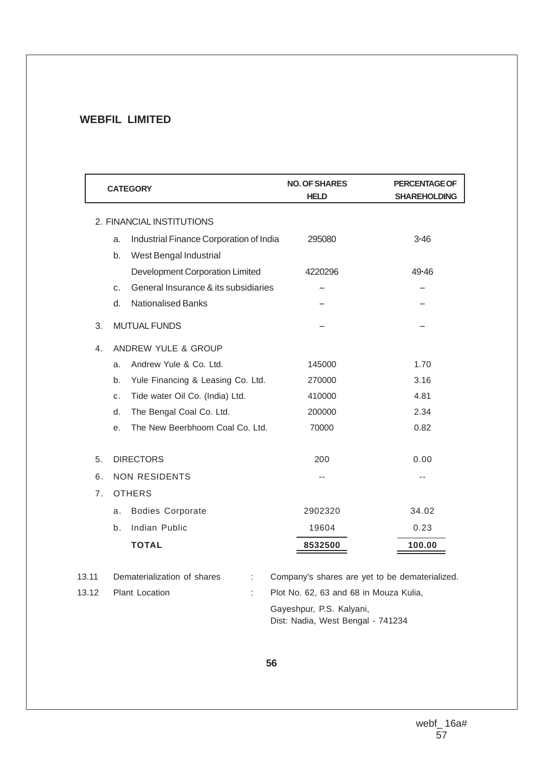**WEBFIL LIMITED**

| CATEGORY | NO. OF SHARES HELD | PERCENTAGE OF SHAREHOLDING |
|---|---|---|
| 2. FINANCIAL INSTITUTIONS | | |
| a. Industrial Finance Corporation of India | 295080 | 3·46 |
| b. West Bengal Industrial Development Corporation Limited | 4220296 | 49·46 |
| c. General Insurance & its subsidiaries | -- | -- |
| d. Nationalised Banks | -- | -- |
| 3. MUTUAL FUNDS | -- | -- |
| 4. ANDREW YULE & GROUP | | |
| a. Andrew Yule & Co. Ltd. | 145000 | 1.70 |
| b. Yule Financing & Leasing Co. Ltd. | 270000 | 3.16 |
| c. Tide water Oil Co. (India) Ltd. | 410000 | 4.81 |
| d. The Bengal Coal Co. Ltd. | 200000 | 2.34 |
| e. The New Beerbhoom Coal Co. Ltd. | 70000 | 0.82 |
| 5. DIRECTORS | 200 | 0.00 |
| 6. NON RESIDENTS | -- | -- |
| 7. OTHERS | | |
| a. Bodies Corporate | 2902320 | 34.02 |
| b. Indian Public | 19604 | 0.23 |
| **TOTAL** | **8532500** | **100.00** |

13.11 Dematerialization of shares : Company's shares are yet to be dematerialized.

13.12 Plant Location : Plot No. 62, 63 and 68 in Mouza Kulia, Gayeshpur, P.S. Kalyani, Dist: Nadia, West Bengal - 741234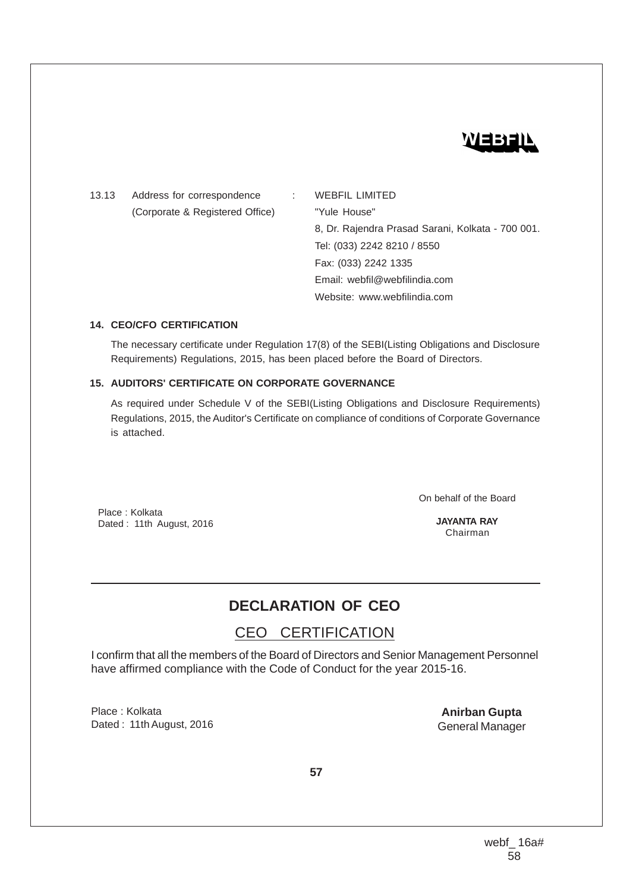13.13 Address for correspondence (Corporate & Registered Office) : WEBFIL LIMITED
"Yule House"
8, Dr. Rajendra Prasad Sarani, Kolkata - 700 001.
Tel: (033) 2242 8210 / 8550
Fax: (033) 2242 1335
Email: webfil@webfilindia.com
Website: www.webfilindia.com

**14. CEO/CFO CERTIFICATION**

The necessary certificate under Regulation 17(8) of the SEBI(Listing Obligations and Disclosure Requirements) Regulations, 2015, has been placed before the Board of Directors.

**15. AUDITORS' CERTIFICATE ON CORPORATE GOVERNANCE**

As required under Schedule V of the SEBI(Listing Obligations and Disclosure Requirements) Regulations, 2015, the Auditor's Certificate on compliance of conditions of Corporate Governance is attached.

On behalf of the Board

Place : Kolkata
Dated : 11th August, 2016

**JAYANTA RAY**
Chairman

---

## DECLARATION OF CEO

### CEO CERTIFICATION

I confirm that all the members of the Board of Directors and Senior Management Personnel have affirmed compliance with the Code of Conduct for the year 2015-16.

Place : Kolkata
Dated : 11th August, 2016

**Anirban Gupta**
General Manager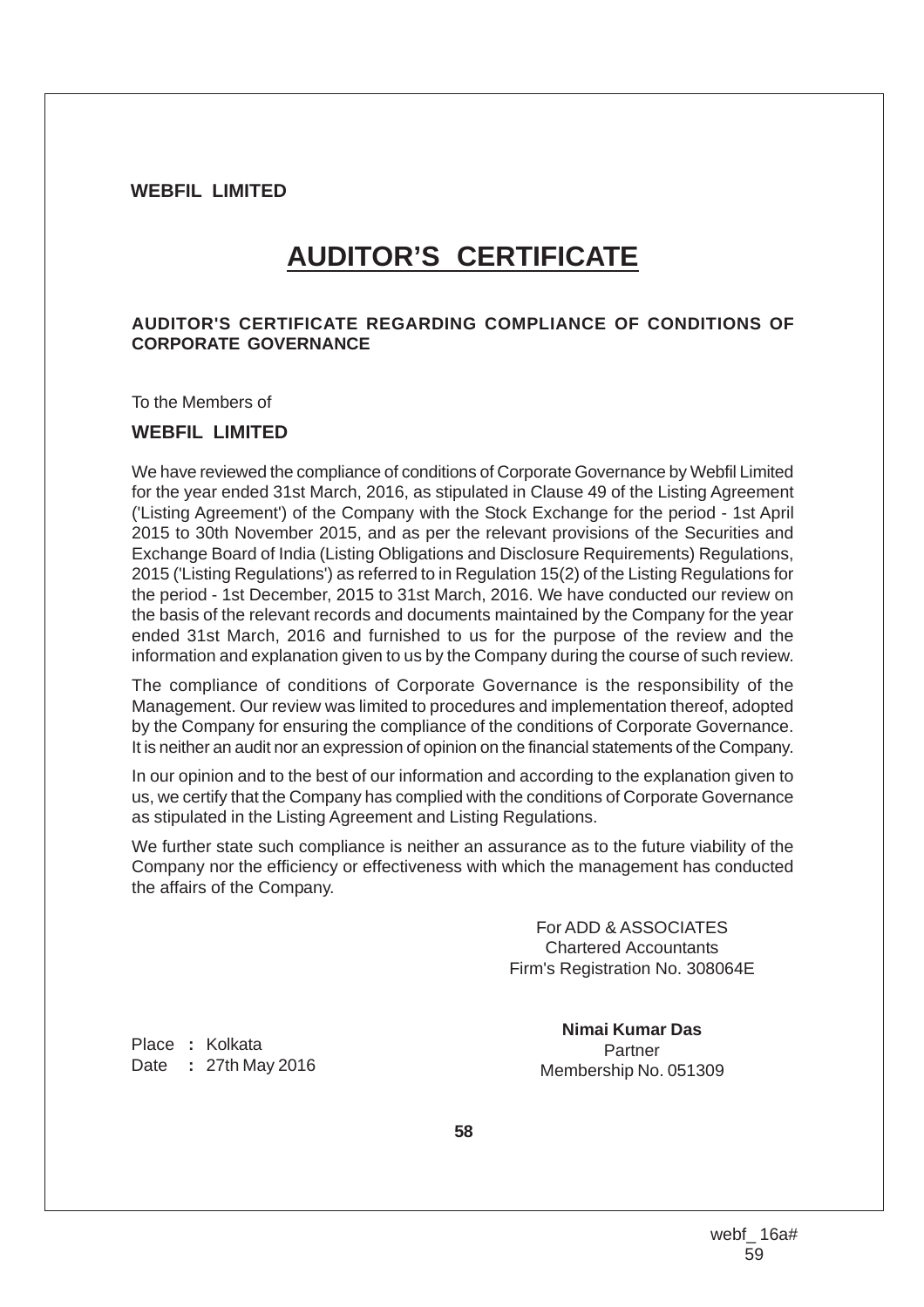**WEBFIL LIMITED**

# AUDITOR'S CERTIFICATE

**AUDITOR'S CERTIFICATE REGARDING COMPLIANCE OF CONDITIONS OF CORPORATE GOVERNANCE**

To the Members of

**WEBFIL LIMITED**

We have reviewed the compliance of conditions of Corporate Governance by Webfil Limited for the year ended 31st March, 2016, as stipulated in Clause 49 of the Listing Agreement ('Listing Agreement') of the Company with the Stock Exchange for the period - 1st April 2015 to 30th November 2015, and as per the relevant provisions of the Securities and Exchange Board of India (Listing Obligations and Disclosure Requirements) Regulations, 2015 ('Listing Regulations') as referred to in Regulation 15(2) of the Listing Regulations for the period - 1st December, 2015 to 31st March, 2016. We have conducted our review on the basis of the relevant records and documents maintained by the Company for the year ended 31st March, 2016 and furnished to us for the purpose of the review and the information and explanation given to us by the Company during the course of such review.

The compliance of conditions of Corporate Governance is the responsibility of the Management. Our review was limited to procedures and implementation thereof, adopted by the Company for ensuring the compliance of the conditions of Corporate Governance. It is neither an audit nor an expression of opinion on the financial statements of the Company.

In our opinion and to the best of our information and according to the explanation given to us, we certify that the Company has complied with the conditions of Corporate Governance as stipulated in the Listing Agreement and Listing Regulations.

We further state such compliance is neither an assurance as to the future viability of the Company nor the efficiency or effectiveness with which the management has conducted the affairs of the Company.

For ADD & ASSOCIATES
Chartered Accountants
Firm's Registration No. 308064E

**Nimai Kumar Das**
Partner
Membership No. 051309

Place : Kolkata
Date : 27th May 2016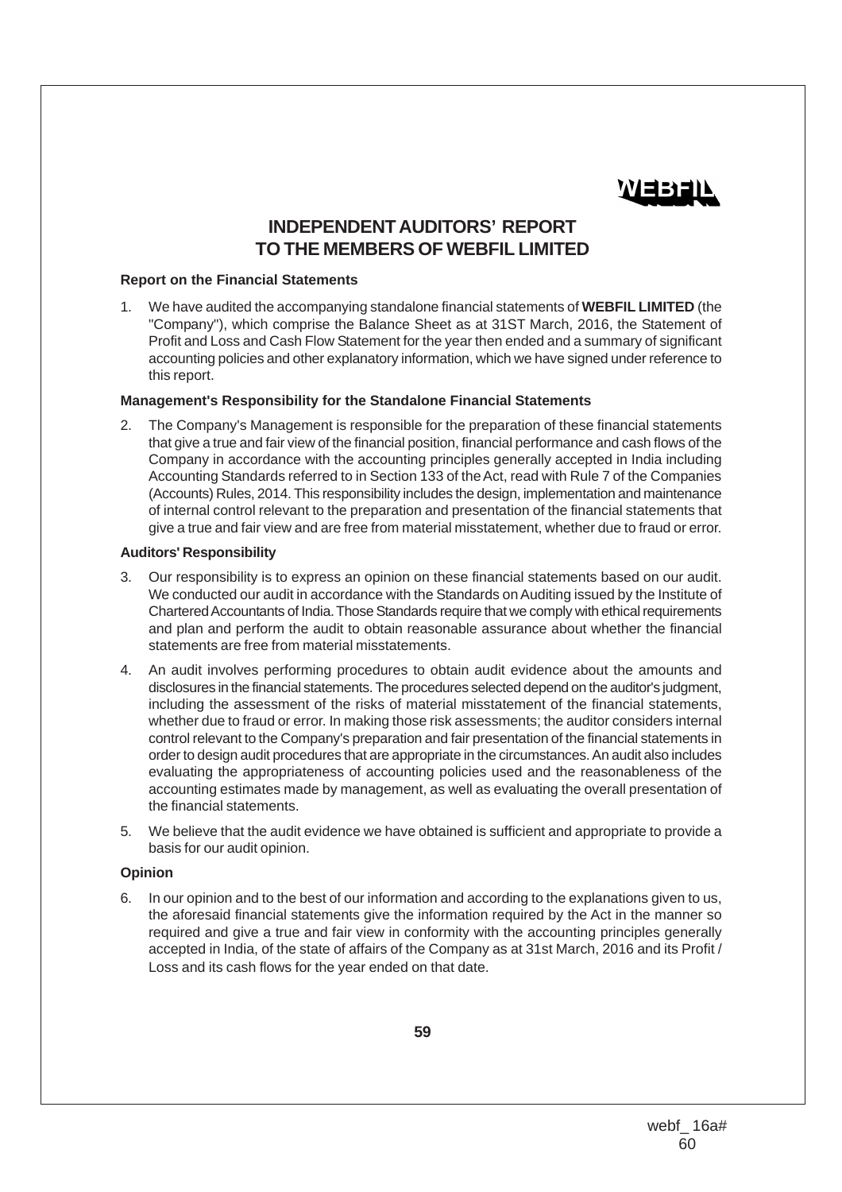# INDEPENDENT AUDITORS' REPORT
# TO THE MEMBERS OF WEBFIL LIMITED

### Report on the Financial Statements

1. We have audited the accompanying standalone financial statements of **WEBFIL LIMITED** (the "Company"), which comprise the Balance Sheet as at 31ST March, 2016, the Statement of Profit and Loss and Cash Flow Statement for the year then ended and a summary of significant accounting policies and other explanatory information, which we have signed under reference to this report.

### Management's Responsibility for the Standalone Financial Statements

2. The Company's Management is responsible for the preparation of these financial statements that give a true and fair view of the financial position, financial performance and cash flows of the Company in accordance with the accounting principles generally accepted in India including Accounting Standards referred to in Section 133 of the Act, read with Rule 7 of the Companies (Accounts) Rules, 2014. This responsibility includes the design, implementation and maintenance of internal control relevant to the preparation and presentation of the financial statements that give a true and fair view and are free from material misstatement, whether due to fraud or error.

### Auditors' Responsibility

3. Our responsibility is to express an opinion on these financial statements based on our audit. We conducted our audit in accordance with the Standards on Auditing issued by the Institute of Chartered Accountants of India. Those Standards require that we comply with ethical requirements and plan and perform the audit to obtain reasonable assurance about whether the financial statements are free from material misstatements.

4. An audit involves performing procedures to obtain audit evidence about the amounts and disclosures in the financial statements. The procedures selected depend on the auditor's judgment, including the assessment of the risks of material misstatement of the financial statements, whether due to fraud or error. In making those risk assessments; the auditor considers internal control relevant to the Company's preparation and fair presentation of the financial statements in order to design audit procedures that are appropriate in the circumstances. An audit also includes evaluating the appropriateness of accounting policies used and the reasonableness of the accounting estimates made by management, as well as evaluating the overall presentation of the financial statements.

5. We believe that the audit evidence we have obtained is sufficient and appropriate to provide a basis for our audit opinion.

### Opinion

6. In our opinion and to the best of our information and according to the explanations given to us, the aforesaid financial statements give the information required by the Act in the manner so required and give a true and fair view in conformity with the accounting principles generally accepted in India, of the state of affairs of the Company as at 31st March, 2016 and its Profit / Loss and its cash flows for the year ended on that date.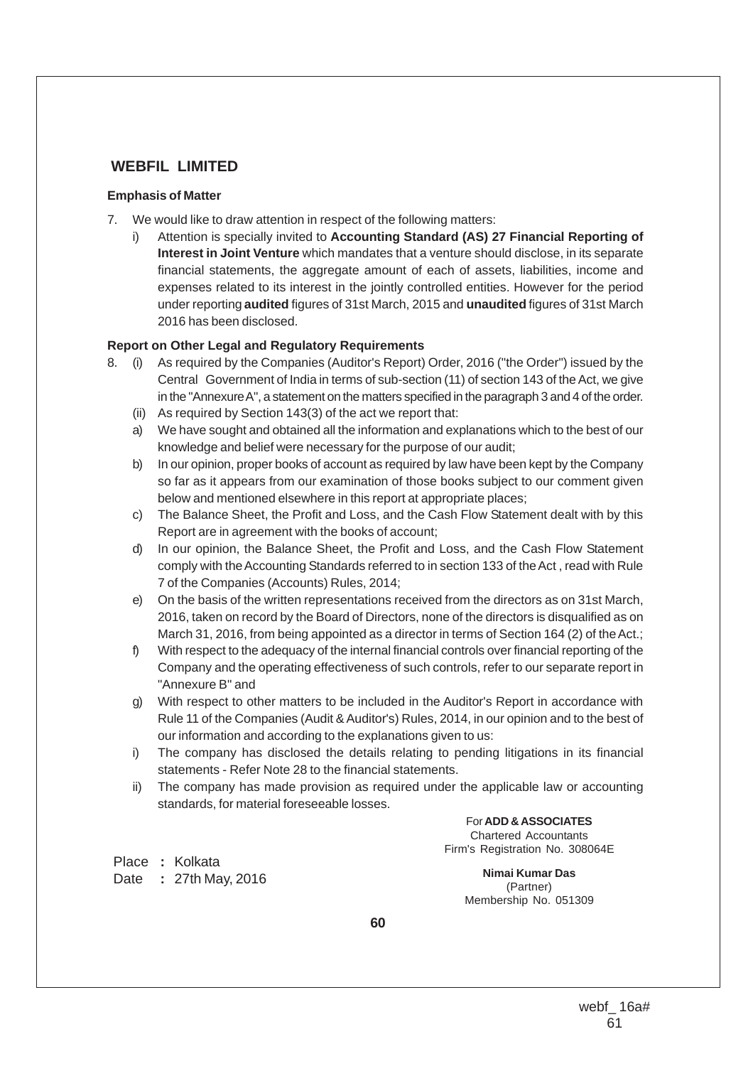## WEBFIL LIMITED

**Emphasis of Matter**

7. We would like to draw attention in respect of the following matters:

   i) Attention is specially invited to **Accounting Standard (AS) 27 Financial Reporting of Interest in Joint Venture** which mandates that a venture should disclose, in its separate financial statements, the aggregate amount of each of assets, liabilities, income and expenses related to its interest in the jointly controlled entities. However for the period under reporting **audited** figures of 31st March, 2015 and **unaudited** figures of 31st March 2016 has been disclosed.

**Report on Other Legal and Regulatory Requirements**

8. (i) As required by the Companies (Auditor's Report) Order, 2016 ("the Order") issued by the Central Government of India in terms of sub-section (11) of section 143 of the Act, we give in the "Annexure A", a statement on the matters specified in the paragraph 3 and 4 of the order.

   (ii) As required by Section 143(3) of the act we report that:

   a) We have sought and obtained all the information and explanations which to the best of our knowledge and belief were necessary for the purpose of our audit;

   b) In our opinion, proper books of account as required by law have been kept by the Company so far as it appears from our examination of those books subject to our comment given below and mentioned elsewhere in this report at appropriate places;

   c) The Balance Sheet, the Profit and Loss, and the Cash Flow Statement dealt with by this Report are in agreement with the books of account;

   d) In our opinion, the Balance Sheet, the Profit and Loss, and the Cash Flow Statement comply with the Accounting Standards referred to in section 133 of the Act , read with Rule 7 of the Companies (Accounts) Rules, 2014;

   e) On the basis of the written representations received from the directors as on 31st March, 2016, taken on record by the Board of Directors, none of the directors is disqualified as on March 31, 2016, from being appointed as a director in terms of Section 164 (2) of the Act.;

   f) With respect to the adequacy of the internal financial controls over financial reporting of the Company and the operating effectiveness of such controls, refer to our separate report in "Annexure B" and

   g) With respect to other matters to be included in the Auditor's Report in accordance with Rule 11 of the Companies (Audit & Auditor's) Rules, 2014, in our opinion and to the best of our information and according to the explanations given to us:

   i) The company has disclosed the details relating to pending litigations in its financial statements - Refer Note 28 to the financial statements.

   ii) The company has made provision as required under the applicable law or accounting standards, for material foreseeable losses.

For **ADD & ASSOCIATES**
Chartered Accountants
Firm's Registration No. 308064E

Place : Kolkata
Date : 27th May, 2016

**Nimai Kumar Das**
(Partner)
Membership No. 051309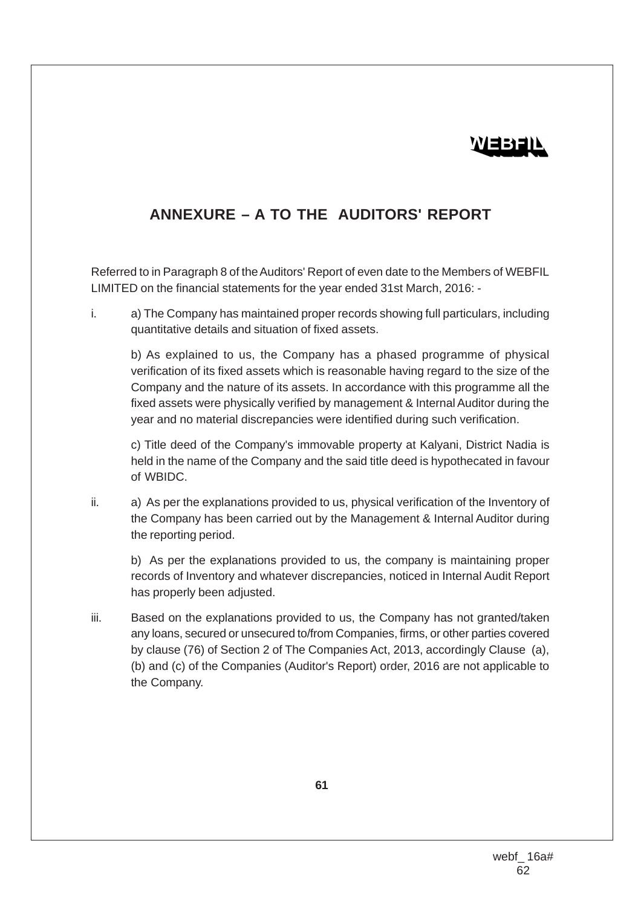# ANNEXURE – A TO THE AUDITORS' REPORT

Referred to in Paragraph 8 of the Auditors' Report of even date to the Members of WEBFIL LIMITED on the financial statements for the year ended 31st March, 2016: -

i. a) The Company has maintained proper records showing full particulars, including quantitative details and situation of fixed assets.

   b) As explained to us, the Company has a phased programme of physical verification of its fixed assets which is reasonable having regard to the size of the Company and the nature of its assets. In accordance with this programme all the fixed assets were physically verified by management & Internal Auditor during the year and no material discrepancies were identified during such verification.

   c) Title deed of the Company's immovable property at Kalyani, District Nadia is held in the name of the Company and the said title deed is hypothecated in favour of WBIDC.

ii. a) As per the explanations provided to us, physical verification of the Inventory of the Company has been carried out by the Management & Internal Auditor during the reporting period.

   b) As per the explanations provided to us, the company is maintaining proper records of Inventory and whatever discrepancies, noticed in Internal Audit Report has properly been adjusted.

iii. Based on the explanations provided to us, the Company has not granted/taken any loans, secured or unsecured to/from Companies, firms, or other parties covered by clause (76) of Section 2 of The Companies Act, 2013, accordingly Clause (a), (b) and (c) of the Companies (Auditor's Report) order, 2016 are not applicable to the Company.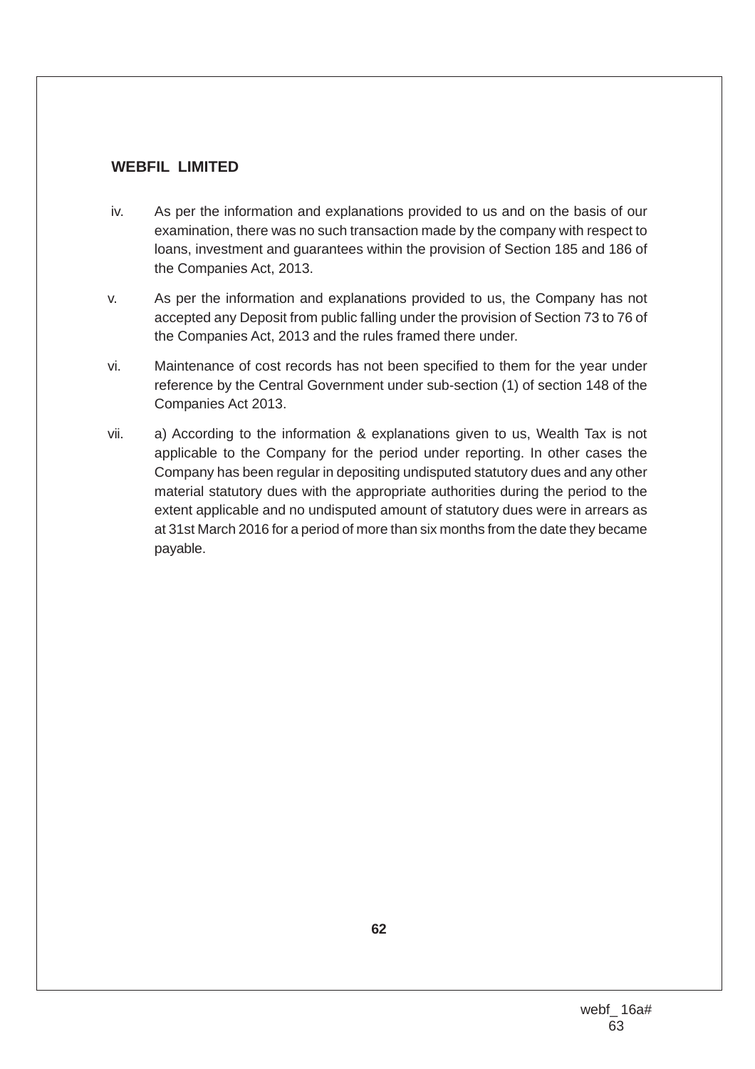iv. As per the information and explanations provided to us and on the basis of our examination, there was no such transaction made by the company with respect to loans, investment and guarantees within the provision of Section 185 and 186 of the Companies Act, 2013.

v. As per the information and explanations provided to us, the Company has not accepted any Deposit from public falling under the provision of Section 73 to 76 of the Companies Act, 2013 and the rules framed there under.

vi. Maintenance of cost records has not been specified to them for the year under reference by the Central Government under sub-section (1) of section 148 of the Companies Act 2013.

vii. a) According to the information & explanations given to us, Wealth Tax is not applicable to the Company for the period under reporting. In other cases the Company has been regular in depositing undisputed statutory dues and any other material statutory dues with the appropriate authorities during the period to the extent applicable and no undisputed amount of statutory dues were in arrears as at 31st March 2016 for a period of more than six months from the date they became payable.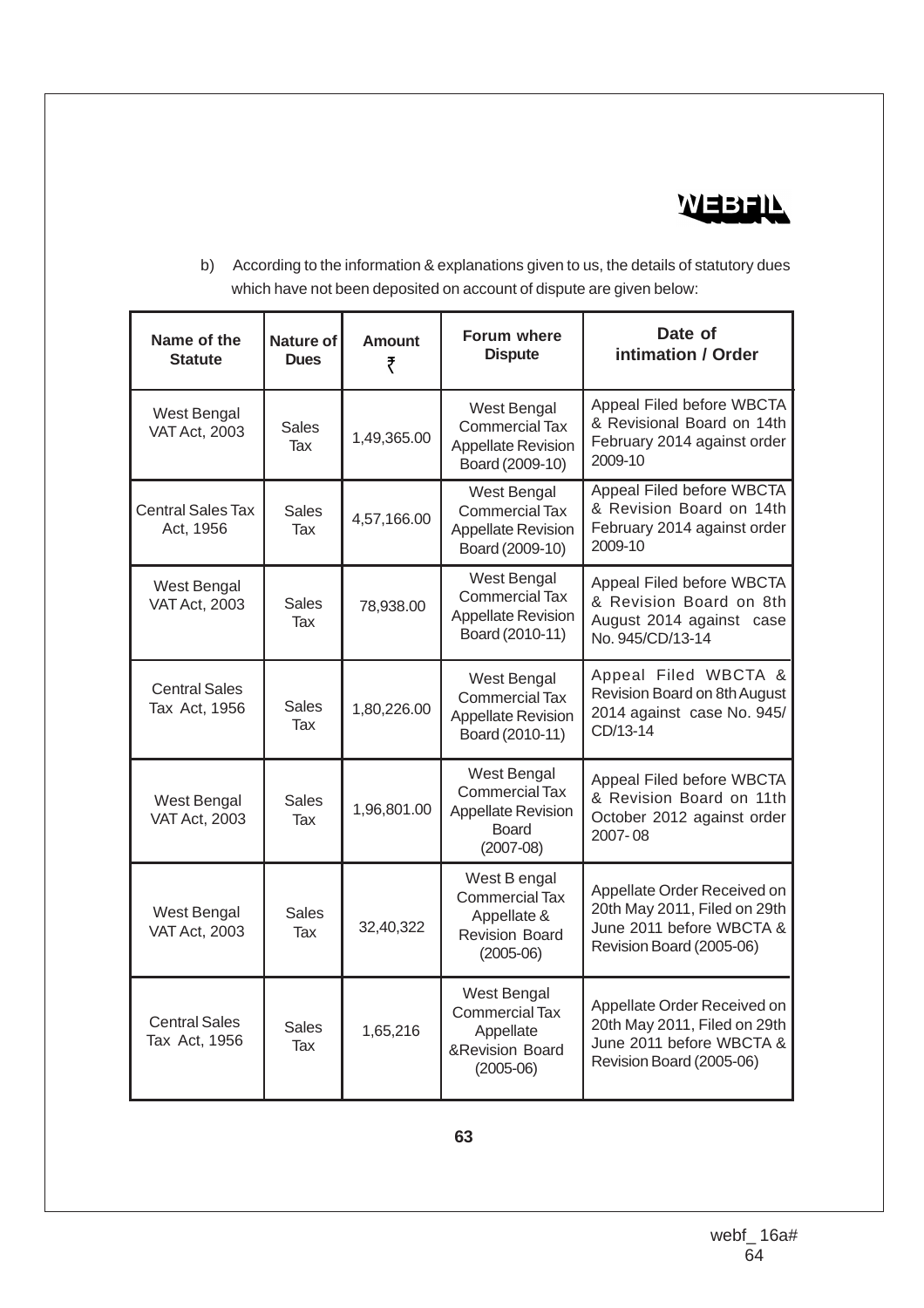b) According to the information & explanations given to us, the details of statutory dues which have not been deposited on account of dispute are given below:

| Name of the Statute | Nature of Dues | Amount ₹ | Forum where Dispute | Date of intimation / Order |
|---|---|---|---|---|
| West Bengal VAT Act, 2003 | Sales Tax | 1,49,365.00 | West Bengal Commercial Tax Appellate Revision Board (2009-10) | Appeal Filed before WBCTA & Revisional Board on 14th February 2014 against order 2009-10 |
| Central Sales Tax Act, 1956 | Sales Tax | 4,57,166.00 | West Bengal Commercial Tax Appellate Revision Board (2009-10) | Appeal Filed before WBCTA & Revision Board on 14th February 2014 against order 2009-10 |
| West Bengal VAT Act, 2003 | Sales Tax | 78,938.00 | West Bengal Commercial Tax Appellate Revision Board (2010-11) | Appeal Filed before WBCTA & Revision Board on 8th August 2014 against case No. 945/CD/13-14 |
| Central Sales Tax Act, 1956 | Sales Tax | 1,80,226.00 | West Bengal Commercial Tax Appellate Revision Board (2010-11) | Appeal Filed WBCTA & Revision Board on 8th August 2014 against case No. 945/ CD/13-14 |
| West Bengal VAT Act, 2003 | Sales Tax | 1,96,801.00 | West Bengal Commercial Tax Appellate Revision Board (2007-08) | Appeal Filed before WBCTA & Revision Board on 11th October 2012 against order 2007- 08 |
| West Bengal VAT Act, 2003 | Sales Tax | 32,40,322 | West B engal Commercial Tax Appellate & Revision Board (2005-06) | Appellate Order Received on 20th May 2011, Filed on 29th June 2011 before WBCTA & Revision Board (2005-06) |
| Central Sales Tax Act, 1956 | Sales Tax | 1,65,216 | West Bengal Commercial Tax Appellate &Revision Board (2005-06) | Appellate Order Received on 20th May 2011, Filed on 29th June 2011 before WBCTA & Revision Board (2005-06) |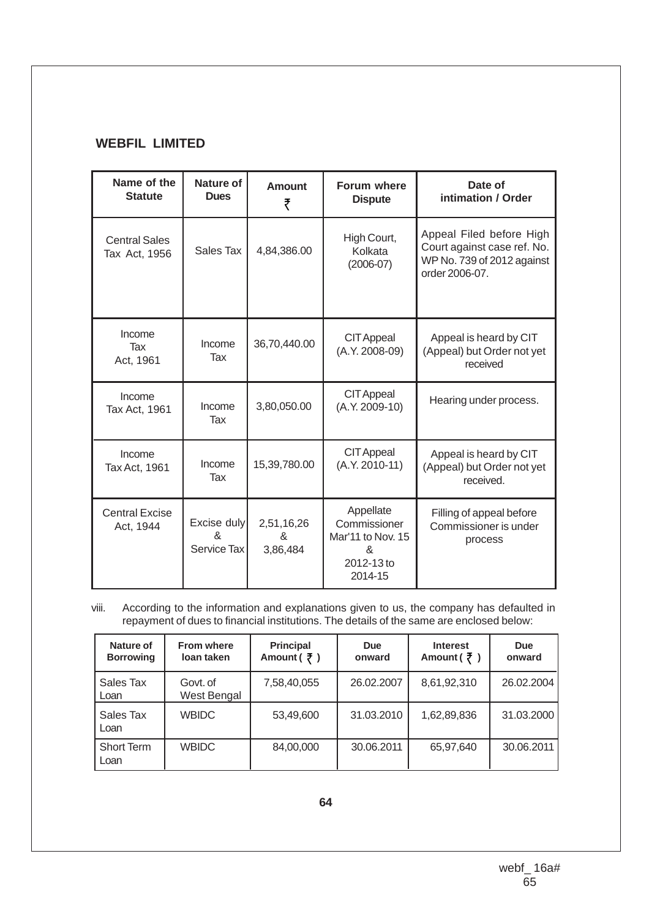**WEBFIL LIMITED**

| Name of the Statute | Nature of Dues | Amount ₹ | Forum where Dispute | Date of intimation / Order |
|---|---|---|---|---|
| Central Sales Tax Act, 1956 | Sales Tax | 4,84,386.00 | High Court, Kolkata (2006-07) | Appeal Filed before High Court against case ref. No. WP No. 739 of 2012 against order 2006-07. |
| Income Tax Act, 1961 | Income Tax | 36,70,440.00 | CIT Appeal (A.Y. 2008-09) | Appeal is heard by CIT (Appeal) but Order not yet received |
| Income Tax Act, 1961 | Income Tax | 3,80,050.00 | CIT Appeal (A.Y. 2009-10) | Hearing under process. |
| Income Tax Act, 1961 | Income Tax | 15,39,780.00 | CIT Appeal (A.Y. 2010-11) | Appeal is heard by CIT (Appeal) but Order not yet received. |
| Central Excise Act, 1944 | Excise duly & Service Tax | 2,51,16,26 & 3,86,484 | Appellate Commissioner Mar'11 to Nov. 15 & 2012-13 to 2014-15 | Filling of appeal before Commissioner is under process |

viii. According to the information and explanations given to us, the company has defaulted in repayment of dues to financial institutions. The details of the same are enclosed below:

| Nature of Borrowing | From where loan taken | Principal Amount ( ₹ ) | Due onward | Interest Amount ( ₹ ) | Due onward |
|---|---|---|---|---|---|
| Sales Tax Loan | Govt. of West Bengal | 7,58,40,055 | 26.02.2007 | 8,61,92,310 | 26.02.2004 |
| Sales Tax Loan | WBIDC | 53,49,600 | 31.03.2010 | 1,62,89,836 | 31.03.2000 |
| Short Term Loan | WBIDC | 84,00,000 | 30.06.2011 | 65,97,640 | 30.06.2011 |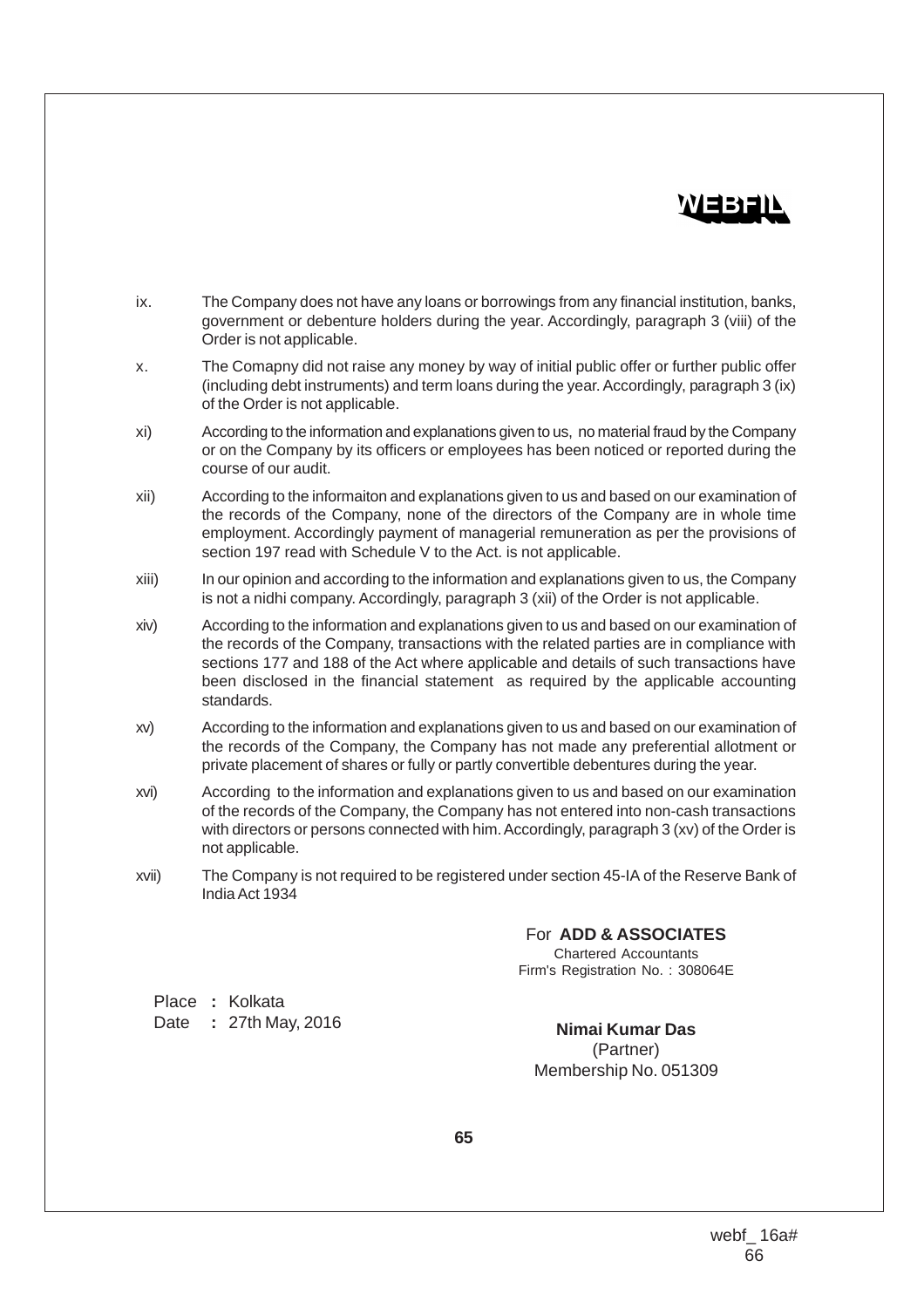ix. The Company does not have any loans or borrowings from any financial institution, banks, government or debenture holders during the year. Accordingly, paragraph 3 (viii) of the Order is not applicable.

x. The Comapny did not raise any money by way of initial public offer or further public offer (including debt instruments) and term loans during the year. Accordingly, paragraph 3 (ix) of the Order is not applicable.

xi) According to the information and explanations given to us, no material fraud by the Company or on the Company by its officers or employees has been noticed or reported during the course of our audit.

xii) According to the informaiton and explanations given to us and based on our examination of the records of the Company, none of the directors of the Company are in whole time employment. Accordingly payment of managerial remuneration as per the provisions of section 197 read with Schedule V to the Act. is not applicable.

xiii) In our opinion and according to the information and explanations given to us, the Company is not a nidhi company. Accordingly, paragraph 3 (xii) of the Order is not applicable.

xiv) According to the information and explanations given to us and based on our examination of the records of the Company, transactions with the related parties are in compliance with sections 177 and 188 of the Act where applicable and details of such transactions have been disclosed in the financial statement as required by the applicable accounting standards.

xv) According to the information and explanations given to us and based on our examination of the records of the Company, the Company has not made any preferential allotment or private placement of shares or fully or partly convertible debentures during the year.

xvi) According to the information and explanations given to us and based on our examination of the records of the Company, the Company has not entered into non-cash transactions with directors or persons connected with him. Accordingly, paragraph 3 (xv) of the Order is not applicable.

xvii) The Company is not required to be registered under section 45-IA of the Reserve Bank of India Act 1934

For **ADD & ASSOCIATES**
Chartered Accountants
Firm's Registration No. : 308064E

Place : Kolkata
Date : 27th May, 2016

**Nimai Kumar Das**
(Partner)
Membership No. 051309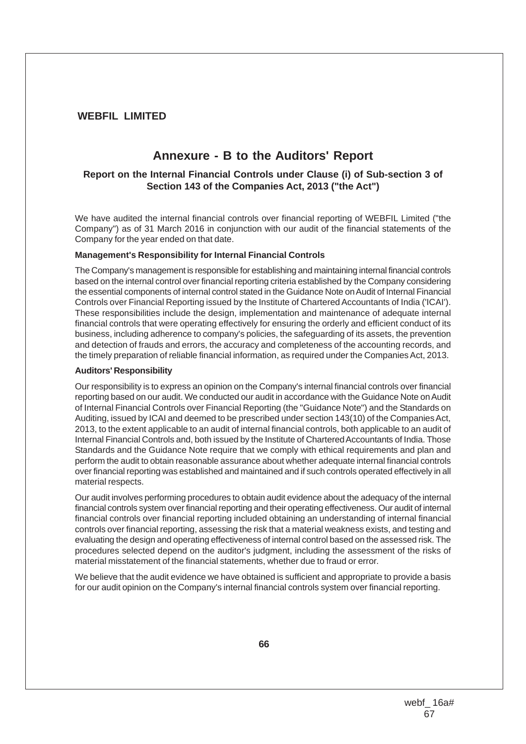**WEBFIL LIMITED**

# Annexure - B to the Auditors' Report

## Report on the Internal Financial Controls under Clause (i) of Sub-section 3 of Section 143 of the Companies Act, 2013 ("the Act")

We have audited the internal financial controls over financial reporting of WEBFIL Limited ("the Company") as of 31 March 2016 in conjunction with our audit of the financial statements of the Company for the year ended on that date.

**Management's Responsibility for Internal Financial Controls**

The Company's management is responsible for establishing and maintaining internal financial controls based on the internal control over financial reporting criteria established by the Company considering the essential components of internal control stated in the Guidance Note on Audit of Internal Financial Controls over Financial Reporting issued by the Institute of Chartered Accountants of India ('ICAI'). These responsibilities include the design, implementation and maintenance of adequate internal financial controls that were operating effectively for ensuring the orderly and efficient conduct of its business, including adherence to company's policies, the safeguarding of its assets, the prevention and detection of frauds and errors, the accuracy and completeness of the accounting records, and the timely preparation of reliable financial information, as required under the Companies Act, 2013.

**Auditors' Responsibility**

Our responsibility is to express an opinion on the Company's internal financial controls over financial reporting based on our audit. We conducted our audit in accordance with the Guidance Note on Audit of Internal Financial Controls over Financial Reporting (the "Guidance Note") and the Standards on Auditing, issued by ICAI and deemed to be prescribed under section 143(10) of the Companies Act, 2013, to the extent applicable to an audit of internal financial controls, both applicable to an audit of Internal Financial Controls and, both issued by the Institute of Chartered Accountants of India. Those Standards and the Guidance Note require that we comply with ethical requirements and plan and perform the audit to obtain reasonable assurance about whether adequate internal financial controls over financial reporting was established and maintained and if such controls operated effectively in all material respects.

Our audit involves performing procedures to obtain audit evidence about the adequacy of the internal financial controls system over financial reporting and their operating effectiveness. Our audit of internal financial controls over financial reporting included obtaining an understanding of internal financial controls over financial reporting, assessing the risk that a material weakness exists, and testing and evaluating the design and operating effectiveness of internal control based on the assessed risk. The procedures selected depend on the auditor's judgment, including the assessment of the risks of material misstatement of the financial statements, whether due to fraud or error.

We believe that the audit evidence we have obtained is sufficient and appropriate to provide a basis for our audit opinion on the Company's internal financial controls system over financial reporting.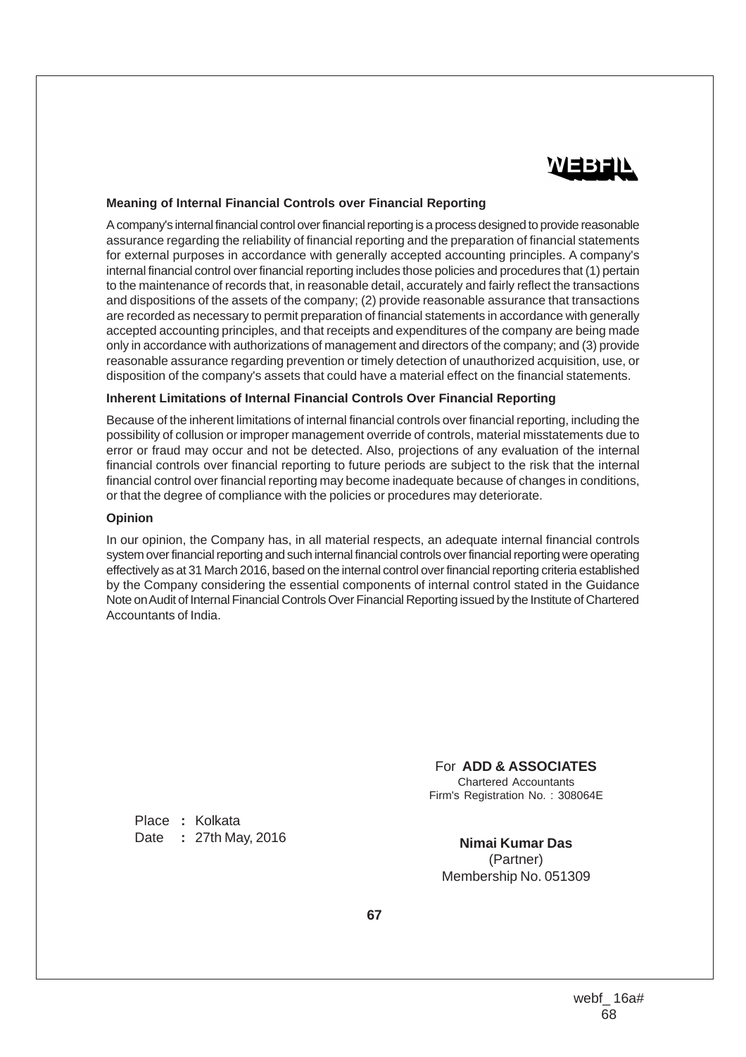#### Meaning of Internal Financial Controls over Financial Reporting

A company's internal financial control over financial reporting is a process designed to provide reasonable assurance regarding the reliability of financial reporting and the preparation of financial statements for external purposes in accordance with generally accepted accounting principles. A company's internal financial control over financial reporting includes those policies and procedures that (1) pertain to the maintenance of records that, in reasonable detail, accurately and fairly reflect the transactions and dispositions of the assets of the company; (2) provide reasonable assurance that transactions are recorded as necessary to permit preparation of financial statements in accordance with generally accepted accounting principles, and that receipts and expenditures of the company are being made only in accordance with authorizations of management and directors of the company; and (3) provide reasonable assurance regarding prevention or timely detection of unauthorized acquisition, use, or disposition of the company's assets that could have a material effect on the financial statements.

#### Inherent Limitations of Internal Financial Controls Over Financial Reporting

Because of the inherent limitations of internal financial controls over financial reporting, including the possibility of collusion or improper management override of controls, material misstatements due to error or fraud may occur and not be detected. Also, projections of any evaluation of the internal financial controls over financial reporting to future periods are subject to the risk that the internal financial control over financial reporting may become inadequate because of changes in conditions, or that the degree of compliance with the policies or procedures may deteriorate.

#### Opinion

In our opinion, the Company has, in all material respects, an adequate internal financial controls system over financial reporting and such internal financial controls over financial reporting were operating effectively as at 31 March 2016, based on the internal control over financial reporting criteria established by the Company considering the essential components of internal control stated in the Guidance Note on Audit of Internal Financial Controls Over Financial Reporting issued by the Institute of Chartered Accountants of India.

For **ADD & ASSOCIATES**
Chartered Accountants
Firm's Registration No. : 308064E

Place : Kolkata
Date : 27th May, 2016

**Nimai Kumar Das**
(Partner)
Membership No. 051309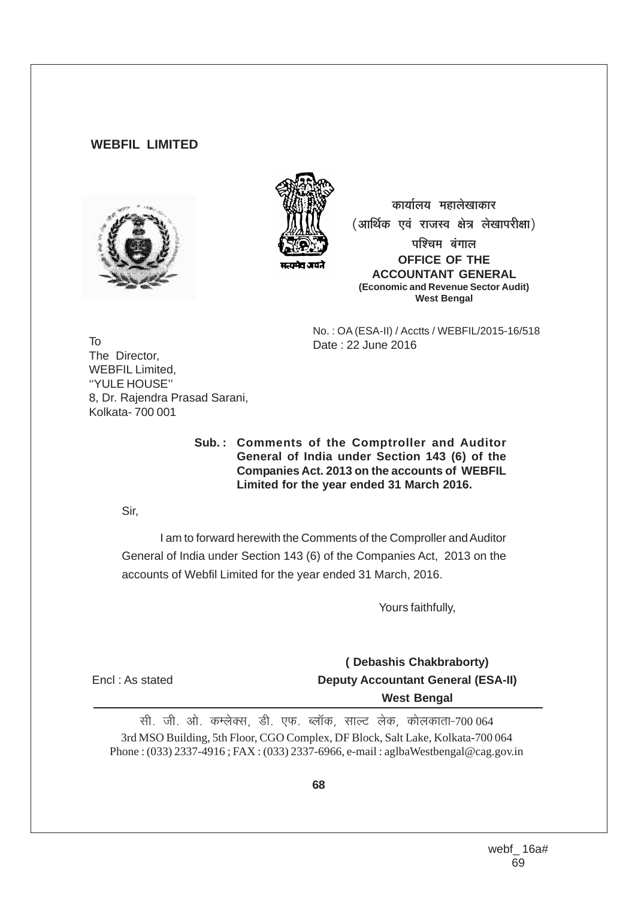**WEBFIL LIMITED**

कार्यालय महालेखाकार
(आर्थिक एवं राजस्व क्षेत्र लेखापरीक्षा)
पश्चिम बंगाल
**OFFICE OF THE ACCOUNTANT GENERAL**
**(Economic and Revenue Sector Audit)**
**West Bengal**

No. : OA (ESA-II) / Acctts / WEBFIL/2015-16/518
Date : 22 June 2016

To
The Director,
WEBFIL Limited,
''YULE HOUSE''
8, Dr. Rajendra Prasad Sarani,
Kolkata- 700 001

**Sub. : Comments of the Comptroller and Auditor General of India under Section 143 (6) of the Companies Act. 2013 on the accounts of WEBFIL Limited for the year ended 31 March 2016.**

Sir,

I am to forward herewith the Comments of the Comproller and Auditor General of India under Section 143 (6) of the Companies Act, 2013 on the accounts of Webfil Limited for the year ended 31 March, 2016.

Yours faithfully,

**( Debashis Chakbraborty)**
**Deputy Accountant General (ESA-II)**
**West Bengal**

Encl : As stated

सी. जी. ओ. कम्लेक्स, डी. एफ. ब्लॉक, साल्ट लेक, कोलकाता-700 064
3rd MSO Building, 5th Floor, CGO Complex, DF Block, Salt Lake, Kolkata-700 064
Phone : (033) 2337-4916 ; FAX : (033) 2337-6966, e-mail : aglbaWestbengal@cag.gov.in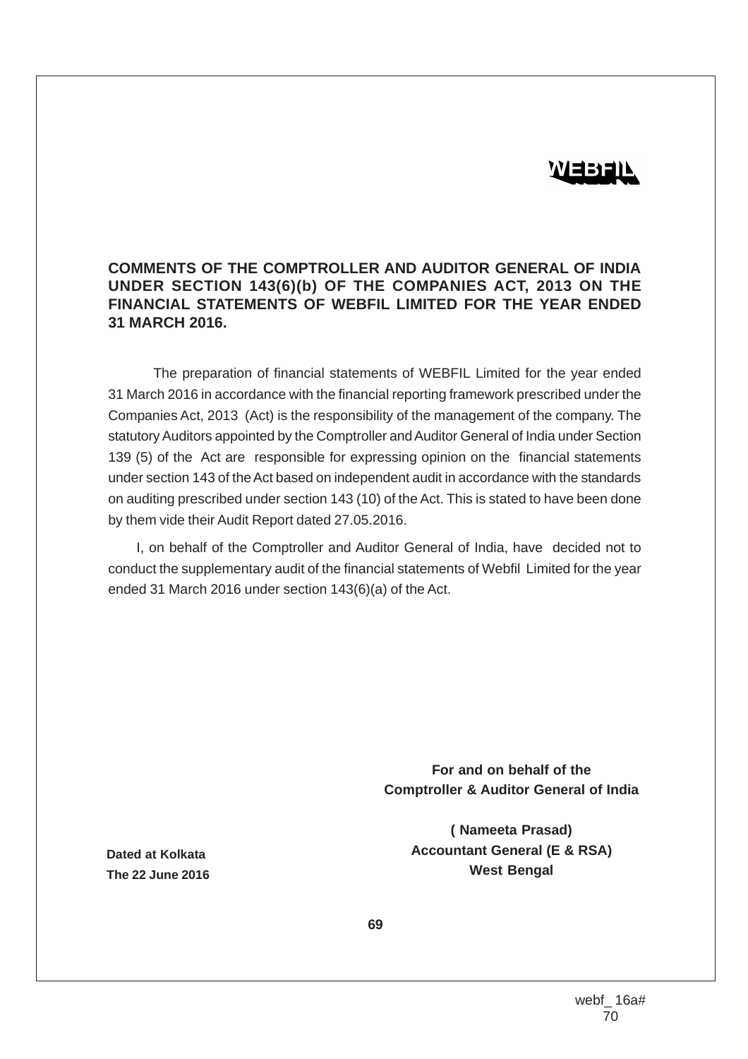**WEBFIL**

## COMMENTS OF THE COMPTROLLER AND AUDITOR GENERAL OF INDIA UNDER SECTION 143(6)(b) OF THE COMPANIES ACT, 2013 ON THE FINANCIAL STATEMENTS OF WEBFIL LIMITED FOR THE YEAR ENDED 31 MARCH 2016.

The preparation of financial statements of WEBFIL Limited for the year ended 31 March 2016 in accordance with the financial reporting framework prescribed under the Companies Act, 2013 (Act) is the responsibility of the management of the company. The statutory Auditors appointed by the Comptroller and Auditor General of India under Section 139 (5) of the Act are responsible for expressing opinion on the financial statements under section 143 of the Act based on independent audit in accordance with the standards on auditing prescribed under section 143 (10) of the Act. This is stated to have been done by them vide their Audit Report dated 27.05.2016.

I, on behalf of the Comptroller and Auditor General of India, have decided not to conduct the supplementary audit of the financial statements of Webfil Limited for the year ended 31 March 2016 under section 143(6)(a) of the Act.

**For and on behalf of the**
**Comptroller & Auditor General of India**

**( Nameeta Prasad)**
**Accountant General (E & RSA)**
**West Bengal**

**Dated at Kolkata**
**The 22 June 2016**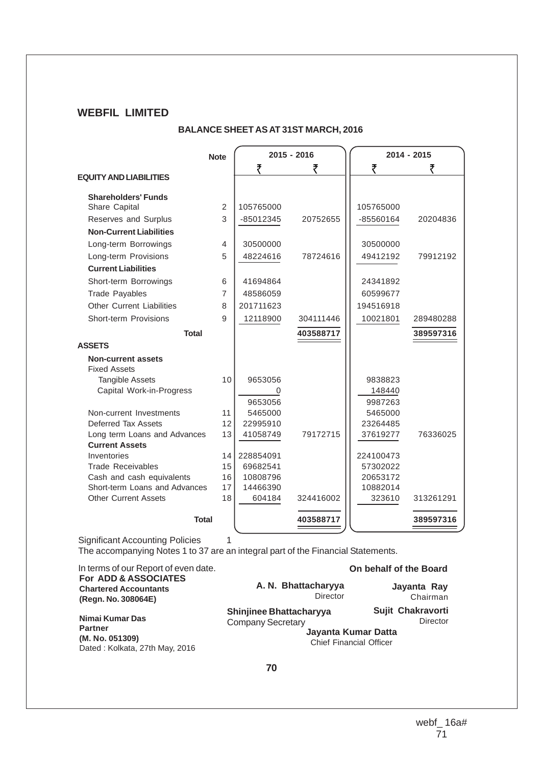## WEBFIL LIMITED

### BALANCE SHEET AS AT 31ST MARCH, 2016

| | Note | 2015 - 2016 | | 2014 - 2015 | |
|---|---|---|---|---|---|
| | | ₹ | ₹ | ₹ | ₹ |
| **EQUITY AND LIABILITIES** | | | | | |
| **Shareholders' Funds** | | | | | |
| Share Capital | 2 | 105765000 | | 105765000 | |
| Reserves and Surplus | 3 | -85012345 | 20752655 | -85560164 | 20204836 |
| **Non-Current Liabilities** | | | | | |
| Long-term Borrowings | 4 | 30500000 | | 30500000 | |
| Long-term Provisions | 5 | 48224616 | 78724616 | 49412192 | 79912192 |
| **Current Liabilities** | | | | | |
| Short-term Borrowings | 6 | 41694864 | | 24341892 | |
| Trade Payables | 7 | 48586059 | | 60599677 | |
| Other Current Liabilities | 8 | 201711623 | | 194516918 | |
| Short-term Provisions | 9 | 12118900 | 304111446 | 10021801 | 289480288 |
| **Total** | | | **403588717** | | **389597316** |
| **ASSETS** | | | | | |
| **Non-current assets** | | | | | |
| Fixed Assets | | | | | |
| Tangible Assets | 10 | 9653056 | | 9838823 | |
| Capital Work-in-Progress | | 0 | | 148440 | |
| | | 9653056 | | 9987263 | |
| Non-current Investments | 11 | 5465000 | | 5465000 | |
| Deferred Tax Assets | 12 | 22995910 | | 23264485 | |
| Long term Loans and Advances | 13 | 41058749 | 79172715 | 37619277 | 76336025 |
| **Current Assets** | | | | | |
| Inventories | 14 | 228854091 | | 224100473 | |
| Trade Receivables | 15 | 69682541 | | 57302022 | |
| Cash and cash equivalents | 16 | 10808796 | | 20653172 | |
| Short-term Loans and Advances | 17 | 14466390 | | 10882014 | |
| Other Current Assets | 18 | 604184 | 324416002 | 323610 | 313261291 |
| **Total** | | | **403588717** | | **389597316** |

Significant Accounting Policies 1

The accompanying Notes 1 to 37 are an integral part of the Financial Statements.

In terms of our Report of even date.
**For ADD & ASSOCIATES**
**Chartered Accountants**
**(Regn. No. 308064E)**

**Nimai Kumar Das**
**Partner**
**(M. No. 051309)**
Dated : Kolkata, 27th May, 2016

**On behalf of the Board**

**A. N. Bhattacharyya**
Director

**Jayanta Ray**
Chairman

**Shinjinee Bhattacharyya**
Company Secretary

**Sujit Chakravorti**
Director

**Jayanta Kumar Datta**
Chief Financial Officer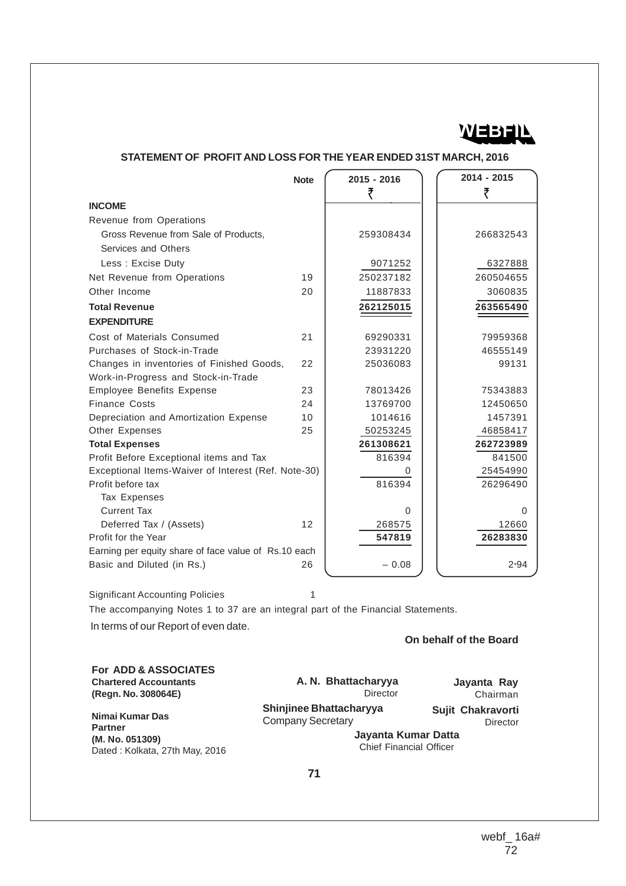WEBFIL

## STATEMENT OF PROFIT AND LOSS FOR THE YEAR ENDED 31ST MARCH, 2016

| | Note | 2015 - 2016 ₹ | 2014 - 2015 ₹ |
|---|---|---|---|
| **INCOME** | | | |
| Revenue from Operations | | | |
| Gross Revenue from Sale of Products, Services and Others | | 259308434 | 266832543 |
| Less : Excise Duty | | 9071252 | 6327888 |
| Net Revenue from Operations | 19 | 250237182 | 260504655 |
| Other Income | 20 | 11887833 | 3060835 |
| **Total Revenue** | | **262125015** | **263565490** |
| **EXPENDITURE** | | | |
| Cost of Materials Consumed | 21 | 69290331 | 79959368 |
| Purchases of Stock-in-Trade | | 23931220 | 46555149 |
| Changes in inventories of Finished Goods, Work-in-Progress and Stock-in-Trade | 22 | 25036083 | 99131 |
| Employee Benefits Expense | 23 | 78013426 | 75343883 |
| Finance Costs | 24 | 13769700 | 12450650 |
| Depreciation and Amortization Expense | 10 | 1014616 | 1457391 |
| Other Expenses | 25 | 50253245 | 46858417 |
| **Total Expenses** | | **261308621** | **262723989** |
| Profit Before Exceptional items and Tax | | 816394 | 841500 |
| Exceptional Items-Waiver of Interest (Ref. Note-30) | | 0 | 25454990 |
| Profit before tax | | 816394 | 26296490 |
| Tax Expenses | | | |
| Current Tax | | 0 | 0 |
| Deferred Tax / (Assets) | 12 | 268575 | 12660 |
| Profit for the Year | | **547819** | **26283830** |
| Earning per equity share of face value of Rs.10 each | | | |
| Basic and Diluted (in Rs.) | 26 | – 0.08 | 2·94 |

Significant Accounting Policies 1

The accompanying Notes 1 to 37 are an integral part of the Financial Statements.

In terms of our Report of even date.

**On behalf of the Board**

**For ADD & ASSOCIATES**
**Chartered Accountants**
**(Regn. No. 308064E)**

**Nimai Kumar Das**
**Partner**
**(M. No. 051309)**
Dated : Kolkata, 27th May, 2016

**A. N. Bhattacharyya**
Director

**Jayanta Ray**
Chairman

**Shinjinee Bhattacharyya**
Company Secretary

**Sujit Chakravorti**
Director

**Jayanta Kumar Datta**
Chief Financial Officer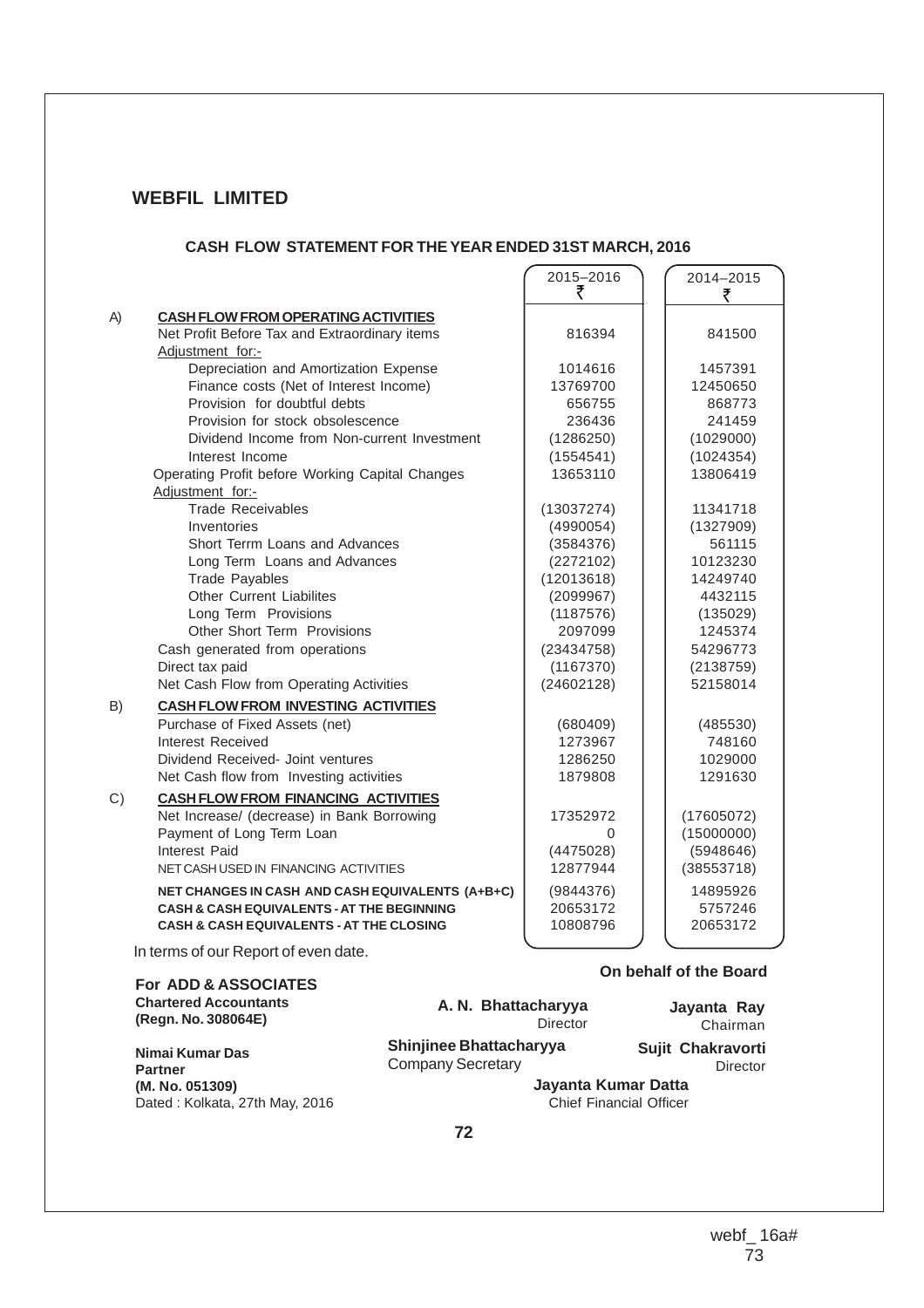## WEBFIL LIMITED

### CASH FLOW STATEMENT FOR THE YEAR ENDED 31ST MARCH, 2016

| | | 2015–2016 ₹ | 2014–2015 ₹ |
|---|---|---|---|
| A) | **CASH FLOW FROM OPERATING ACTIVITIES** | | |
| | Net Profit Before Tax and Extraordinary items | 816394 | 841500 |
| | Adjustment for:- | | |
| | Depreciation and Amortization Expense | 1014616 | 1457391 |
| | Finance costs (Net of Interest Income) | 13769700 | 12450650 |
| | Provision for doubtful debts | 656755 | 868773 |
| | Provision for stock obsolescence | 236436 | 241459 |
| | Dividend Income from Non-current Investment | (1286250) | (1029000) |
| | Interest Income | (1554541) | (1024354) |
| | Operating Profit before Working Capital Changes | 13653110 | 13806419 |
| | Adjustment for:- | | |
| | Trade Receivables | (13037274) | 11341718 |
| | Inventories | (4990054) | (1327909) |
| | Short Terrm Loans and Advances | (3584376) | 561115 |
| | Long Term Loans and Advances | (2272102) | 10123230 |
| | Trade Payables | (12013618) | 14249740 |
| | Other Current Liabilites | (2099967) | 4432115 |
| | Long Term Provisions | (1187576) | (135029) |
| | Other Short Term Provisions | 2097099 | 1245374 |
| | Cash generated from operations | (23434758) | 54296773 |
| | Direct tax paid | (1167370) | (2138759) |
| | Net Cash Flow from Operating Activities | (24602128) | 52158014 |
| B) | **CASH FLOW FROM INVESTING ACTIVITIES** | | |
| | Purchase of Fixed Assets (net) | (680409) | (485530) |
| | Interest Received | 1273967 | 748160 |
| | Dividend Received- Joint ventures | 1286250 | 1029000 |
| | Net Cash flow from Investing activities | 1879808 | 1291630 |
| C) | **CASH FLOW FROM FINANCING ACTIVITIES** | | |
| | Net Increase/ (decrease) in Bank Borrowing | 17352972 | (17605072) |
| | Payment of Long Term Loan | 0 | (15000000) |
| | Interest Paid | (4475028) | (5948646) |
| | NET CASH USED IN FINANCING ACTIVITIES | 12877944 | (38553718) |
| | **NET CHANGES IN CASH AND CASH EQUIVALENTS (A+B+C)** | (9844376) | 14895926 |
| | **CASH & CASH EQUIVALENTS - AT THE BEGINNING** | 20653172 | 5757246 |
| | **CASH & CASH EQUIVALENTS - AT THE CLOSING** | 10808796 | 20653172 |

In terms of our Report of even date.

**For ADD & ASSOCIATES**
**Chartered Accountants**
**(Regn. No. 308064E)**

**Nimai Kumar Das**
**Partner**
**(M. No. 051309)**
Dated : Kolkata, 27th May, 2016

**On behalf of the Board**

**A. N. Bhattacharyya**
Director

**Jayanta Ray**
Chairman

**Shinjinee Bhattacharyya**
Company Secretary

**Sujit Chakravorti**
Director

**Jayanta Kumar Datta**
Chief Financial Officer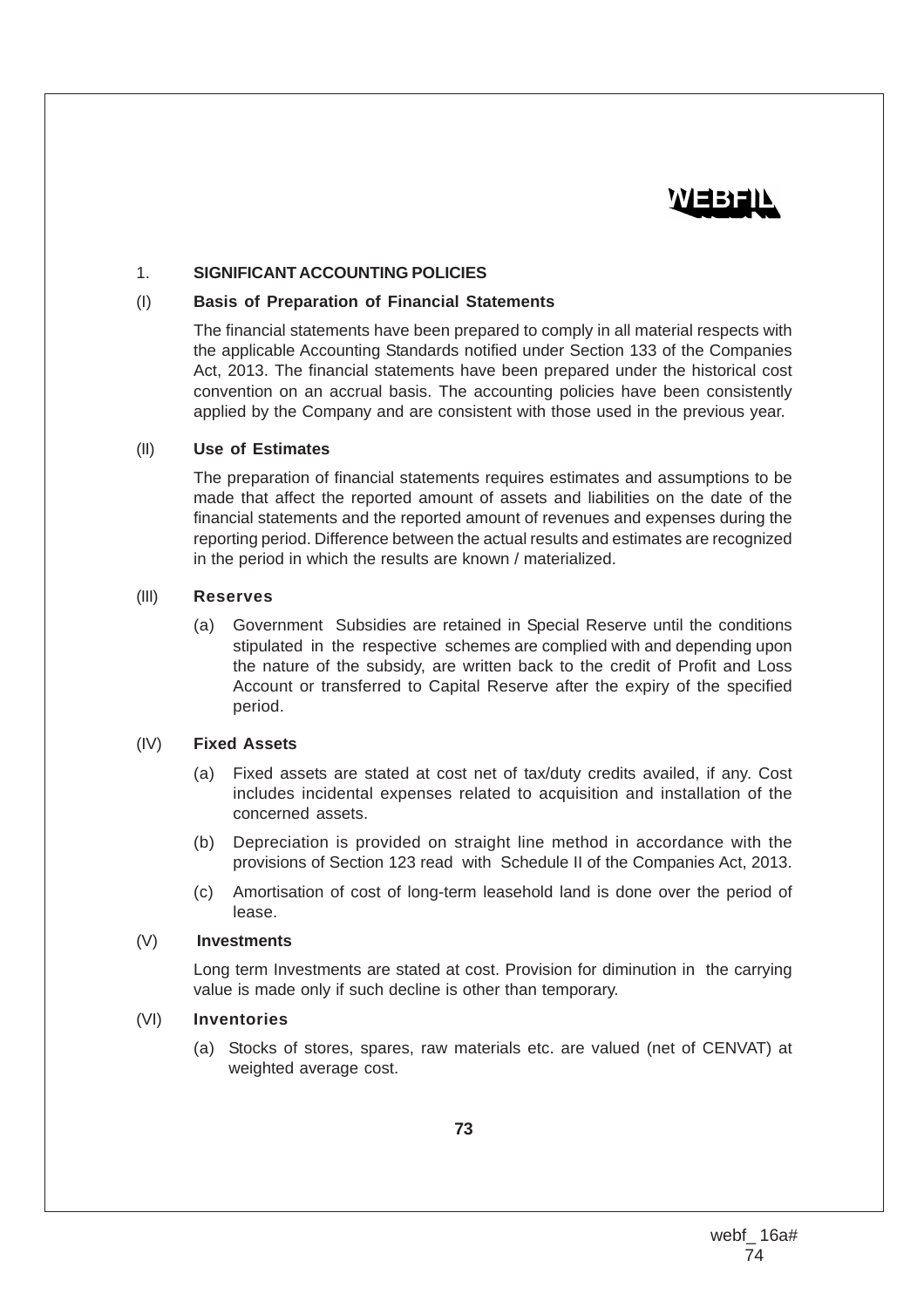## 1. SIGNIFICANT ACCOUNTING POLICIES

### (I) Basis of Preparation of Financial Statements

The financial statements have been prepared to comply in all material respects with the applicable Accounting Standards notified under Section 133 of the Companies Act, 2013. The financial statements have been prepared under the historical cost convention on an accrual basis. The accounting policies have been consistently applied by the Company and are consistent with those used in the previous year.

### (II) Use of Estimates

The preparation of financial statements requires estimates and assumptions to be made that affect the reported amount of assets and liabilities on the date of the financial statements and the reported amount of revenues and expenses during the reporting period. Difference between the actual results and estimates are recognized in the period in which the results are known / materialized.

### (III) Reserves

(a) Government Subsidies are retained in Special Reserve until the conditions stipulated in the respective schemes are complied with and depending upon the nature of the subsidy, are written back to the credit of Profit and Loss Account or transferred to Capital Reserve after the expiry of the specified period.

### (IV) Fixed Assets

(a) Fixed assets are stated at cost net of tax/duty credits availed, if any. Cost includes incidental expenses related to acquisition and installation of the concerned assets.

(b) Depreciation is provided on straight line method in accordance with the provisions of Section 123 read with Schedule II of the Companies Act, 2013.

(c) Amortisation of cost of long-term leasehold land is done over the period of lease.

### (V) Investments

Long term Investments are stated at cost. Provision for diminution in the carrying value is made only if such decline is other than temporary.

### (VI) Inventories

(a) Stocks of stores, spares, raw materials etc. are valued (net of CENVAT) at weighted average cost.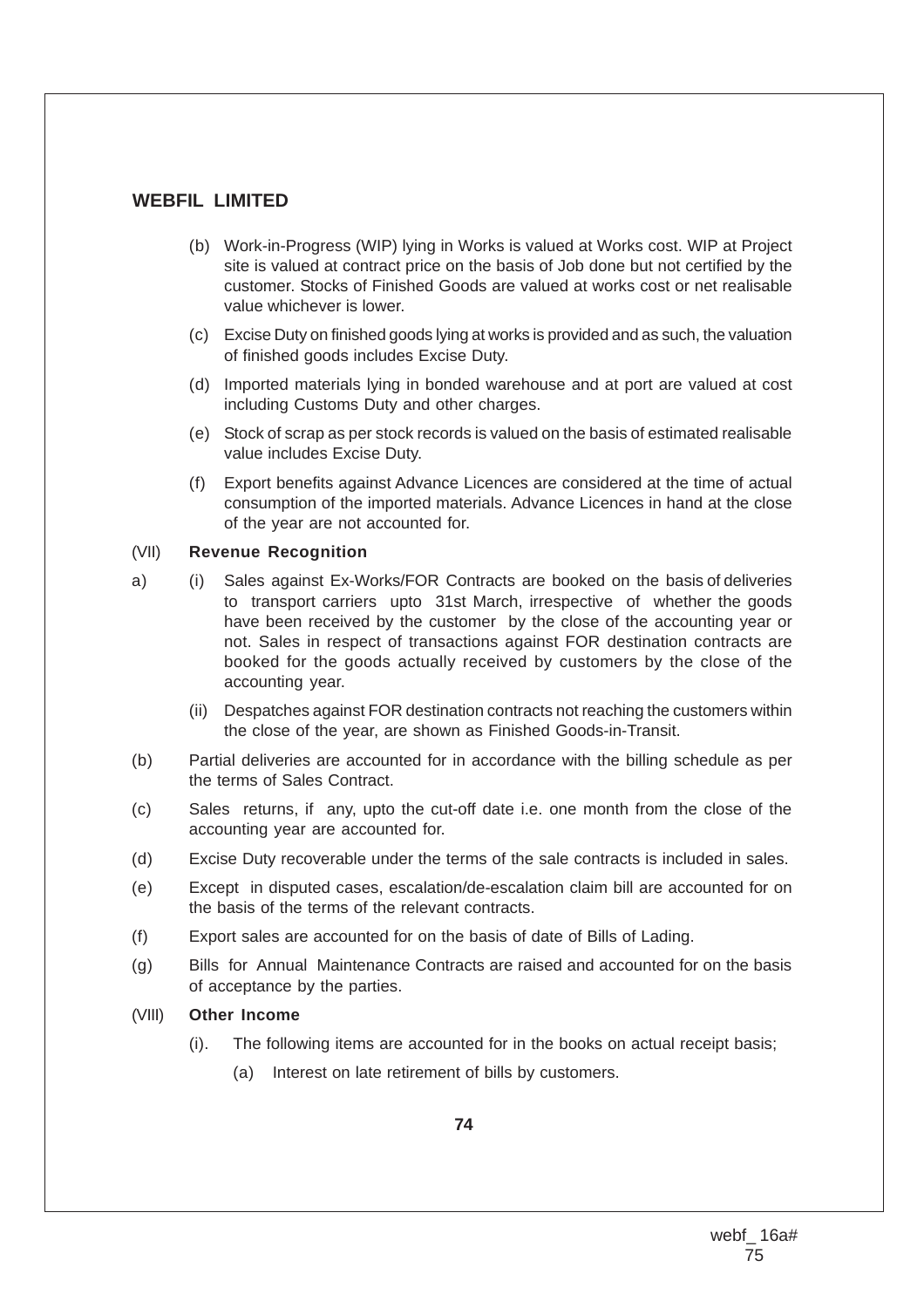(b) Work-in-Progress (WIP) lying in Works is valued at Works cost. WIP at Project site is valued at contract price on the basis of Job done but not certified by the customer. Stocks of Finished Goods are valued at works cost or net realisable value whichever is lower.

(c) Excise Duty on finished goods lying at works is provided and as such, the valuation of finished goods includes Excise Duty.

(d) Imported materials lying in bonded warehouse and at port are valued at cost including Customs Duty and other charges.

(e) Stock of scrap as per stock records is valued on the basis of estimated realisable value includes Excise Duty.

(f) Export benefits against Advance Licences are considered at the time of actual consumption of the imported materials. Advance Licences in hand at the close of the year are not accounted for.

(VII) **Revenue Recognition**

a) (i) Sales against Ex-Works/FOR Contracts are booked on the basis of deliveries to transport carriers upto 31st March, irrespective of whether the goods have been received by the customer by the close of the accounting year or not. Sales in respect of transactions against FOR destination contracts are booked for the goods actually received by customers by the close of the accounting year.

(ii) Despatches against FOR destination contracts not reaching the customers within the close of the year, are shown as Finished Goods-in-Transit.

(b) Partial deliveries are accounted for in accordance with the billing schedule as per the terms of Sales Contract.

(c) Sales returns, if any, upto the cut-off date i.e. one month from the close of the accounting year are accounted for.

(d) Excise Duty recoverable under the terms of the sale contracts is included in sales.

(e) Except in disputed cases, escalation/de-escalation claim bill are accounted for on the basis of the terms of the relevant contracts.

(f) Export sales are accounted for on the basis of date of Bills of Lading.

(g) Bills for Annual Maintenance Contracts are raised and accounted for on the basis of acceptance by the parties.

(VIII) **Other Income**

(i). The following items are accounted for in the books on actual receipt basis;

(a) Interest on late retirement of bills by customers.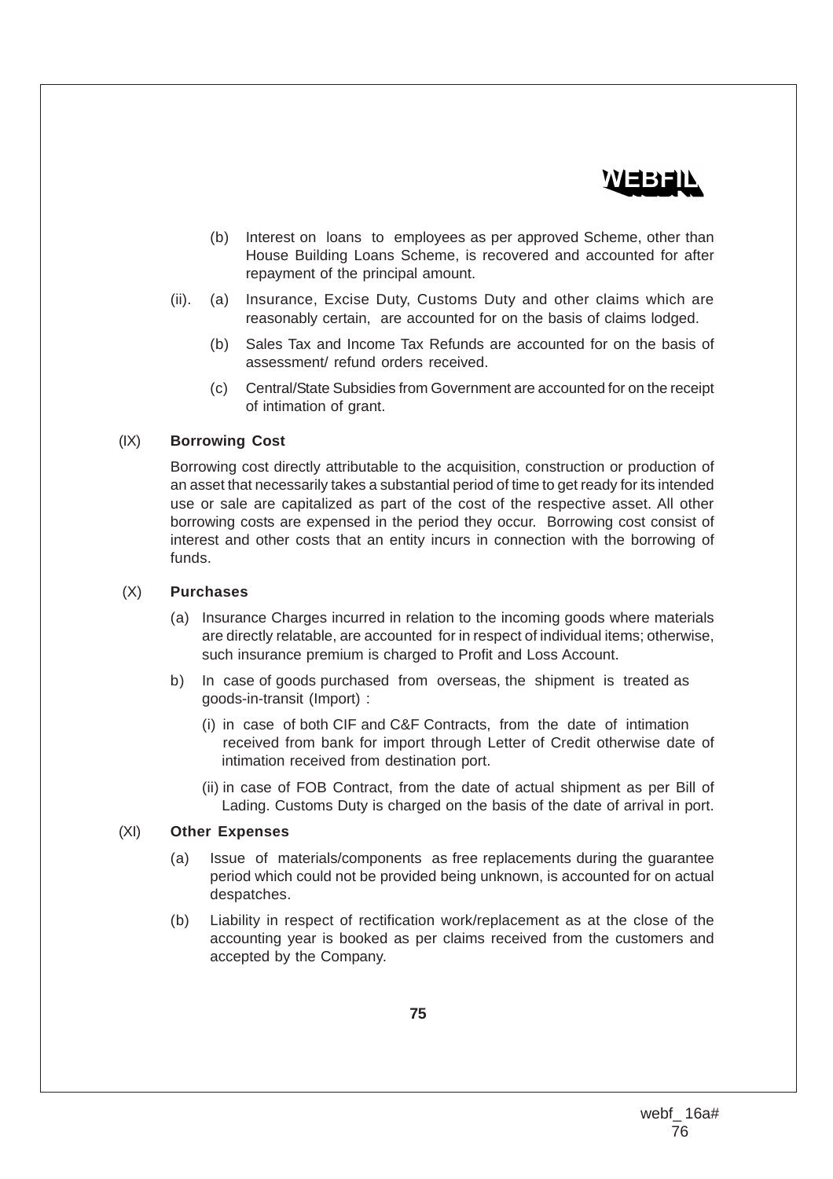(b) Interest on loans to employees as per approved Scheme, other than House Building Loans Scheme, is recovered and accounted for after repayment of the principal amount.

(ii). (a) Insurance, Excise Duty, Customs Duty and other claims which are reasonably certain, are accounted for on the basis of claims lodged.

(b) Sales Tax and Income Tax Refunds are accounted for on the basis of assessment/ refund orders received.

(c) Central/State Subsidies from Government are accounted for on the receipt of intimation of grant.

(IX) **Borrowing Cost**

Borrowing cost directly attributable to the acquisition, construction or production of an asset that necessarily takes a substantial period of time to get ready for its intended use or sale are capitalized as part of the cost of the respective asset. All other borrowing costs are expensed in the period they occur. Borrowing cost consist of interest and other costs that an entity incurs in connection with the borrowing of funds.

(X) **Purchases**

(a) Insurance Charges incurred in relation to the incoming goods where materials are directly relatable, are accounted for in respect of individual items; otherwise, such insurance premium is charged to Profit and Loss Account.

b) In case of goods purchased from overseas, the shipment is treated as goods-in-transit (Import) :

(i) in case of both CIF and C&F Contracts, from the date of intimation received from bank for import through Letter of Credit otherwise date of intimation received from destination port.

(ii) in case of FOB Contract, from the date of actual shipment as per Bill of Lading. Customs Duty is charged on the basis of the date of arrival in port.

(XI) **Other Expenses**

(a) Issue of materials/components as free replacements during the guarantee period which could not be provided being unknown, is accounted for on actual despatches.

(b) Liability in respect of rectification work/replacement as at the close of the accounting year is booked as per claims received from the customers and accepted by the Company.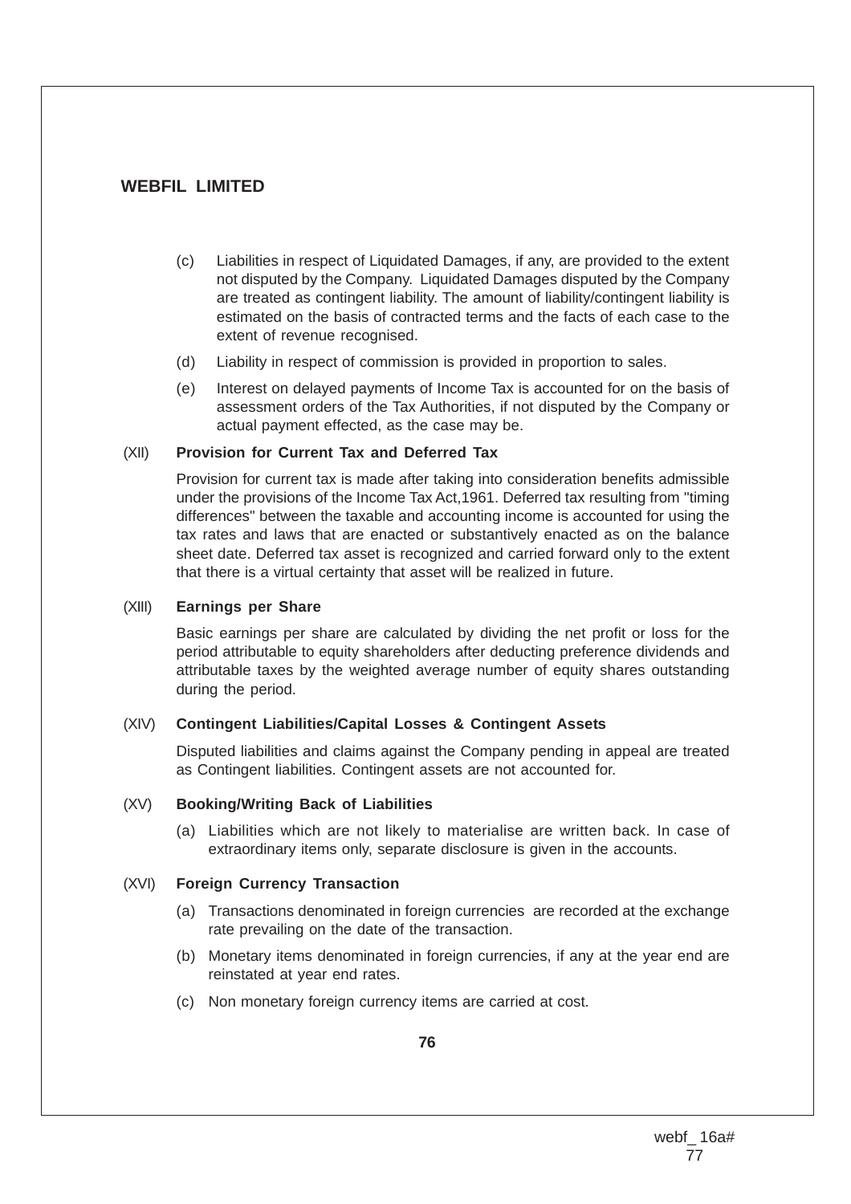(c) Liabilities in respect of Liquidated Damages, if any, are provided to the extent not disputed by the Company. Liquidated Damages disputed by the Company are treated as contingent liability. The amount of liability/contingent liability is estimated on the basis of contracted terms and the facts of each case to the extent of revenue recognised.

(d) Liability in respect of commission is provided in proportion to sales.

(e) Interest on delayed payments of Income Tax is accounted for on the basis of assessment orders of the Tax Authorities, if not disputed by the Company or actual payment effected, as the case may be.

(XII) **Provision for Current Tax and Deferred Tax**

Provision for current tax is made after taking into consideration benefits admissible under the provisions of the Income Tax Act,1961. Deferred tax resulting from "timing differences" between the taxable and accounting income is accounted for using the tax rates and laws that are enacted or substantively enacted as on the balance sheet date. Deferred tax asset is recognized and carried forward only to the extent that there is a virtual certainty that asset will be realized in future.

(XIII) **Earnings per Share**

Basic earnings per share are calculated by dividing the net profit or loss for the period attributable to equity shareholders after deducting preference dividends and attributable taxes by the weighted average number of equity shares outstanding during the period.

(XIV) **Contingent Liabilities/Capital Losses & Contingent Assets**

Disputed liabilities and claims against the Company pending in appeal are treated as Contingent liabilities. Contingent assets are not accounted for.

(XV) **Booking/Writing Back of Liabilities**

(a) Liabilities which are not likely to materialise are written back. In case of extraordinary items only, separate disclosure is given in the accounts.

(XVI) **Foreign Currency Transaction**

(a) Transactions denominated in foreign currencies are recorded at the exchange rate prevailing on the date of the transaction.

(b) Monetary items denominated in foreign currencies, if any at the year end are reinstated at year end rates.

(c) Non monetary foreign currency items are carried at cost.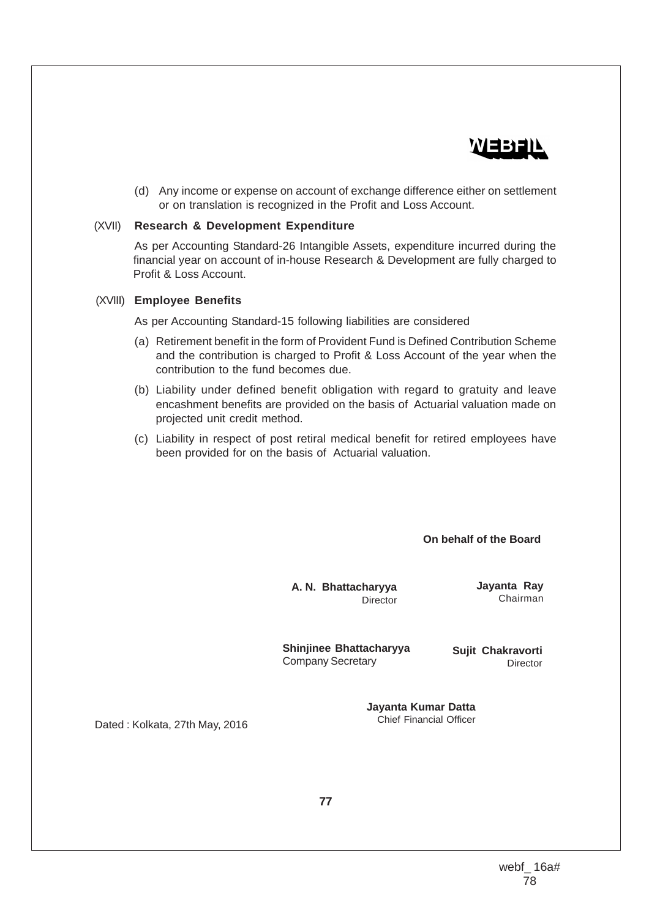(d) Any income or expense on account of exchange difference either on settlement or on translation is recognized in the Profit and Loss Account.

(XVII) **Research & Development Expenditure**

As per Accounting Standard-26 Intangible Assets, expenditure incurred during the financial year on account of in-house Research & Development are fully charged to Profit & Loss Account.

(XVIII) **Employee Benefits**

As per Accounting Standard-15 following liabilities are considered

(a) Retirement benefit in the form of Provident Fund is Defined Contribution Scheme and the contribution is charged to Profit & Loss Account of the year when the contribution to the fund becomes due.

(b) Liability under defined benefit obligation with regard to gratuity and leave encashment benefits are provided on the basis of Actuarial valuation made on projected unit credit method.

(c) Liability in respect of post retiral medical benefit for retired employees have been provided for on the basis of Actuarial valuation.

**On behalf of the Board**

**A. N. Bhattacharyya**
Director

**Jayanta Ray**
Chairman

**Shinjinee Bhattacharyya**
Company Secretary

**Sujit Chakravorti**
Director

**Jayanta Kumar Datta**
Chief Financial Officer

Dated : Kolkata, 27th May, 2016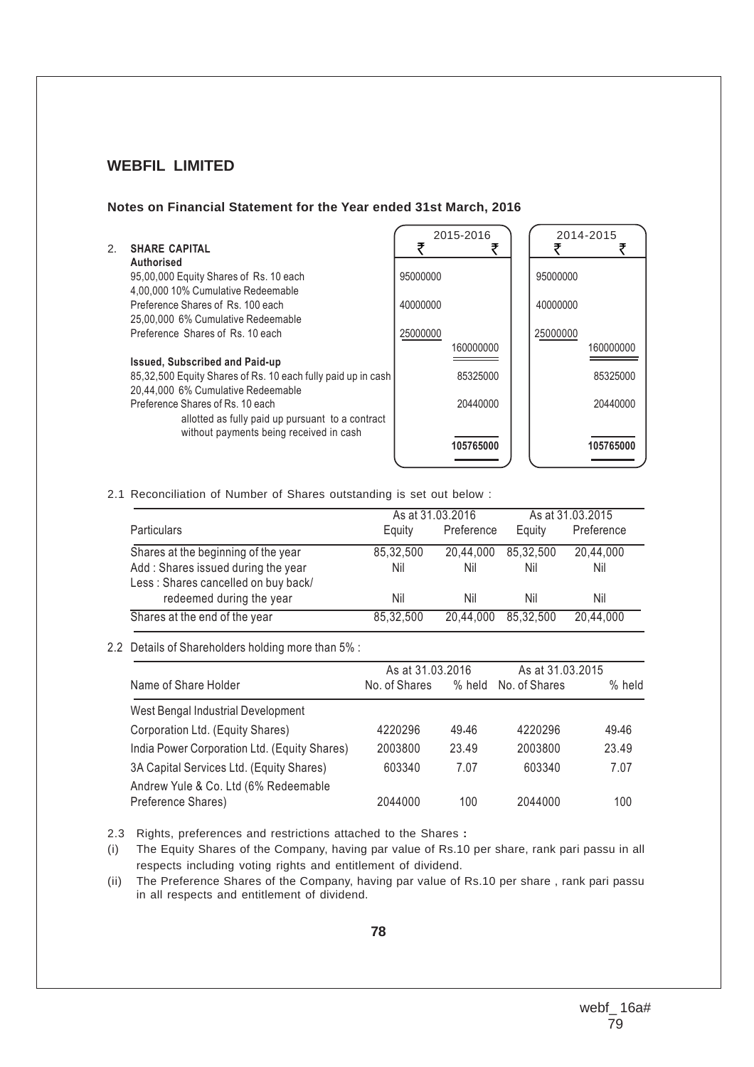## WEBFIL LIMITED

### Notes on Financial Statement for the Year ended 31st March, 2016

| 2. SHARE CAPITAL | 2015-2016 ₹ | 2015-2016 ₹ | 2014-2015 ₹ | 2014-2015 ₹ |
|---|---|---|---|---|
| **Authorised** | | | | |
| 95,00,000 Equity Shares of Rs. 10 each | 95000000 | | 95000000 | |
| 4,00,000 10% Cumulative Redeemable Preference Shares of Rs. 100 each | 40000000 | | 40000000 | |
| 25,00,000 6% Cumulative Redeemable Preference Shares of Rs. 10 each | 25000000 | 160000000 | 25000000 | 160000000 |
| **Issued, Subscribed and Paid-up** | | | | |
| 85,32,500 Equity Shares of Rs. 10 each fully paid up in cash | | 85325000 | | 85325000 |
| 20,44,000 6% Cumulative Redeemable Preference Shares of Rs. 10 each allotted as fully paid up pursuant to a contract without payments being received in cash | | 20440000 | | 20440000 |
| | | **105765000** | | **105765000** |

2.1 Reconciliation of Number of Shares outstanding is set out below :

| Particulars | As at 31.03.2016 Equity | As at 31.03.2016 Preference | As at 31.03.2015 Equity | As at 31.03.2015 Preference |
|---|---|---|---|---|
| Shares at the beginning of the year | 85,32,500 | 20,44,000 | 85,32,500 | 20,44,000 |
| Add : Shares issued during the year | Nil | Nil | Nil | Nil |
| Less : Shares cancelled on buy back/ redeemed during the year | Nil | Nil | Nil | Nil |
| Shares at the end of the year | 85,32,500 | 20,44,000 | 85,32,500 | 20,44,000 |

2.2 Details of Shareholders holding more than 5% :

| Name of Share Holder | As at 31.03.2016 No. of Shares | As at 31.03.2016 % held | As at 31.03.2015 No. of Shares | As at 31.03.2015 % held |
|---|---|---|---|---|
| West Bengal Industrial Development Corporation Ltd. (Equity Shares) | 4220296 | 49.46 | 4220296 | 49.46 |
| India Power Corporation Ltd. (Equity Shares) | 2003800 | 23.49 | 2003800 | 23.49 |
| 3A Capital Services Ltd. (Equity Shares) | 603340 | 7.07 | 603340 | 7.07 |
| Andrew Yule & Co. Ltd (6% Redeemable Preference Shares) | 2044000 | 100 | 2044000 | 100 |

2.3 Rights, preferences and restrictions attached to the Shares **:**

(i) The Equity Shares of the Company, having par value of Rs.10 per share, rank pari passu in all respects including voting rights and entitlement of dividend.

(ii) The Preference Shares of the Company, having par value of Rs.10 per share , rank pari passu in all respects and entitlement of dividend.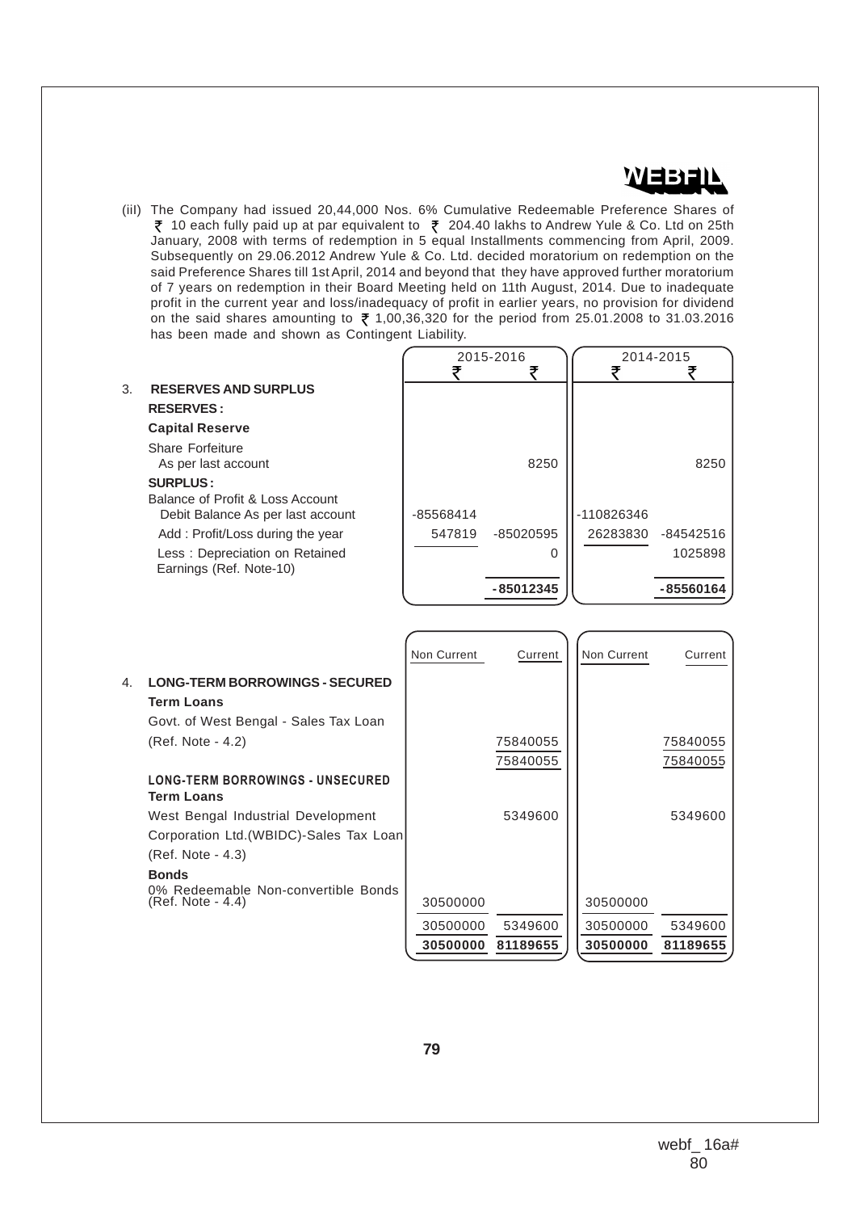WEBFIL

(iii) The Company had issued 20,44,000 Nos. 6% Cumulative Redeemable Preference Shares of ₹ 10 each fully paid up at par equivalent to ₹ 204.40 lakhs to Andrew Yule & Co. Ltd on 25th January, 2008 with terms of redemption in 5 equal Installments commencing from April, 2009. Subsequently on 29.06.2012 Andrew Yule & Co. Ltd. decided moratorium on redemption on the said Preference Shares till 1st April, 2014 and beyond that they have approved further moratorium of 7 years on redemption in their Board Meeting held on 11th August, 2014. Due to inadequate profit in the current year and loss/inadequacy of profit in earlier years, no provision for dividend on the said shares amounting to ₹ 1,00,36,320 for the period from 25.01.2008 to 31.03.2016 has been made and shown as Contingent Liability.

| | 2015-2016 | | 2014-2015 | |
|---|---|---|---|---|
| | ₹ | ₹ | ₹ | ₹ |
| **3. RESERVES AND SURPLUS** | | | | |
| **RESERVES :** | | | | |
| **Capital Reserve** | | | | |
| Share Forfeiture As per last account | | 8250 | | 8250 |
| **SURPLUS :** | | | | |
| Balance of Profit & Loss Account Debit Balance As per last account | -85568414 | | -110826346 | |
| Add : Profit/Loss during the year | 547819 | -85020595 | 26283830 | -84542516 |
| Less : Depreciation on Retained Earnings (Ref. Note-10) | | 0 | | 1025898 |
| | | **-85012345** | | **-85560164** |

| | 2015-2016 Non Current | 2015-2016 Current | 2014-2015 Non Current | 2014-2015 Current |
|---|---|---|---|---|
| **4. LONG-TERM BORROWINGS - SECURED** | | | | |
| **Term Loans** | | | | |
| Govt. of West Bengal - Sales Tax Loan (Ref. Note - 4.2) | | 75840055 | | 75840055 |
| | | 75840055 | | 75840055 |
| **LONG-TERM BORROWINGS - UNSECURED** | | | | |
| **Term Loans** | | | | |
| West Bengal Industrial Development Corporation Ltd.(WBIDC)-Sales Tax Loan (Ref. Note - 4.3) | | 5349600 | | 5349600 |
| **Bonds** | | | | |
| 0% Redeemable Non-convertible Bonds (Ref. Note - 4.4) | 30500000 | | 30500000 | |
| | 30500000 | 5349600 | 30500000 | 5349600 |
| | **30500000** | **81189655** | **30500000** | **81189655** |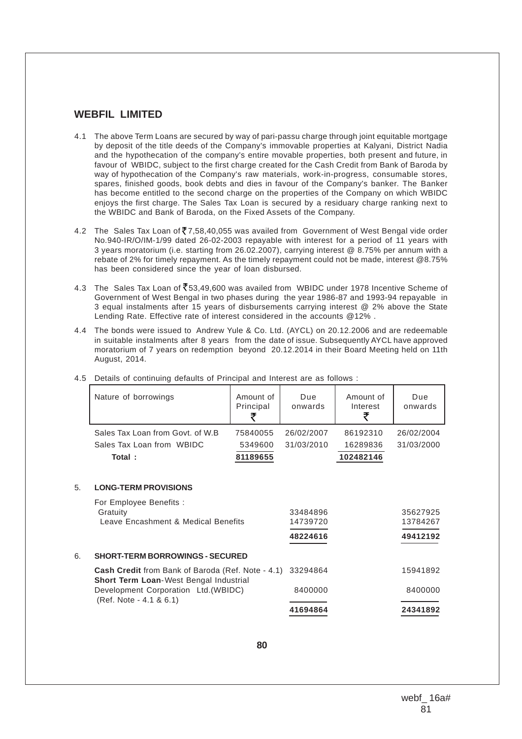## WEBFIL LIMITED

4.1 The above Term Loans are secured by way of pari-passu charge through joint equitable mortgage by deposit of the title deeds of the Company's immovable properties at Kalyani, District Nadia and the hypothecation of the company's entire movable properties, both present and future, in favour of WBIDC, subject to the first charge created for the Cash Credit from Bank of Baroda by way of hypothecation of the Company's raw materials, work-in-progress, consumable stores, spares, finished goods, book debts and dies in favour of the Company's banker. The Banker has become entitled to the second charge on the properties of the Company on which WBIDC enjoys the first charge. The Sales Tax Loan is secured by a residuary charge ranking next to the WBIDC and Bank of Baroda, on the Fixed Assets of the Company.

4.2 The Sales Tax Loan of ₹7,58,40,055 was availed from Government of West Bengal vide order No.940-IR/O/IM-1/99 dated 26-02-2003 repayable with interest for a period of 11 years with 3 years moratorium (i.e. starting from 26.02.2007), carrying interest @ 8.75% per annum with a rebate of 2% for timely repayment. As the timely repayment could not be made, interest @8.75% has been considered since the year of loan disbursed.

4.3 The Sales Tax Loan of ₹53,49,600 was availed from WBIDC under 1978 Incentive Scheme of Government of West Bengal in two phases during the year 1986-87 and 1993-94 repayable in 3 equal instalments after 15 years of disbursements carrying interest @ 2% above the State Lending Rate. Effective rate of interest considered in the accounts @12% .

4.4 The bonds were issued to Andrew Yule & Co. Ltd. (AYCL) on 20.12.2006 and are redeemable in suitable instalments after 8 years from the date of issue. Subsequently AYCL have approved moratorium of 7 years on redemption beyond 20.12.2014 in their Board Meeting held on 11th August, 2014.

4.5 Details of continuing defaults of Principal and Interest are as follows :

| Nature of borrowings | Amount of Principal ₹ | Due onwards | Amount of Interest ₹ | Due onwards |
|---|---|---|---|---|
| Sales Tax Loan from Govt. of W.B | 75840055 | 26/02/2007 | 86192310 | 26/02/2004 |
| Sales Tax Loan from WBIDC | 5349600 | 31/03/2010 | 16289836 | 31/03/2000 |
| **Total :** | **81189655** | | **102482146** | |

### 5. LONG-TERM PROVISIONS

| | | |
|---|---|---|
| For Employee Benefits : | | |
| Gratuity | 33484896 | 35627925 |
| Leave Encashment & Medical Benefits | 14739720 | 13784267 |
| | **48224616** | **49412192** |

### 6. SHORT-TERM BORROWINGS - SECURED

| | | |
|---|---|---|
| **Cash Credit** from Bank of Baroda (Ref. Note - 4.1) | 33294864 | 15941892 |
| **Short Term Loan**-West Bengal Industrial Development Corporation Ltd.(WBIDC) (Ref. Note - 4.1 & 6.1) | 8400000 | 8400000 |
| | **41694864** | **24341892** |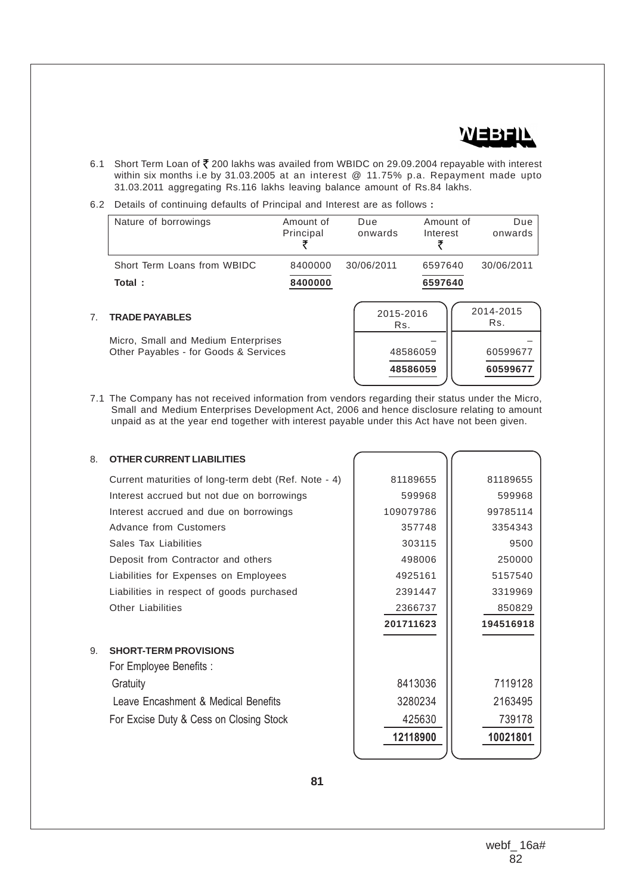6.1 Short Term Loan of ₹ 200 lakhs was availed from WBIDC on 29.09.2004 repayable with interest within six months i.e by 31.03.2005 at an interest @ 11.75% p.a. Repayment made upto 31.03.2011 aggregating Rs.116 lakhs leaving balance amount of Rs.84 lakhs.

6.2 Details of continuing defaults of Principal and Interest are as follows **:**

| Nature of borrowings | Amount of Principal ₹ | Due onwards | Amount of Interest ₹ | Due onwards |
|---|---|---|---|---|
| Short Term Loans from WBIDC | 8400000 | 30/06/2011 | 6597640 | 30/06/2011 |
| **Total :** | **8400000** | | **6597640** | |

7. **TRADE PAYABLES**

| | 2015-2016 Rs. | 2014-2015 Rs. |
|---|---|---|
| Micro, Small and Medium Enterprises | – | – |
| Other Payables - for Goods & Services | 48586059 | 60599677 |
| | **48586059** | **60599677** |

7.1 The Company has not received information from vendors regarding their status under the Micro, Small and Medium Enterprises Development Act, 2006 and hence disclosure relating to amount unpaid as at the year end together with interest payable under this Act have not been given.

8. **OTHER CURRENT LIABILITIES**

| | 2015-2016 Rs. | 2014-2015 Rs. |
|---|---|---|
| Current maturities of long-term debt (Ref. Note - 4) | 81189655 | 81189655 |
| Interest accrued but not due on borrowings | 599968 | 599968 |
| Interest accrued and due on borrowings | 109079786 | 99785114 |
| Advance from Customers | 357748 | 3354343 |
| Sales Tax Liabilities | 303115 | 9500 |
| Deposit from Contractor and others | 498006 | 250000 |
| Liabilities for Expenses on Employees | 4925161 | 5157540 |
| Liabilities in respect of goods purchased | 2391447 | 3319969 |
| Other Liabilities | 2366737 | 850829 |
| | **201711623** | **194516918** |

9. **SHORT-TERM PROVISIONS**

| | 2015-2016 Rs. | 2014-2015 Rs. |
|---|---|---|
| For Employee Benefits : | | |
| Gratuity | 8413036 | 7119128 |
| Leave Encashment & Medical Benefits | 3280234 | 2163495 |
| For Excise Duty & Cess on Closing Stock | 425630 | 739178 |
| | **12118900** | **10021801** |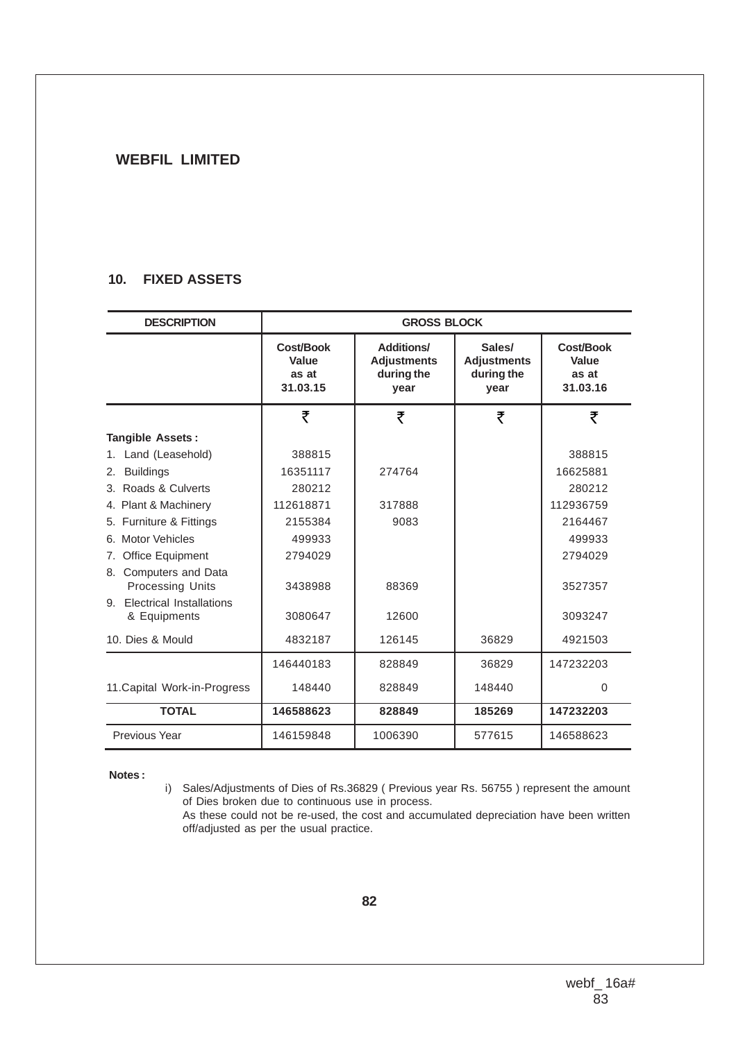**WEBFIL LIMITED**

## 10. FIXED ASSETS

| DESCRIPTION | GROSS BLOCK | | | |
|---|---|---|---|---|
| | Cost/Book Value as at 31.03.15 | Additions/ Adjustments during the year | Sales/ Adjustments during the year | Cost/Book Value as at 31.03.16 |
| | ₹ | ₹ | ₹ | ₹ |
| **Tangible Assets :** | | | | |
| 1. Land (Leasehold) | 388815 | | | 388815 |
| 2. Buildings | 16351117 | 274764 | | 16625881 |
| 3. Roads & Culverts | 280212 | | | 280212 |
| 4. Plant & Machinery | 112618871 | 317888 | | 112936759 |
| 5. Furniture & Fittings | 2155384 | 9083 | | 2164467 |
| 6. Motor Vehicles | 499933 | | | 499933 |
| 7. Office Equipment | 2794029 | | | 2794029 |
| 8. Computers and Data Processing Units | 3438988 | 88369 | | 3527357 |
| 9. Electrical Installations & Equipments | 3080647 | 12600 | | 3093247 |
| 10. Dies & Mould | 4832187 | 126145 | 36829 | 4921503 |
| | 146440183 | 828849 | 36829 | 147232203 |
| 11.Capital Work-in-Progress | 148440 | 828849 | 148440 | 0 |
| **TOTAL** | **146588623** | **828849** | **185269** | **147232203** |
| Previous Year | 146159848 | 1006390 | 577615 | 146588623 |

**Notes :**

i) Sales/Adjustments of Dies of Rs.36829 ( Previous year Rs. 56755 ) represent the amount of Dies broken due to continuous use in process.
As these could not be re-used, the cost and accumulated depreciation have been written off/adjusted as per the usual practice.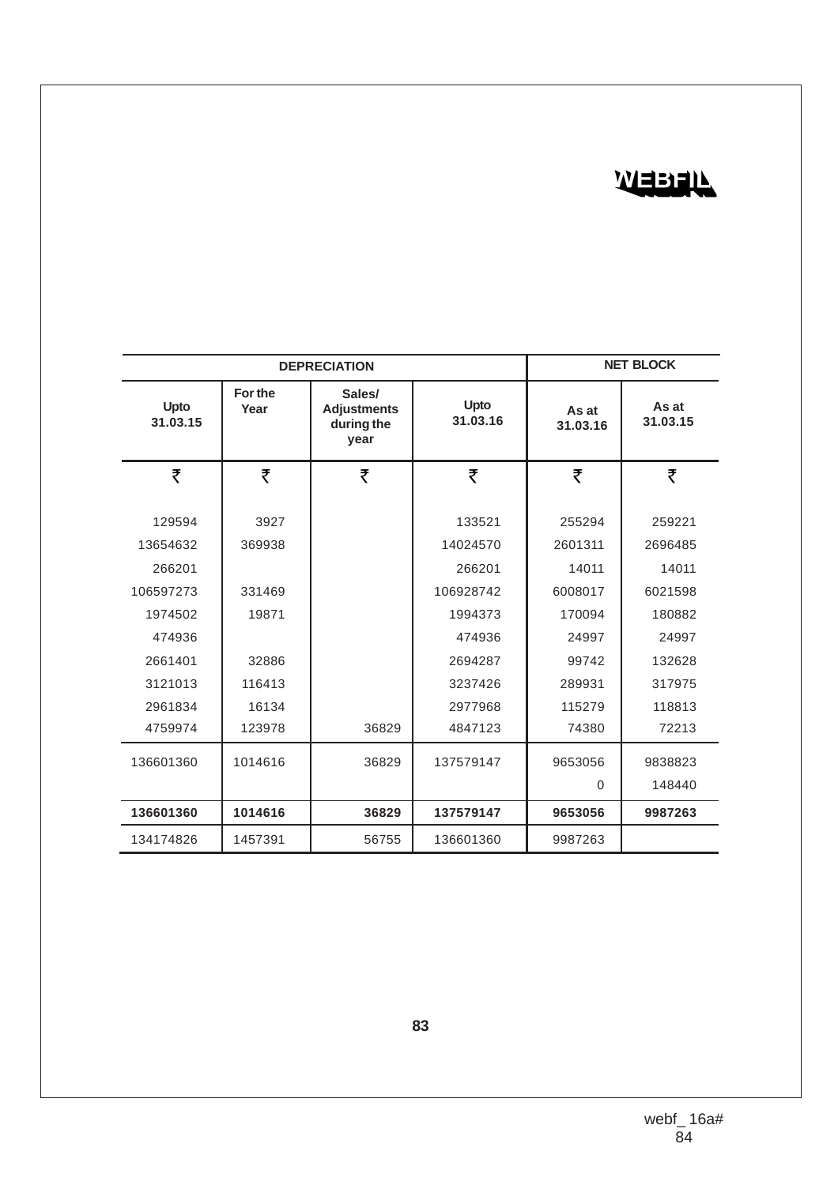| DEPRECIATION | | | | NET BLOCK | |
|---|---|---|---|---|---|
| Upto 31.03.15 | For the Year | Sales/ Adjustments during the year | Upto 31.03.16 | As at 31.03.16 | As at 31.03.15 |
| ₹ | ₹ | ₹ | ₹ | ₹ | ₹ |
| 129594 | 3927 | | 133521 | 255294 | 259221 |
| 13654632 | 369938 | | 14024570 | 2601311 | 2696485 |
| 266201 | | | 266201 | 14011 | 14011 |
| 106597273 | 331469 | | 106928742 | 6008017 | 6021598 |
| 1974502 | 19871 | | 1994373 | 170094 | 180882 |
| 474936 | | | 474936 | 24997 | 24997 |
| 2661401 | 32886 | | 2694287 | 99742 | 132628 |
| 3121013 | 116413 | | 3237426 | 289931 | 317975 |
| 2961834 | 16134 | | 2977968 | 115279 | 118813 |
| 4759974 | 123978 | 36829 | 4847123 | 74380 | 72213 |
| 136601360 | 1014616 | 36829 | 137579147 | 9653056 | 9838823 |
| | | | | 0 | 148440 |
| **136601360** | **1014616** | **36829** | **137579147** | **9653056** | **9987263** |
| 134174826 | 1457391 | 56755 | 136601360 | 9987263 | |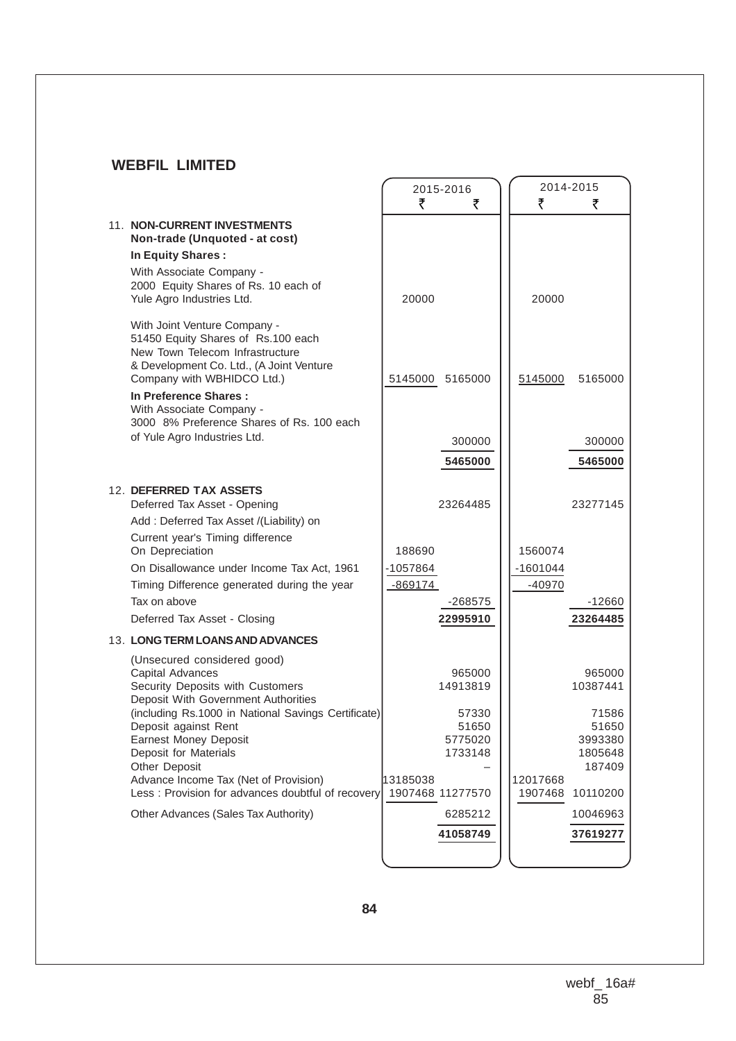## WEBFIL LIMITED

| | 2015-2016 | | 2014-2015 | |
|---|---|---|---|---|
| | ₹ | ₹ | ₹ | ₹ |
| **11. NON-CURRENT INVESTMENTS** | | | | |
| **Non-trade (Unquoted - at cost)** | | | | |
| **In Equity Shares :** | | | | |
| With Associate Company - 2000 Equity Shares of Rs. 10 each of Yule Agro Industries Ltd. | 20000 | | 20000 | |
| With Joint Venture Company - 51450 Equity Shares of Rs.100 each New Town Telecom Infrastructure & Development Co. Ltd., (A Joint Venture Company with WBHIDCO Ltd.) | 5145000 | 5165000 | 5145000 | 5165000 |
| **In Preference Shares :** | | | | |
| With Associate Company - 3000 8% Preference Shares of Rs. 100 each of Yule Agro Industries Ltd. | | 300000 | | 300000 |
| | | **5465000** | | **5465000** |
| **12. DEFERRED TAX ASSETS** | | | | |
| Deferred Tax Asset - Opening | | 23264485 | | 23277145 |
| Add : Deferred Tax Asset /(Liability) on | | | | |
| Current year's Timing difference | | | | |
| On Depreciation | 188690 | | 1560074 | |
| On Disallowance under Income Tax Act, 1961 | -1057864 | | -1601044 | |
| Timing Difference generated during the year | -869174 | | -40970 | |
| Tax on above | | -268575 | | -12660 |
| Deferred Tax Asset - Closing | | **22995910** | | **23264485** |
| **13. LONG TERM LOANS AND ADVANCES** | | | | |
| (Unsecured considered good) | | | | |
| Capital Advances | | 965000 | | 965000 |
| Security Deposits with Customers | | 14913819 | | 10387441 |
| Deposit With Government Authorities (including Rs.1000 in National Savings Certificate) | | 57330 | | 71586 |
| Deposit against Rent | | 51650 | | 51650 |
| Earnest Money Deposit | | 5775020 | | 3993380 |
| Deposit for Materials | | 1733148 | | 1805648 |
| Other Deposit | | – | | 187409 |
| Advance Income Tax (Net of Provision) | 13185038 | | 12017668 | |
| Less : Provision for advances doubtful of recovery | 1907468 | 11277570 | 1907468 | 10110200 |
| Other Advances (Sales Tax Authority) | | 6285212 | | 10046963 |
| | | **41058749** | | **37619277** |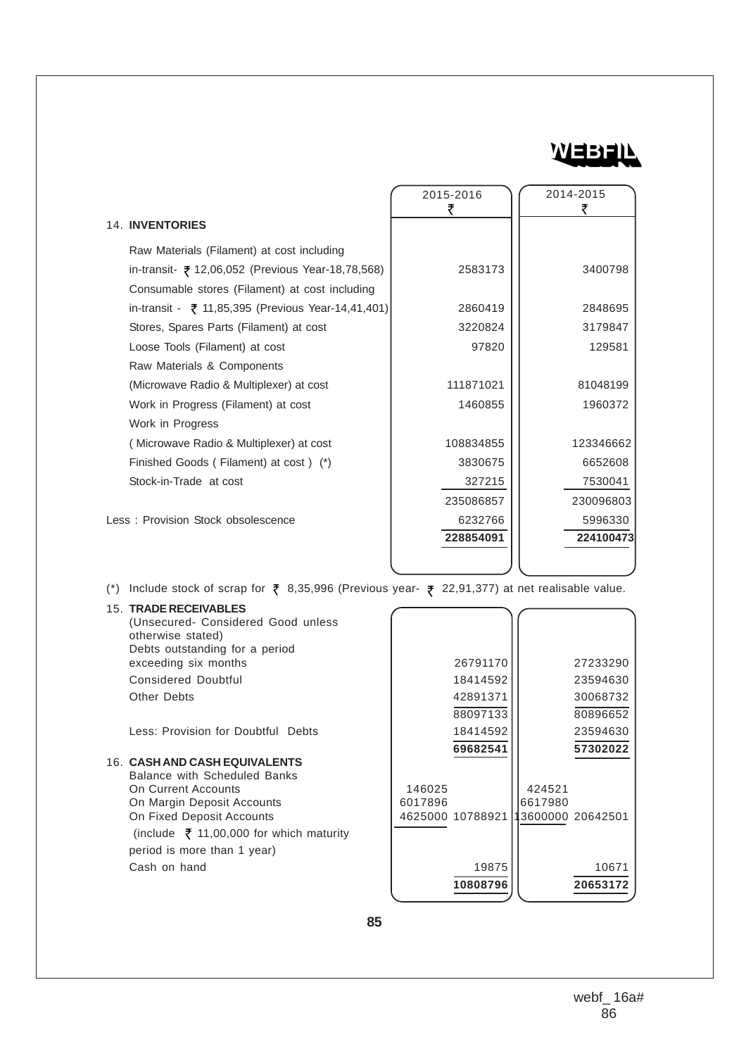| | 2015-2016 ₹ | 2014-2015 ₹ |
|---|---|---|
| **14. INVENTORIES** | | |
| Raw Materials (Filament) at cost including in-transit- ₹ 12,06,052 (Previous Year-18,78,568) | 2583173 | 3400798 |
| Consumable stores (Filament) at cost including in-transit - ₹ 11,85,395 (Previous Year-14,41,401) | 2860419 | 2848695 |
| Stores, Spares Parts (Filament) at cost | 3220824 | 3179847 |
| Loose Tools (Filament) at cost | 97820 | 129581 |
| Raw Materials & Components (Microwave Radio & Multiplexer) at cost | 111871021 | 81048199 |
| Work in Progress (Filament) at cost | 1460855 | 1960372 |
| Work in Progress ( Microwave Radio & Multiplexer) at cost | 108834855 | 123346662 |
| Finished Goods ( Filament) at cost ) (*) | 3830675 | 6652608 |
| Stock-in-Trade at cost | 327215 | 7530041 |
| | 235086857 | 230096803 |
| Less : Provision Stock obsolescence | 6232766 | 5996330 |
| | **228854091** | **224100473** |

(*) Include stock of scrap for ₹ 8,35,996 (Previous year- ₹ 22,91,377) at net realisable value.

| | 2015-2016 | | 2014-2015 | |
|---|---|---|---|---|
| **15. TRADE RECEIVABLES** (Unsecured- Considered Good unless otherwise stated) | | | | |
| Debts outstanding for a period exceeding six months | | 26791170 | | 27233290 |
| Considered Doubtful | | 18414592 | | 23594630 |
| Other Debts | | 42891371 | | 30068732 |
| | | 88097133 | | 80896652 |
| Less: Provision for Doubtful Debts | | 18414592 | | 23594630 |
| | | **69682541** | | **57302022** |
| **16. CASH AND CASH EQUIVALENTS** | | | | |
| Balance with Scheduled Banks | | | | |
| On Current Accounts | 146025 | | 424521 | |
| On Margin Deposit Accounts | 6017896 | | 6617980 | |
| On Fixed Deposit Accounts (include ₹ 11,00,000 for which maturity period is more than 1 year) | 4625000 | 10788921 | 13600000 | 20642501 |
| Cash on hand | | 19875 | | 10671 |
| | | **10808796** | | **20653172** |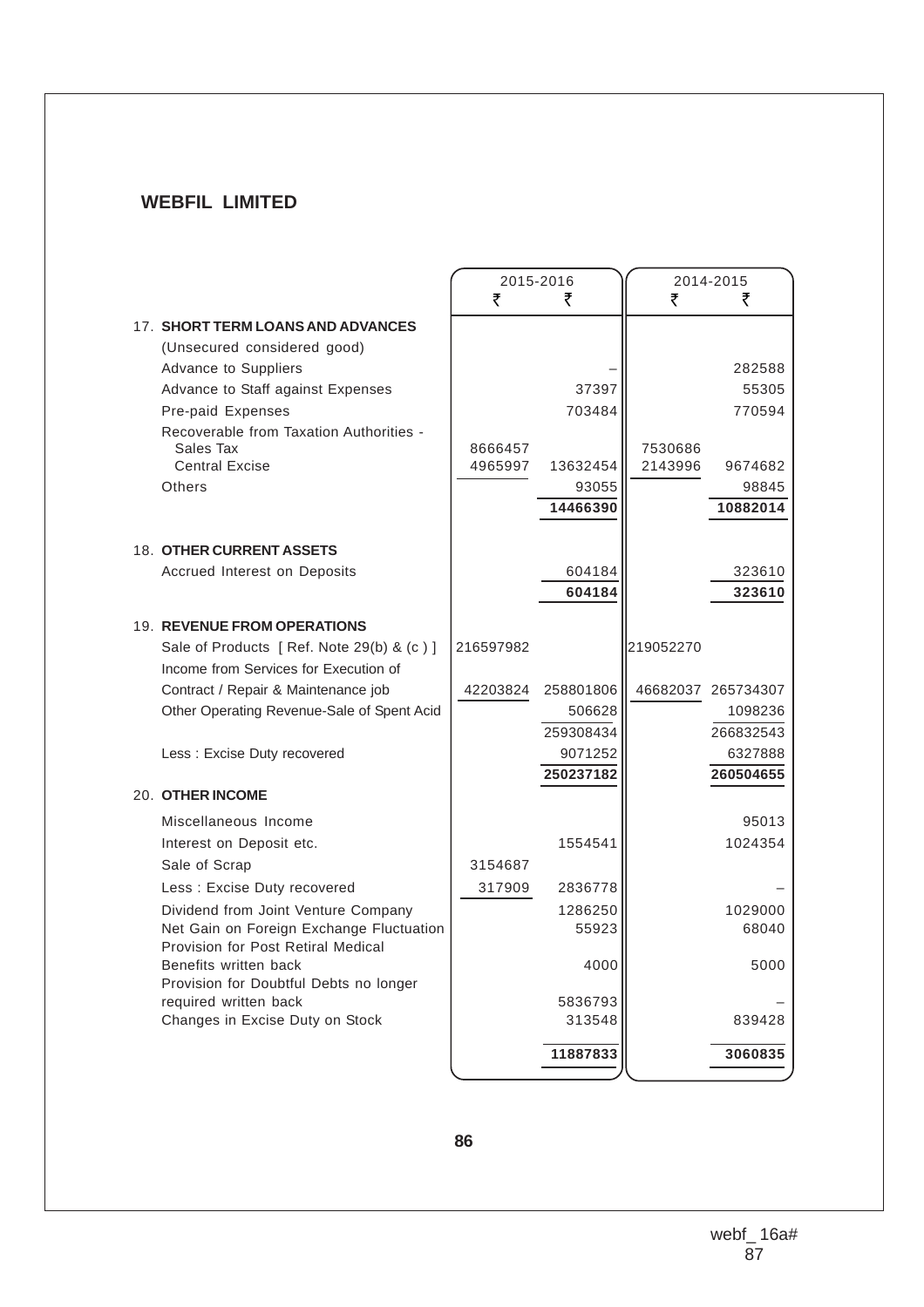## WEBFIL LIMITED

| | 2015-2016 | | 2014-2015 | |
|---|---|---|---|---|
| | ₹ | ₹ | ₹ | ₹ |
| **17. SHORT TERM LOANS AND ADVANCES** | | | | |
| (Unsecured considered good) | | | | |
| Advance to Suppliers | | – | | 282588 |
| Advance to Staff against Expenses | | 37397 | | 55305 |
| Pre-paid Expenses | | 703484 | | 770594 |
| Recoverable from Taxation Authorities - | | | | |
| Sales Tax | 8666457 | | 7530686 | |
| Central Excise | 4965997 | 13632454 | 2143996 | 9674682 |
| Others | | 93055 | | 98845 |
| | | **14466390** | | **10882014** |
| **18. OTHER CURRENT ASSETS** | | | | |
| Accrued Interest on Deposits | | 604184 | | 323610 |
| | | **604184** | | **323610** |
| **19. REVENUE FROM OPERATIONS** | | | | |
| Sale of Products [ Ref. Note 29(b) & (c ) ] | 216597982 | | 219052270 | |
| Income from Services for Execution of Contract / Repair & Maintenance job | 42203824 | 258801806 | 46682037 | 265734307 |
| Other Operating Revenue-Sale of Spent Acid | | 506628 | | 1098236 |
| | | 259308434 | | 266832543 |
| Less : Excise Duty recovered | | 9071252 | | 6327888 |
| | | **250237182** | | **260504655** |
| **20. OTHER INCOME** | | | | |
| Miscellaneous Income | | | | 95013 |
| Interest on Deposit etc. | | 1554541 | | 1024354 |
| Sale of Scrap | 3154687 | | | |
| Less : Excise Duty recovered | 317909 | 2836778 | | – |
| Dividend from Joint Venture Company | | 1286250 | | 1029000 |
| Net Gain on Foreign Exchange Fluctuation | | 55923 | | 68040 |
| Provision for Post Retiral Medical Benefits written back | | 4000 | | 5000 |
| Provision for Doubtful Debts no longer required written back | | 5836793 | | – |
| Changes in Excise Duty on Stock | | 313548 | | 839428 |
| | | **11887833** | | **3060835** |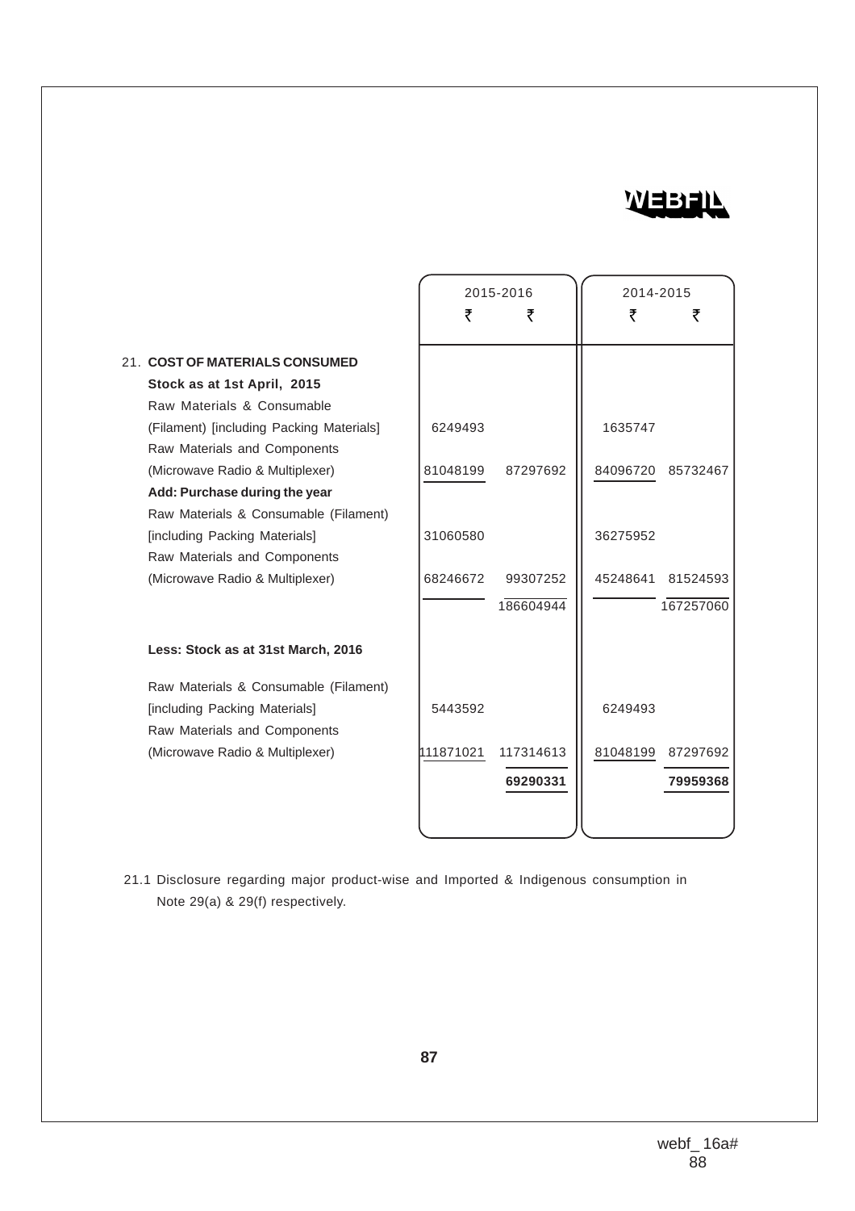| | 2015-2016 | | 2014-2015 | |
|---|---|---|---|---|
| | ₹ | ₹ | ₹ | ₹ |
| 21. **COST OF MATERIALS CONSUMED** | | | | |
| **Stock as at 1st April, 2015** | | | | |
| Raw Materials & Consumable (Filament) [including Packing Materials] | 6249493 | | 1635747 | |
| Raw Materials and Components (Microwave Radio & Multiplexer) | 81048199 | 87297692 | 84096720 | 85732467 |
| **Add: Purchase during the year** | | | | |
| Raw Materials & Consumable (Filament) [including Packing Materials] | 31060580 | | 36275952 | |
| Raw Materials and Components (Microwave Radio & Multiplexer) | 68246672 | 99307252 | 45248641 | 81524593 |
| | | 186604944 | | 167257060 |
| **Less: Stock as at 31st March, 2016** | | | | |
| Raw Materials & Consumable (Filament) [including Packing Materials] | 5443592 | | 6249493 | |
| Raw Materials and Components (Microwave Radio & Multiplexer) | 111871021 | 117314613 | 81048199 | 87297692 |
| | | **69290331** | | **79959368** |

21.1 Disclosure regarding major product-wise and Imported & Indigenous consumption in Note 29(a) & 29(f) respectively.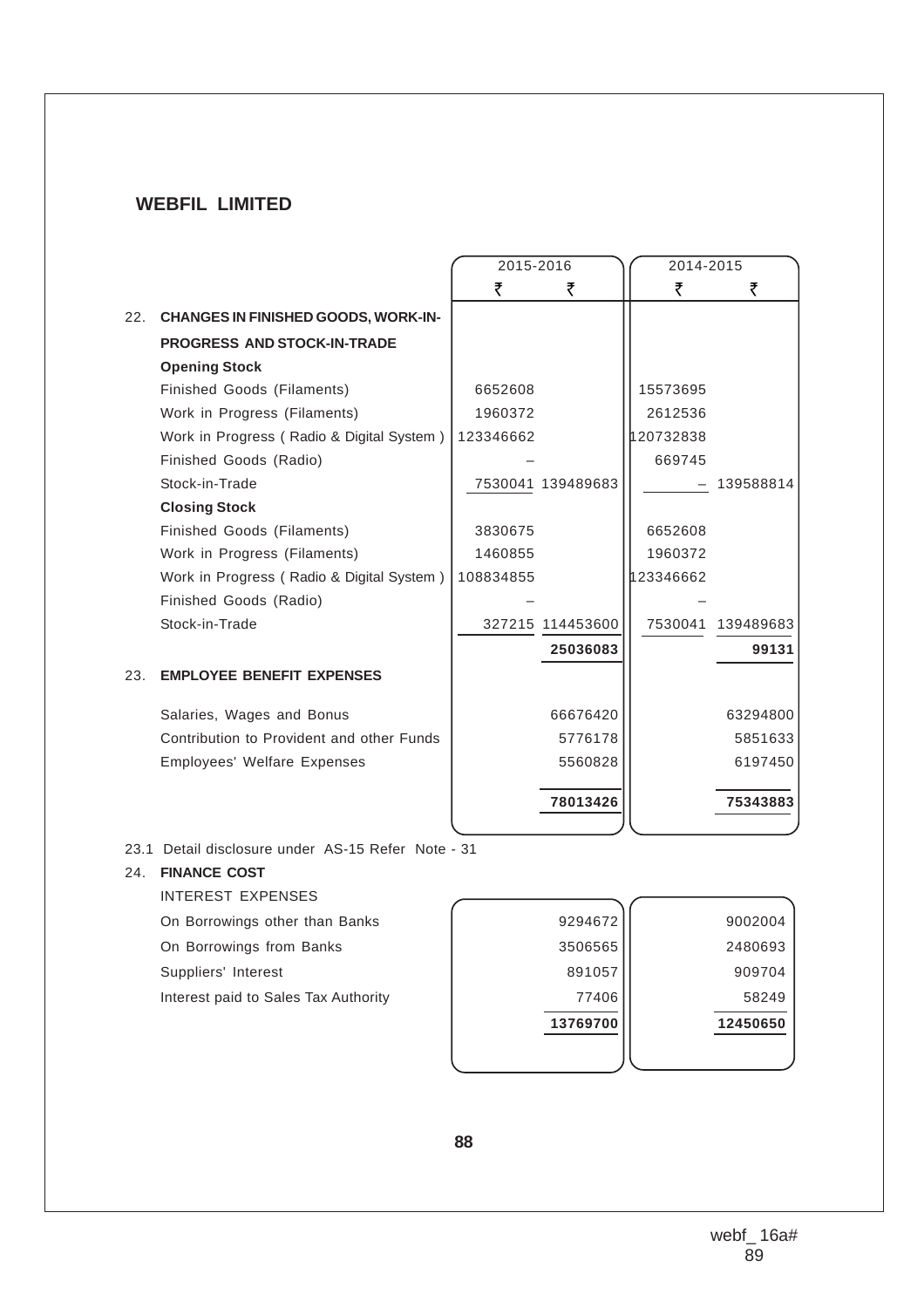## WEBFIL LIMITED

| | | 2015-2016 | | 2014-2015 | |
|---|---|---|---|---|---|
| | | ₹ | ₹ | ₹ | ₹ |
| 22. | **CHANGES IN FINISHED GOODS, WORK-IN-PROGRESS AND STOCK-IN-TRADE** | | | | |
| | **Opening Stock** | | | | |
| | Finished Goods (Filaments) | 6652608 | | 15573695 | |
| | Work in Progress (Filaments) | 1960372 | | 2612536 | |
| | Work in Progress ( Radio & Digital System ) | 123346662 | | 120732838 | |
| | Finished Goods (Radio) | – | | 669745 | |
| | Stock-in-Trade | 7530041 | 139489683 | – | 139588814 |
| | **Closing Stock** | | | | |
| | Finished Goods (Filaments) | 3830675 | | 6652608 | |
| | Work in Progress (Filaments) | 1460855 | | 1960372 | |
| | Work in Progress ( Radio & Digital System ) | 108834855 | | 123346662 | |
| | Finished Goods (Radio) | – | | – | |
| | Stock-in-Trade | 327215 | 114453600 | 7530041 | 139489683 |
| | | | **25036083** | | **99131** |
| 23. | **EMPLOYEE BENEFIT EXPENSES** | | | | |
| | Salaries, Wages and Bonus | | 66676420 | | 63294800 |
| | Contribution to Provident and other Funds | | 5776178 | | 5851633 |
| | Employees' Welfare Expenses | | 5560828 | | 6197450 |
| | | | **78013426** | | **75343883** |

23.1 Detail disclosure under AS-15 Refer Note - 31

24. **FINANCE COST**

| INTEREST EXPENSES | 2015-2016 ₹ | 2014-2015 ₹ |
|---|---|---|
| On Borrowings other than Banks | 9294672 | 9002004 |
| On Borrowings from Banks | 3506565 | 2480693 |
| Suppliers' Interest | 891057 | 909704 |
| Interest paid to Sales Tax Authority | 77406 | 58249 |
| | **13769700** | **12450650** |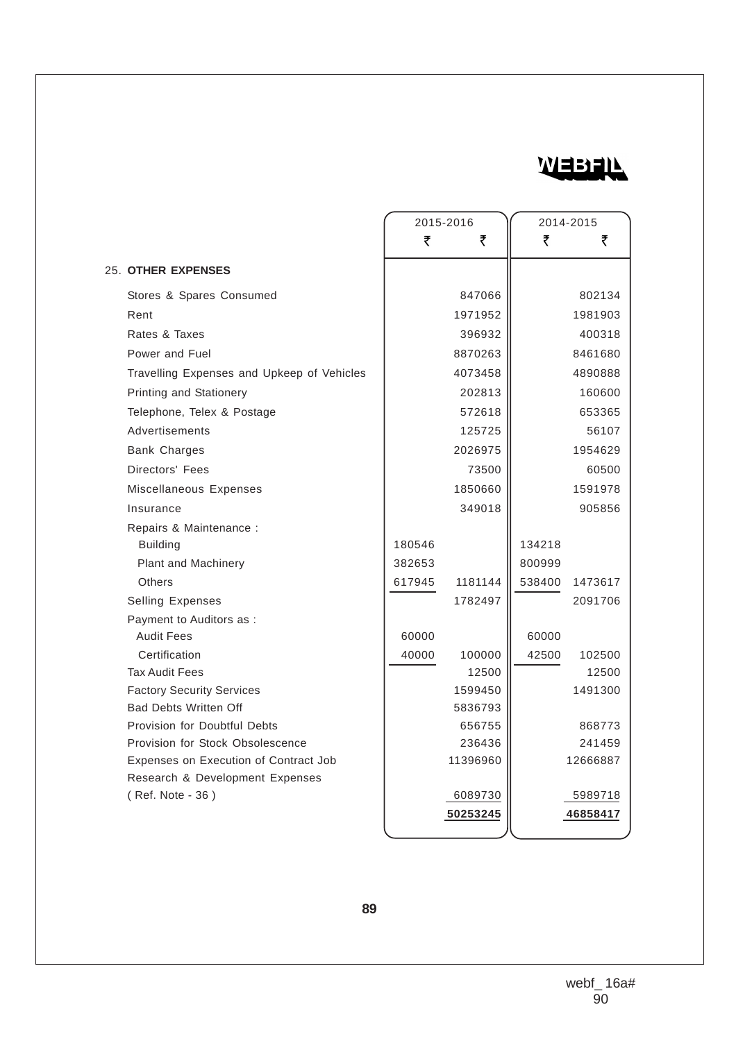| | 2015-2016 | | 2014-2015 | |
|---|---|---|---|---|
| | ₹ | ₹ | ₹ | ₹ |
| 25. **OTHER EXPENSES** | | | | |
| Stores & Spares Consumed | | 847066 | | 802134 |
| Rent | | 1971952 | | 1981903 |
| Rates & Taxes | | 396932 | | 400318 |
| Power and Fuel | | 8870263 | | 8461680 |
| Travelling Expenses and Upkeep of Vehicles | | 4073458 | | 4890888 |
| Printing and Stationery | | 202813 | | 160600 |
| Telephone, Telex & Postage | | 572618 | | 653365 |
| Advertisements | | 125725 | | 56107 |
| Bank Charges | | 2026975 | | 1954629 |
| Directors' Fees | | 73500 | | 60500 |
| Miscellaneous Expenses | | 1850660 | | 1591978 |
| Insurance | | 349018 | | 905856 |
| Repairs & Maintenance : | | | | |
| Building | 180546 | | 134218 | |
| Plant and Machinery | 382653 | | 800999 | |
| Others | 617945 | 1181144 | 538400 | 1473617 |
| Selling Expenses | | 1782497 | | 2091706 |
| Payment to Auditors as : | | | | |
| Audit Fees | 60000 | | 60000 | |
| Certification | 40000 | 100000 | 42500 | 102500 |
| Tax Audit Fees | | 12500 | | 12500 |
| Factory Security Services | | 1599450 | | 1491300 |
| Bad Debts Written Off | | 5836793 | | |
| Provision for Doubtful Debts | | 656755 | | 868773 |
| Provision for Stock Obsolescence | | 236436 | | 241459 |
| Expenses on Execution of Contract Job | | 11396960 | | 12666887 |
| Research & Development Expenses ( Ref. Note - 36 ) | | 6089730 | | 5989718 |
| | | **50253245** | | **46858417** |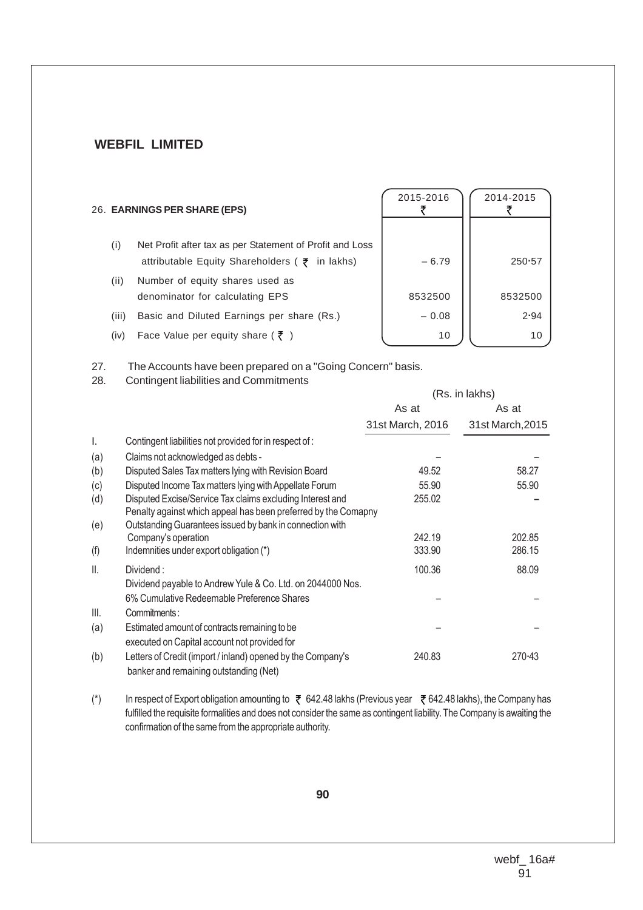## WEBFIL LIMITED

### 26. EARNINGS PER SHARE (EPS)

| | | 2015-2016 ₹ | 2014-2015 ₹ |
|---|---|---|---|
| (i) | Net Profit after tax as per Statement of Profit and Loss attributable Equity Shareholders ( ₹ in lakhs) | – 6.79 | 250·57 |
| (ii) | Number of equity shares used as denominator for calculating EPS | 8532500 | 8532500 |
| (iii) | Basic and Diluted Earnings per share (Rs.) | – 0.08 | 2·94 |
| (iv) | Face Value per equity share ( ₹ ) | 10 | 10 |

27. The Accounts have been prepared on a "Going Concern" basis.

28. Contingent liabilities and Commitments

| | | (Rs. in lakhs) As at 31st March, 2016 | As at 31st March,2015 |
|---|---|---|---|
| I. | Contingent liabilities not provided for in respect of : | | |
| (a) | Claims not acknowledged as debts - | – | – |
| (b) | Disputed Sales Tax matters lying with Revision Board | 49.52 | 58.27 |
| (c) | Disputed Income Tax matters lying with Appellate Forum | 55.90 | 55.90 |
| (d) | Disputed Excise/Service Tax claims excluding Interest and Penalty against which appeal has been preferred by the Comapny | 255.02 | – |
| (e) | Outstanding Guarantees issued by bank in connection with Company's operation | 242.19 | 202.85 |
| (f) | Indemnities under export obligation (*) | 333.90 | 286.15 |
| II. | Dividend : | 100.36 | 88.09 |
| | Dividend payable to Andrew Yule & Co. Ltd. on 2044000 Nos. 6% Cumulative Redeemable Preference Shares | – | – |
| III. | Commitments : | | |
| (a) | Estimated amount of contracts remaining to be executed on Capital account not provided for | – | – |
| (b) | Letters of Credit (import / inland) opened by the Company's banker and remaining outstanding (Net) | 240.83 | 270·43 |

(*) In respect of Export obligation amounting to ₹ 642.48 lakhs (Previous year ₹ 642.48 lakhs), the Company has fulfilled the requisite formalities and does not consider the same as contingent liability. The Company is awaiting the confirmation of the same from the appropriate authority.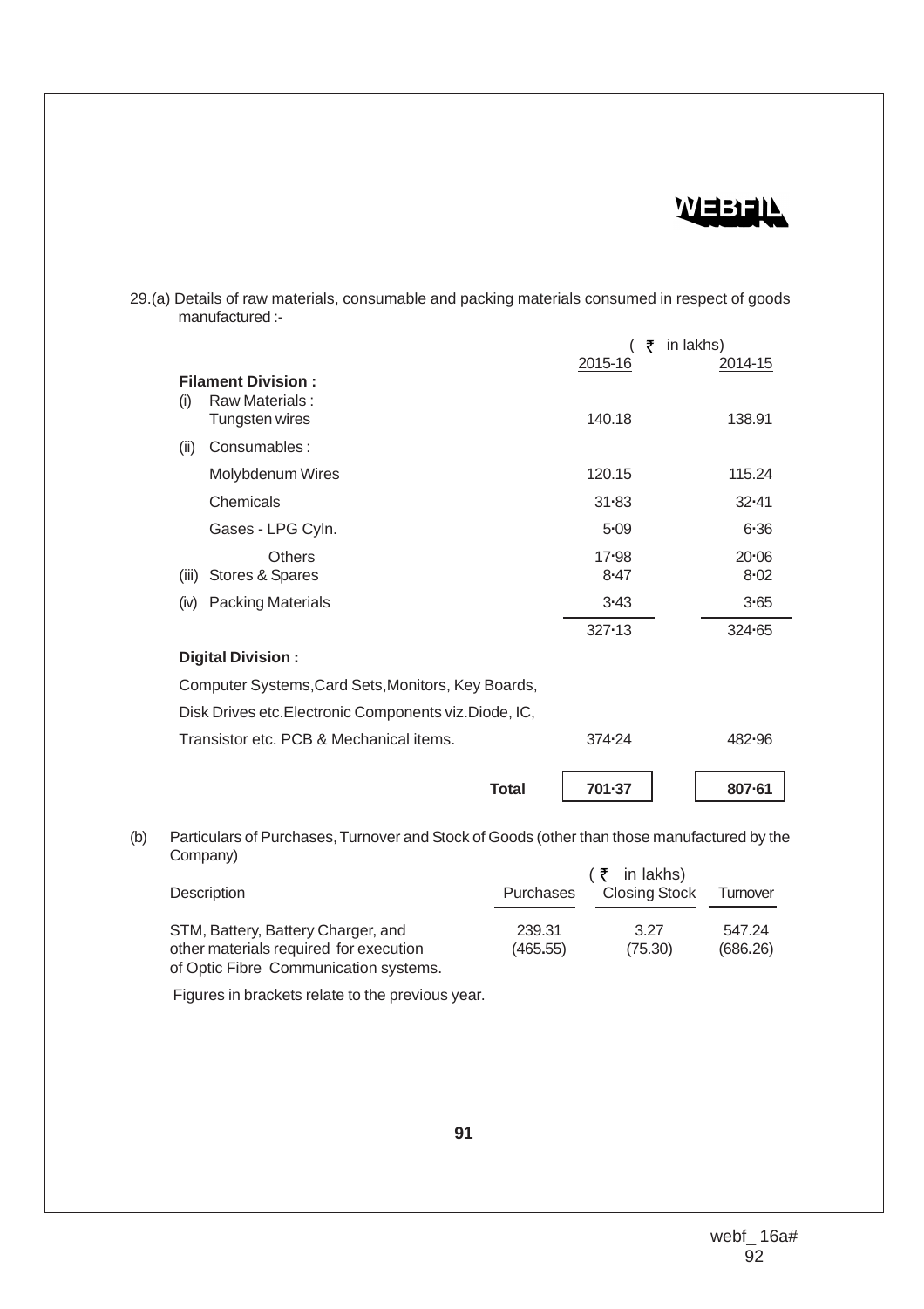29.(a) Details of raw materials, consumable and packing materials consumed in respect of goods manufactured :-

| | (₹ in lakhs) 2015-16 | 2014-15 |
|---|---|---|
| **Filament Division :** | | |
| (i) Raw Materials : Tungsten wires | 140.18 | 138.91 |
| (ii) Consumables : | | |
| Molybdenum Wires | 120.15 | 115.24 |
| Chemicals | 31·83 | 32·41 |
| Gases - LPG Cyln. | 5·09 | 6·36 |
| Others | 17·98 | 20·06 |
| (iii) Stores & Spares | 8·47 | 8·02 |
| (iv) Packing Materials | 3·43 | 3·65 |
| | 327·13 | 324·65 |
| **Digital Division :** | | |
| Computer Systems,Card Sets,Monitors, Key Boards, Disk Drives etc.Electronic Components viz.Diode, IC, Transistor etc. PCB & Mechanical items. | 374·24 | 482·96 |
| **Total** | **701·37** | **807·61** |

(b) Particulars of Purchases, Turnover and Stock of Goods (other than those manufactured by the Company)

(₹ in lakhs)

| Description | Purchases | Closing Stock | Turnover |
|---|---|---|---|
| STM, Battery, Battery Charger, and other materials required for execution of Optic Fibre Communication systems. | 239.31 (465.55) | 3.27 (75.30) | 547.24 (686.26) |

Figures in brackets relate to the previous year.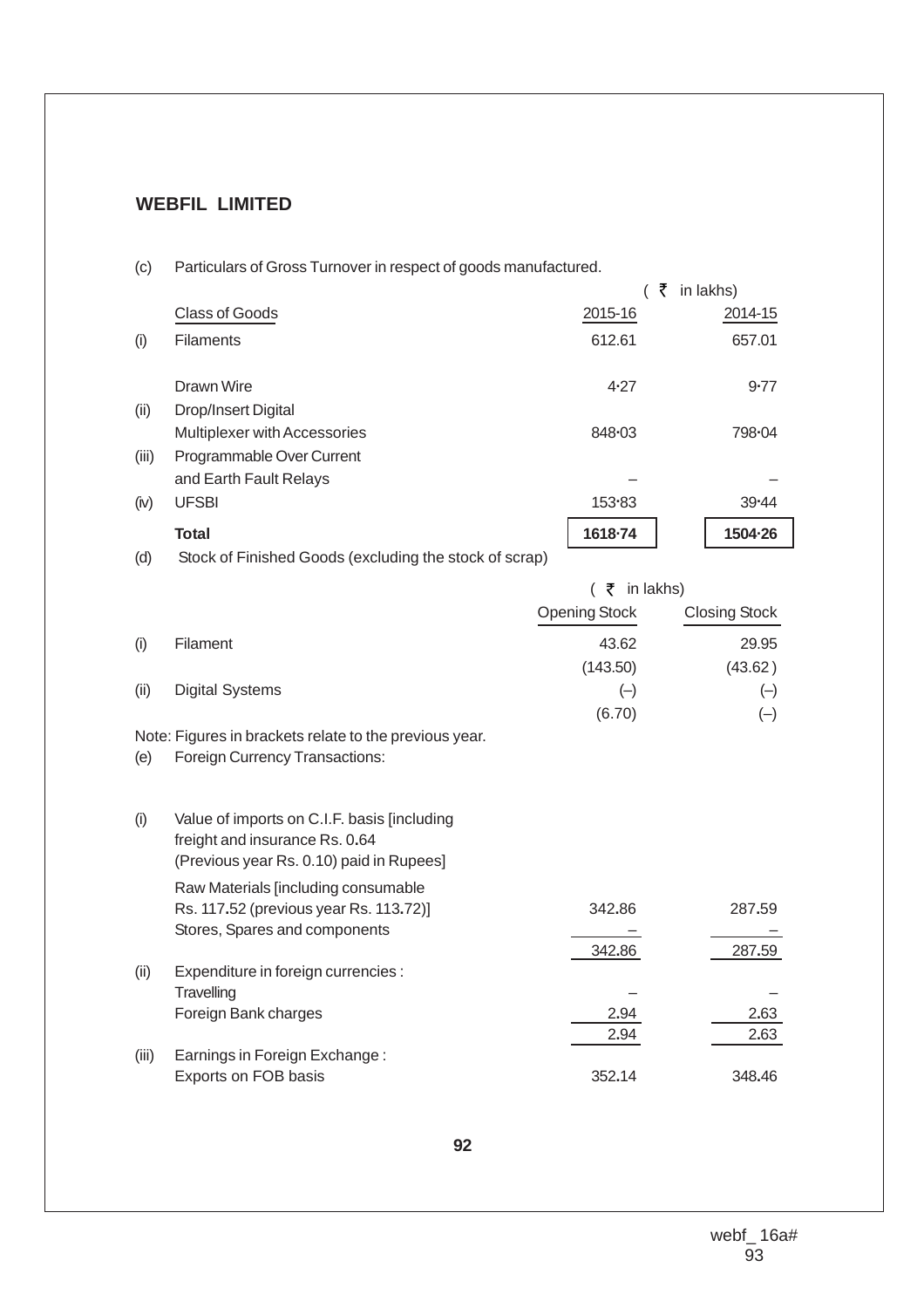## WEBFIL LIMITED

(c) Particulars of Gross Turnover in respect of goods manufactured.

( ₹ in lakhs)

| | Class of Goods | 2015-16 | 2014-15 |
|---|---|---|---|
| (i) | Filaments | 612.61 | 657.01 |
| | Drawn Wire | 4·27 | 9·77 |
| (ii) | Drop/Insert Digital Multiplexer with Accessories | 848·03 | 798·04 |
| (iii) | Programmable Over Current and Earth Fault Relays | – | – |
| (iv) | UFSBI | 153·83 | 39·44 |
| | **Total** | **1618·74** | **1504·26** |

(d) Stock of Finished Goods (excluding the stock of scrap)

( ₹ in lakhs)

| | | Opening Stock | Closing Stock |
|---|---|---|---|
| (i) | Filament | 43.62 | 29.95 |
| | | (143.50) | (43.62) |
| (ii) | Digital Systems | (–) | (–) |
| | | (6.70) | (–) |

Note: Figures in brackets relate to the previous year.

(e) Foreign Currency Transactions:

| | | 2015-16 | 2014-15 |
|---|---|---|---|
| (i) | Value of imports on C.I.F. basis [including freight and insurance Rs. 0.64 (Previous year Rs. 0.10) paid in Rupees] | | |
| | Raw Materials [including consumable Rs. 117.52 (previous year Rs. 113.72)] | 342.86 | 287.59 |
| | Stores, Spares and components | – | – |
| | | 342.86 | 287.59 |
| (ii) | Expenditure in foreign currencies : | | |
| | Travelling | – | – |
| | Foreign Bank charges | 2.94 | 2.63 |
| | | 2.94 | 2.63 |
| (iii) | Earnings in Foreign Exchange : | | |
| | Exports on FOB basis | 352.14 | 348.46 |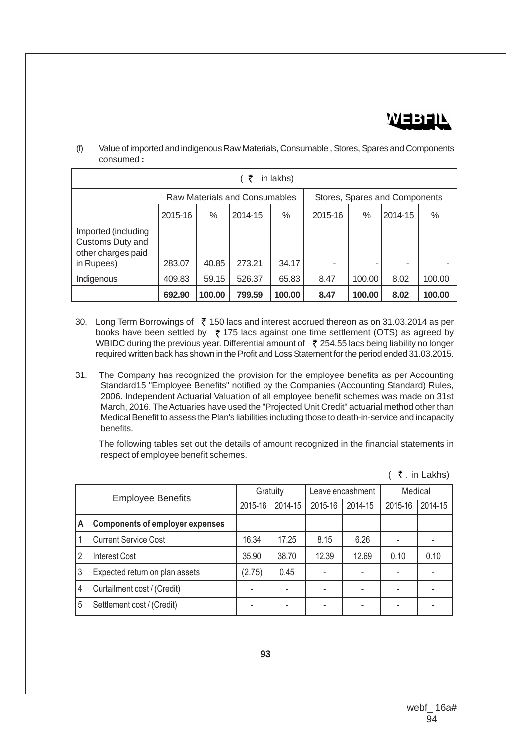(f) Value of imported and indigenous Raw Materials, Consumable , Stores, Spares and Components consumed **:**

| (₹ in lakhs) | | | | | | | | |
|---|---|---|---|---|---|---|---|---|
| | Raw Materials and Consumables | | | | Stores, Spares and Components | | | |
| | 2015-16 | % | 2014-15 | % | 2015-16 | % | 2014-15 | % |
| Imported (including Customs Duty and other charges paid in Rupees) | 283.07 | 40.85 | 273.21 | 34.17 | - | - | - | - |
| Indigenous | 409.83 | 59.15 | 526.37 | 65.83 | 8.47 | 100.00 | 8.02 | 100.00 |
| | **692.90** | **100.00** | **799.59** | **100.00** | **8.47** | **100.00** | **8.02** | **100.00** |

30. Long Term Borrowings of ₹ 150 lacs and interest accrued thereon as on 31.03.2014 as per books have been settled by ₹ 175 lacs against one time settlement (OTS) as agreed by WBIDC during the previous year. Differential amount of ₹ 254.55 lacs being liability no longer required written back has shown in the Profit and Loss Statement for the period ended 31.03.2015.

31. The Company has recognized the provision for the employee benefits as per Accounting Standard15 "Employee Benefits" notified by the Companies (Accounting Standard) Rules, 2006. Independent Actuarial Valuation of all employee benefit schemes was made on 31st March, 2016. The Actuaries have used the "Projected Unit Credit" actuarial method other than Medical Benefit to assess the Plan's liabilities including those to death-in-service and incapacity benefits.

The following tables set out the details of amount recognized in the financial statements in respect of employee benefit schemes.

(₹. in Lakhs)

| Employee Benefits | | Gratuity | | Leave encashment | | Medical | |
|---|---|---|---|---|---|---|---|
| | | 2015-16 | 2014-15 | 2015-16 | 2014-15 | 2015-16 | 2014-15 |
| **A** | **Components of employer expenses** | | | | | | |
| 1 | Current Service Cost | 16.34 | 17.25 | 8.15 | 6.26 | - | - |
| 2 | Interest Cost | 35.90 | 38.70 | 12.39 | 12.69 | 0.10 | 0.10 |
| 3 | Expected return on plan assets | (2.75) | 0.45 | - | - | - | - |
| 4 | Curtailment cost / (Credit) | - | - | - | - | - | - |
| 5 | Settlement cost / (Credit) | - | - | - | - | - | - |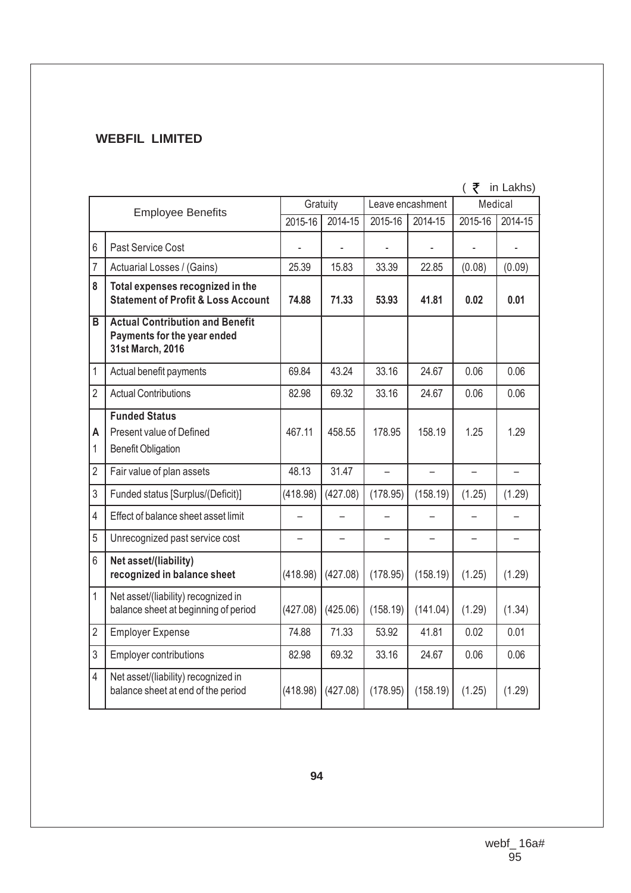**WEBFIL LIMITED**

( ₹ in Lakhs)

| | Employee Benefits | Gratuity | | Leave encashment | | Medical | |
|---|---|---|---|---|---|---|---|
| | | 2015-16 | 2014-15 | 2015-16 | 2014-15 | 2015-16 | 2014-15 |
| 6 | Past Service Cost | - | - | - | - | - | - |
| 7 | Actuarial Losses / (Gains) | 25.39 | 15.83 | 33.39 | 22.85 | (0.08) | (0.09) |
| 8 | **Total expenses recognized in the Statement of Profit & Loss Account** | **74.88** | **71.33** | **53.93** | **41.81** | **0.02** | **0.01** |
| B | **Actual Contribution and Benefit Payments for the year ended 31st March, 2016** | | | | | | |
| 1 | Actual benefit payments | 69.84 | 43.24 | 33.16 | 24.67 | 0.06 | 0.06 |
| 2 | Actual Contributions | 82.98 | 69.32 | 33.16 | 24.67 | 0.06 | 0.06 |
| A 1 | **Funded Status** Present value of Defined Benefit Obligation | 467.11 | 458.55 | 178.95 | 158.19 | 1.25 | 1.29 |
| 2 | Fair value of plan assets | 48.13 | 31.47 | – | – | – | – |
| 3 | Funded status [Surplus/(Deficit)] | (418.98) | (427.08) | (178.95) | (158.19) | (1.25) | (1.29) |
| 4 | Effect of balance sheet asset limit | – | – | – | – | – | – |
| 5 | Unrecognized past service cost | – | – | – | – | – | – |
| 6 | **Net asset/(liability) recognized in balance sheet** | (418.98) | (427.08) | (178.95) | (158.19) | (1.25) | (1.29) |
| 1 | Net asset/(liability) recognized in balance sheet at beginning of period | (427.08) | (425.06) | (158.19) | (141.04) | (1.29) | (1.34) |
| 2 | Employer Expense | 74.88 | 71.33 | 53.92 | 41.81 | 0.02 | 0.01 |
| 3 | Employer contributions | 82.98 | 69.32 | 33.16 | 24.67 | 0.06 | 0.06 |
| 4 | Net asset/(liability) recognized in balance sheet at end of the period | (418.98) | (427.08) | (178.95) | (158.19) | (1.25) | (1.29) |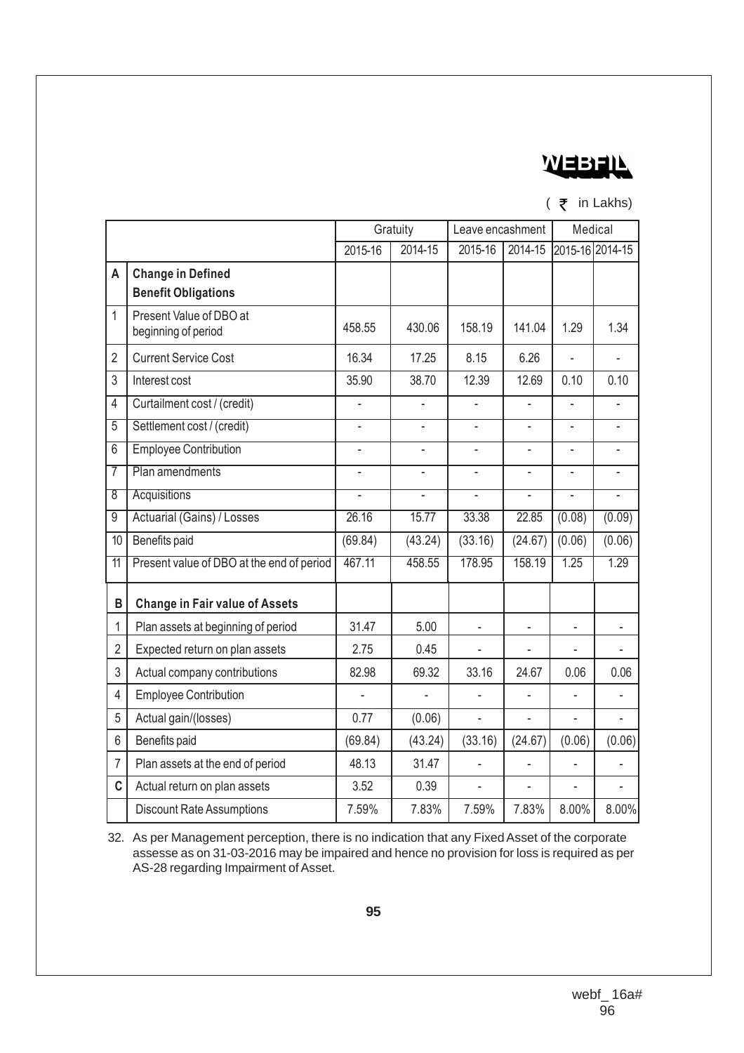( ₹ in Lakhs)

| | | Gratuity | | Leave encashment | | Medical | |
|---|---|---|---|---|---|---|---|
| | | 2015-16 | 2014-15 | 2015-16 | 2014-15 | 2015-16 | 2014-15 |
| **A** | **Change in Defined Benefit Obligations** | | | | | | |
| 1 | Present Value of DBO at beginning of period | 458.55 | 430.06 | 158.19 | 141.04 | 1.29 | 1.34 |
| 2 | Current Service Cost | 16.34 | 17.25 | 8.15 | 6.26 | - | - |
| 3 | Interest cost | 35.90 | 38.70 | 12.39 | 12.69 | 0.10 | 0.10 |
| 4 | Curtailment cost / (credit) | - | - | - | - | - | - |
| 5 | Settlement cost / (credit) | - | - | - | - | - | - |
| 6 | Employee Contribution | - | - | - | - | - | - |
| 7 | Plan amendments | - | - | - | - | - | - |
| 8 | Acquisitions | - | - | - | - | - | - |
| 9 | Actuarial (Gains) / Losses | 26.16 | 15.77 | 33.38 | 22.85 | (0.08) | (0.09) |
| 10 | Benefits paid | (69.84) | (43.24) | (33.16) | (24.67) | (0.06) | (0.06) |
| 11 | Present value of DBO at the end of period | 467.11 | 458.55 | 178.95 | 158.19 | 1.25 | 1.29 |
| **B** | **Change in Fair value of Assets** | | | | | | |
| 1 | Plan assets at beginning of period | 31.47 | 5.00 | - | - | - | - |
| 2 | Expected return on plan assets | 2.75 | 0.45 | - | - | - | - |
| 3 | Actual company contributions | 82.98 | 69.32 | 33.16 | 24.67 | 0.06 | 0.06 |
| 4 | Employee Contribution | - | - | - | - | - | - |
| 5 | Actual gain/(losses) | 0.77 | (0.06) | - | - | - | - |
| 6 | Benefits paid | (69.84) | (43.24) | (33.16) | (24.67) | (0.06) | (0.06) |
| 7 | Plan assets at the end of period | 48.13 | 31.47 | - | - | - | - |
| **C** | Actual return on plan assets | 3.52 | 0.39 | - | - | - | - |
| | Discount Rate Assumptions | 7.59% | 7.83% | 7.59% | 7.83% | 8.00% | 8.00% |

32. As per Management perception, there is no indication that any Fixed Asset of the corporate assesse as on 31-03-2016 may be impaired and hence no provision for loss is required as per AS-28 regarding Impairment of Asset.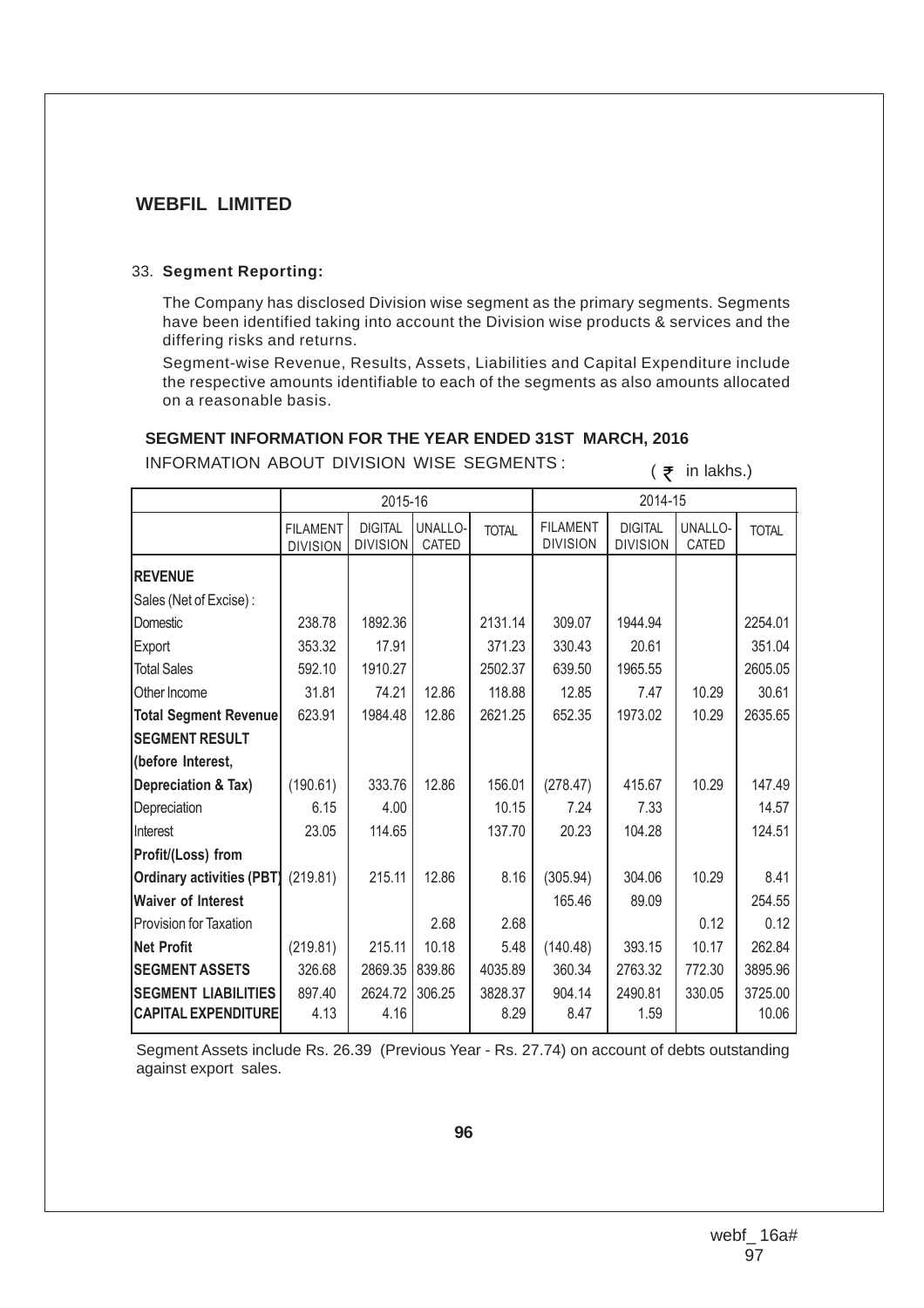# WEBFIL LIMITED

33. **Segment Reporting:**

The Company has disclosed Division wise segment as the primary segments. Segments have been identified taking into account the Division wise products & services and the differing risks and returns.

Segment-wise Revenue, Results, Assets, Liabilities and Capital Expenditure include the respective amounts identifiable to each of the segments as also amounts allocated on a reasonable basis.

## SEGMENT INFORMATION FOR THE YEAR ENDED 31ST MARCH, 2016

INFORMATION ABOUT DIVISION WISE SEGMENTS :

( ₹ in lakhs.)

| | 2015-16 | | | | 2014-15 | | | |
|---|---|---|---|---|---|---|---|---|
| | FILAMENT DIVISION | DIGITAL DIVISION | UNALLO-CATED | TOTAL | FILAMENT DIVISION | DIGITAL DIVISION | UNALLO-CATED | TOTAL |
| **REVENUE** | | | | | | | | |
| Sales (Net of Excise) : | | | | | | | | |
| Domestic | 238.78 | 1892.36 | | 2131.14 | 309.07 | 1944.94 | | 2254.01 |
| Export | 353.32 | 17.91 | | 371.23 | 330.43 | 20.61 | | 351.04 |
| Total Sales | 592.10 | 1910.27 | | 2502.37 | 639.50 | 1965.55 | | 2605.05 |
| Other Income | 31.81 | 74.21 | 12.86 | 118.88 | 12.85 | 7.47 | 10.29 | 30.61 |
| **Total Segment Revenue** | 623.91 | 1984.48 | 12.86 | 2621.25 | 652.35 | 1973.02 | 10.29 | 2635.65 |
| **SEGMENT RESULT (before Interest, Depreciation & Tax)** | (190.61) | 333.76 | 12.86 | 156.01 | (278.47) | 415.67 | 10.29 | 147.49 |
| Depreciation | 6.15 | 4.00 | | 10.15 | 7.24 | 7.33 | | 14.57 |
| Interest | 23.05 | 114.65 | | 137.70 | 20.23 | 104.28 | | 124.51 |
| **Profit/(Loss) from Ordinary activities (PBT)** | (219.81) | 215.11 | 12.86 | 8.16 | (305.94) | 304.06 | 10.29 | 8.41 |
| **Waiver of Interest** | | | | | 165.46 | 89.09 | | 254.55 |
| Provision for Taxation | | | 2.68 | 2.68 | | | 0.12 | 0.12 |
| **Net Profit** | (219.81) | 215.11 | 10.18 | 5.48 | (140.48) | 393.15 | 10.17 | 262.84 |
| **SEGMENT ASSETS** | 326.68 | 2869.35 | 839.86 | 4035.89 | 360.34 | 2763.32 | 772.30 | 3895.96 |
| **SEGMENT LIABILITIES** | 897.40 | 2624.72 | 306.25 | 3828.37 | 904.14 | 2490.81 | 330.05 | 3725.00 |
| **CAPITAL EXPENDITURE** | 4.13 | 4.16 | | 8.29 | 8.47 | 1.59 | | 10.06 |

Segment Assets include Rs. 26.39 (Previous Year - Rs. 27.74) on account of debts outstanding against export sales.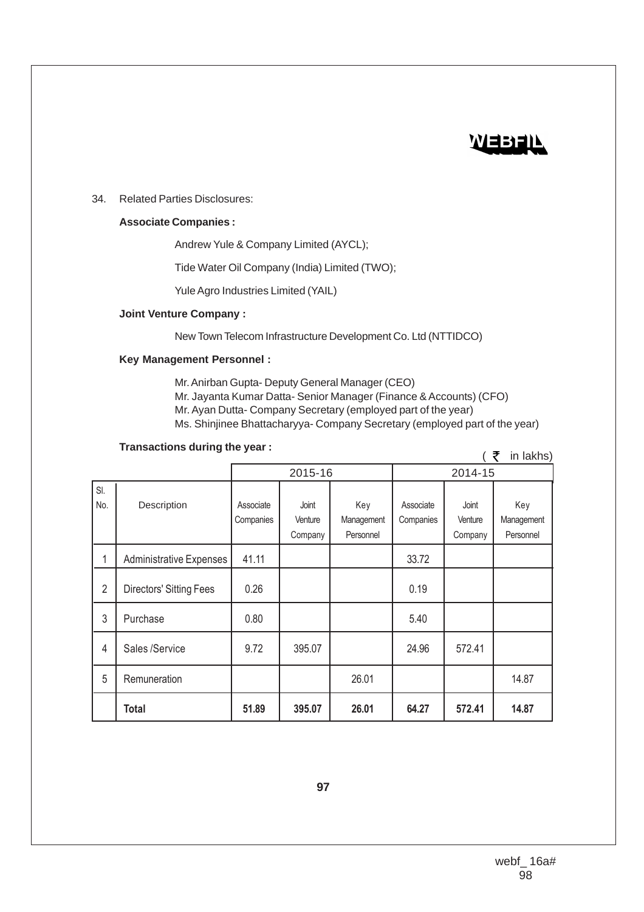34. Related Parties Disclosures:

**Associate Companies :**

Andrew Yule & Company Limited (AYCL);

Tide Water Oil Company (India) Limited (TWO);

Yule Agro Industries Limited (YAIL)

**Joint Venture Company :**

New Town Telecom Infrastructure Development Co. Ltd (NTTIDCO)

**Key Management Personnel :**

Mr. Anirban Gupta- Deputy General Manager (CEO)
Mr. Jayanta Kumar Datta- Senior Manager (Finance & Accounts) (CFO)
Mr. Ayan Dutta- Company Secretary (employed part of the year)
Ms. Shinjinee Bhattacharyya- Company Secretary (employed part of the year)

**Transactions during the year :**

( ₹ in lakhs)

| | | 2015-16 | | | 2014-15 | | |
|---|---|---|---|---|---|---|---|
| Sl. No. | Description | Associate Companies | Joint Venture Company | Key Management Personnel | Associate Companies | Joint Venture Company | Key Management Personnel |
| 1 | Administrative Expenses | 41.11 | | | 33.72 | | |
| 2 | Directors' Sitting Fees | 0.26 | | | 0.19 | | |
| 3 | Purchase | 0.80 | | | 5.40 | | |
| 4 | Sales /Service | 9.72 | 395.07 | | 24.96 | 572.41 | |
| 5 | Remuneration | | | 26.01 | | | 14.87 |
| | **Total** | **51.89** | **395.07** | **26.01** | **64.27** | **572.41** | **14.87** |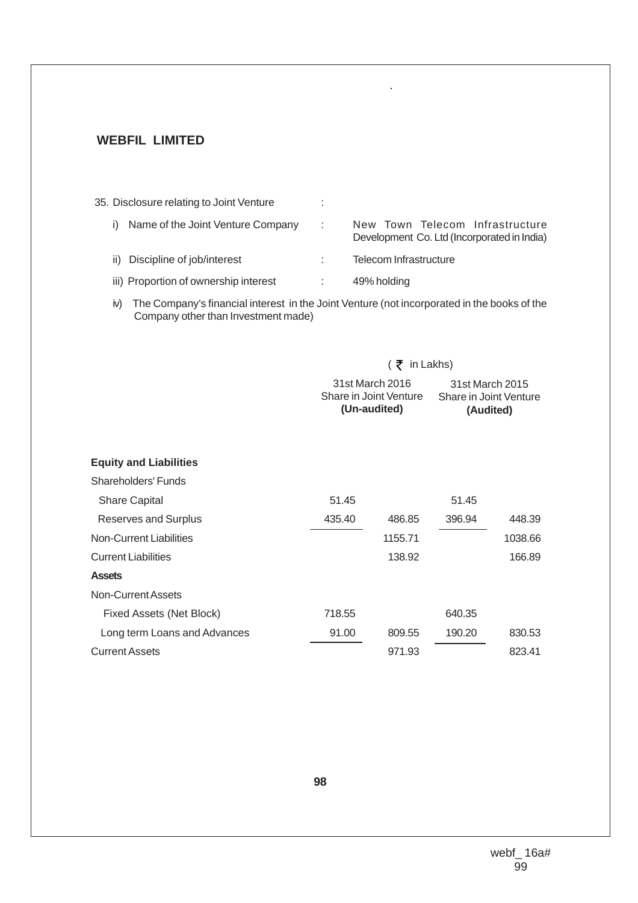**WEBFIL LIMITED**

35. Disclosure relating to Joint Venture :

i) Name of the Joint Venture Company : New Town Telecom Infrastructure Development Co. Ltd (Incorporated in India)

ii) Discipline of job/interest : Telecom Infrastructure

iii) Proportion of ownership interest : 49% holding

iv) The Company's financial interest in the Joint Venture (not incorporated in the books of the Company other than Investment made)

| | (₹ in Lakhs) | | | |
|---|---|---|---|---|
| | 31st March 2016 Share in Joint Venture **(Un-audited)** | | 31st March 2015 Share in Joint Venture **(Audited)** | |
| **Equity and Liabilities** | | | | |
| Shareholders' Funds | | | | |
| Share Capital | 51.45 | | 51.45 | |
| Reserves and Surplus | 435.40 | 486.85 | 396.94 | 448.39 |
| Non-Current Liabilities | | 1155.71 | | 1038.66 |
| Current Liabilities | | 138.92 | | 166.89 |
| **Assets** | | | | |
| Non-Current Assets | | | | |
| Fixed Assets (Net Block) | 718.55 | | 640.35 | |
| Long term Loans and Advances | 91.00 | 809.55 | 190.20 | 830.53 |
| Current Assets | | 971.93 | | 823.41 |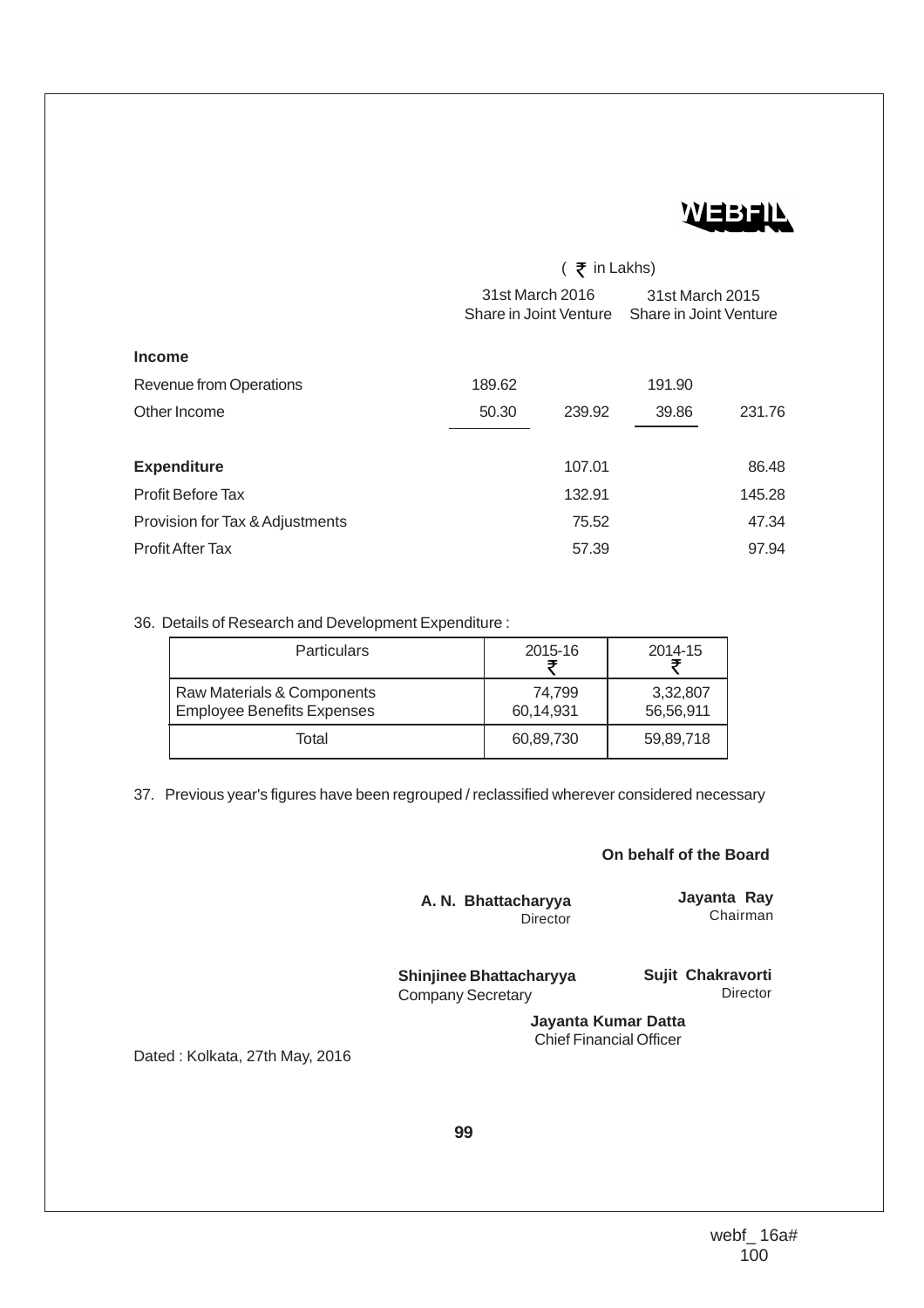| | (₹ in Lakhs) | | | |
|---|---|---|---|---|
| | 31st March 2016 Share in Joint Venture | | 31st March 2015 Share in Joint Venture | |
| **Income** | | | | |
| Revenue from Operations | 189.62 | | 191.90 | |
| Other Income | 50.30 | 239.92 | 39.86 | 231.76 |
| **Expenditure** | | 107.01 | | 86.48 |
| Profit Before Tax | | 132.91 | | 145.28 |
| Provision for Tax & Adjustments | | 75.52 | | 47.34 |
| Profit After Tax | | 57.39 | | 97.94 |

36. Details of Research and Development Expenditure :

| Particulars | 2015-16 ₹ | 2014-15 ₹ |
|---|---|---|
| Raw Materials & Components | 74,799 | 3,32,807 |
| Employee Benefits Expenses | 60,14,931 | 56,56,911 |
| Total | 60,89,730 | 59,89,718 |

37. Previous year's figures have been regrouped / reclassified wherever considered necessary

**On behalf of the Board**

**A. N. Bhattacharyya**
Director

**Jayanta Ray**
Chairman

**Shinjinee Bhattacharyya**
Company Secretary

**Sujit Chakravorti**
Director

**Jayanta Kumar Datta**
Chief Financial Officer

Dated : Kolkata, 27th May, 2016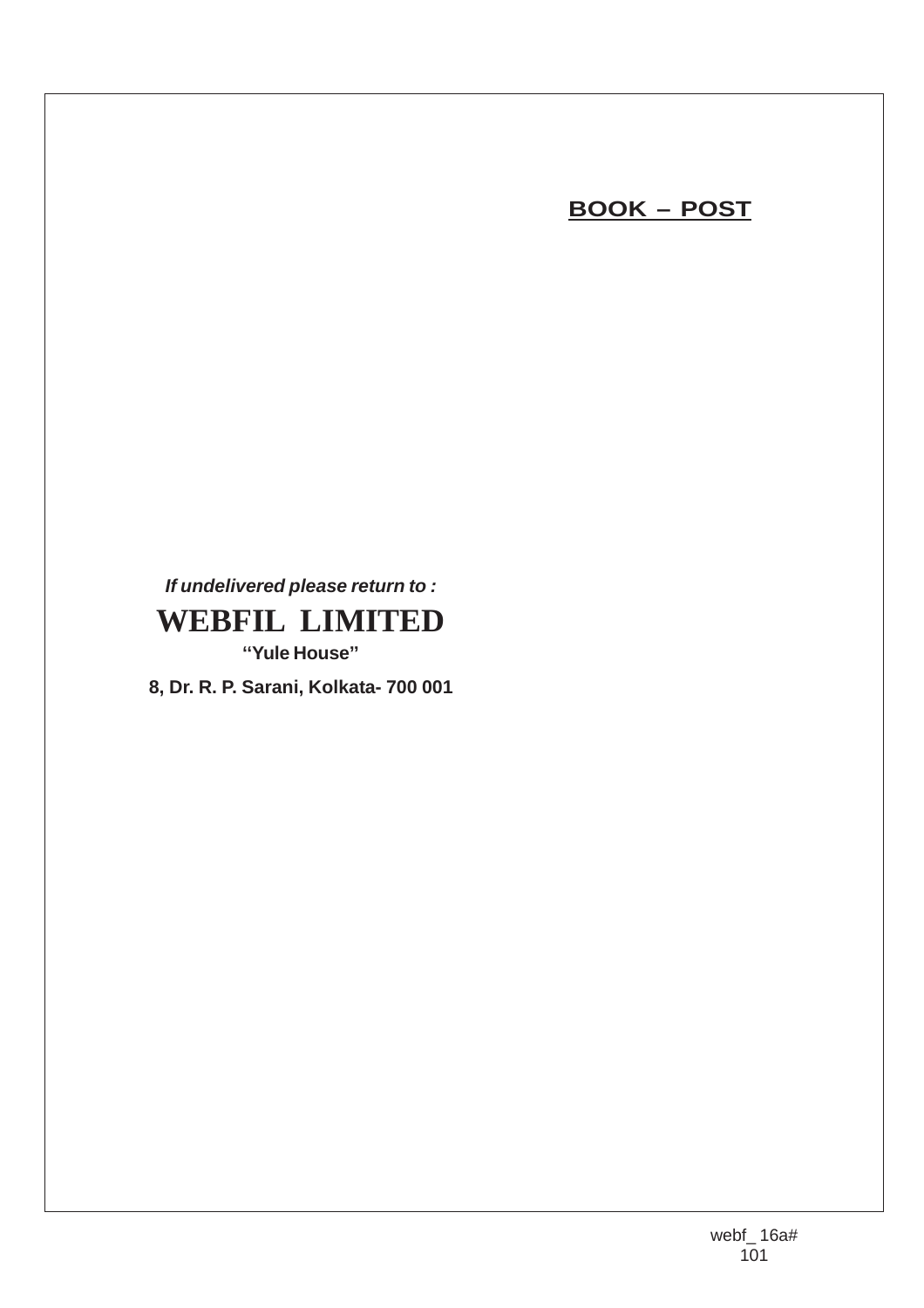**BOOK – POST**

*If undelivered please return to :*

**WEBFIL LIMITED**

**"Yule House"**

**8, Dr. R. P. Sarani, Kolkata- 700 001**

webf_ 16a#